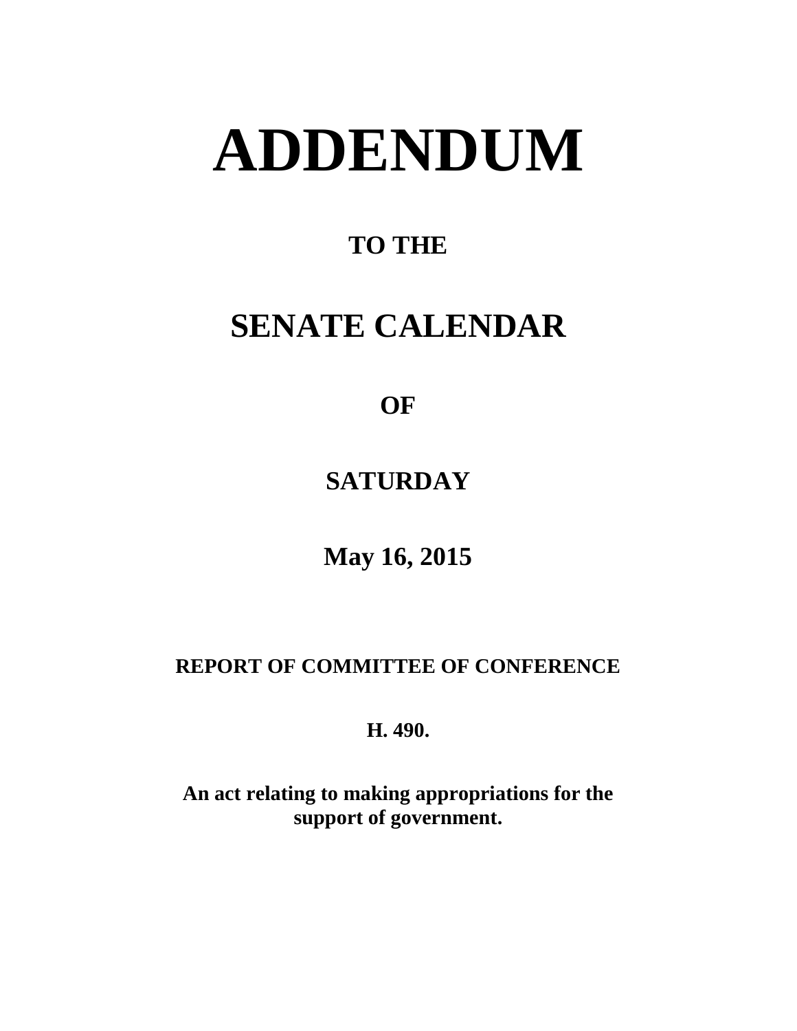# ADDENDUM

## TO THE

## SENATE CALENDAR

## OF

## SATURDAY

## May 16, 2015

**REPORT OF COMMITTEE OF CONFERENCE**

**H. 490.**

**An act relating to making appropriations for the support of government.**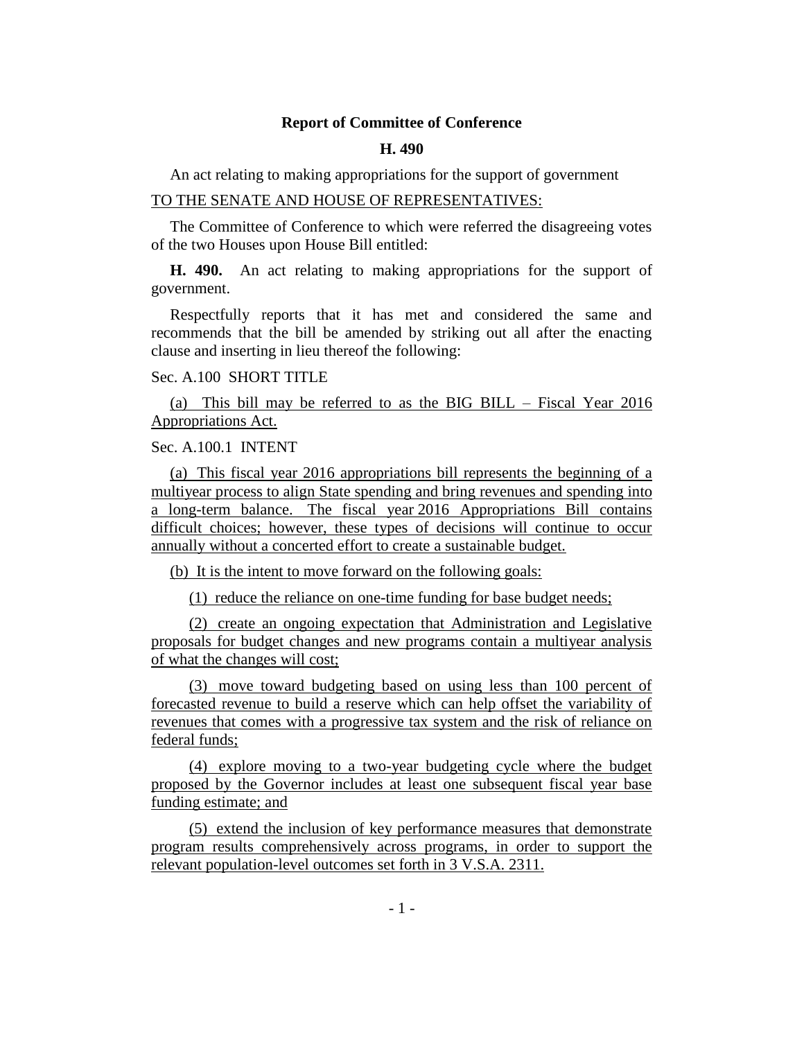**Report of Committee of Conference**

**H. 490**

An act relating to making appropriations for the support of government

TO THE SENATE AND HOUSE OF REPRESENTATIVES:

The Committee of Conference to which were referred the disagreeing votes of the two Houses upon House Bill entitled:

**H. 490.** An act relating to making appropriations for the support of government.

Respectfully reports that it has met and considered the same and recommends that the bill be amended by striking out all after the enacting clause and inserting in lieu thereof the following:

Sec. A.100 SHORT TITLE

(a) This bill may be referred to as the BIG BILL – Fiscal Year 2016 Appropriations Act.

Sec. A.100.1 INTENT

(a) This fiscal year 2016 appropriations bill represents the beginning of a multiyear process to align State spending and bring revenues and spending into a long-term balance. The fiscal year 2016 Appropriations Bill contains difficult choices; however, these types of decisions will continue to occur annually without a concerted effort to create a sustainable budget.

(b) It is the intent to move forward on the following goals:

(1) reduce the reliance on one-time funding for base budget needs;

(2) create an ongoing expectation that Administration and Legislative proposals for budget changes and new programs contain a multiyear analysis of what the changes will cost;

(3) move toward budgeting based on using less than 100 percent of forecasted revenue to build a reserve which can help offset the variability of revenues that comes with a progressive tax system and the risk of reliance on federal funds;

(4) explore moving to a two-year budgeting cycle where the budget proposed by the Governor includes at least one subsequent fiscal year base funding estimate; and

(5) extend the inclusion of key performance measures that demonstrate program results comprehensively across programs, in order to support the relevant population-level outcomes set forth in 3 V.S.A. 2311.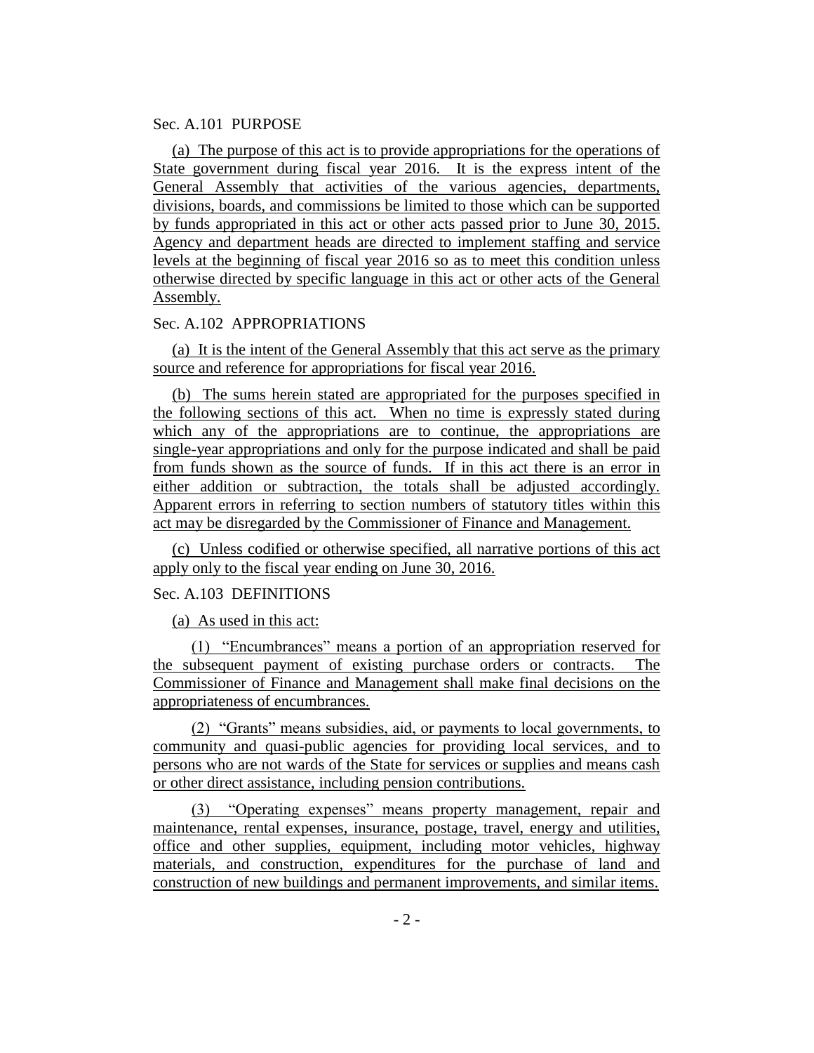Sec. A.101 PURPOSE

(a) The purpose of this act is to provide appropriations for the operations of State government during fiscal year 2016. It is the express intent of the General Assembly that activities of the various agencies, departments, divisions, boards, and commissions be limited to those which can be supported by funds appropriated in this act or other acts passed prior to June 30, 2015. Agency and department heads are directed to implement staffing and service levels at the beginning of fiscal year 2016 so as to meet this condition unless otherwise directed by specific language in this act or other acts of the General Assembly.

Sec. A.102 APPROPRIATIONS

(a) It is the intent of the General Assembly that this act serve as the primary source and reference for appropriations for fiscal year 2016.

(b) The sums herein stated are appropriated for the purposes specified in the following sections of this act. When no time is expressly stated during which any of the appropriations are to continue, the appropriations are single-year appropriations and only for the purpose indicated and shall be paid from funds shown as the source of funds. If in this act there is an error in either addition or subtraction, the totals shall be adjusted accordingly. Apparent errors in referring to section numbers of statutory titles within this act may be disregarded by the Commissioner of Finance and Management.

(c) Unless codified or otherwise specified, all narrative portions of this act apply only to the fiscal year ending on June 30, 2016.

Sec. A.103 DEFINITIONS

(a) As used in this act:

(1) "Encumbrances" means a portion of an appropriation reserved for the subsequent payment of existing purchase orders or contracts. The Commissioner of Finance and Management shall make final decisions on the appropriateness of encumbrances.

(2) "Grants" means subsidies, aid, or payments to local governments, to community and quasi-public agencies for providing local services, and to persons who are not wards of the State for services or supplies and means cash or other direct assistance, including pension contributions.

(3) "Operating expenses" means property management, repair and maintenance, rental expenses, insurance, postage, travel, energy and utilities, office and other supplies, equipment, including motor vehicles, highway materials, and construction, expenditures for the purchase of land and construction of new buildings and permanent improvements, and similar items.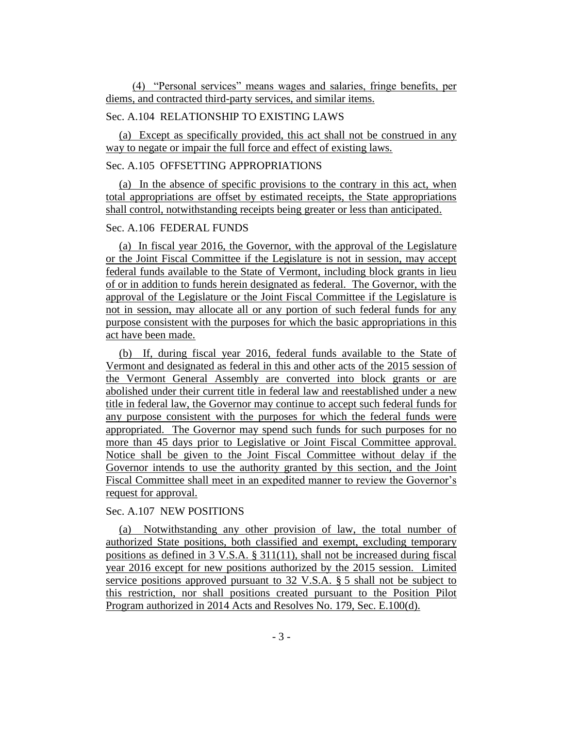(4) "Personal services" means wages and salaries, fringe benefits, per diems, and contracted third-party services, and similar items.

Sec. A.104 RELATIONSHIP TO EXISTING LAWS

(a) Except as specifically provided, this act shall not be construed in any way to negate or impair the full force and effect of existing laws.

Sec. A.105 OFFSETTING APPROPRIATIONS

(a) In the absence of specific provisions to the contrary in this act, when total appropriations are offset by estimated receipts, the State appropriations shall control, notwithstanding receipts being greater or less than anticipated.

Sec. A.106 FEDERAL FUNDS

(a) In fiscal year 2016, the Governor, with the approval of the Legislature or the Joint Fiscal Committee if the Legislature is not in session, may accept federal funds available to the State of Vermont, including block grants in lieu of or in addition to funds herein designated as federal. The Governor, with the approval of the Legislature or the Joint Fiscal Committee if the Legislature is not in session, may allocate all or any portion of such federal funds for any purpose consistent with the purposes for which the basic appropriations in this act have been made.

(b) If, during fiscal year 2016, federal funds available to the State of Vermont and designated as federal in this and other acts of the 2015 session of the Vermont General Assembly are converted into block grants or are abolished under their current title in federal law and reestablished under a new title in federal law, the Governor may continue to accept such federal funds for any purpose consistent with the purposes for which the federal funds were appropriated. The Governor may spend such funds for such purposes for no more than 45 days prior to Legislative or Joint Fiscal Committee approval. Notice shall be given to the Joint Fiscal Committee without delay if the Governor intends to use the authority granted by this section, and the Joint Fiscal Committee shall meet in an expedited manner to review the Governor's request for approval.

Sec. A.107 NEW POSITIONS

(a) Notwithstanding any other provision of law, the total number of authorized State positions, both classified and exempt, excluding temporary positions as defined in 3 V.S.A. § 311(11), shall not be increased during fiscal year 2016 except for new positions authorized by the 2015 session. Limited service positions approved pursuant to 32 V.S.A. § 5 shall not be subject to this restriction, nor shall positions created pursuant to the Position Pilot Program authorized in 2014 Acts and Resolves No. 179, Sec. E.100(d).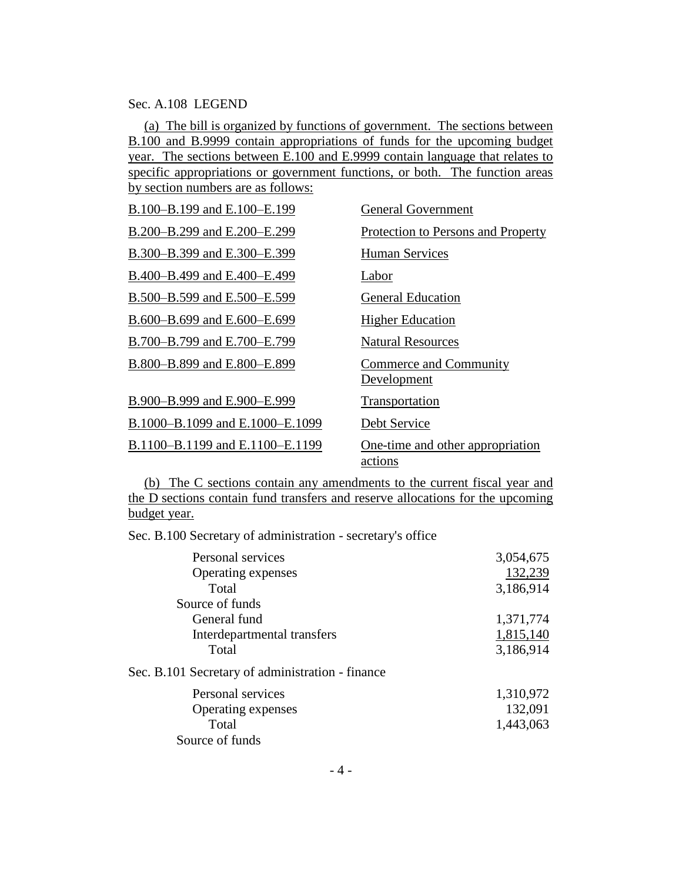Sec. A.108 LEGEND

(a) The bill is organized by functions of government. The sections between B.100 and B.9999 contain appropriations of funds for the upcoming budget year. The sections between E.100 and E.9999 contain language that relates to specific appropriations or government functions, or both. The function areas by section numbers are as follows:

| | |
|---|---|
| B.100–B.199 and E.100–E.199 | General Government |
| B.200–B.299 and E.200–E.299 | Protection to Persons and Property |
| B.300–B.399 and E.300–E.399 | Human Services |
| B.400–B.499 and E.400–E.499 | Labor |
| B.500–B.599 and E.500–E.599 | General Education |
| B.600–B.699 and E.600–E.699 | Higher Education |
| B.700–B.799 and E.700–E.799 | Natural Resources |
| B.800–B.899 and E.800–E.899 | Commerce and Community Development |
| B.900–B.999 and E.900–E.999 | Transportation |
| B.1000–B.1099 and E.1000–E.1099 | Debt Service |
| B.1100–B.1199 and E.1100–E.1199 | One-time and other appropriation actions |

(b) The C sections contain any amendments to the current fiscal year and the D sections contain fund transfers and reserve allocations for the upcoming budget year.

Sec. B.100 Secretary of administration - secretary's office

| | |
|---|---:|
| Personal services | 3,054,675 |
| Operating expenses | 132,239 |
| Total | 3,186,914 |
| Source of funds | |
| General fund | 1,371,774 |
| Interdepartmental transfers | 1,815,140 |
| Total | 3,186,914 |

Sec. B.101 Secretary of administration - finance

| | |
|---|---:|
| Personal services | 1,310,972 |
| Operating expenses | 132,091 |
| Total | 1,443,063 |
| Source of funds | |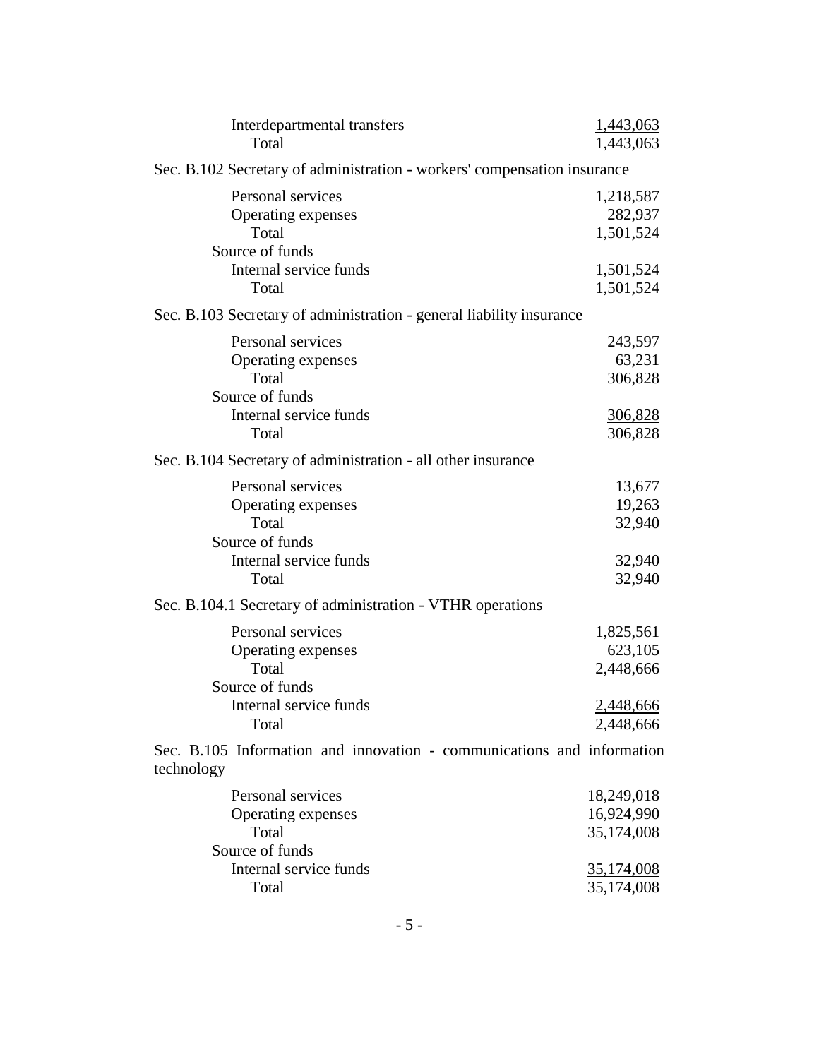| | |
|---|---|
| Interdepartmental transfers | 1,443,063 |
| Total | 1,443,063 |

Sec. B.102 Secretary of administration - workers' compensation insurance

| | |
|---|---|
| Personal services | 1,218,587 |
| Operating expenses | 282,937 |
| Total | 1,501,524 |
| Source of funds | |
| Internal service funds | 1,501,524 |
| Total | 1,501,524 |

Sec. B.103 Secretary of administration - general liability insurance

| | |
|---|---|
| Personal services | 243,597 |
| Operating expenses | 63,231 |
| Total | 306,828 |
| Source of funds | |
| Internal service funds | 306,828 |
| Total | 306,828 |

Sec. B.104 Secretary of administration - all other insurance

| | |
|---|---|
| Personal services | 13,677 |
| Operating expenses | 19,263 |
| Total | 32,940 |
| Source of funds | |
| Internal service funds | 32,940 |
| Total | 32,940 |

Sec. B.104.1 Secretary of administration - VTHR operations

| | |
|---|---|
| Personal services | 1,825,561 |
| Operating expenses | 623,105 |
| Total | 2,448,666 |
| Source of funds | |
| Internal service funds | 2,448,666 |
| Total | 2,448,666 |

Sec. B.105 Information and innovation - communications and information technology

| | |
|---|---|
| Personal services | 18,249,018 |
| Operating expenses | 16,924,990 |
| Total | 35,174,008 |
| Source of funds | |
| Internal service funds | 35,174,008 |
| Total | 35,174,008 |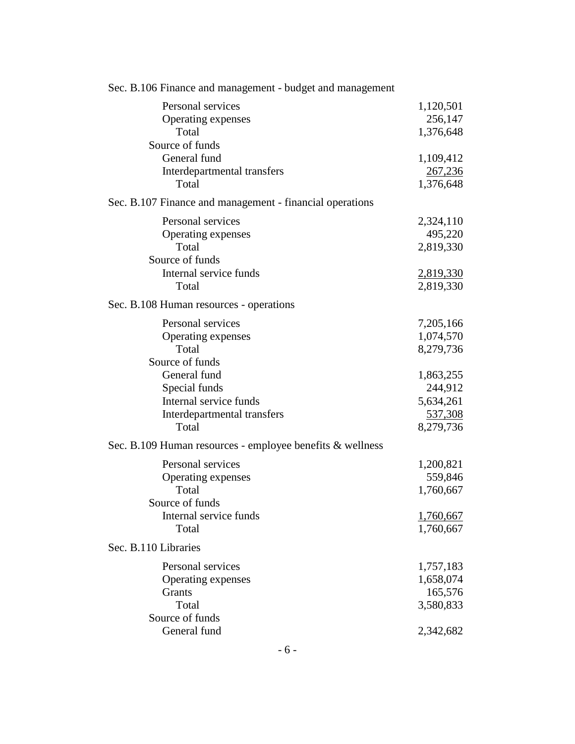Sec. B.106 Finance and management - budget and management

| | |
|---|---|
| Personal services | 1,120,501 |
| Operating expenses | 256,147 |
| Total | 1,376,648 |
| Source of funds | |
| General fund | 1,109,412 |
| Interdepartmental transfers | 267,236 |
| Total | 1,376,648 |

Sec. B.107 Finance and management - financial operations

| | |
|---|---|
| Personal services | 2,324,110 |
| Operating expenses | 495,220 |
| Total | 2,819,330 |
| Source of funds | |
| Internal service funds | 2,819,330 |
| Total | 2,819,330 |

Sec. B.108 Human resources - operations

| | |
|---|---|
| Personal services | 7,205,166 |
| Operating expenses | 1,074,570 |
| Total | 8,279,736 |
| Source of funds | |
| General fund | 1,863,255 |
| Special funds | 244,912 |
| Internal service funds | 5,634,261 |
| Interdepartmental transfers | 537,308 |
| Total | 8,279,736 |

Sec. B.109 Human resources - employee benefits & wellness

| | |
|---|---|
| Personal services | 1,200,821 |
| Operating expenses | 559,846 |
| Total | 1,760,667 |
| Source of funds | |
| Internal service funds | 1,760,667 |
| Total | 1,760,667 |

Sec. B.110 Libraries

| | |
|---|---|
| Personal services | 1,757,183 |
| Operating expenses | 1,658,074 |
| Grants | 165,576 |
| Total | 3,580,833 |
| Source of funds | |
| General fund | 2,342,682 |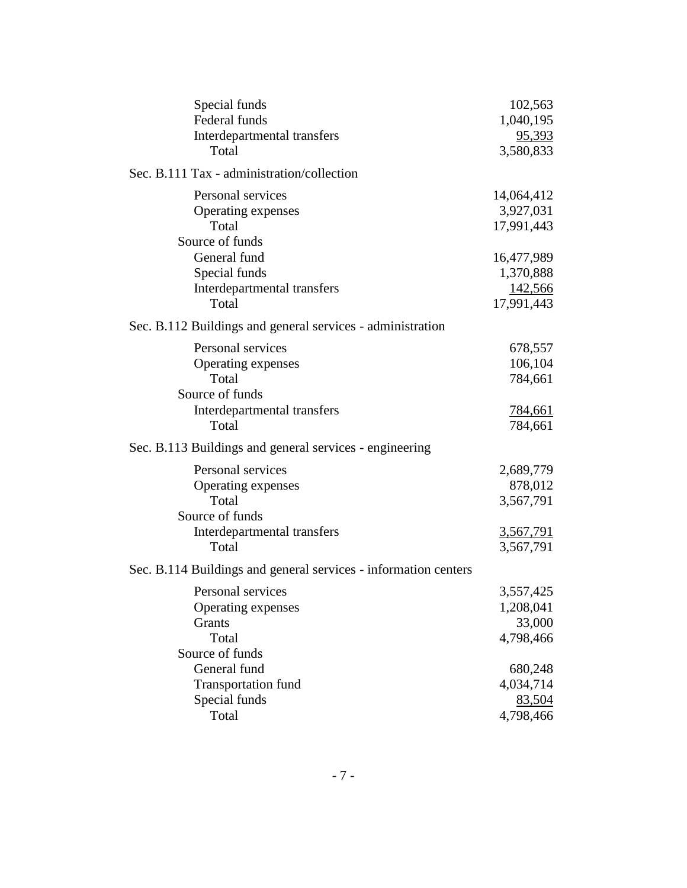| | |
|---|---|
| Special funds | 102,563 |
| Federal funds | 1,040,195 |
| Interdepartmental transfers | 95,393 |
| Total | 3,580,833 |

Sec. B.111 Tax - administration/collection

| | |
|---|---|
| Personal services | 14,064,412 |
| Operating expenses | 3,927,031 |
| Total | 17,991,443 |
| Source of funds | |
| General fund | 16,477,989 |
| Special funds | 1,370,888 |
| Interdepartmental transfers | 142,566 |
| Total | 17,991,443 |

Sec. B.112 Buildings and general services - administration

| | |
|---|---|
| Personal services | 678,557 |
| Operating expenses | 106,104 |
| Total | 784,661 |
| Source of funds | |
| Interdepartmental transfers | 784,661 |
| Total | 784,661 |

Sec. B.113 Buildings and general services - engineering

| | |
|---|---|
| Personal services | 2,689,779 |
| Operating expenses | 878,012 |
| Total | 3,567,791 |
| Source of funds | |
| Interdepartmental transfers | 3,567,791 |
| Total | 3,567,791 |

Sec. B.114 Buildings and general services - information centers

| | |
|---|---|
| Personal services | 3,557,425 |
| Operating expenses | 1,208,041 |
| Grants | 33,000 |
| Total | 4,798,466 |
| Source of funds | |
| General fund | 680,248 |
| Transportation fund | 4,034,714 |
| Special funds | 83,504 |
| Total | 4,798,466 |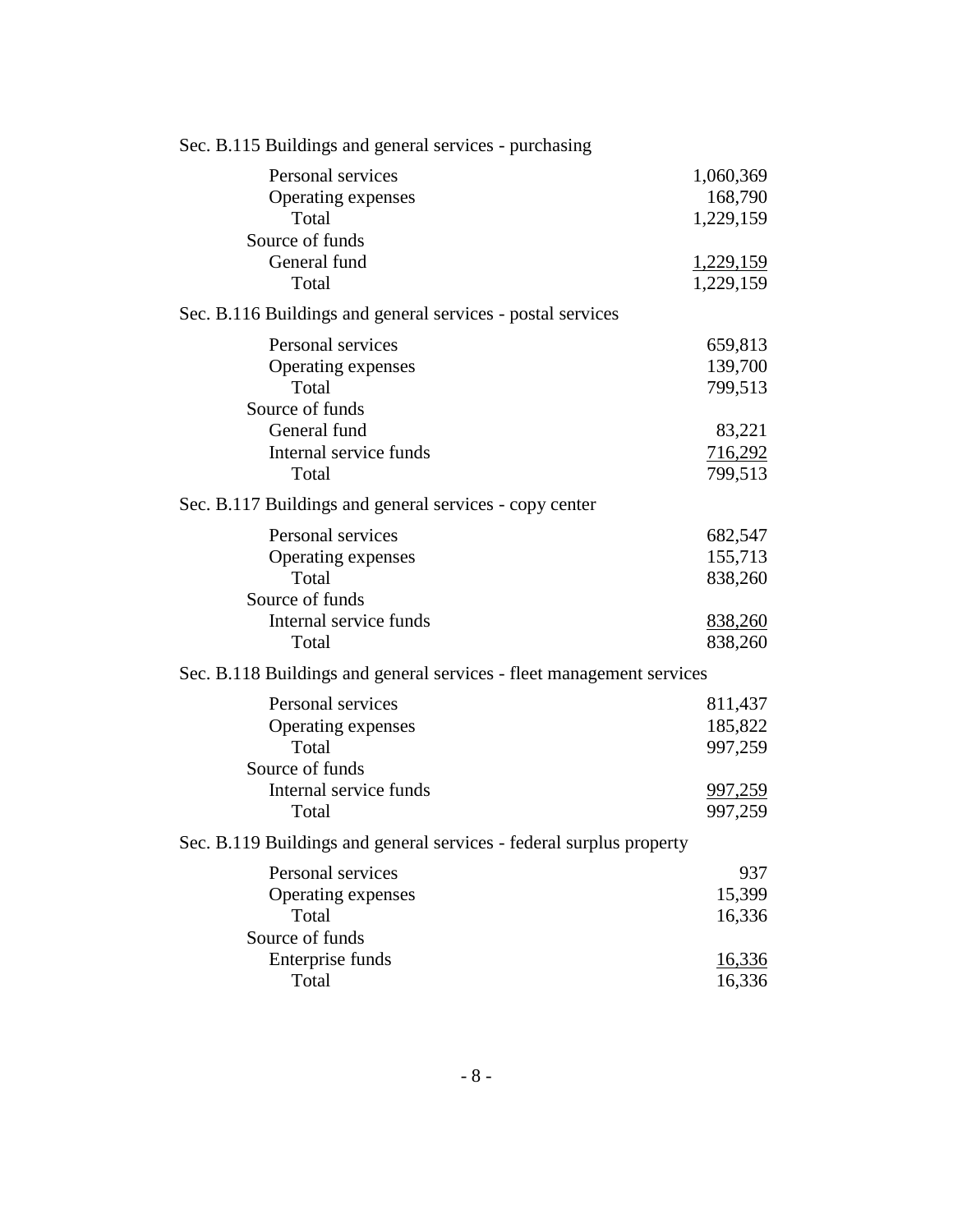Sec. B.115 Buildings and general services - purchasing

| | |
|---|---:|
| Personal services | 1,060,369 |
| Operating expenses | 168,790 |
| Total | 1,229,159 |
| Source of funds | |
| General fund | 1,229,159 |
| Total | 1,229,159 |

Sec. B.116 Buildings and general services - postal services

| | |
|---|---:|
| Personal services | 659,813 |
| Operating expenses | 139,700 |
| Total | 799,513 |
| Source of funds | |
| General fund | 83,221 |
| Internal service funds | 716,292 |
| Total | 799,513 |

Sec. B.117 Buildings and general services - copy center

| | |
|---|---:|
| Personal services | 682,547 |
| Operating expenses | 155,713 |
| Total | 838,260 |
| Source of funds | |
| Internal service funds | 838,260 |
| Total | 838,260 |

Sec. B.118 Buildings and general services - fleet management services

| | |
|---|---:|
| Personal services | 811,437 |
| Operating expenses | 185,822 |
| Total | 997,259 |
| Source of funds | |
| Internal service funds | 997,259 |
| Total | 997,259 |

Sec. B.119 Buildings and general services - federal surplus property

| | |
|---|---:|
| Personal services | 937 |
| Operating expenses | 15,399 |
| Total | 16,336 |
| Source of funds | |
| Enterprise funds | 16,336 |
| Total | 16,336 |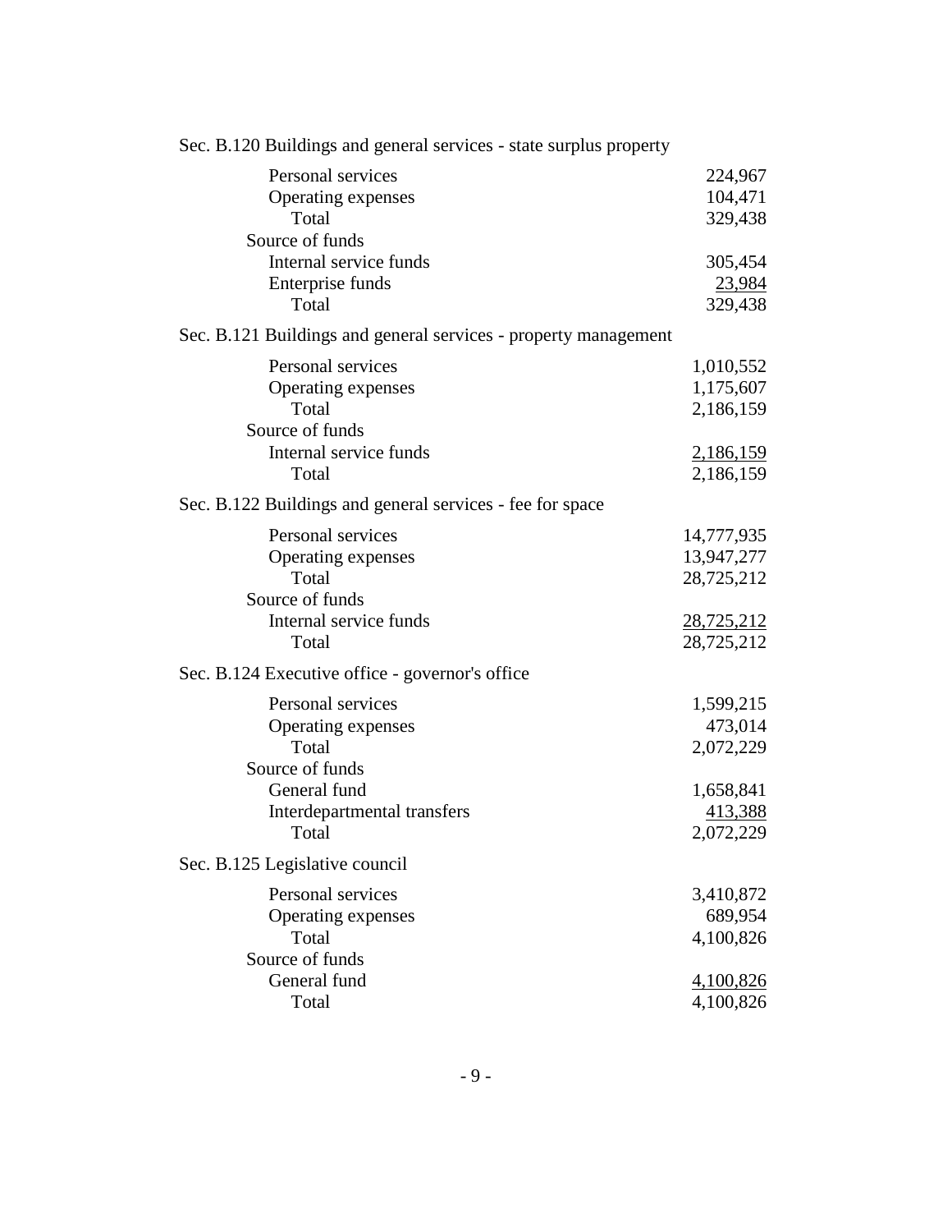Sec. B.120 Buildings and general services - state surplus property

| | |
|---|---:|
| Personal services | 224,967 |
| Operating expenses | 104,471 |
| Total | 329,438 |
| Source of funds | |
| Internal service funds | 305,454 |
| Enterprise funds | 23,984 |
| Total | 329,438 |

Sec. B.121 Buildings and general services - property management

| | |
|---|---:|
| Personal services | 1,010,552 |
| Operating expenses | 1,175,607 |
| Total | 2,186,159 |
| Source of funds | |
| Internal service funds | 2,186,159 |
| Total | 2,186,159 |

Sec. B.122 Buildings and general services - fee for space

| | |
|---|---:|
| Personal services | 14,777,935 |
| Operating expenses | 13,947,277 |
| Total | 28,725,212 |
| Source of funds | |
| Internal service funds | 28,725,212 |
| Total | 28,725,212 |

Sec. B.124 Executive office - governor's office

| | |
|---|---:|
| Personal services | 1,599,215 |
| Operating expenses | 473,014 |
| Total | 2,072,229 |
| Source of funds | |
| General fund | 1,658,841 |
| Interdepartmental transfers | 413,388 |
| Total | 2,072,229 |

Sec. B.125 Legislative council

| | |
|---|---:|
| Personal services | 3,410,872 |
| Operating expenses | 689,954 |
| Total | 4,100,826 |
| Source of funds | |
| General fund | 4,100,826 |
| Total | 4,100,826 |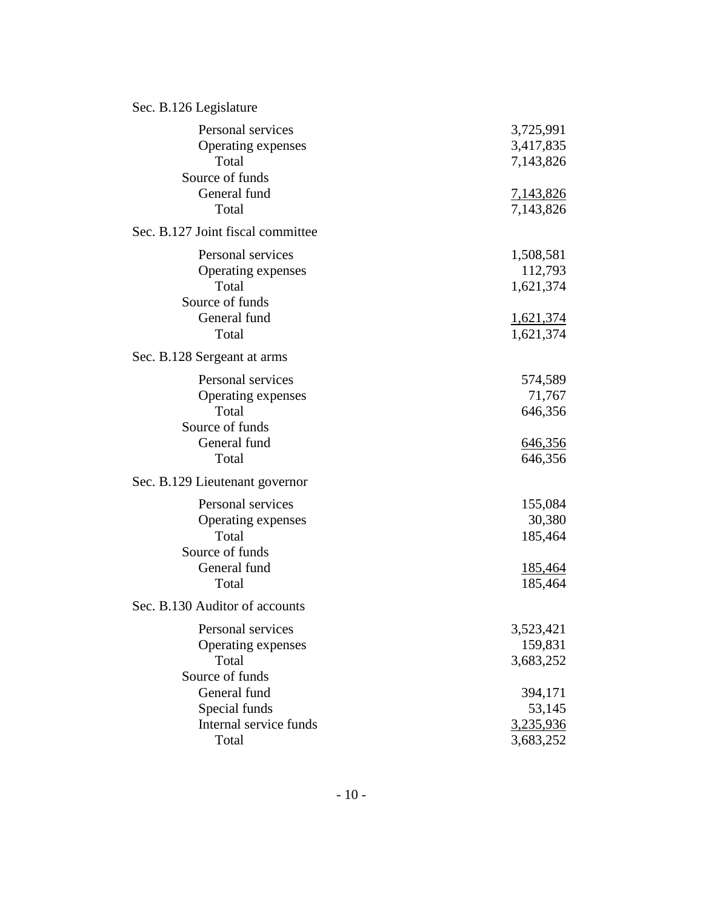Sec. B.126 Legislature

| | |
|---|---:|
| Personal services | 3,725,991 |
| Operating expenses | 3,417,835 |
| Total | 7,143,826 |
| Source of funds | |
| General fund | 7,143,826 |
| Total | 7,143,826 |

Sec. B.127 Joint fiscal committee

| | |
|---|---:|
| Personal services | 1,508,581 |
| Operating expenses | 112,793 |
| Total | 1,621,374 |
| Source of funds | |
| General fund | 1,621,374 |
| Total | 1,621,374 |

Sec. B.128 Sergeant at arms

| | |
|---|---:|
| Personal services | 574,589 |
| Operating expenses | 71,767 |
| Total | 646,356 |
| Source of funds | |
| General fund | 646,356 |
| Total | 646,356 |

Sec. B.129 Lieutenant governor

| | |
|---|---:|
| Personal services | 155,084 |
| Operating expenses | 30,380 |
| Total | 185,464 |
| Source of funds | |
| General fund | 185,464 |
| Total | 185,464 |

Sec. B.130 Auditor of accounts

| | |
|---|---:|
| Personal services | 3,523,421 |
| Operating expenses | 159,831 |
| Total | 3,683,252 |
| Source of funds | |
| General fund | 394,171 |
| Special funds | 53,145 |
| Internal service funds | 3,235,936 |
| Total | 3,683,252 |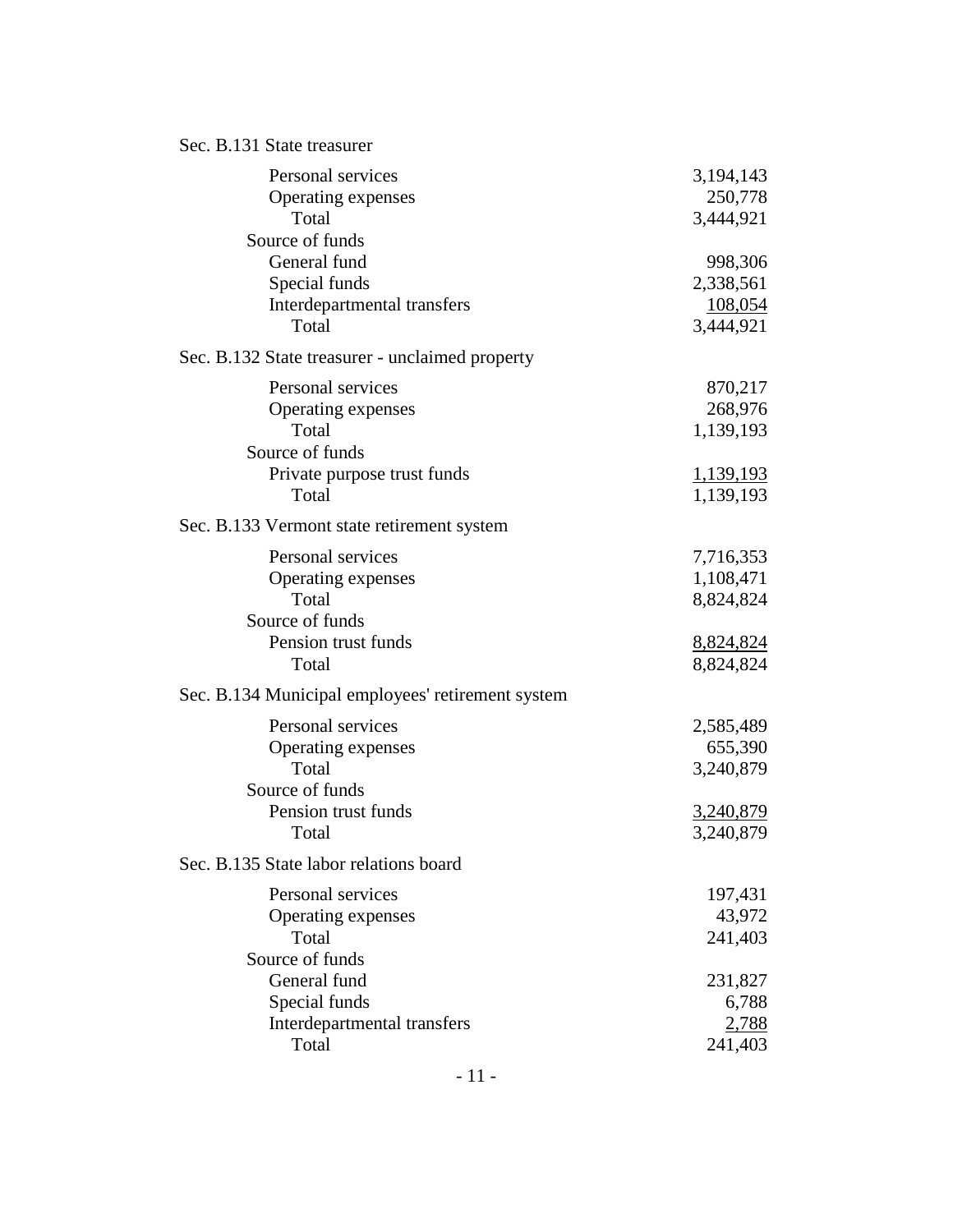Sec. B.131 State treasurer

| | |
|---|---:|
| Personal services | 3,194,143 |
| Operating expenses | 250,778 |
| Total | 3,444,921 |
| Source of funds | |
| General fund | 998,306 |
| Special funds | 2,338,561 |
| Interdepartmental transfers | 108,054 |
| Total | 3,444,921 |

Sec. B.132 State treasurer - unclaimed property

| | |
|---|---:|
| Personal services | 870,217 |
| Operating expenses | 268,976 |
| Total | 1,139,193 |
| Source of funds | |
| Private purpose trust funds | 1,139,193 |
| Total | 1,139,193 |

Sec. B.133 Vermont state retirement system

| | |
|---|---:|
| Personal services | 7,716,353 |
| Operating expenses | 1,108,471 |
| Total | 8,824,824 |
| Source of funds | |
| Pension trust funds | 8,824,824 |
| Total | 8,824,824 |

Sec. B.134 Municipal employees' retirement system

| | |
|---|---:|
| Personal services | 2,585,489 |
| Operating expenses | 655,390 |
| Total | 3,240,879 |
| Source of funds | |
| Pension trust funds | 3,240,879 |
| Total | 3,240,879 |

Sec. B.135 State labor relations board

| | |
|---|---:|
| Personal services | 197,431 |
| Operating expenses | 43,972 |
| Total | 241,403 |
| Source of funds | |
| General fund | 231,827 |
| Special funds | 6,788 |
| Interdepartmental transfers | 2,788 |
| Total | 241,403 |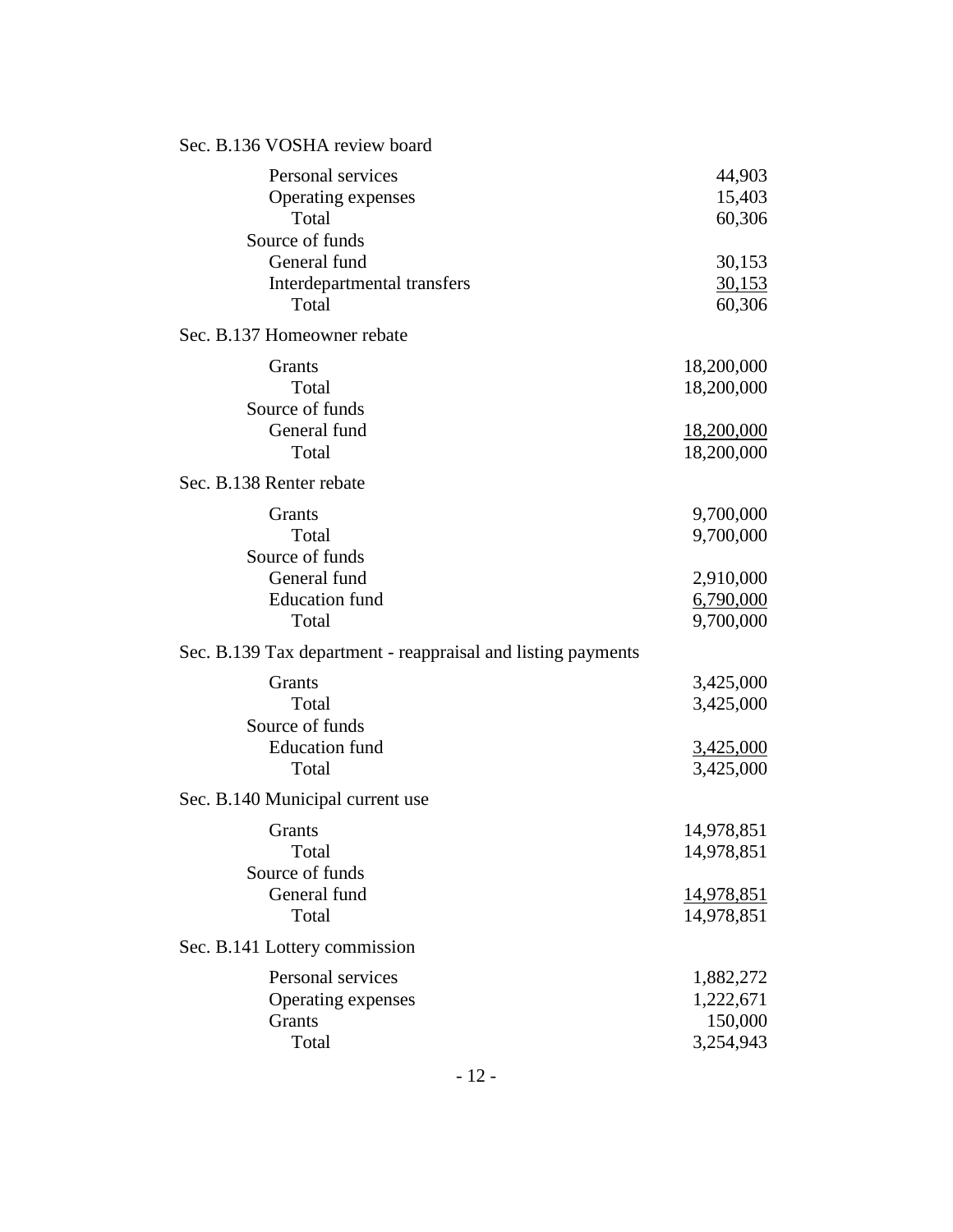Sec. B.136 VOSHA review board

| | |
|---|---:|
| Personal services | 44,903 |
| Operating expenses | 15,403 |
| Total | 60,306 |
| Source of funds | |
| General fund | 30,153 |
| Interdepartmental transfers | 30,153 |
| Total | 60,306 |

Sec. B.137 Homeowner rebate

| | |
|---|---:|
| Grants | 18,200,000 |
| Total | 18,200,000 |
| Source of funds | |
| General fund | 18,200,000 |
| Total | 18,200,000 |

Sec. B.138 Renter rebate

| | |
|---|---:|
| Grants | 9,700,000 |
| Total | 9,700,000 |
| Source of funds | |
| General fund | 2,910,000 |
| Education fund | 6,790,000 |
| Total | 9,700,000 |

Sec. B.139 Tax department - reappraisal and listing payments

| | |
|---|---:|
| Grants | 3,425,000 |
| Total | 3,425,000 |
| Source of funds | |
| Education fund | 3,425,000 |
| Total | 3,425,000 |

Sec. B.140 Municipal current use

| | |
|---|---:|
| Grants | 14,978,851 |
| Total | 14,978,851 |
| Source of funds | |
| General fund | 14,978,851 |
| Total | 14,978,851 |

Sec. B.141 Lottery commission

| | |
|---|---:|
| Personal services | 1,882,272 |
| Operating expenses | 1,222,671 |
| Grants | 150,000 |
| Total | 3,254,943 |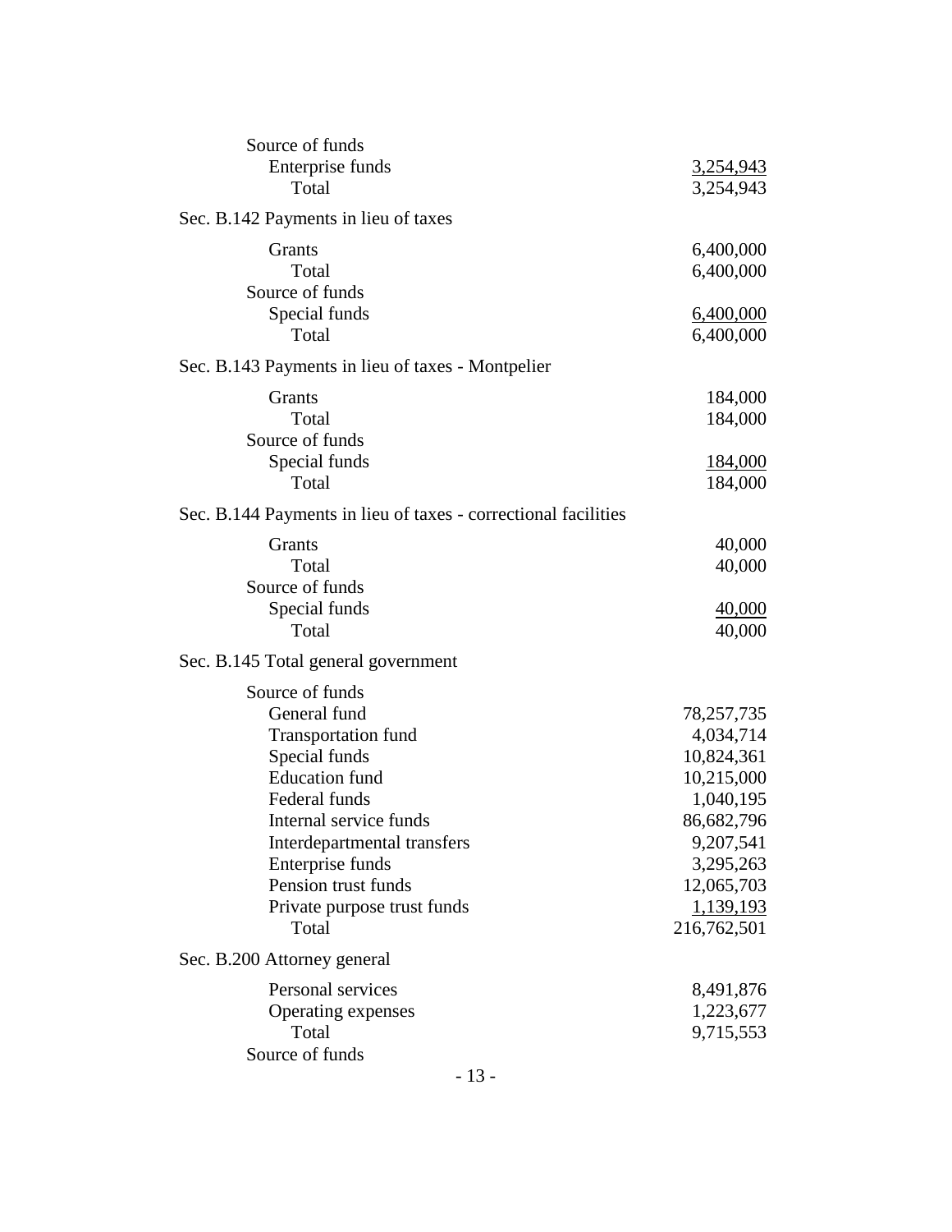Source of funds
  Enterprise funds 3,254,943
  Total 3,254,943

Sec. B.142 Payments in lieu of taxes

| | |
|---|---|
| Grants | 6,400,000 |
| Total | 6,400,000 |
| Source of funds | |
| Special funds | 6,400,000 |
| Total | 6,400,000 |

Sec. B.143 Payments in lieu of taxes - Montpelier

| | |
|---|---|
| Grants | 184,000 |
| Total | 184,000 |
| Source of funds | |
| Special funds | 184,000 |
| Total | 184,000 |

Sec. B.144 Payments in lieu of taxes - correctional facilities

| | |
|---|---|
| Grants | 40,000 |
| Total | 40,000 |
| Source of funds | |
| Special funds | 40,000 |
| Total | 40,000 |

Sec. B.145 Total general government

| | |
|---|---|
| Source of funds | |
| General fund | 78,257,735 |
| Transportation fund | 4,034,714 |
| Special funds | 10,824,361 |
| Education fund | 10,215,000 |
| Federal funds | 1,040,195 |
| Internal service funds | 86,682,796 |
| Interdepartmental transfers | 9,207,541 |
| Enterprise funds | 3,295,263 |
| Pension trust funds | 12,065,703 |
| Private purpose trust funds | 1,139,193 |
| Total | 216,762,501 |

Sec. B.200 Attorney general

| | |
|---|---|
| Personal services | 8,491,876 |
| Operating expenses | 1,223,677 |
| Total | 9,715,553 |
| Source of funds | |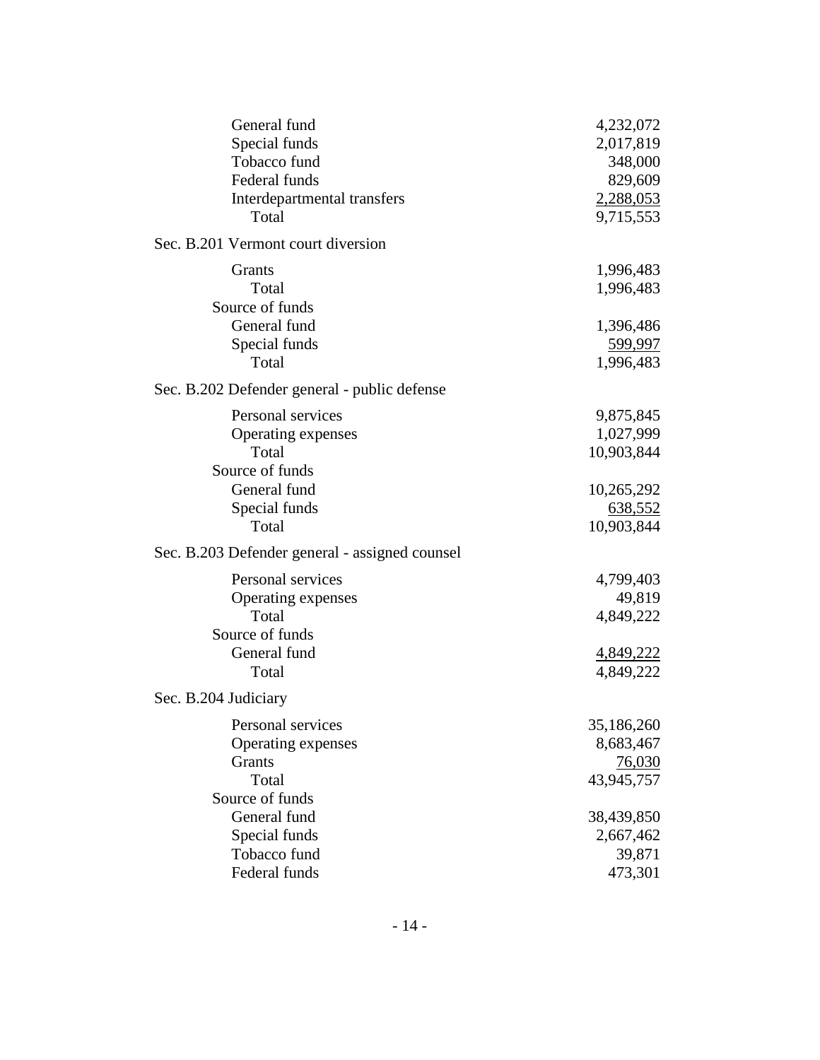| | |
|---|---|
| General fund | 4,232,072 |
| Special funds | 2,017,819 |
| Tobacco fund | 348,000 |
| Federal funds | 829,609 |
| Interdepartmental transfers | 2,288,053 |
| Total | 9,715,553 |

Sec. B.201 Vermont court diversion

| | |
|---|---|
| Grants | 1,996,483 |
| Total | 1,996,483 |
| Source of funds | |
| General fund | 1,396,486 |
| Special funds | 599,997 |
| Total | 1,996,483 |

Sec. B.202 Defender general - public defense

| | |
|---|---|
| Personal services | 9,875,845 |
| Operating expenses | 1,027,999 |
| Total | 10,903,844 |
| Source of funds | |
| General fund | 10,265,292 |
| Special funds | 638,552 |
| Total | 10,903,844 |

Sec. B.203 Defender general - assigned counsel

| | |
|---|---|
| Personal services | 4,799,403 |
| Operating expenses | 49,819 |
| Total | 4,849,222 |
| Source of funds | |
| General fund | 4,849,222 |
| Total | 4,849,222 |

Sec. B.204 Judiciary

| | |
|---|---|
| Personal services | 35,186,260 |
| Operating expenses | 8,683,467 |
| Grants | 76,030 |
| Total | 43,945,757 |
| Source of funds | |
| General fund | 38,439,850 |
| Special funds | 2,667,462 |
| Tobacco fund | 39,871 |
| Federal funds | 473,301 |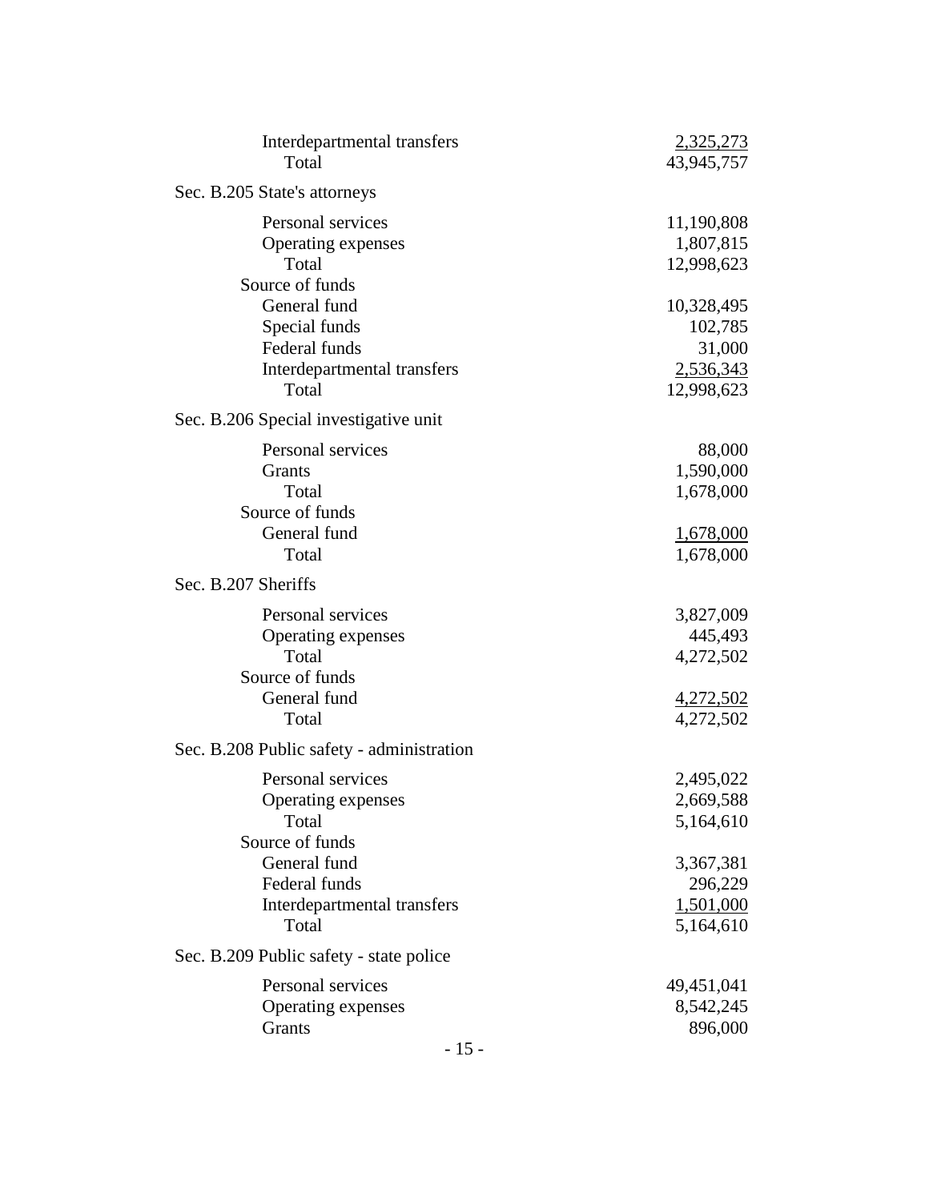| | |
|---|---:|
| Interdepartmental transfers | 2,325,273 |
| Total | 43,945,757 |

Sec. B.205 State's attorneys

| | |
|---|---:|
| Personal services | 11,190,808 |
| Operating expenses | 1,807,815 |
| Total | 12,998,623 |
| Source of funds | |
| General fund | 10,328,495 |
| Special funds | 102,785 |
| Federal funds | 31,000 |
| Interdepartmental transfers | 2,536,343 |
| Total | 12,998,623 |

Sec. B.206 Special investigative unit

| | |
|---|---:|
| Personal services | 88,000 |
| Grants | 1,590,000 |
| Total | 1,678,000 |
| Source of funds | |
| General fund | 1,678,000 |
| Total | 1,678,000 |

Sec. B.207 Sheriffs

| | |
|---|---:|
| Personal services | 3,827,009 |
| Operating expenses | 445,493 |
| Total | 4,272,502 |
| Source of funds | |
| General fund | 4,272,502 |
| Total | 4,272,502 |

Sec. B.208 Public safety - administration

| | |
|---|---:|
| Personal services | 2,495,022 |
| Operating expenses | 2,669,588 |
| Total | 5,164,610 |
| Source of funds | |
| General fund | 3,367,381 |
| Federal funds | 296,229 |
| Interdepartmental transfers | 1,501,000 |
| Total | 5,164,610 |

Sec. B.209 Public safety - state police

| | |
|---|---:|
| Personal services | 49,451,041 |
| Operating expenses | 8,542,245 |
| Grants | 896,000 |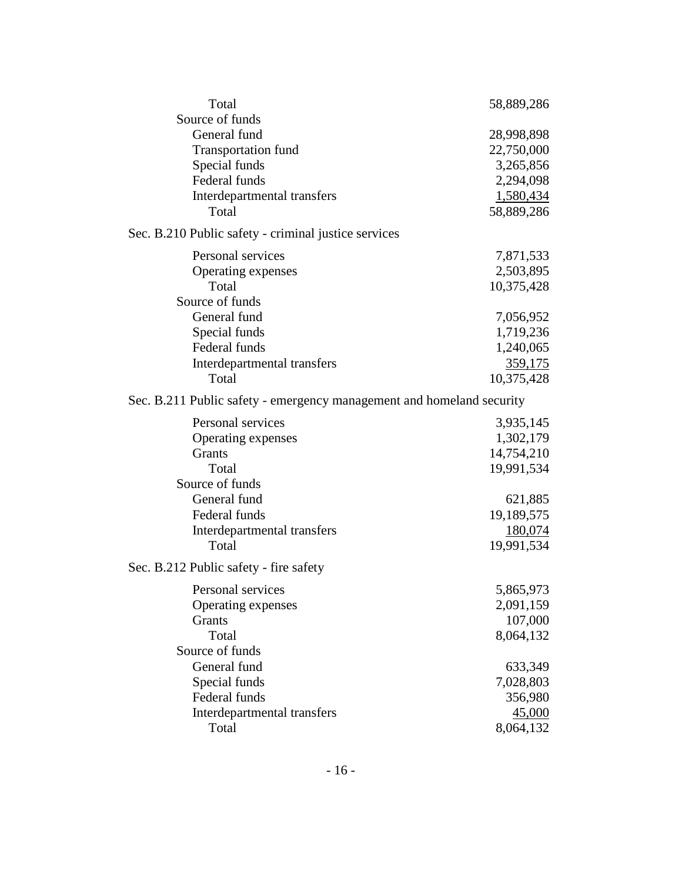| | |
|---|---|
| Total | 58,889,286 |
| Source of funds | |
| General fund | 28,998,898 |
| Transportation fund | 22,750,000 |
| Special funds | 3,265,856 |
| Federal funds | 2,294,098 |
| Interdepartmental transfers | 1,580,434 |
| Total | 58,889,286 |

Sec. B.210 Public safety - criminal justice services

| | |
|---|---|
| Personal services | 7,871,533 |
| Operating expenses | 2,503,895 |
| Total | 10,375,428 |
| Source of funds | |
| General fund | 7,056,952 |
| Special funds | 1,719,236 |
| Federal funds | 1,240,065 |
| Interdepartmental transfers | 359,175 |
| Total | 10,375,428 |

Sec. B.211 Public safety - emergency management and homeland security

| | |
|---|---|
| Personal services | 3,935,145 |
| Operating expenses | 1,302,179 |
| Grants | 14,754,210 |
| Total | 19,991,534 |
| Source of funds | |
| General fund | 621,885 |
| Federal funds | 19,189,575 |
| Interdepartmental transfers | 180,074 |
| Total | 19,991,534 |

Sec. B.212 Public safety - fire safety

| | |
|---|---|
| Personal services | 5,865,973 |
| Operating expenses | 2,091,159 |
| Grants | 107,000 |
| Total | 8,064,132 |
| Source of funds | |
| General fund | 633,349 |
| Special funds | 7,028,803 |
| Federal funds | 356,980 |
| Interdepartmental transfers | 45,000 |
| Total | 8,064,132 |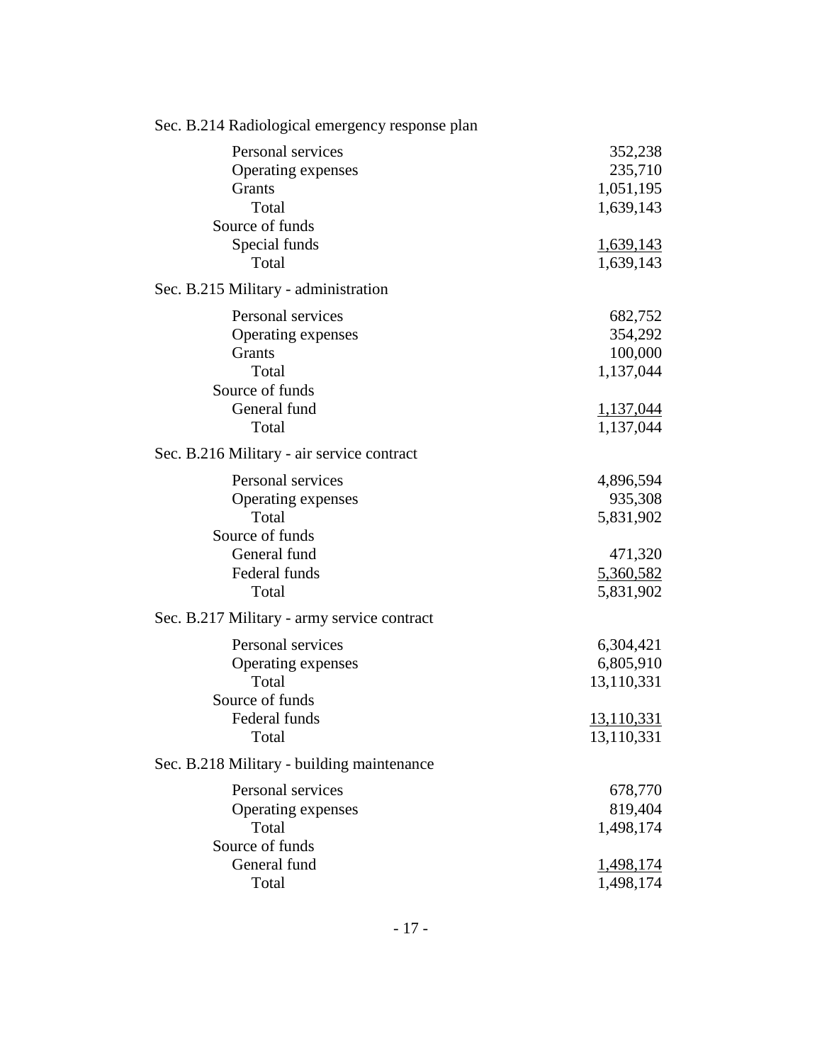Sec. B.214 Radiological emergency response plan

| | |
|---|---:|
| Personal services | 352,238 |
| Operating expenses | 235,710 |
| Grants | 1,051,195 |
| Total | 1,639,143 |
| Source of funds | |
| Special funds | 1,639,143 |
| Total | 1,639,143 |

Sec. B.215 Military - administration

| | |
|---|---:|
| Personal services | 682,752 |
| Operating expenses | 354,292 |
| Grants | 100,000 |
| Total | 1,137,044 |
| Source of funds | |
| General fund | 1,137,044 |
| Total | 1,137,044 |

Sec. B.216 Military - air service contract

| | |
|---|---:|
| Personal services | 4,896,594 |
| Operating expenses | 935,308 |
| Total | 5,831,902 |
| Source of funds | |
| General fund | 471,320 |
| Federal funds | 5,360,582 |
| Total | 5,831,902 |

Sec. B.217 Military - army service contract

| | |
|---|---:|
| Personal services | 6,304,421 |
| Operating expenses | 6,805,910 |
| Total | 13,110,331 |
| Source of funds | |
| Federal funds | 13,110,331 |
| Total | 13,110,331 |

Sec. B.218 Military - building maintenance

| | |
|---|---:|
| Personal services | 678,770 |
| Operating expenses | 819,404 |
| Total | 1,498,174 |
| Source of funds | |
| General fund | 1,498,174 |
| Total | 1,498,174 |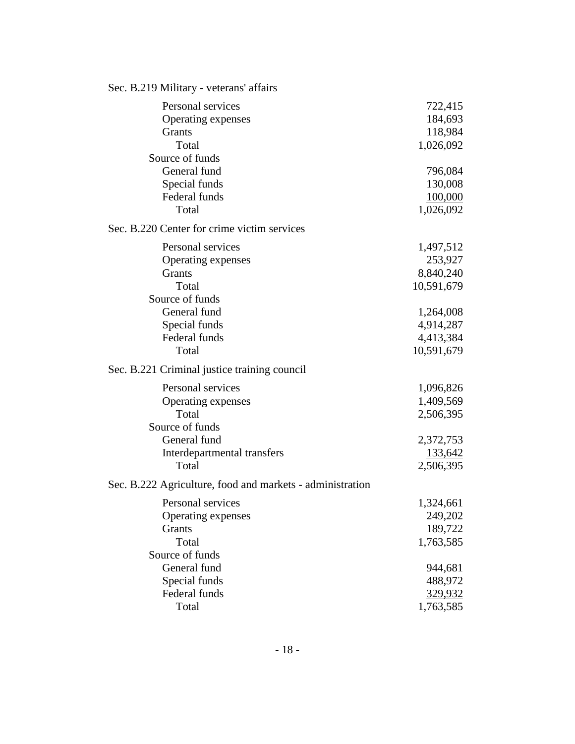Sec. B.219 Military - veterans' affairs

| | |
|---|---|
| Personal services | 722,415 |
| Operating expenses | 184,693 |
| Grants | 118,984 |
| Total | 1,026,092 |
| Source of funds | |
| General fund | 796,084 |
| Special funds | 130,008 |
| Federal funds | 100,000 |
| Total | 1,026,092 |

Sec. B.220 Center for crime victim services

| | |
|---|---|
| Personal services | 1,497,512 |
| Operating expenses | 253,927 |
| Grants | 8,840,240 |
| Total | 10,591,679 |
| Source of funds | |
| General fund | 1,264,008 |
| Special funds | 4,914,287 |
| Federal funds | 4,413,384 |
| Total | 10,591,679 |

Sec. B.221 Criminal justice training council

| | |
|---|---|
| Personal services | 1,096,826 |
| Operating expenses | 1,409,569 |
| Total | 2,506,395 |
| Source of funds | |
| General fund | 2,372,753 |
| Interdepartmental transfers | 133,642 |
| Total | 2,506,395 |

Sec. B.222 Agriculture, food and markets - administration

| | |
|---|---|
| Personal services | 1,324,661 |
| Operating expenses | 249,202 |
| Grants | 189,722 |
| Total | 1,763,585 |
| Source of funds | |
| General fund | 944,681 |
| Special funds | 488,972 |
| Federal funds | 329,932 |
| Total | 1,763,585 |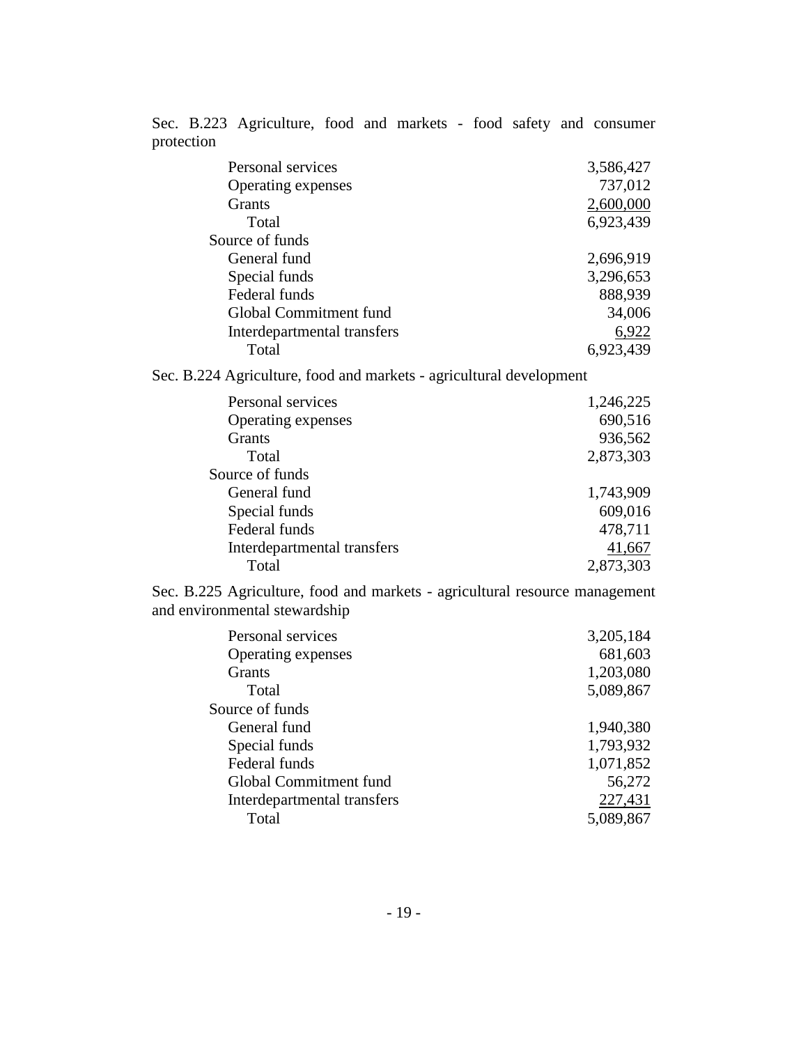Sec. B.223 Agriculture, food and markets - food safety and consumer protection

| | |
|---|---:|
| Personal services | 3,586,427 |
| Operating expenses | 737,012 |
| Grants | 2,600,000 |
| Total | 6,923,439 |
| Source of funds | |
| General fund | 2,696,919 |
| Special funds | 3,296,653 |
| Federal funds | 888,939 |
| Global Commitment fund | 34,006 |
| Interdepartmental transfers | 6,922 |
| Total | 6,923,439 |

Sec. B.224 Agriculture, food and markets - agricultural development

| | |
|---|---:|
| Personal services | 1,246,225 |
| Operating expenses | 690,516 |
| Grants | 936,562 |
| Total | 2,873,303 |
| Source of funds | |
| General fund | 1,743,909 |
| Special funds | 609,016 |
| Federal funds | 478,711 |
| Interdepartmental transfers | 41,667 |
| Total | 2,873,303 |

Sec. B.225 Agriculture, food and markets - agricultural resource management and environmental stewardship

| | |
|---|---:|
| Personal services | 3,205,184 |
| Operating expenses | 681,603 |
| Grants | 1,203,080 |
| Total | 5,089,867 |
| Source of funds | |
| General fund | 1,940,380 |
| Special funds | 1,793,932 |
| Federal funds | 1,071,852 |
| Global Commitment fund | 56,272 |
| Interdepartmental transfers | 227,431 |
| Total | 5,089,867 |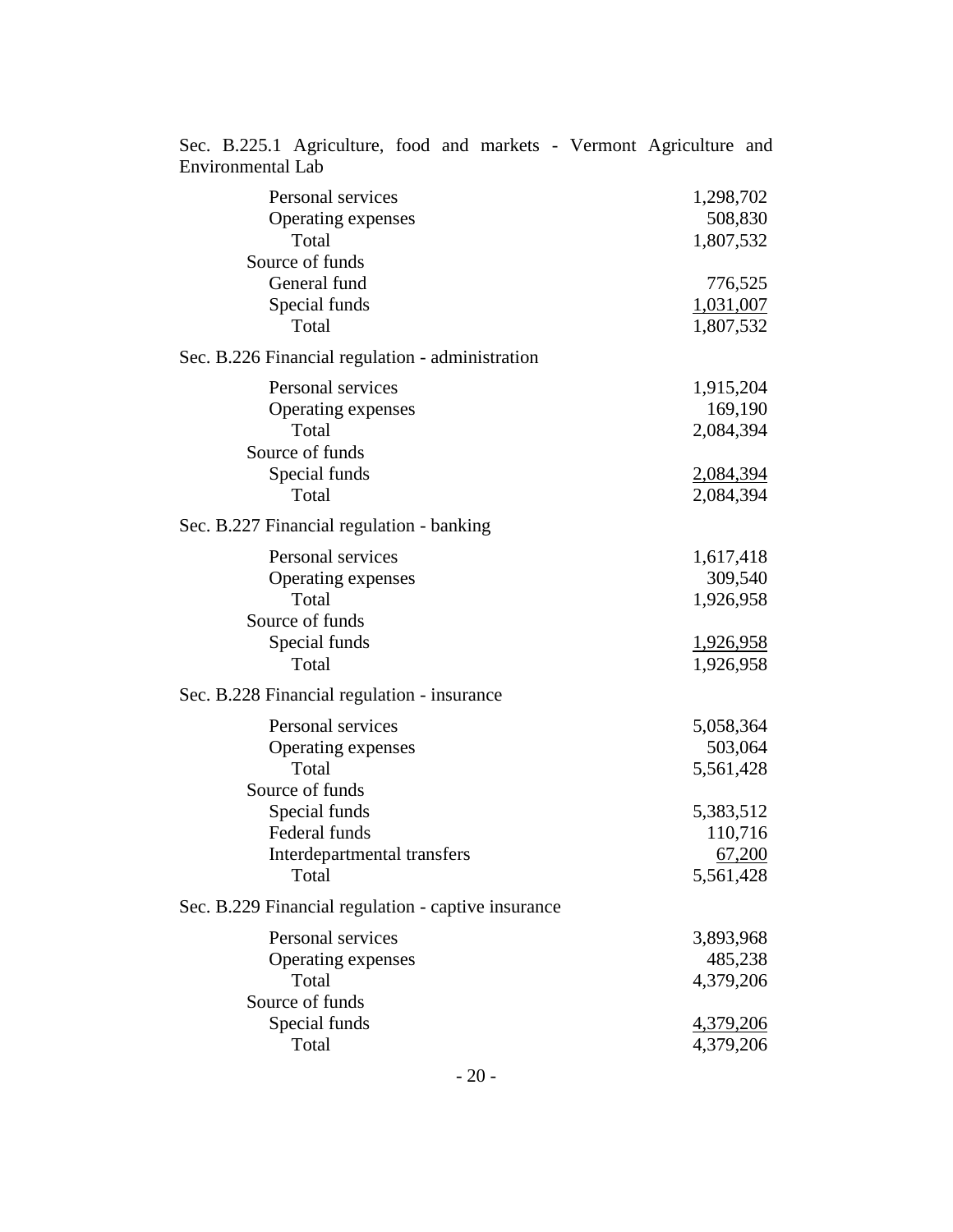Sec. B.225.1 Agriculture, food and markets - Vermont Agriculture and Environmental Lab

| | |
|---|---:|
| Personal services | 1,298,702 |
| Operating expenses | 508,830 |
| Total | 1,807,532 |
| Source of funds | |
| General fund | 776,525 |
| Special funds | 1,031,007 |
| Total | 1,807,532 |

Sec. B.226 Financial regulation - administration

| | |
|---|---:|
| Personal services | 1,915,204 |
| Operating expenses | 169,190 |
| Total | 2,084,394 |
| Source of funds | |
| Special funds | 2,084,394 |
| Total | 2,084,394 |

Sec. B.227 Financial regulation - banking

| | |
|---|---:|
| Personal services | 1,617,418 |
| Operating expenses | 309,540 |
| Total | 1,926,958 |
| Source of funds | |
| Special funds | 1,926,958 |
| Total | 1,926,958 |

Sec. B.228 Financial regulation - insurance

| | |
|---|---:|
| Personal services | 5,058,364 |
| Operating expenses | 503,064 |
| Total | 5,561,428 |
| Source of funds | |
| Special funds | 5,383,512 |
| Federal funds | 110,716 |
| Interdepartmental transfers | 67,200 |
| Total | 5,561,428 |

Sec. B.229 Financial regulation - captive insurance

| | |
|---|---:|
| Personal services | 3,893,968 |
| Operating expenses | 485,238 |
| Total | 4,379,206 |
| Source of funds | |
| Special funds | 4,379,206 |
| Total | 4,379,206 |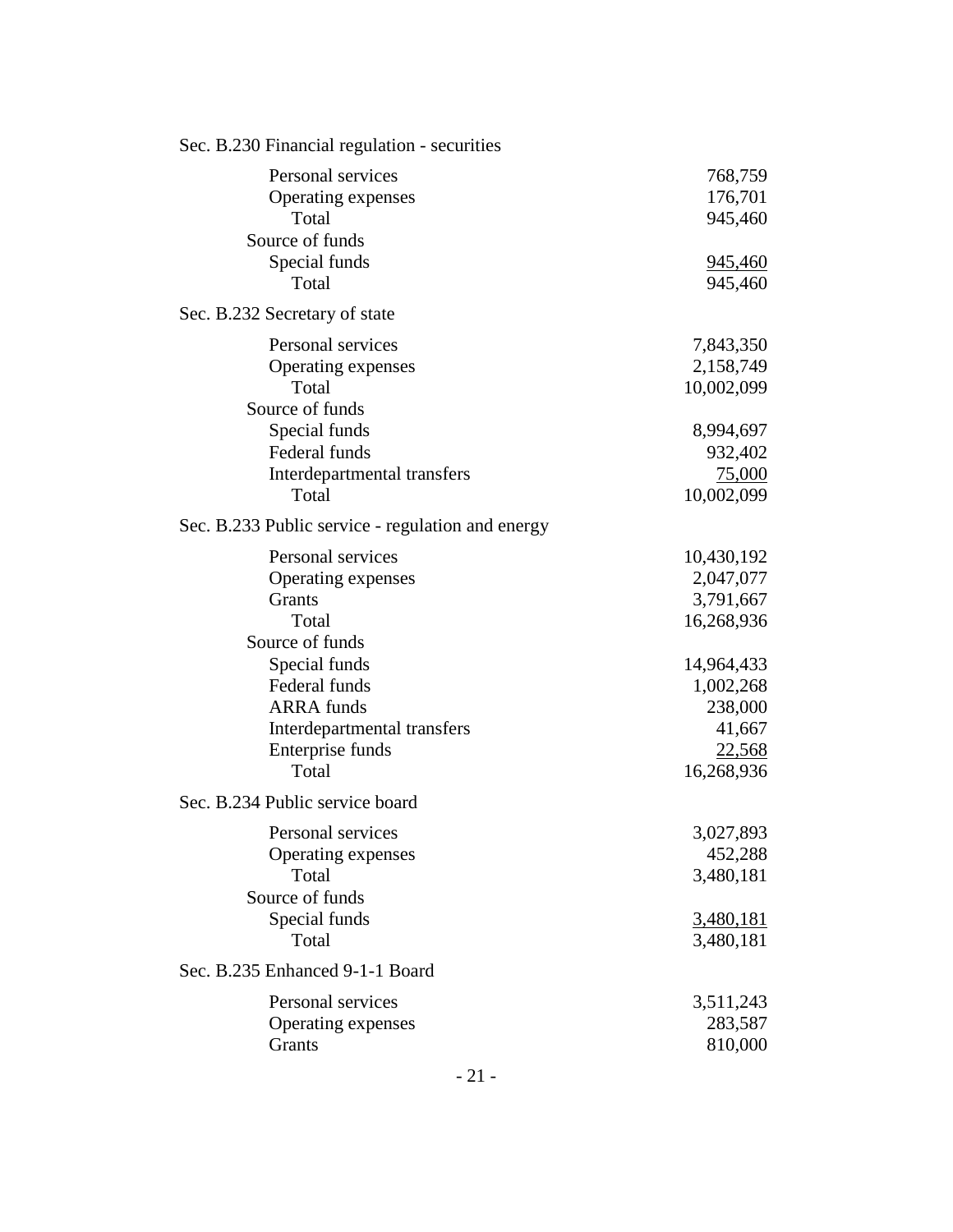Sec. B.230 Financial regulation - securities

| | |
|---|---:|
| Personal services | 768,759 |
| Operating expenses | 176,701 |
| Total | 945,460 |
| Source of funds | |
| Special funds | 945,460 |
| Total | 945,460 |

Sec. B.232 Secretary of state

| | |
|---|---:|
| Personal services | 7,843,350 |
| Operating expenses | 2,158,749 |
| Total | 10,002,099 |
| Source of funds | |
| Special funds | 8,994,697 |
| Federal funds | 932,402 |
| Interdepartmental transfers | 75,000 |
| Total | 10,002,099 |

Sec. B.233 Public service - regulation and energy

| | |
|---|---:|
| Personal services | 10,430,192 |
| Operating expenses | 2,047,077 |
| Grants | 3,791,667 |
| Total | 16,268,936 |
| Source of funds | |
| Special funds | 14,964,433 |
| Federal funds | 1,002,268 |
| ARRA funds | 238,000 |
| Interdepartmental transfers | 41,667 |
| Enterprise funds | 22,568 |
| Total | 16,268,936 |

Sec. B.234 Public service board

| | |
|---|---:|
| Personal services | 3,027,893 |
| Operating expenses | 452,288 |
| Total | 3,480,181 |
| Source of funds | |
| Special funds | 3,480,181 |
| Total | 3,480,181 |

Sec. B.235 Enhanced 9-1-1 Board

| | |
|---|---:|
| Personal services | 3,511,243 |
| Operating expenses | 283,587 |
| Grants | 810,000 |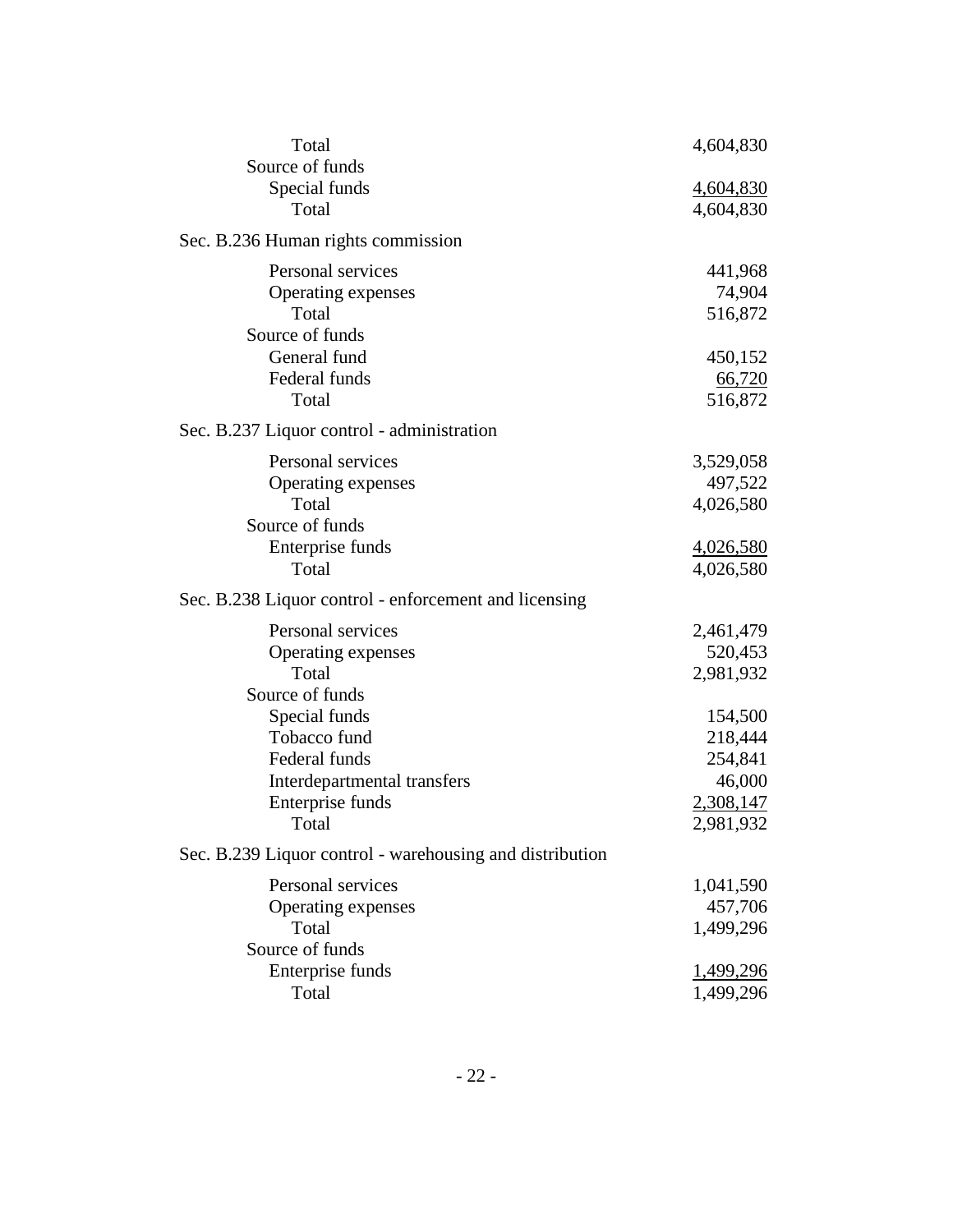| | |
|---|---|
| Total | 4,604,830 |
| Source of funds | |
| Special funds | 4,604,830 |
| Total | 4,604,830 |

Sec. B.236 Human rights commission

| | |
|---|---|
| Personal services | 441,968 |
| Operating expenses | 74,904 |
| Total | 516,872 |
| Source of funds | |
| General fund | 450,152 |
| Federal funds | 66,720 |
| Total | 516,872 |

Sec. B.237 Liquor control - administration

| | |
|---|---|
| Personal services | 3,529,058 |
| Operating expenses | 497,522 |
| Total | 4,026,580 |
| Source of funds | |
| Enterprise funds | 4,026,580 |
| Total | 4,026,580 |

Sec. B.238 Liquor control - enforcement and licensing

| | |
|---|---|
| Personal services | 2,461,479 |
| Operating expenses | 520,453 |
| Total | 2,981,932 |
| Source of funds | |
| Special funds | 154,500 |
| Tobacco fund | 218,444 |
| Federal funds | 254,841 |
| Interdepartmental transfers | 46,000 |
| Enterprise funds | 2,308,147 |
| Total | 2,981,932 |

Sec. B.239 Liquor control - warehousing and distribution

| | |
|---|---|
| Personal services | 1,041,590 |
| Operating expenses | 457,706 |
| Total | 1,499,296 |
| Source of funds | |
| Enterprise funds | 1,499,296 |
| Total | 1,499,296 |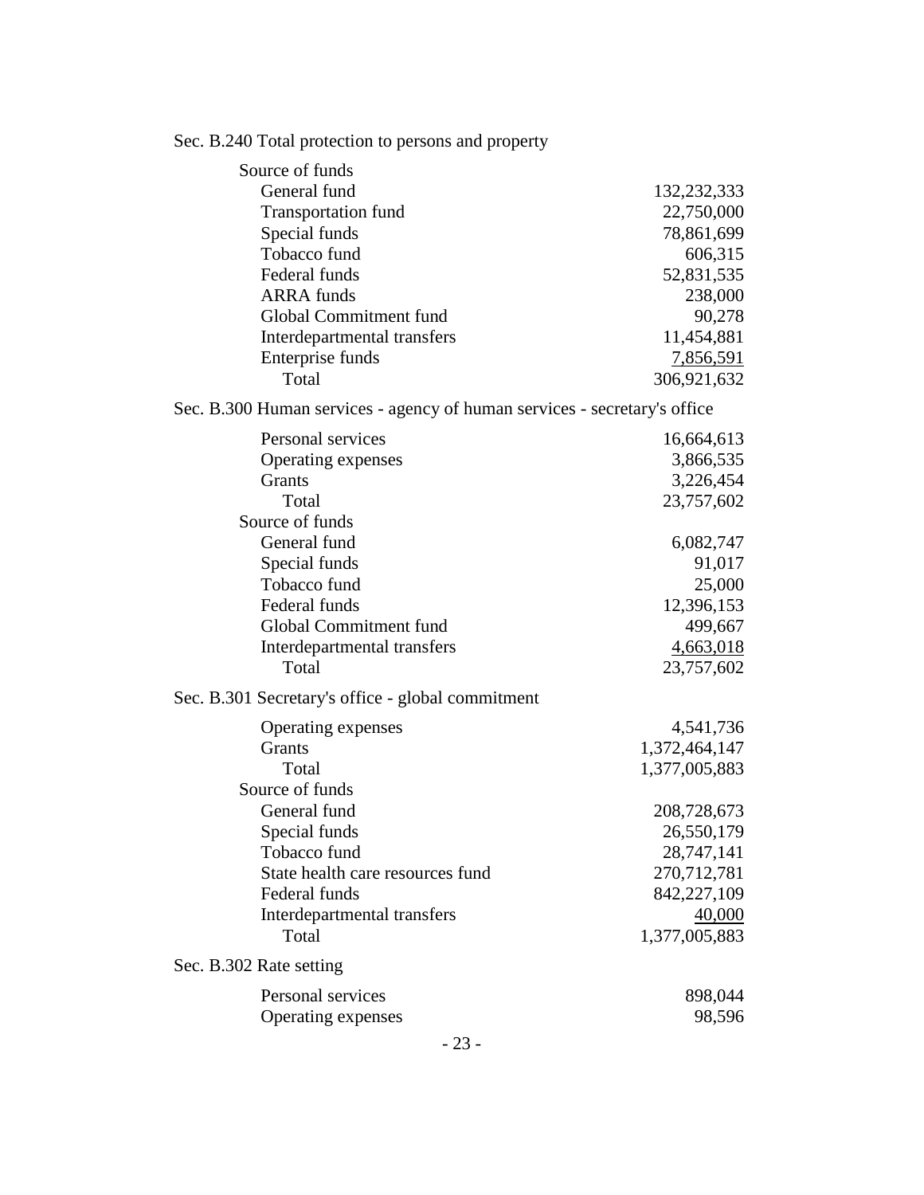Sec. B.240 Total protection to persons and property

| | |
|---|---:|
| Source of funds | |
| General fund | 132,232,333 |
| Transportation fund | 22,750,000 |
| Special funds | 78,861,699 |
| Tobacco fund | 606,315 |
| Federal funds | 52,831,535 |
| ARRA funds | 238,000 |
| Global Commitment fund | 90,278 |
| Interdepartmental transfers | 11,454,881 |
| Enterprise funds | 7,856,591 |
| Total | 306,921,632 |

Sec. B.300 Human services - agency of human services - secretary's office

| | |
|---|---:|
| Personal services | 16,664,613 |
| Operating expenses | 3,866,535 |
| Grants | 3,226,454 |
| Total | 23,757,602 |
| Source of funds | |
| General fund | 6,082,747 |
| Special funds | 91,017 |
| Tobacco fund | 25,000 |
| Federal funds | 12,396,153 |
| Global Commitment fund | 499,667 |
| Interdepartmental transfers | 4,663,018 |
| Total | 23,757,602 |

Sec. B.301 Secretary's office - global commitment

| | |
|---|---:|
| Operating expenses | 4,541,736 |
| Grants | 1,372,464,147 |
| Total | 1,377,005,883 |
| Source of funds | |
| General fund | 208,728,673 |
| Special funds | 26,550,179 |
| Tobacco fund | 28,747,141 |
| State health care resources fund | 270,712,781 |
| Federal funds | 842,227,109 |
| Interdepartmental transfers | 40,000 |
| Total | 1,377,005,883 |

Sec. B.302 Rate setting

| | |
|---|---:|
| Personal services | 898,044 |
| Operating expenses | 98,596 |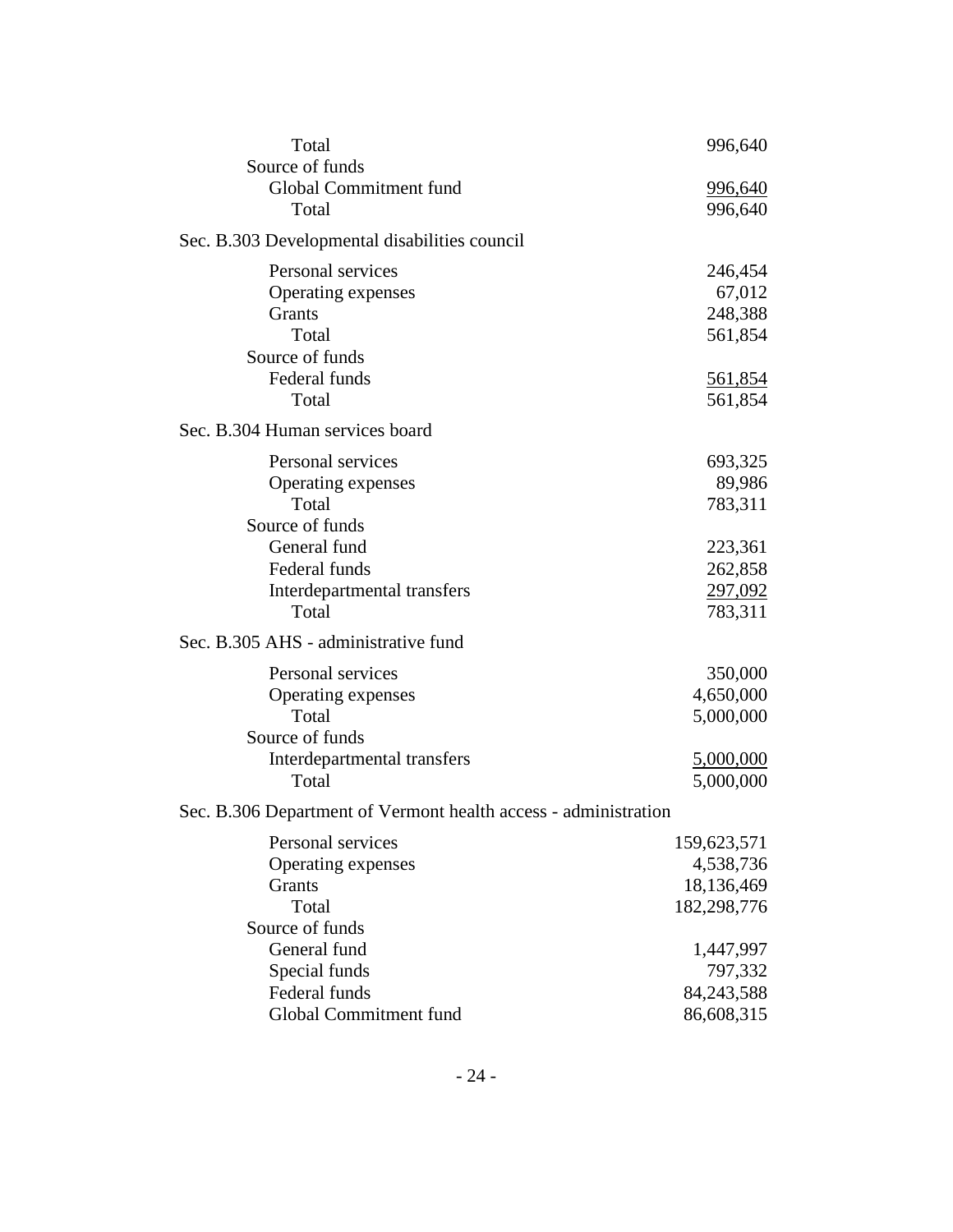| | |
|---|---|
| Total | 996,640 |
| Source of funds | |
| Global Commitment fund | 996,640 |
| Total | 996,640 |

Sec. B.303 Developmental disabilities council

| | |
|---|---|
| Personal services | 246,454 |
| Operating expenses | 67,012 |
| Grants | 248,388 |
| Total | 561,854 |
| Source of funds | |
| Federal funds | 561,854 |
| Total | 561,854 |

Sec. B.304 Human services board

| | |
|---|---|
| Personal services | 693,325 |
| Operating expenses | 89,986 |
| Total | 783,311 |
| Source of funds | |
| General fund | 223,361 |
| Federal funds | 262,858 |
| Interdepartmental transfers | 297,092 |
| Total | 783,311 |

Sec. B.305 AHS - administrative fund

| | |
|---|---|
| Personal services | 350,000 |
| Operating expenses | 4,650,000 |
| Total | 5,000,000 |
| Source of funds | |
| Interdepartmental transfers | 5,000,000 |
| Total | 5,000,000 |

Sec. B.306 Department of Vermont health access - administration

| | |
|---|---|
| Personal services | 159,623,571 |
| Operating expenses | 4,538,736 |
| Grants | 18,136,469 |
| Total | 182,298,776 |
| Source of funds | |
| General fund | 1,447,997 |
| Special funds | 797,332 |
| Federal funds | 84,243,588 |
| Global Commitment fund | 86,608,315 |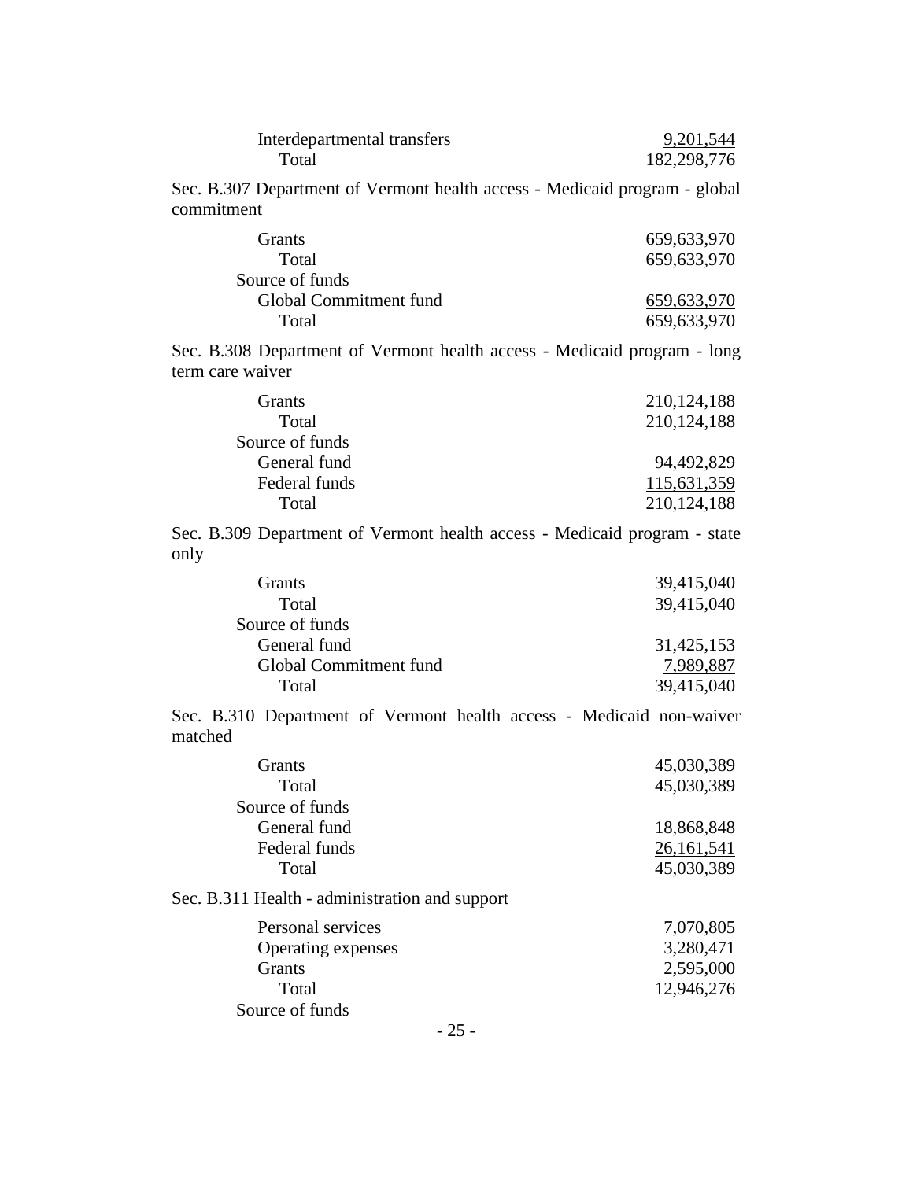| | |
|---|---|
| Interdepartmental transfers | 9,201,544 |
| Total | 182,298,776 |

Sec. B.307 Department of Vermont health access - Medicaid program - global commitment

| | |
|---|---|
| Grants | 659,633,970 |
| Total | 659,633,970 |
| Source of funds | |
| Global Commitment fund | 659,633,970 |
| Total | 659,633,970 |

Sec. B.308 Department of Vermont health access - Medicaid program - long term care waiver

| | |
|---|---|
| Grants | 210,124,188 |
| Total | 210,124,188 |
| Source of funds | |
| General fund | 94,492,829 |
| Federal funds | 115,631,359 |
| Total | 210,124,188 |

Sec. B.309 Department of Vermont health access - Medicaid program - state only

| | |
|---|---|
| Grants | 39,415,040 |
| Total | 39,415,040 |
| Source of funds | |
| General fund | 31,425,153 |
| Global Commitment fund | 7,989,887 |
| Total | 39,415,040 |

Sec. B.310 Department of Vermont health access - Medicaid non-waiver matched

| | |
|---|---|
| Grants | 45,030,389 |
| Total | 45,030,389 |
| Source of funds | |
| General fund | 18,868,848 |
| Federal funds | 26,161,541 |
| Total | 45,030,389 |

Sec. B.311 Health - administration and support

| | |
|---|---|
| Personal services | 7,070,805 |
| Operating expenses | 3,280,471 |
| Grants | 2,595,000 |
| Total | 12,946,276 |
| Source of funds | |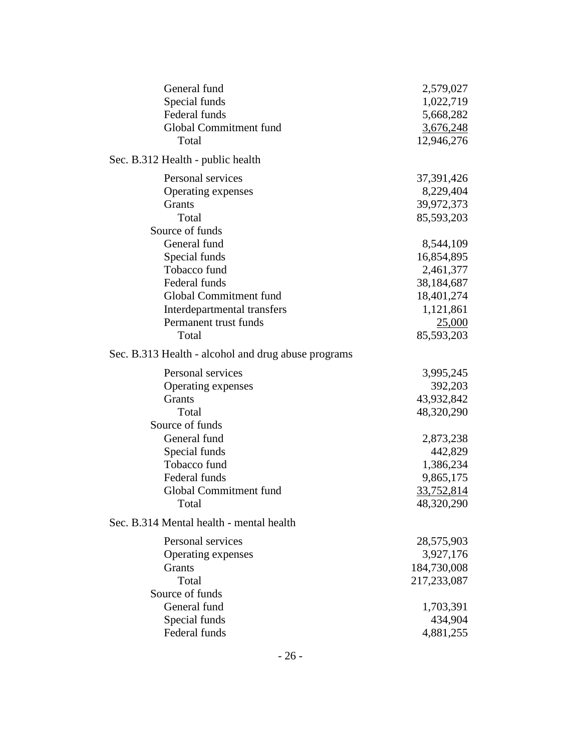| | |
|---|---|
| General fund | 2,579,027 |
| Special funds | 1,022,719 |
| Federal funds | 5,668,282 |
| Global Commitment fund | 3,676,248 |
| Total | 12,946,276 |

Sec. B.312 Health - public health

| | |
|---|---|
| Personal services | 37,391,426 |
| Operating expenses | 8,229,404 |
| Grants | 39,972,373 |
| Total | 85,593,203 |
| Source of funds | |
| General fund | 8,544,109 |
| Special funds | 16,854,895 |
| Tobacco fund | 2,461,377 |
| Federal funds | 38,184,687 |
| Global Commitment fund | 18,401,274 |
| Interdepartmental transfers | 1,121,861 |
| Permanent trust funds | 25,000 |
| Total | 85,593,203 |

Sec. B.313 Health - alcohol and drug abuse programs

| | |
|---|---|
| Personal services | 3,995,245 |
| Operating expenses | 392,203 |
| Grants | 43,932,842 |
| Total | 48,320,290 |
| Source of funds | |
| General fund | 2,873,238 |
| Special funds | 442,829 |
| Tobacco fund | 1,386,234 |
| Federal funds | 9,865,175 |
| Global Commitment fund | 33,752,814 |
| Total | 48,320,290 |

Sec. B.314 Mental health - mental health

| | |
|---|---|
| Personal services | 28,575,903 |
| Operating expenses | 3,927,176 |
| Grants | 184,730,008 |
| Total | 217,233,087 |
| Source of funds | |
| General fund | 1,703,391 |
| Special funds | 434,904 |
| Federal funds | 4,881,255 |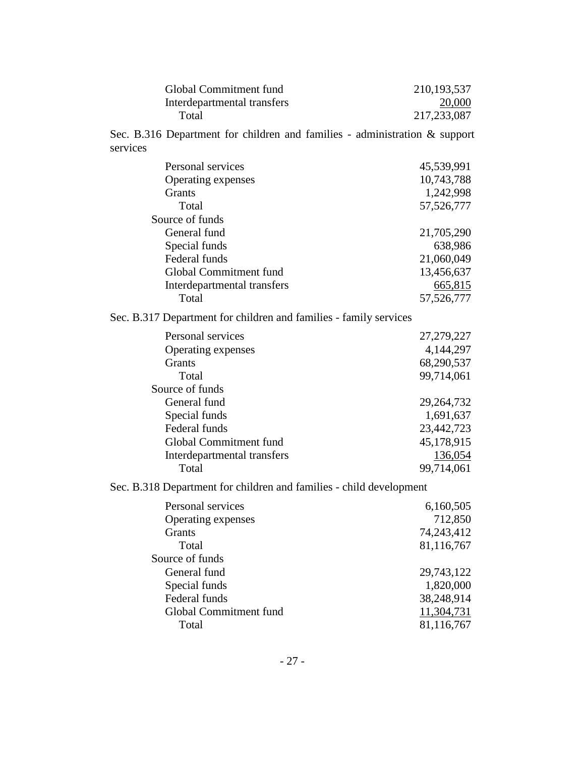| | |
|---|---|
| Global Commitment fund | 210,193,537 |
| Interdepartmental transfers | 20,000 |
| Total | 217,233,087 |

Sec. B.316 Department for children and families - administration & support services

| | |
|---|---|
| Personal services | 45,539,991 |
| Operating expenses | 10,743,788 |
| Grants | 1,242,998 |
| Total | 57,526,777 |
| Source of funds | |
| General fund | 21,705,290 |
| Special funds | 638,986 |
| Federal funds | 21,060,049 |
| Global Commitment fund | 13,456,637 |
| Interdepartmental transfers | 665,815 |
| Total | 57,526,777 |

Sec. B.317 Department for children and families - family services

| | |
|---|---|
| Personal services | 27,279,227 |
| Operating expenses | 4,144,297 |
| Grants | 68,290,537 |
| Total | 99,714,061 |
| Source of funds | |
| General fund | 29,264,732 |
| Special funds | 1,691,637 |
| Federal funds | 23,442,723 |
| Global Commitment fund | 45,178,915 |
| Interdepartmental transfers | 136,054 |
| Total | 99,714,061 |

Sec. B.318 Department for children and families - child development

| | |
|---|---|
| Personal services | 6,160,505 |
| Operating expenses | 712,850 |
| Grants | 74,243,412 |
| Total | 81,116,767 |
| Source of funds | |
| General fund | 29,743,122 |
| Special funds | 1,820,000 |
| Federal funds | 38,248,914 |
| Global Commitment fund | 11,304,731 |
| Total | 81,116,767 |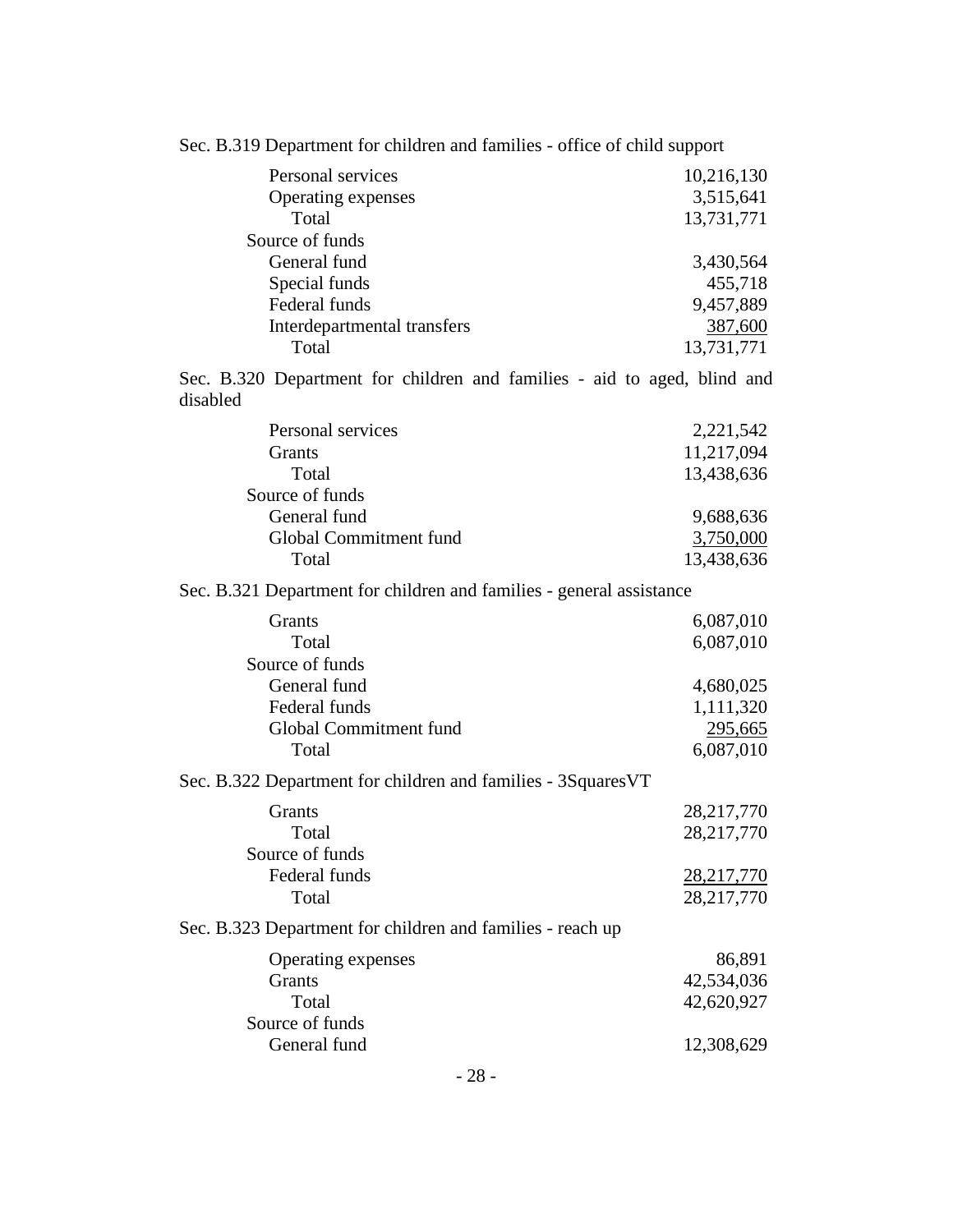Sec. B.319 Department for children and families - office of child support

| | |
|---|---:|
| Personal services | 10,216,130 |
| Operating expenses | 3,515,641 |
| Total | 13,731,771 |
| Source of funds | |
| General fund | 3,430,564 |
| Special funds | 455,718 |
| Federal funds | 9,457,889 |
| Interdepartmental transfers | 387,600 |
| Total | 13,731,771 |

Sec. B.320 Department for children and families - aid to aged, blind and disabled

| | |
|---|---:|
| Personal services | 2,221,542 |
| Grants | 11,217,094 |
| Total | 13,438,636 |
| Source of funds | |
| General fund | 9,688,636 |
| Global Commitment fund | 3,750,000 |
| Total | 13,438,636 |

Sec. B.321 Department for children and families - general assistance

| | |
|---|---:|
| Grants | 6,087,010 |
| Total | 6,087,010 |
| Source of funds | |
| General fund | 4,680,025 |
| Federal funds | 1,111,320 |
| Global Commitment fund | 295,665 |
| Total | 6,087,010 |

Sec. B.322 Department for children and families - 3SquaresVT

| | |
|---|---:|
| Grants | 28,217,770 |
| Total | 28,217,770 |
| Source of funds | |
| Federal funds | 28,217,770 |
| Total | 28,217,770 |

Sec. B.323 Department for children and families - reach up

| | |
|---|---:|
| Operating expenses | 86,891 |
| Grants | 42,534,036 |
| Total | 42,620,927 |
| Source of funds | |
| General fund | 12,308,629 |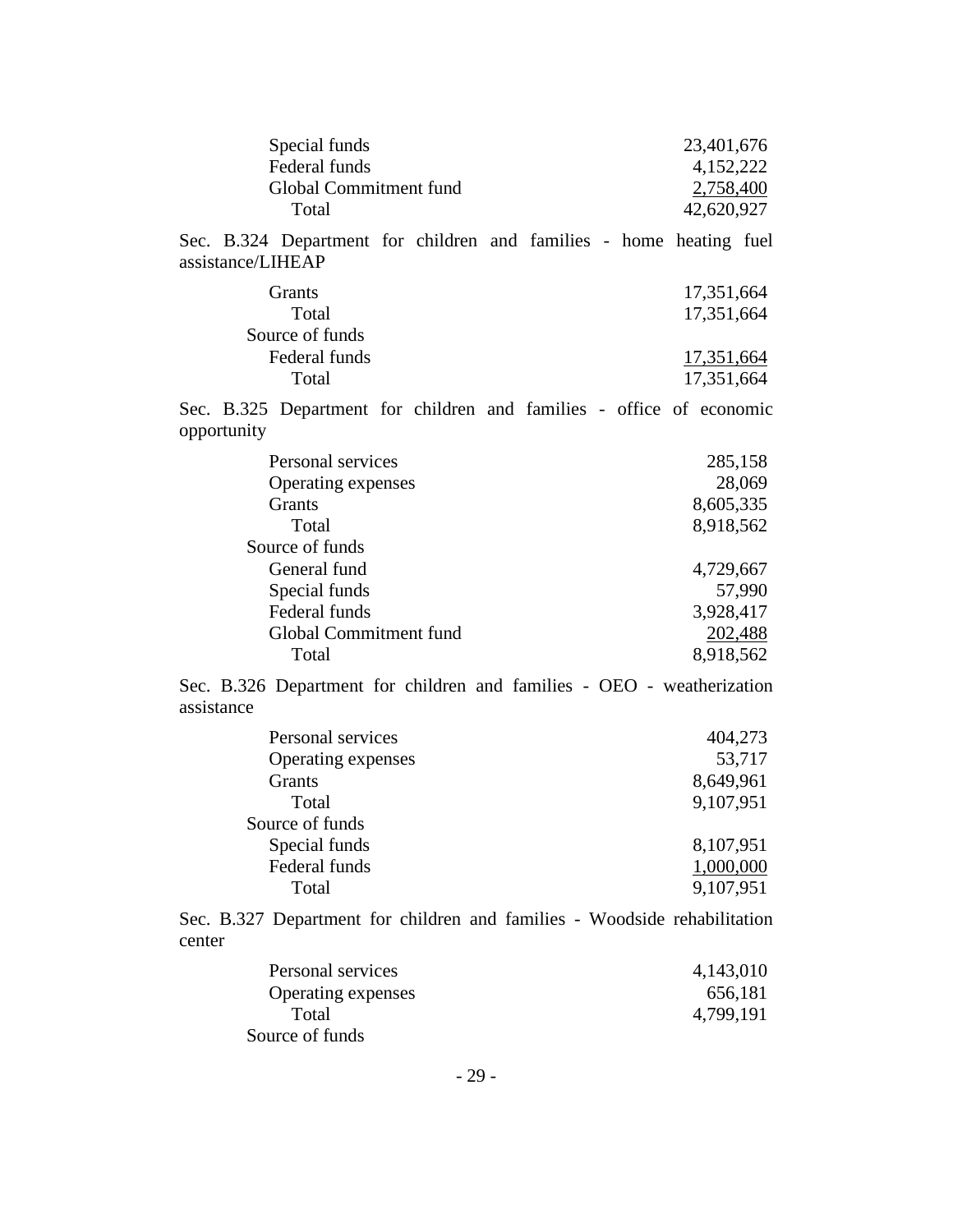| | |
|---|---|
| Special funds | 23,401,676 |
| Federal funds | 4,152,222 |
| Global Commitment fund | 2,758,400 |
| Total | 42,620,927 |

Sec. B.324 Department for children and families - home heating fuel assistance/LIHEAP

| | |
|---|---|
| Grants | 17,351,664 |
| Total | 17,351,664 |
| Source of funds | |
| Federal funds | 17,351,664 |
| Total | 17,351,664 |

Sec. B.325 Department for children and families - office of economic opportunity

| | |
|---|---|
| Personal services | 285,158 |
| Operating expenses | 28,069 |
| Grants | 8,605,335 |
| Total | 8,918,562 |
| Source of funds | |
| General fund | 4,729,667 |
| Special funds | 57,990 |
| Federal funds | 3,928,417 |
| Global Commitment fund | 202,488 |
| Total | 8,918,562 |

Sec. B.326 Department for children and families - OEO - weatherization assistance

| | |
|---|---|
| Personal services | 404,273 |
| Operating expenses | 53,717 |
| Grants | 8,649,961 |
| Total | 9,107,951 |
| Source of funds | |
| Special funds | 8,107,951 |
| Federal funds | 1,000,000 |
| Total | 9,107,951 |

Sec. B.327 Department for children and families - Woodside rehabilitation center

| | |
|---|---|
| Personal services | 4,143,010 |
| Operating expenses | 656,181 |
| Total | 4,799,191 |
| Source of funds | |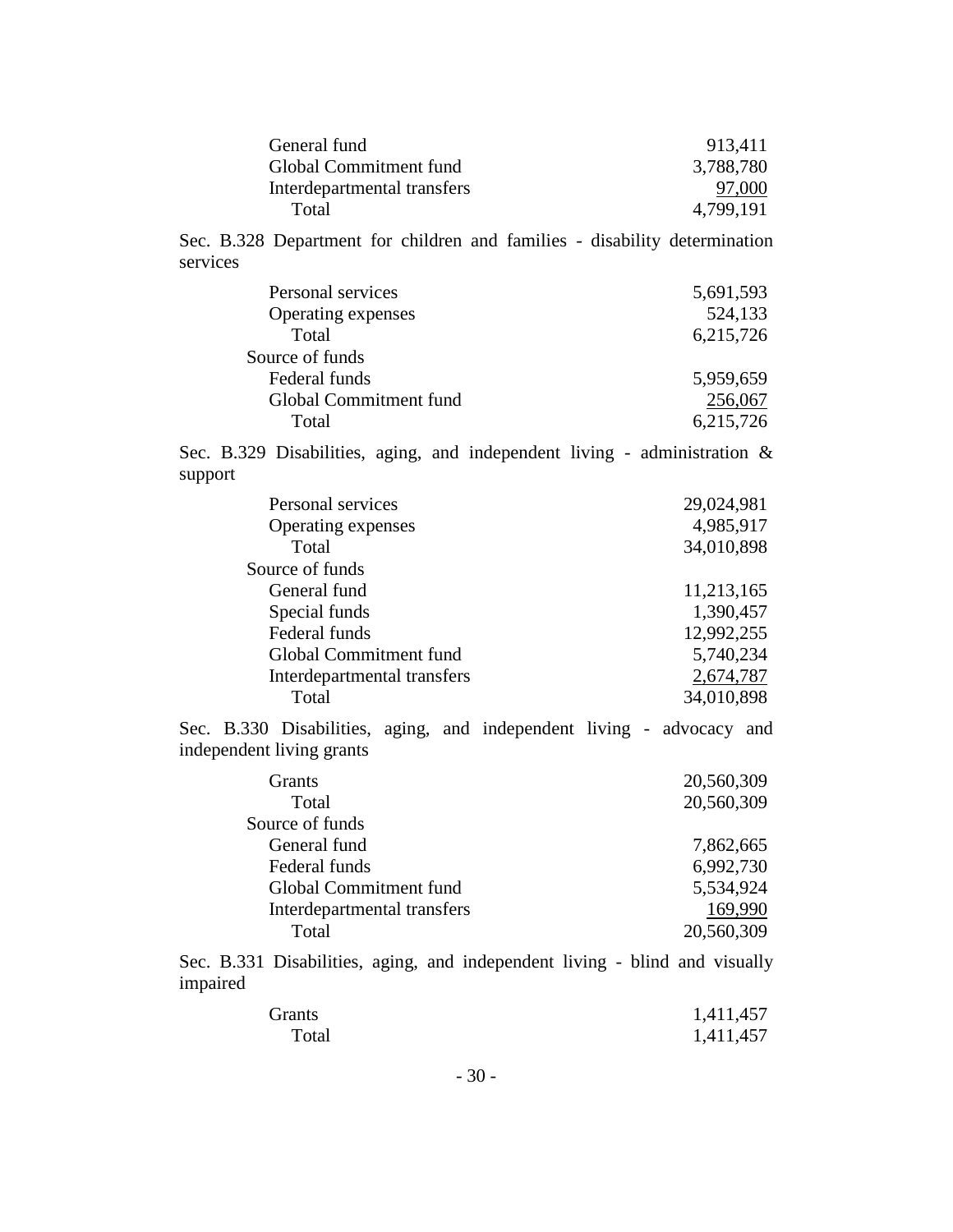| | |
|---|---|
| General fund | 913,411 |
| Global Commitment fund | 3,788,780 |
| Interdepartmental transfers | 97,000 |
| Total | 4,799,191 |

Sec. B.328 Department for children and families - disability determination services

| | |
|---|---|
| Personal services | 5,691,593 |
| Operating expenses | 524,133 |
| Total | 6,215,726 |
| Source of funds | |
| Federal funds | 5,959,659 |
| Global Commitment fund | 256,067 |
| Total | 6,215,726 |

Sec. B.329 Disabilities, aging, and independent living - administration & support

| | |
|---|---|
| Personal services | 29,024,981 |
| Operating expenses | 4,985,917 |
| Total | 34,010,898 |
| Source of funds | |
| General fund | 11,213,165 |
| Special funds | 1,390,457 |
| Federal funds | 12,992,255 |
| Global Commitment fund | 5,740,234 |
| Interdepartmental transfers | 2,674,787 |
| Total | 34,010,898 |

Sec. B.330 Disabilities, aging, and independent living - advocacy and independent living grants

| | |
|---|---|
| Grants | 20,560,309 |
| Total | 20,560,309 |
| Source of funds | |
| General fund | 7,862,665 |
| Federal funds | 6,992,730 |
| Global Commitment fund | 5,534,924 |
| Interdepartmental transfers | 169,990 |
| Total | 20,560,309 |

Sec. B.331 Disabilities, aging, and independent living - blind and visually impaired

| | |
|---|---|
| Grants | 1,411,457 |
| Total | 1,411,457 |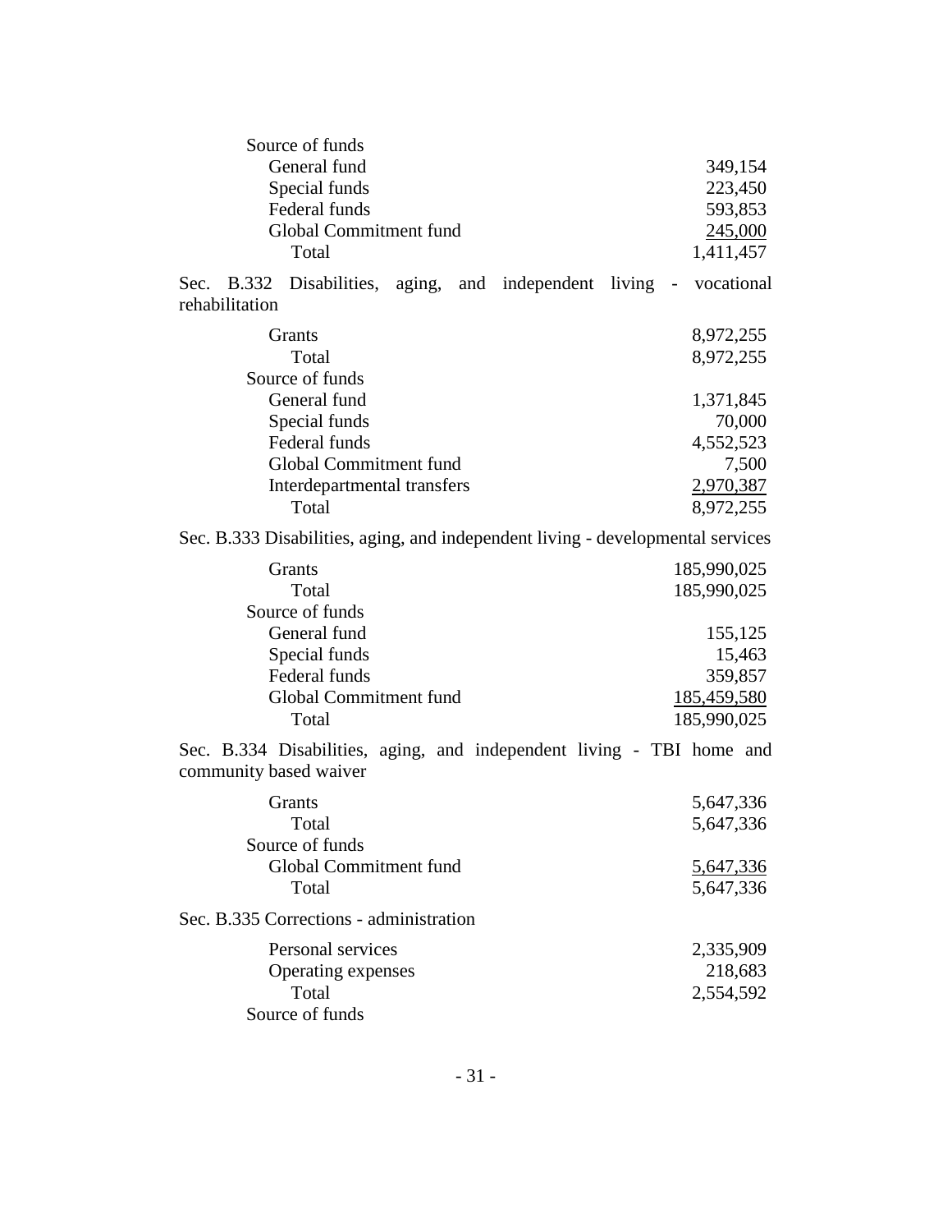| | |
|---|---:|
| Source of funds | |
| General fund | 349,154 |
| Special funds | 223,450 |
| Federal funds | 593,853 |
| Global Commitment fund | 245,000 |
| Total | 1,411,457 |

Sec. B.332 Disabilities, aging, and independent living - vocational rehabilitation

| | |
|---|---:|
| Grants | 8,972,255 |
| Total | 8,972,255 |
| Source of funds | |
| General fund | 1,371,845 |
| Special funds | 70,000 |
| Federal funds | 4,552,523 |
| Global Commitment fund | 7,500 |
| Interdepartmental transfers | 2,970,387 |
| Total | 8,972,255 |

Sec. B.333 Disabilities, aging, and independent living - developmental services

| | |
|---|---:|
| Grants | 185,990,025 |
| Total | 185,990,025 |
| Source of funds | |
| General fund | 155,125 |
| Special funds | 15,463 |
| Federal funds | 359,857 |
| Global Commitment fund | 185,459,580 |
| Total | 185,990,025 |

Sec. B.334 Disabilities, aging, and independent living - TBI home and community based waiver

| | |
|---|---:|
| Grants | 5,647,336 |
| Total | 5,647,336 |
| Source of funds | |
| Global Commitment fund | 5,647,336 |
| Total | 5,647,336 |

Sec. B.335 Corrections - administration

| | |
|---|---:|
| Personal services | 2,335,909 |
| Operating expenses | 218,683 |
| Total | 2,554,592 |
| Source of funds | |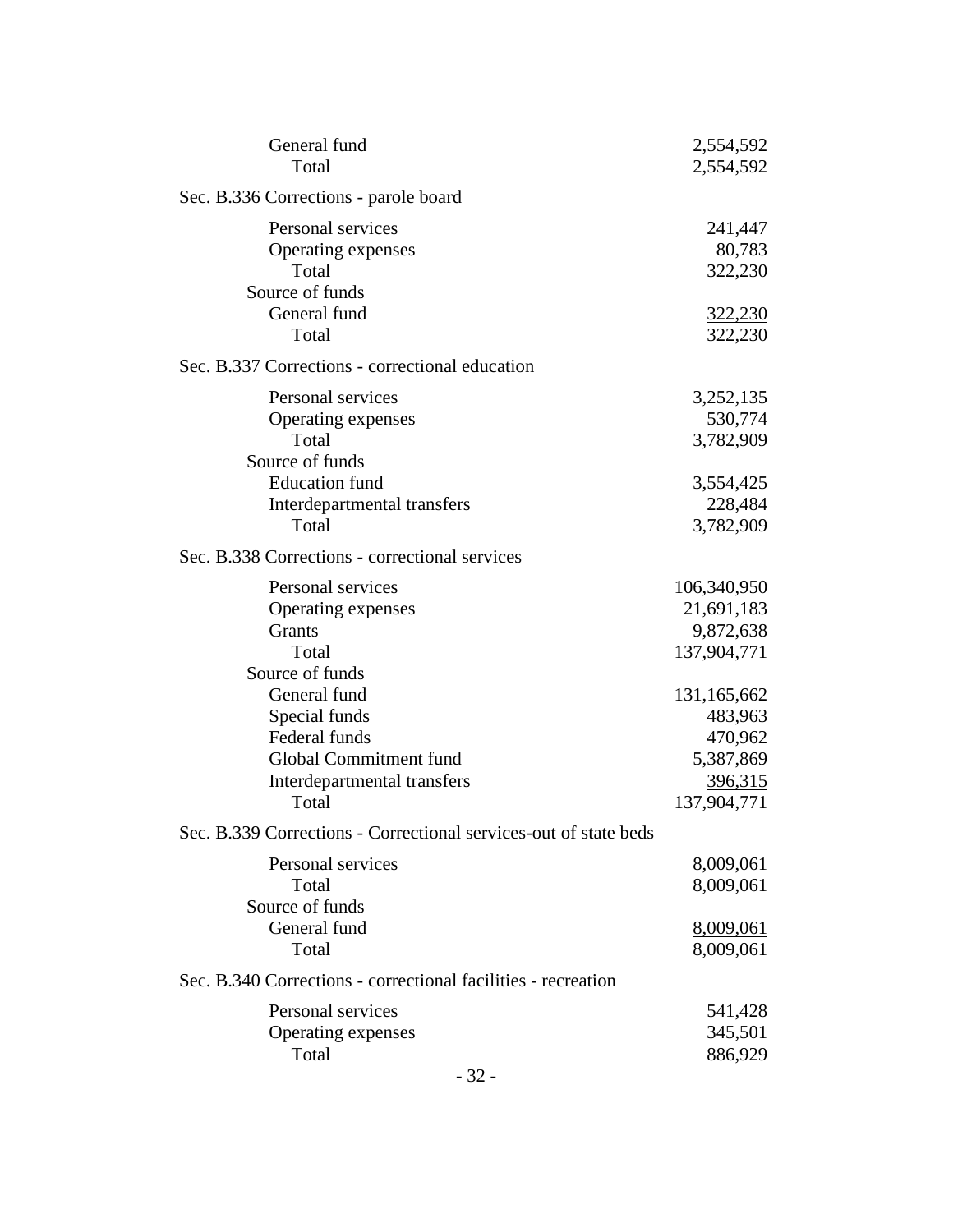| | |
|---|---|
| General fund | 2,554,592 |
| Total | 2,554,592 |

Sec. B.336 Corrections - parole board

| | |
|---|---|
| Personal services | 241,447 |
| Operating expenses | 80,783 |
| Total | 322,230 |
| Source of funds | |
| General fund | 322,230 |
| Total | 322,230 |

Sec. B.337 Corrections - correctional education

| | |
|---|---|
| Personal services | 3,252,135 |
| Operating expenses | 530,774 |
| Total | 3,782,909 |
| Source of funds | |
| Education fund | 3,554,425 |
| Interdepartmental transfers | 228,484 |
| Total | 3,782,909 |

Sec. B.338 Corrections - correctional services

| | |
|---|---|
| Personal services | 106,340,950 |
| Operating expenses | 21,691,183 |
| Grants | 9,872,638 |
| Total | 137,904,771 |
| Source of funds | |
| General fund | 131,165,662 |
| Special funds | 483,963 |
| Federal funds | 470,962 |
| Global Commitment fund | 5,387,869 |
| Interdepartmental transfers | 396,315 |
| Total | 137,904,771 |

Sec. B.339 Corrections - Correctional services-out of state beds

| | |
|---|---|
| Personal services | 8,009,061 |
| Total | 8,009,061 |
| Source of funds | |
| General fund | 8,009,061 |
| Total | 8,009,061 |

Sec. B.340 Corrections - correctional facilities - recreation

| | |
|---|---|
| Personal services | 541,428 |
| Operating expenses | 345,501 |
| Total | 886,929 |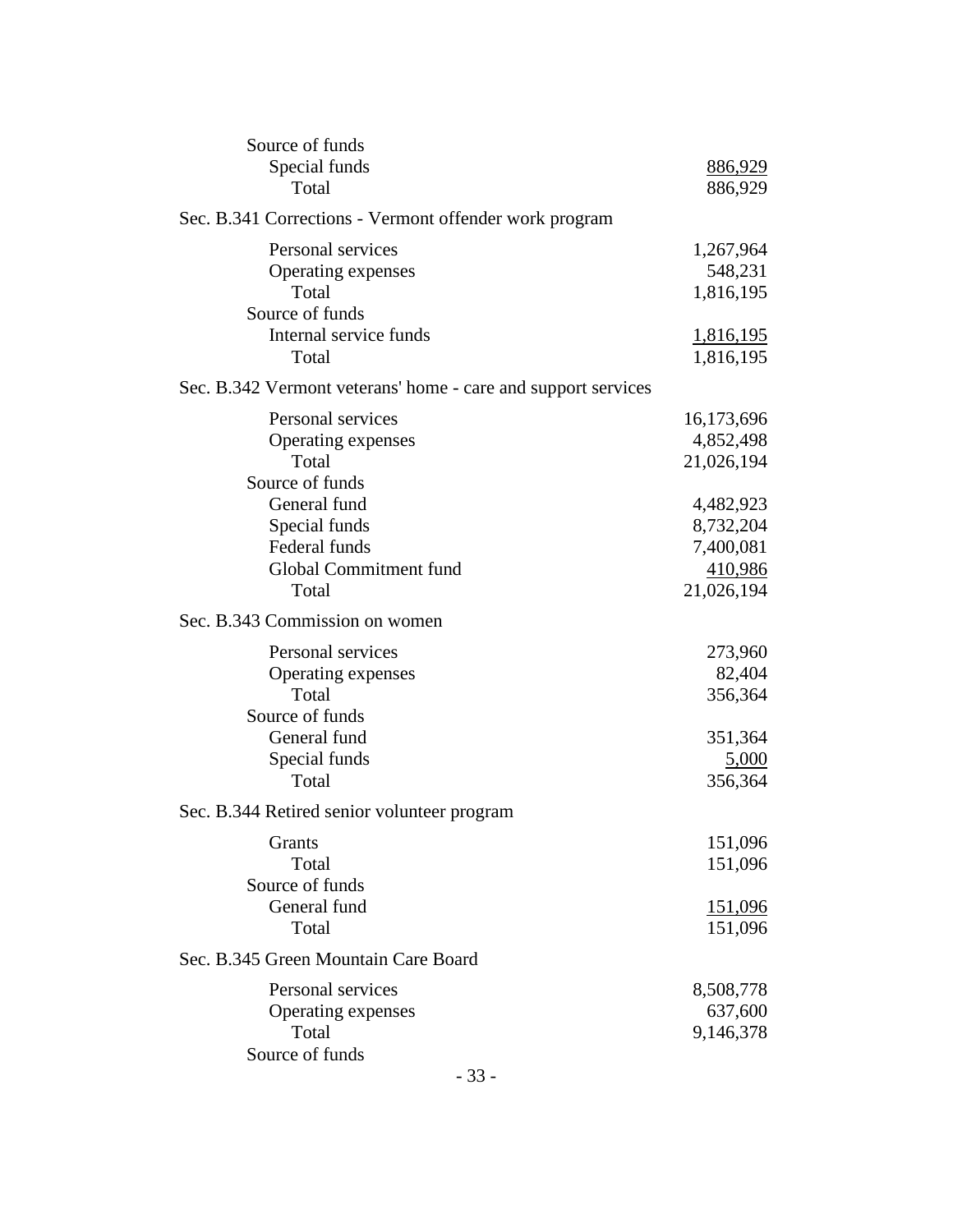| | |
|---|---|
| Source of funds | |
| Special funds | 886,929 |
| Total | 886,929 |

Sec. B.341 Corrections - Vermont offender work program

| | |
|---|---|
| Personal services | 1,267,964 |
| Operating expenses | 548,231 |
| Total | 1,816,195 |
| Source of funds | |
| Internal service funds | 1,816,195 |
| Total | 1,816,195 |

Sec. B.342 Vermont veterans' home - care and support services

| | |
|---|---|
| Personal services | 16,173,696 |
| Operating expenses | 4,852,498 |
| Total | 21,026,194 |
| Source of funds | |
| General fund | 4,482,923 |
| Special funds | 8,732,204 |
| Federal funds | 7,400,081 |
| Global Commitment fund | 410,986 |
| Total | 21,026,194 |

Sec. B.343 Commission on women

| | |
|---|---|
| Personal services | 273,960 |
| Operating expenses | 82,404 |
| Total | 356,364 |
| Source of funds | |
| General fund | 351,364 |
| Special funds | 5,000 |
| Total | 356,364 |

Sec. B.344 Retired senior volunteer program

| | |
|---|---|
| Grants | 151,096 |
| Total | 151,096 |
| Source of funds | |
| General fund | 151,096 |
| Total | 151,096 |

Sec. B.345 Green Mountain Care Board

| | |
|---|---|
| Personal services | 8,508,778 |
| Operating expenses | 637,600 |
| Total | 9,146,378 |
| Source of funds | |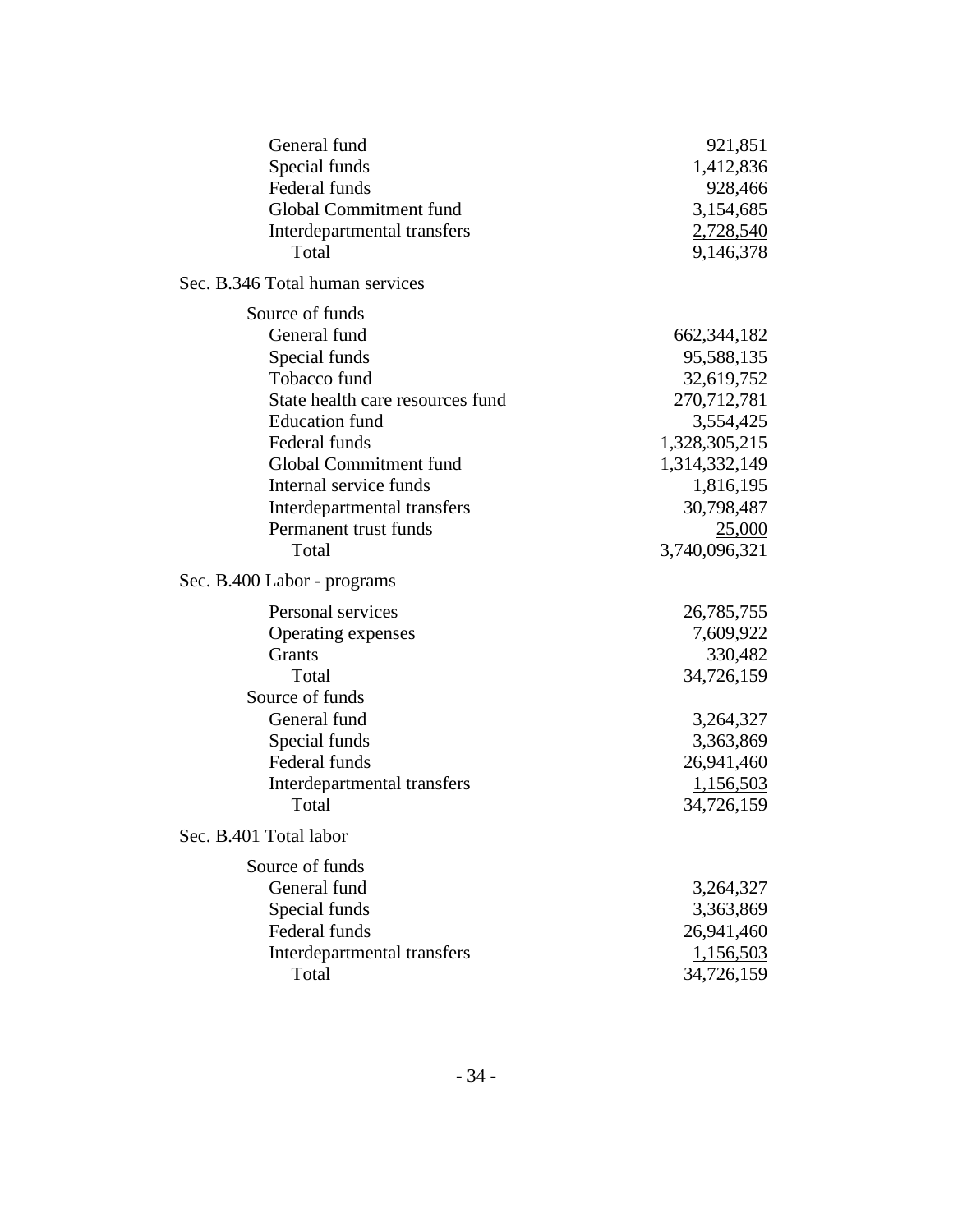| | |
|---|---|
| General fund | 921,851 |
| Special funds | 1,412,836 |
| Federal funds | 928,466 |
| Global Commitment fund | 3,154,685 |
| Interdepartmental transfers | 2,728,540 |
| Total | 9,146,378 |

Sec. B.346 Total human services

| Source of funds | |
|---|---|
| General fund | 662,344,182 |
| Special funds | 95,588,135 |
| Tobacco fund | 32,619,752 |
| State health care resources fund | 270,712,781 |
| Education fund | 3,554,425 |
| Federal funds | 1,328,305,215 |
| Global Commitment fund | 1,314,332,149 |
| Internal service funds | 1,816,195 |
| Interdepartmental transfers | 30,798,487 |
| Permanent trust funds | 25,000 |
| Total | 3,740,096,321 |

Sec. B.400 Labor - programs

| | |
|---|---|
| Personal services | 26,785,755 |
| Operating expenses | 7,609,922 |
| Grants | 330,482 |
| Total | 34,726,159 |
| Source of funds | |
| General fund | 3,264,327 |
| Special funds | 3,363,869 |
| Federal funds | 26,941,460 |
| Interdepartmental transfers | 1,156,503 |
| Total | 34,726,159 |

Sec. B.401 Total labor

| Source of funds | |
|---|---|
| General fund | 3,264,327 |
| Special funds | 3,363,869 |
| Federal funds | 26,941,460 |
| Interdepartmental transfers | 1,156,503 |
| Total | 34,726,159 |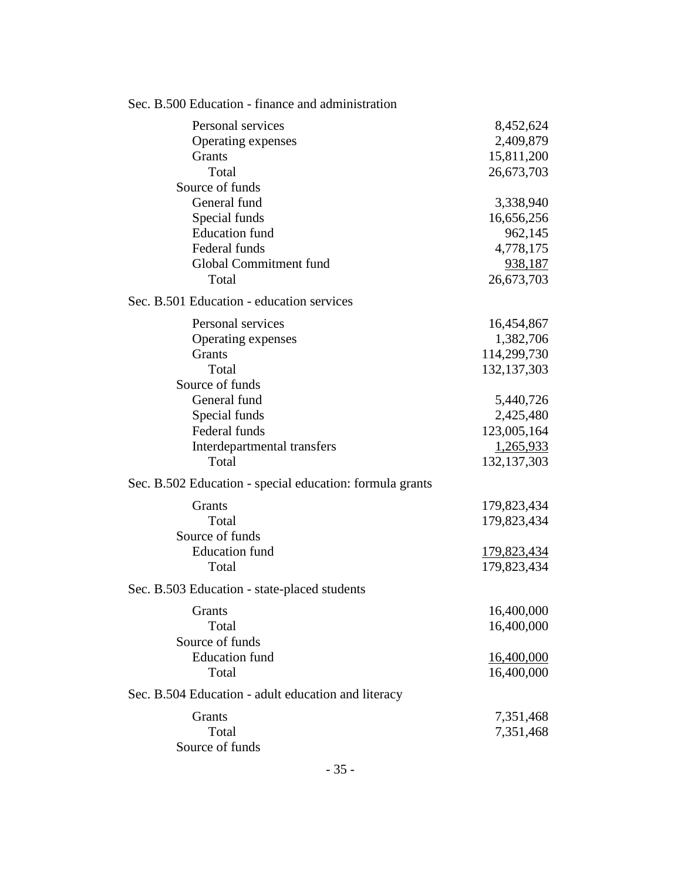Sec. B.500 Education - finance and administration

| | |
|---|---:|
| Personal services | 8,452,624 |
| Operating expenses | 2,409,879 |
| Grants | 15,811,200 |
| Total | 26,673,703 |
| Source of funds | |
| General fund | 3,338,940 |
| Special funds | 16,656,256 |
| Education fund | 962,145 |
| Federal funds | 4,778,175 |
| Global Commitment fund | 938,187 |
| Total | 26,673,703 |

Sec. B.501 Education - education services

| | |
|---|---:|
| Personal services | 16,454,867 |
| Operating expenses | 1,382,706 |
| Grants | 114,299,730 |
| Total | 132,137,303 |
| Source of funds | |
| General fund | 5,440,726 |
| Special funds | 2,425,480 |
| Federal funds | 123,005,164 |
| Interdepartmental transfers | 1,265,933 |
| Total | 132,137,303 |

Sec. B.502 Education - special education: formula grants

| | |
|---|---:|
| Grants | 179,823,434 |
| Total | 179,823,434 |
| Source of funds | |
| Education fund | 179,823,434 |
| Total | 179,823,434 |

Sec. B.503 Education - state-placed students

| | |
|---|---:|
| Grants | 16,400,000 |
| Total | 16,400,000 |
| Source of funds | |
| Education fund | 16,400,000 |
| Total | 16,400,000 |

Sec. B.504 Education - adult education and literacy

| | |
|---|---:|
| Grants | 7,351,468 |
| Total | 7,351,468 |
| Source of funds | |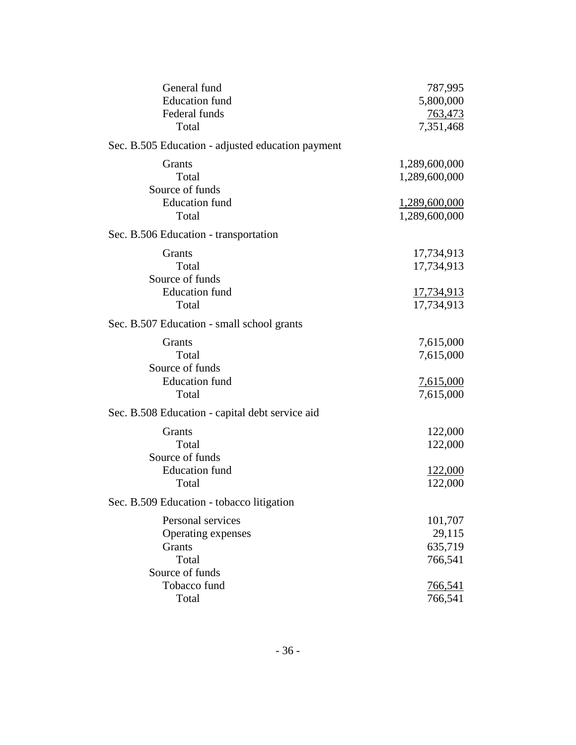| | |
|---|---|
| General fund | 787,995 |
| Education fund | 5,800,000 |
| Federal funds | 763,473 |
| Total | 7,351,468 |

Sec. B.505 Education - adjusted education payment

| | |
|---|---|
| Grants | 1,289,600,000 |
| Total | 1,289,600,000 |
| Source of funds | |
| Education fund | 1,289,600,000 |
| Total | 1,289,600,000 |

Sec. B.506 Education - transportation

| | |
|---|---|
| Grants | 17,734,913 |
| Total | 17,734,913 |
| Source of funds | |
| Education fund | 17,734,913 |
| Total | 17,734,913 |

Sec. B.507 Education - small school grants

| | |
|---|---|
| Grants | 7,615,000 |
| Total | 7,615,000 |
| Source of funds | |
| Education fund | 7,615,000 |
| Total | 7,615,000 |

Sec. B.508 Education - capital debt service aid

| | |
|---|---|
| Grants | 122,000 |
| Total | 122,000 |
| Source of funds | |
| Education fund | 122,000 |
| Total | 122,000 |

Sec. B.509 Education - tobacco litigation

| | |
|---|---|
| Personal services | 101,707 |
| Operating expenses | 29,115 |
| Grants | 635,719 |
| Total | 766,541 |
| Source of funds | |
| Tobacco fund | 766,541 |
| Total | 766,541 |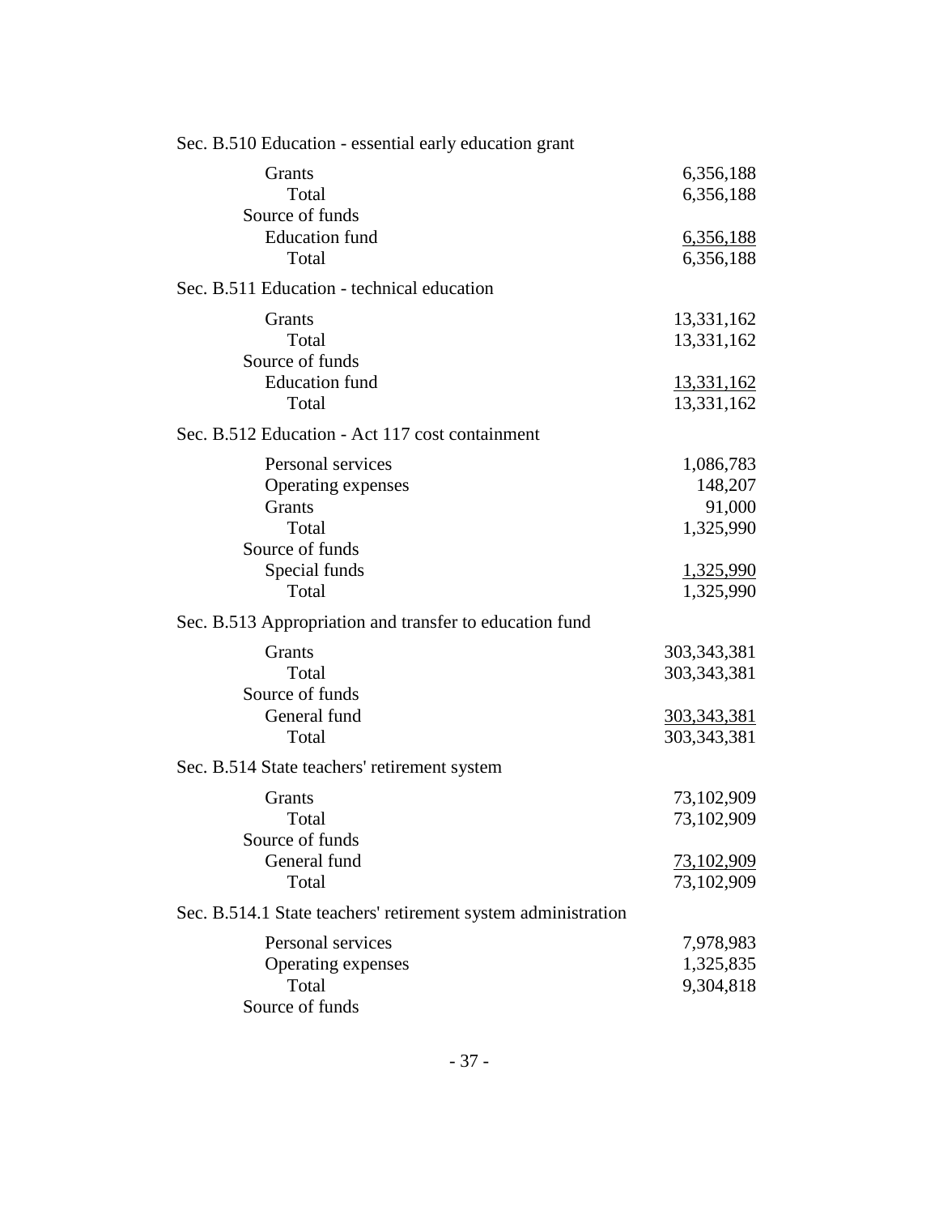Sec. B.510 Education - essential early education grant

| | |
|---|---|
| Grants | 6,356,188 |
| Total | 6,356,188 |
| Source of funds | |
| Education fund | 6,356,188 |
| Total | 6,356,188 |

Sec. B.511 Education - technical education

| | |
|---|---|
| Grants | 13,331,162 |
| Total | 13,331,162 |
| Source of funds | |
| Education fund | 13,331,162 |
| Total | 13,331,162 |

Sec. B.512 Education - Act 117 cost containment

| | |
|---|---|
| Personal services | 1,086,783 |
| Operating expenses | 148,207 |
| Grants | 91,000 |
| Total | 1,325,990 |
| Source of funds | |
| Special funds | 1,325,990 |
| Total | 1,325,990 |

Sec. B.513 Appropriation and transfer to education fund

| | |
|---|---|
| Grants | 303,343,381 |
| Total | 303,343,381 |
| Source of funds | |
| General fund | 303,343,381 |
| Total | 303,343,381 |

Sec. B.514 State teachers' retirement system

| | |
|---|---|
| Grants | 73,102,909 |
| Total | 73,102,909 |
| Source of funds | |
| General fund | 73,102,909 |
| Total | 73,102,909 |

Sec. B.514.1 State teachers' retirement system administration

| | |
|---|---|
| Personal services | 7,978,983 |
| Operating expenses | 1,325,835 |
| Total | 9,304,818 |
| Source of funds | |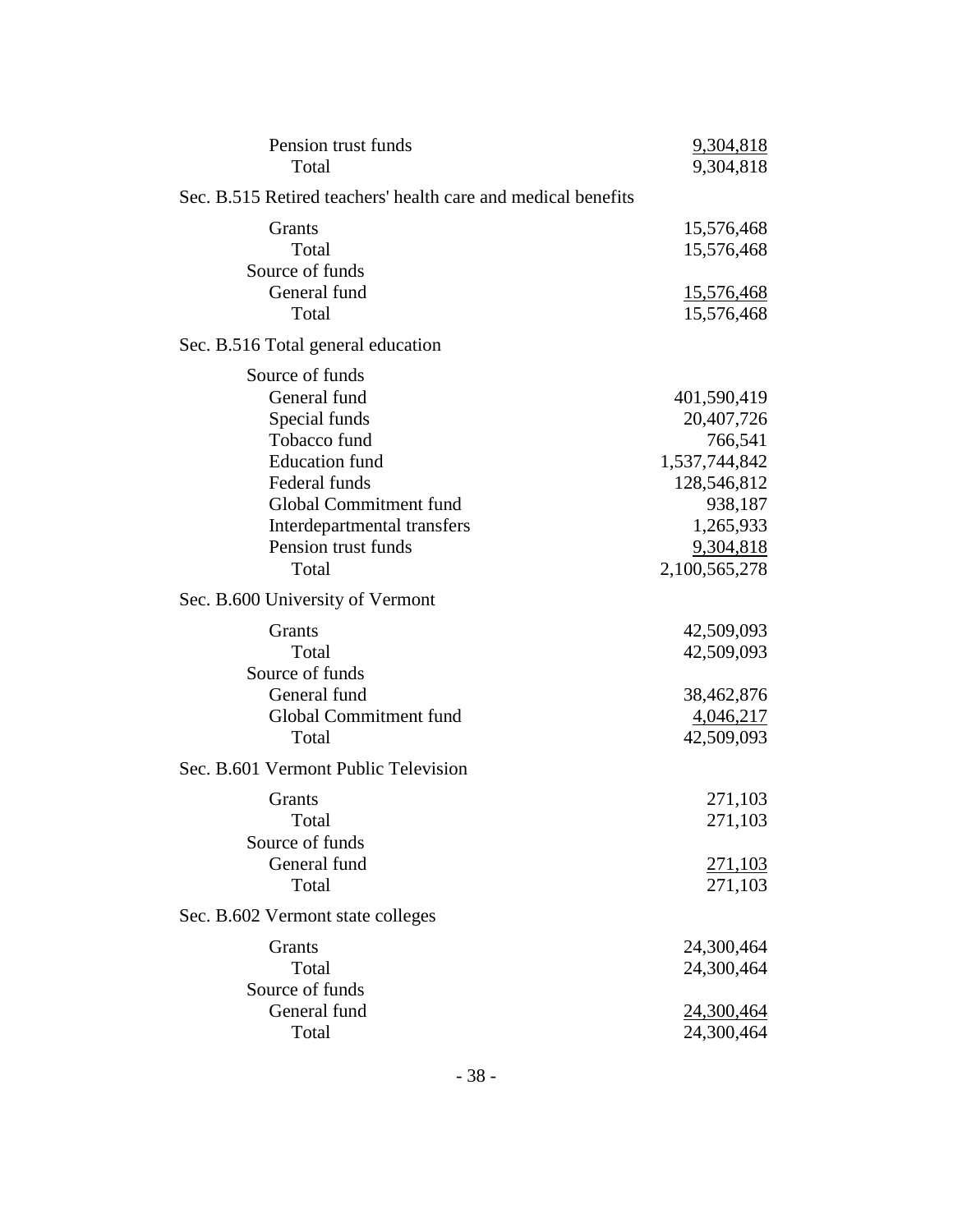| | |
|---|---|
| Pension trust funds | 9,304,818 |
| Total | 9,304,818 |

Sec. B.515 Retired teachers' health care and medical benefits

| | |
|---|---|
| Grants | 15,576,468 |
| Total | 15,576,468 |
| Source of funds | |
| General fund | 15,576,468 |
| Total | 15,576,468 |

Sec. B.516 Total general education

| | |
|---|---|
| Source of funds | |
| General fund | 401,590,419 |
| Special funds | 20,407,726 |
| Tobacco fund | 766,541 |
| Education fund | 1,537,744,842 |
| Federal funds | 128,546,812 |
| Global Commitment fund | 938,187 |
| Interdepartmental transfers | 1,265,933 |
| Pension trust funds | 9,304,818 |
| Total | 2,100,565,278 |

Sec. B.600 University of Vermont

| | |
|---|---|
| Grants | 42,509,093 |
| Total | 42,509,093 |
| Source of funds | |
| General fund | 38,462,876 |
| Global Commitment fund | 4,046,217 |
| Total | 42,509,093 |

Sec. B.601 Vermont Public Television

| | |
|---|---|
| Grants | 271,103 |
| Total | 271,103 |
| Source of funds | |
| General fund | 271,103 |
| Total | 271,103 |

Sec. B.602 Vermont state colleges

| | |
|---|---|
| Grants | 24,300,464 |
| Total | 24,300,464 |
| Source of funds | |
| General fund | 24,300,464 |
| Total | 24,300,464 |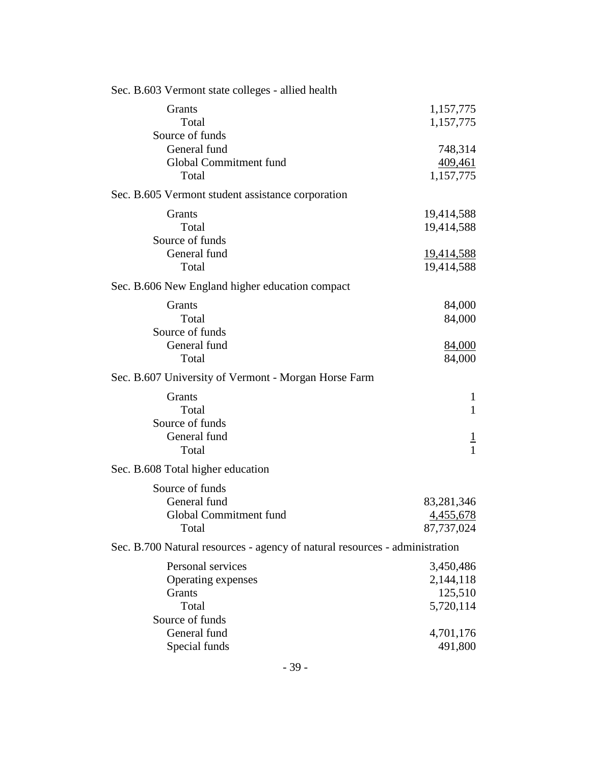Sec. B.603 Vermont state colleges - allied health

| | |
|---|---|
| Grants | 1,157,775 |
| Total | 1,157,775 |
| Source of funds | |
| General fund | 748,314 |
| Global Commitment fund | 409,461 |
| Total | 1,157,775 |

Sec. B.605 Vermont student assistance corporation

| | |
|---|---|
| Grants | 19,414,588 |
| Total | 19,414,588 |
| Source of funds | |
| General fund | 19,414,588 |
| Total | 19,414,588 |

Sec. B.606 New England higher education compact

| | |
|---|---|
| Grants | 84,000 |
| Total | 84,000 |
| Source of funds | |
| General fund | 84,000 |
| Total | 84,000 |

Sec. B.607 University of Vermont - Morgan Horse Farm

| | |
|---|---|
| Grants | 1 |
| Total | 1 |
| Source of funds | |
| General fund | 1 |
| Total | 1 |

Sec. B.608 Total higher education

| | |
|---|---|
| Source of funds | |
| General fund | 83,281,346 |
| Global Commitment fund | 4,455,678 |
| Total | 87,737,024 |

Sec. B.700 Natural resources - agency of natural resources - administration

| | |
|---|---|
| Personal services | 3,450,486 |
| Operating expenses | 2,144,118 |
| Grants | 125,510 |
| Total | 5,720,114 |
| Source of funds | |
| General fund | 4,701,176 |
| Special funds | 491,800 |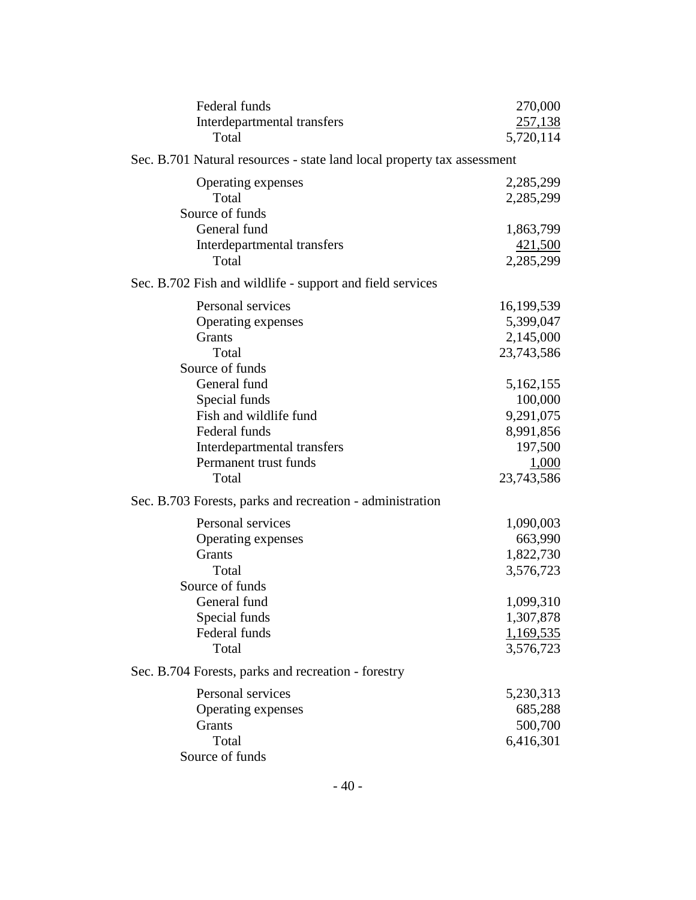| | |
|---|---|
| Federal funds | 270,000 |
| Interdepartmental transfers | 257,138 |
| Total | 5,720,114 |

Sec. B.701 Natural resources - state land local property tax assessment

| | |
|---|---|
| Operating expenses | 2,285,299 |
| Total | 2,285,299 |
| Source of funds | |
| General fund | 1,863,799 |
| Interdepartmental transfers | 421,500 |
| Total | 2,285,299 |

Sec. B.702 Fish and wildlife - support and field services

| | |
|---|---|
| Personal services | 16,199,539 |
| Operating expenses | 5,399,047 |
| Grants | 2,145,000 |
| Total | 23,743,586 |
| Source of funds | |
| General fund | 5,162,155 |
| Special funds | 100,000 |
| Fish and wildlife fund | 9,291,075 |
| Federal funds | 8,991,856 |
| Interdepartmental transfers | 197,500 |
| Permanent trust funds | 1,000 |
| Total | 23,743,586 |

Sec. B.703 Forests, parks and recreation - administration

| | |
|---|---|
| Personal services | 1,090,003 |
| Operating expenses | 663,990 |
| Grants | 1,822,730 |
| Total | 3,576,723 |
| Source of funds | |
| General fund | 1,099,310 |
| Special funds | 1,307,878 |
| Federal funds | 1,169,535 |
| Total | 3,576,723 |

Sec. B.704 Forests, parks and recreation - forestry

| | |
|---|---|
| Personal services | 5,230,313 |
| Operating expenses | 685,288 |
| Grants | 500,700 |
| Total | 6,416,301 |
| Source of funds | |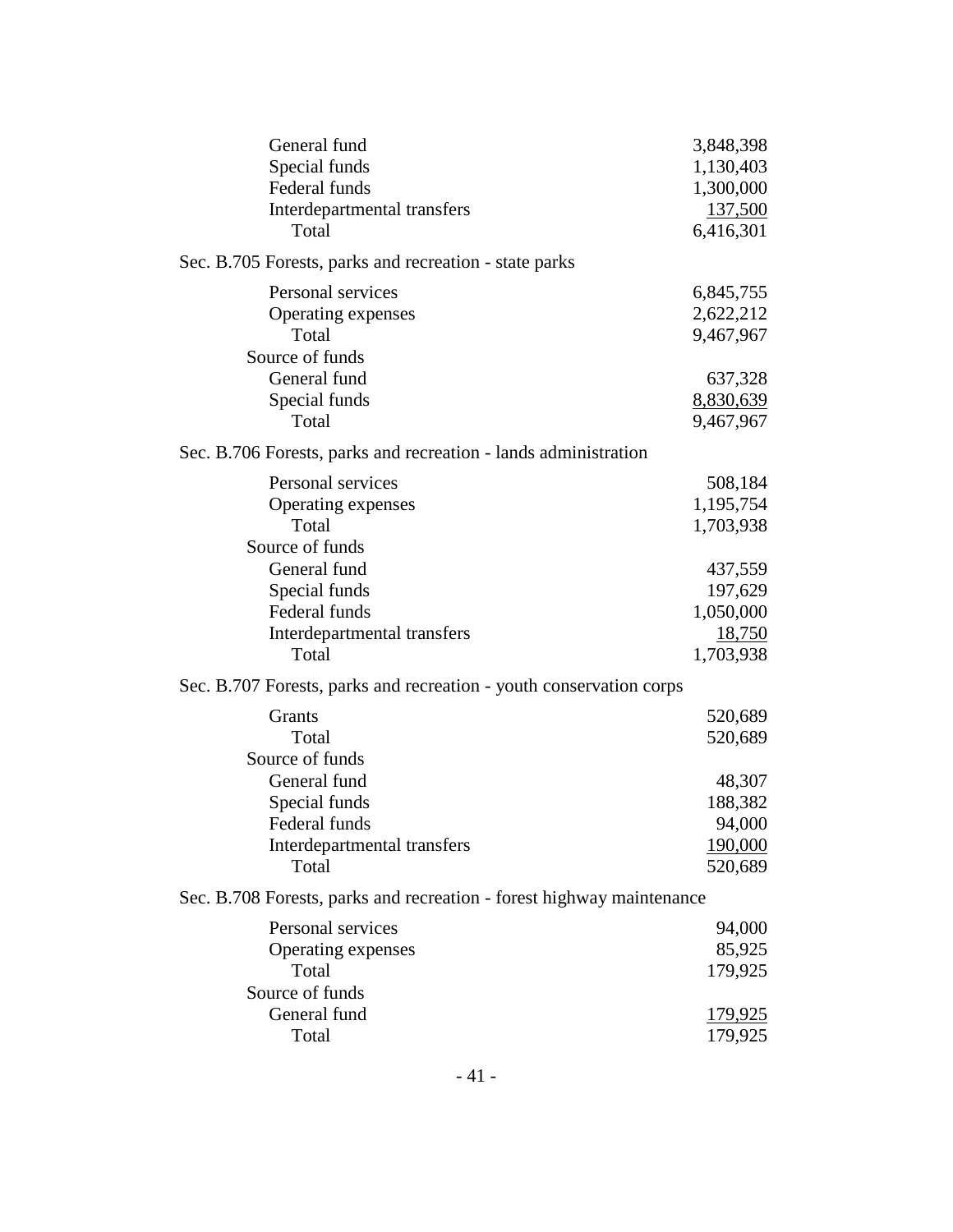| | |
|---|---|
| General fund | 3,848,398 |
| Special funds | 1,130,403 |
| Federal funds | 1,300,000 |
| Interdepartmental transfers | 137,500 |
| Total | 6,416,301 |

Sec. B.705 Forests, parks and recreation - state parks

| | |
|---|---|
| Personal services | 6,845,755 |
| Operating expenses | 2,622,212 |
| Total | 9,467,967 |
| Source of funds | |
| General fund | 637,328 |
| Special funds | 8,830,639 |
| Total | 9,467,967 |

Sec. B.706 Forests, parks and recreation - lands administration

| | |
|---|---|
| Personal services | 508,184 |
| Operating expenses | 1,195,754 |
| Total | 1,703,938 |
| Source of funds | |
| General fund | 437,559 |
| Special funds | 197,629 |
| Federal funds | 1,050,000 |
| Interdepartmental transfers | 18,750 |
| Total | 1,703,938 |

Sec. B.707 Forests, parks and recreation - youth conservation corps

| | |
|---|---|
| Grants | 520,689 |
| Total | 520,689 |
| Source of funds | |
| General fund | 48,307 |
| Special funds | 188,382 |
| Federal funds | 94,000 |
| Interdepartmental transfers | 190,000 |
| Total | 520,689 |

Sec. B.708 Forests, parks and recreation - forest highway maintenance

| | |
|---|---|
| Personal services | 94,000 |
| Operating expenses | 85,925 |
| Total | 179,925 |
| Source of funds | |
| General fund | 179,925 |
| Total | 179,925 |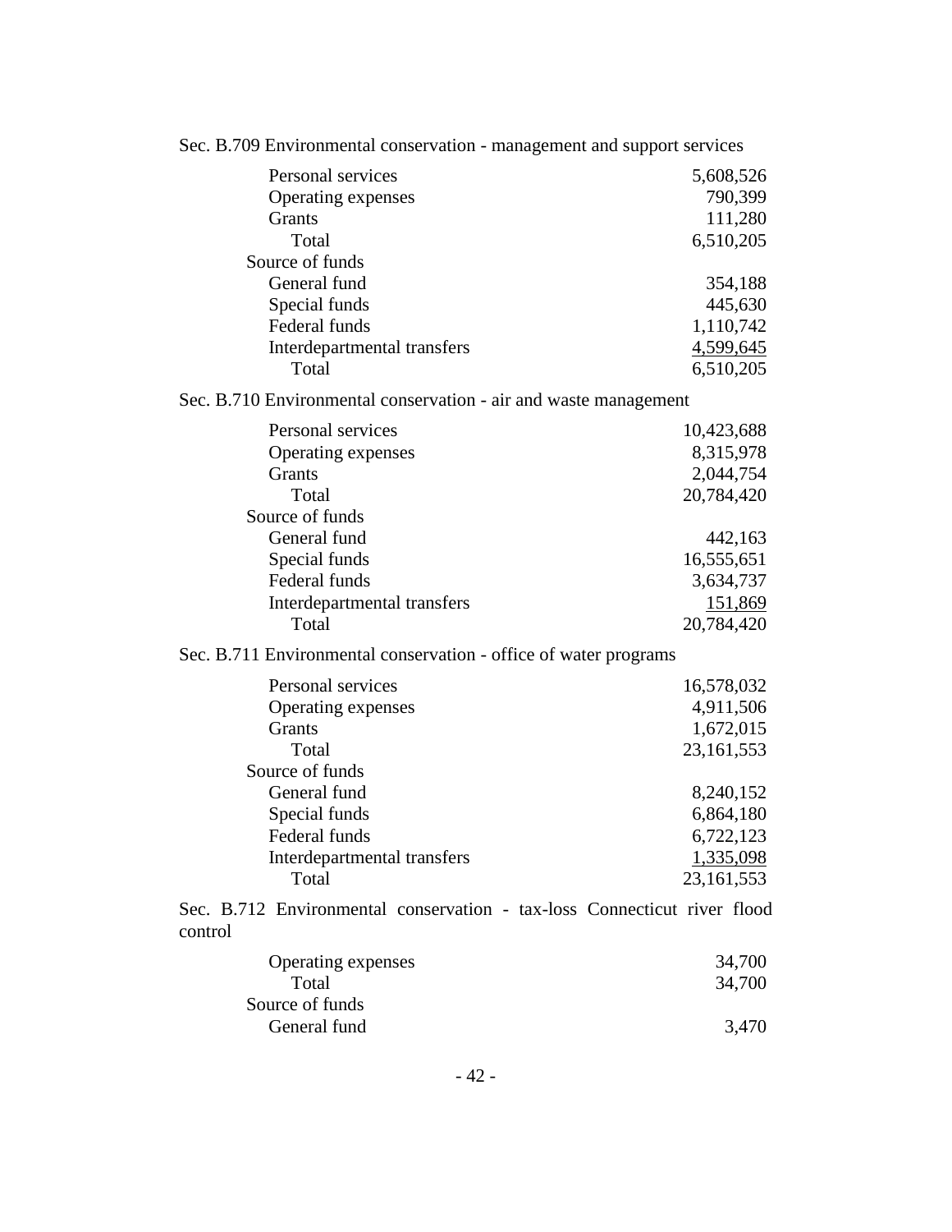Sec. B.709 Environmental conservation - management and support services

| | |
|---|---:|
| Personal services | 5,608,526 |
| Operating expenses | 790,399 |
| Grants | 111,280 |
| Total | 6,510,205 |
| Source of funds | |
| General fund | 354,188 |
| Special funds | 445,630 |
| Federal funds | 1,110,742 |
| Interdepartmental transfers | 4,599,645 |
| Total | 6,510,205 |

Sec. B.710 Environmental conservation - air and waste management

| | |
|---|---:|
| Personal services | 10,423,688 |
| Operating expenses | 8,315,978 |
| Grants | 2,044,754 |
| Total | 20,784,420 |
| Source of funds | |
| General fund | 442,163 |
| Special funds | 16,555,651 |
| Federal funds | 3,634,737 |
| Interdepartmental transfers | 151,869 |
| Total | 20,784,420 |

Sec. B.711 Environmental conservation - office of water programs

| | |
|---|---:|
| Personal services | 16,578,032 |
| Operating expenses | 4,911,506 |
| Grants | 1,672,015 |
| Total | 23,161,553 |
| Source of funds | |
| General fund | 8,240,152 |
| Special funds | 6,864,180 |
| Federal funds | 6,722,123 |
| Interdepartmental transfers | 1,335,098 |
| Total | 23,161,553 |

Sec. B.712 Environmental conservation - tax-loss Connecticut river flood control

| | |
|---|---:|
| Operating expenses | 34,700 |
| Total | 34,700 |
| Source of funds | |
| General fund | 3,470 |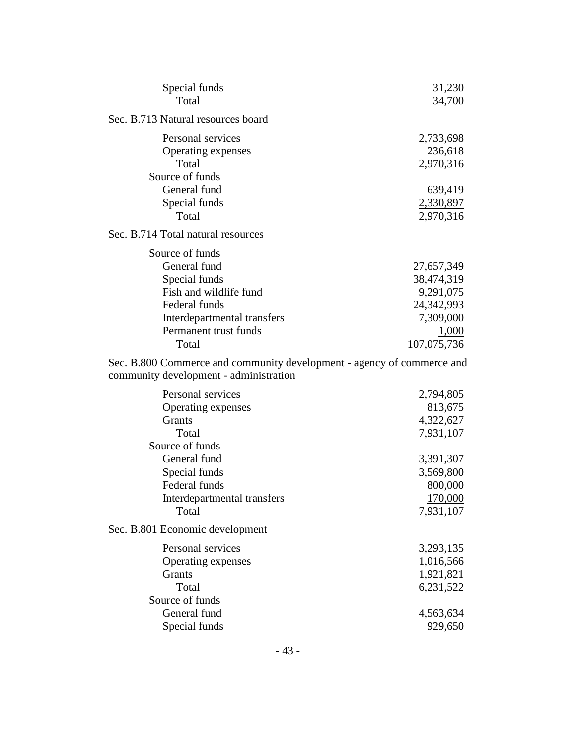| | |
|---|---|
| Special funds | 31,230 |
| Total | 34,700 |

Sec. B.713 Natural resources board

| | |
|---|---|
| Personal services | 2,733,698 |
| Operating expenses | 236,618 |
| Total | 2,970,316 |
| Source of funds | |
| General fund | 639,419 |
| Special funds | 2,330,897 |
| Total | 2,970,316 |

Sec. B.714 Total natural resources

| | |
|---|---|
| Source of funds | |
| General fund | 27,657,349 |
| Special funds | 38,474,319 |
| Fish and wildlife fund | 9,291,075 |
| Federal funds | 24,342,993 |
| Interdepartmental transfers | 7,309,000 |
| Permanent trust funds | 1,000 |
| Total | 107,075,736 |

Sec. B.800 Commerce and community development - agency of commerce and community development - administration

| | |
|---|---|
| Personal services | 2,794,805 |
| Operating expenses | 813,675 |
| Grants | 4,322,627 |
| Total | 7,931,107 |
| Source of funds | |
| General fund | 3,391,307 |
| Special funds | 3,569,800 |
| Federal funds | 800,000 |
| Interdepartmental transfers | 170,000 |
| Total | 7,931,107 |

Sec. B.801 Economic development

| | |
|---|---|
| Personal services | 3,293,135 |
| Operating expenses | 1,016,566 |
| Grants | 1,921,821 |
| Total | 6,231,522 |
| Source of funds | |
| General fund | 4,563,634 |
| Special funds | 929,650 |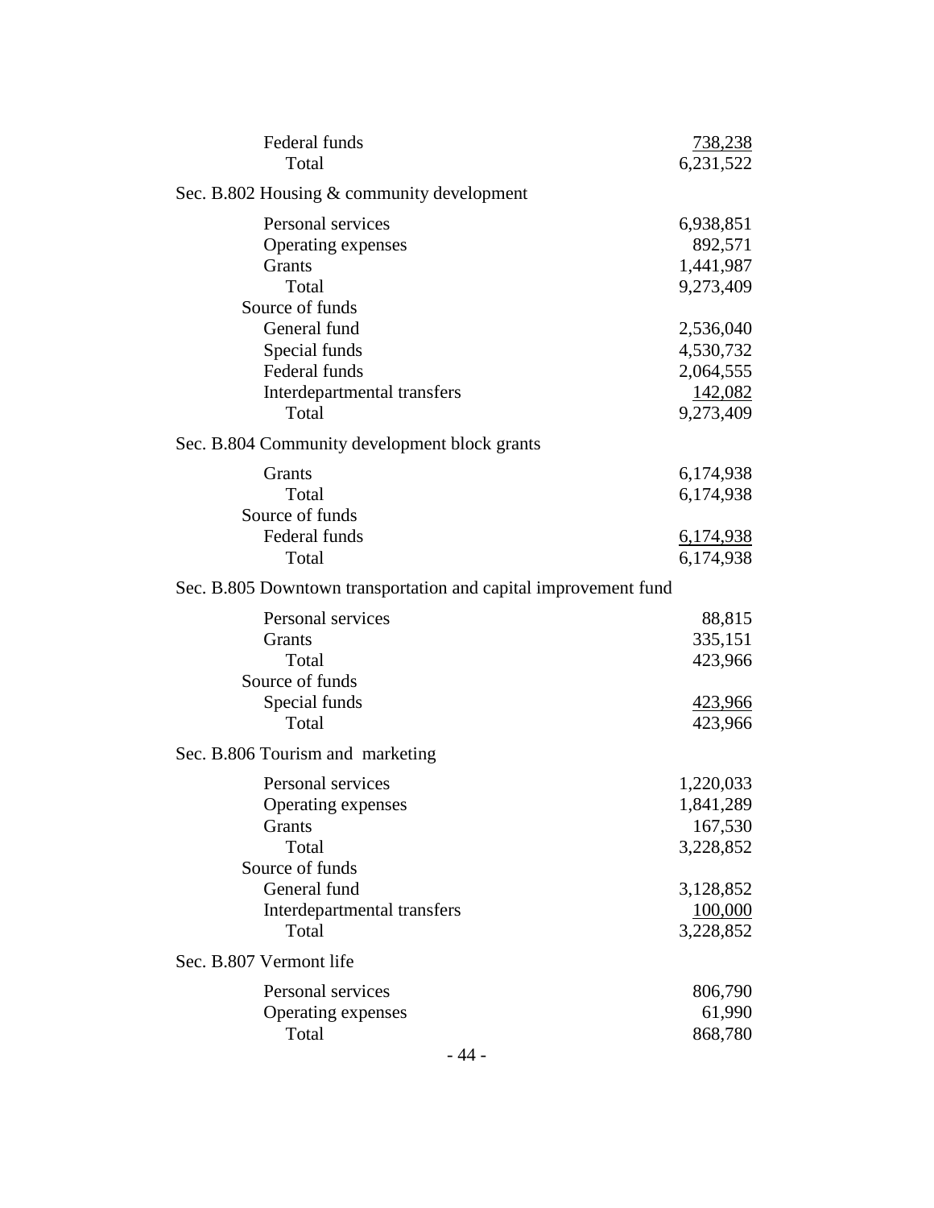| | |
|---|---|
| Federal funds | 738,238 |
| Total | 6,231,522 |

Sec. B.802 Housing & community development

| | |
|---|---|
| Personal services | 6,938,851 |
| Operating expenses | 892,571 |
| Grants | 1,441,987 |
| Total | 9,273,409 |
| Source of funds | |
| General fund | 2,536,040 |
| Special funds | 4,530,732 |
| Federal funds | 2,064,555 |
| Interdepartmental transfers | 142,082 |
| Total | 9,273,409 |

Sec. B.804 Community development block grants

| | |
|---|---|
| Grants | 6,174,938 |
| Total | 6,174,938 |
| Source of funds | |
| Federal funds | 6,174,938 |
| Total | 6,174,938 |

Sec. B.805 Downtown transportation and capital improvement fund

| | |
|---|---|
| Personal services | 88,815 |
| Grants | 335,151 |
| Total | 423,966 |
| Source of funds | |
| Special funds | 423,966 |
| Total | 423,966 |

Sec. B.806 Tourism and marketing

| | |
|---|---|
| Personal services | 1,220,033 |
| Operating expenses | 1,841,289 |
| Grants | 167,530 |
| Total | 3,228,852 |
| Source of funds | |
| General fund | 3,128,852 |
| Interdepartmental transfers | 100,000 |
| Total | 3,228,852 |

Sec. B.807 Vermont life

| | |
|---|---|
| Personal services | 806,790 |
| Operating expenses | 61,990 |
| Total | 868,780 |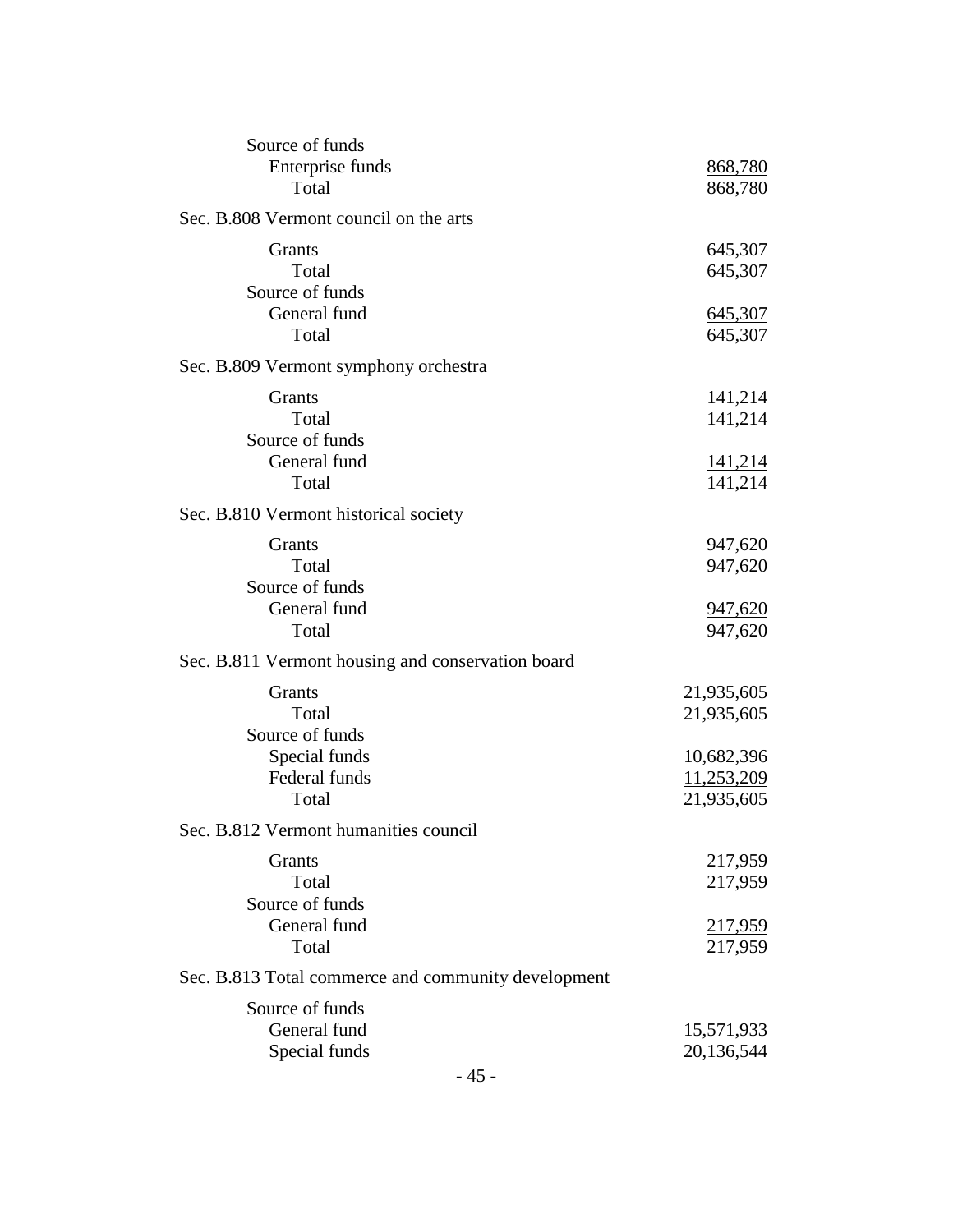Source of funds
Enterprise funds 868,780
Total 868,780

Sec. B.808 Vermont council on the arts

| | |
|---|---|
| Grants | 645,307 |
| Total | 645,307 |
| Source of funds | |
| General fund | 645,307 |
| Total | 645,307 |

Sec. B.809 Vermont symphony orchestra

| | |
|---|---|
| Grants | 141,214 |
| Total | 141,214 |
| Source of funds | |
| General fund | 141,214 |
| Total | 141,214 |

Sec. B.810 Vermont historical society

| | |
|---|---|
| Grants | 947,620 |
| Total | 947,620 |
| Source of funds | |
| General fund | 947,620 |
| Total | 947,620 |

Sec. B.811 Vermont housing and conservation board

| | |
|---|---|
| Grants | 21,935,605 |
| Total | 21,935,605 |
| Source of funds | |
| Special funds | 10,682,396 |
| Federal funds | 11,253,209 |
| Total | 21,935,605 |

Sec. B.812 Vermont humanities council

| | |
|---|---|
| Grants | 217,959 |
| Total | 217,959 |
| Source of funds | |
| General fund | 217,959 |
| Total | 217,959 |

Sec. B.813 Total commerce and community development

| | |
|---|---|
| Source of funds | |
| General fund | 15,571,933 |
| Special funds | 20,136,544 |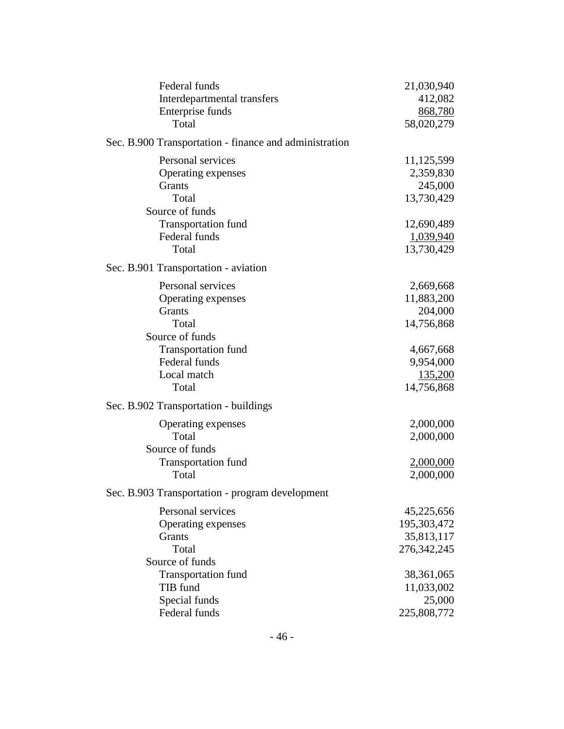| | |
|---|---:|
| Federal funds | 21,030,940 |
| Interdepartmental transfers | 412,082 |
| Enterprise funds | 868,780 |
| Total | 58,020,279 |

Sec. B.900 Transportation - finance and administration

| | |
|---|---:|
| Personal services | 11,125,599 |
| Operating expenses | 2,359,830 |
| Grants | 245,000 |
| Total | 13,730,429 |
| Source of funds | |
| Transportation fund | 12,690,489 |
| Federal funds | 1,039,940 |
| Total | 13,730,429 |

Sec. B.901 Transportation - aviation

| | |
|---|---:|
| Personal services | 2,669,668 |
| Operating expenses | 11,883,200 |
| Grants | 204,000 |
| Total | 14,756,868 |
| Source of funds | |
| Transportation fund | 4,667,668 |
| Federal funds | 9,954,000 |
| Local match | 135,200 |
| Total | 14,756,868 |

Sec. B.902 Transportation - buildings

| | |
|---|---:|
| Operating expenses | 2,000,000 |
| Total | 2,000,000 |
| Source of funds | |
| Transportation fund | 2,000,000 |
| Total | 2,000,000 |

Sec. B.903 Transportation - program development

| | |
|---|---:|
| Personal services | 45,225,656 |
| Operating expenses | 195,303,472 |
| Grants | 35,813,117 |
| Total | 276,342,245 |
| Source of funds | |
| Transportation fund | 38,361,065 |
| TIB fund | 11,033,002 |
| Special funds | 25,000 |
| Federal funds | 225,808,772 |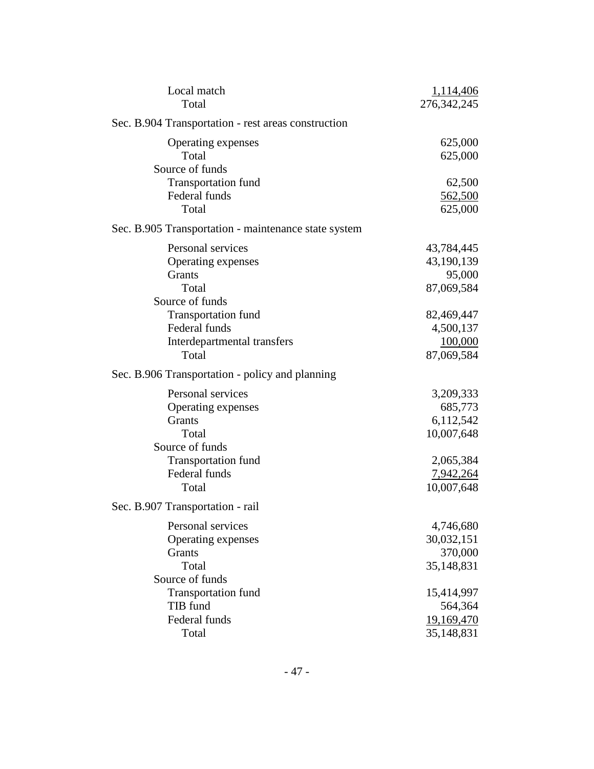| | |
|---|---|
| Local match | 1,114,406 |
| Total | 276,342,245 |

Sec. B.904 Transportation - rest areas construction

| | |
|---|---|
| Operating expenses | 625,000 |
| Total | 625,000 |
| Source of funds | |
| Transportation fund | 62,500 |
| Federal funds | 562,500 |
| Total | 625,000 |

Sec. B.905 Transportation - maintenance state system

| | |
|---|---|
| Personal services | 43,784,445 |
| Operating expenses | 43,190,139 |
| Grants | 95,000 |
| Total | 87,069,584 |
| Source of funds | |
| Transportation fund | 82,469,447 |
| Federal funds | 4,500,137 |
| Interdepartmental transfers | 100,000 |
| Total | 87,069,584 |

Sec. B.906 Transportation - policy and planning

| | |
|---|---|
| Personal services | 3,209,333 |
| Operating expenses | 685,773 |
| Grants | 6,112,542 |
| Total | 10,007,648 |
| Source of funds | |
| Transportation fund | 2,065,384 |
| Federal funds | 7,942,264 |
| Total | 10,007,648 |

Sec. B.907 Transportation - rail

| | |
|---|---|
| Personal services | 4,746,680 |
| Operating expenses | 30,032,151 |
| Grants | 370,000 |
| Total | 35,148,831 |
| Source of funds | |
| Transportation fund | 15,414,997 |
| TIB fund | 564,364 |
| Federal funds | 19,169,470 |
| Total | 35,148,831 |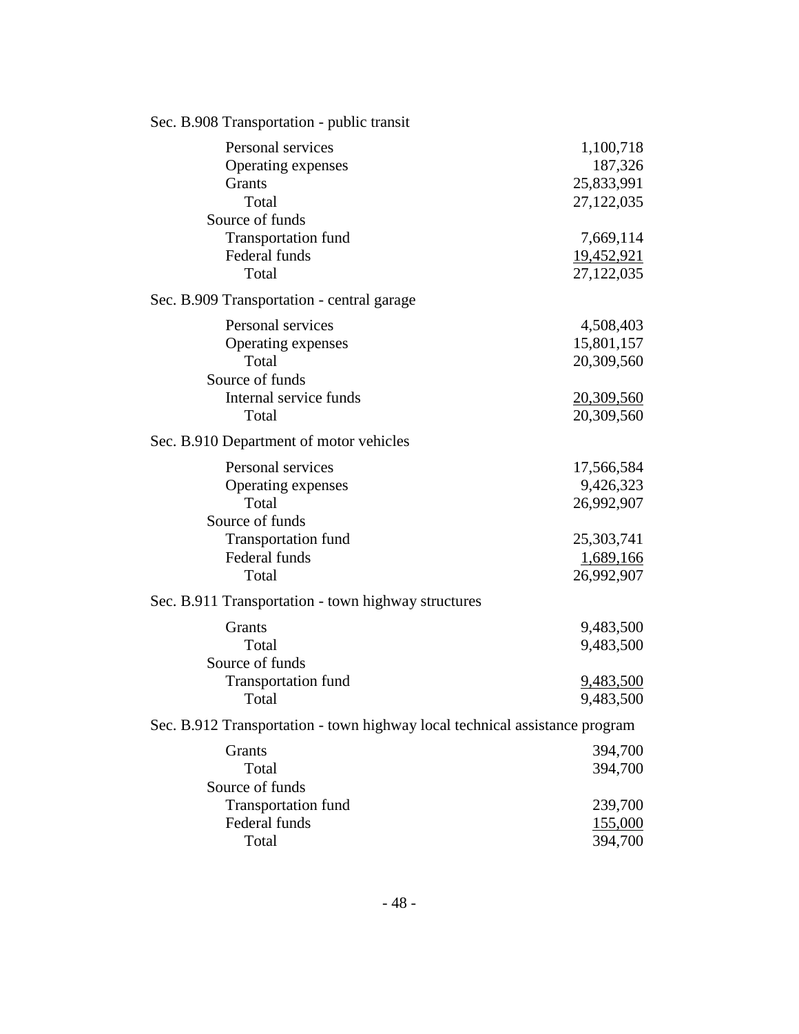Sec. B.908 Transportation - public transit

| | |
|---|---|
| Personal services | 1,100,718 |
| Operating expenses | 187,326 |
| Grants | 25,833,991 |
| Total | 27,122,035 |
| Source of funds | |
| Transportation fund | 7,669,114 |
| Federal funds | 19,452,921 |
| Total | 27,122,035 |

Sec. B.909 Transportation - central garage

| | |
|---|---|
| Personal services | 4,508,403 |
| Operating expenses | 15,801,157 |
| Total | 20,309,560 |
| Source of funds | |
| Internal service funds | 20,309,560 |
| Total | 20,309,560 |

Sec. B.910 Department of motor vehicles

| | |
|---|---|
| Personal services | 17,566,584 |
| Operating expenses | 9,426,323 |
| Total | 26,992,907 |
| Source of funds | |
| Transportation fund | 25,303,741 |
| Federal funds | 1,689,166 |
| Total | 26,992,907 |

Sec. B.911 Transportation - town highway structures

| | |
|---|---|
| Grants | 9,483,500 |
| Total | 9,483,500 |
| Source of funds | |
| Transportation fund | 9,483,500 |
| Total | 9,483,500 |

Sec. B.912 Transportation - town highway local technical assistance program

| | |
|---|---|
| Grants | 394,700 |
| Total | 394,700 |
| Source of funds | |
| Transportation fund | 239,700 |
| Federal funds | 155,000 |
| Total | 394,700 |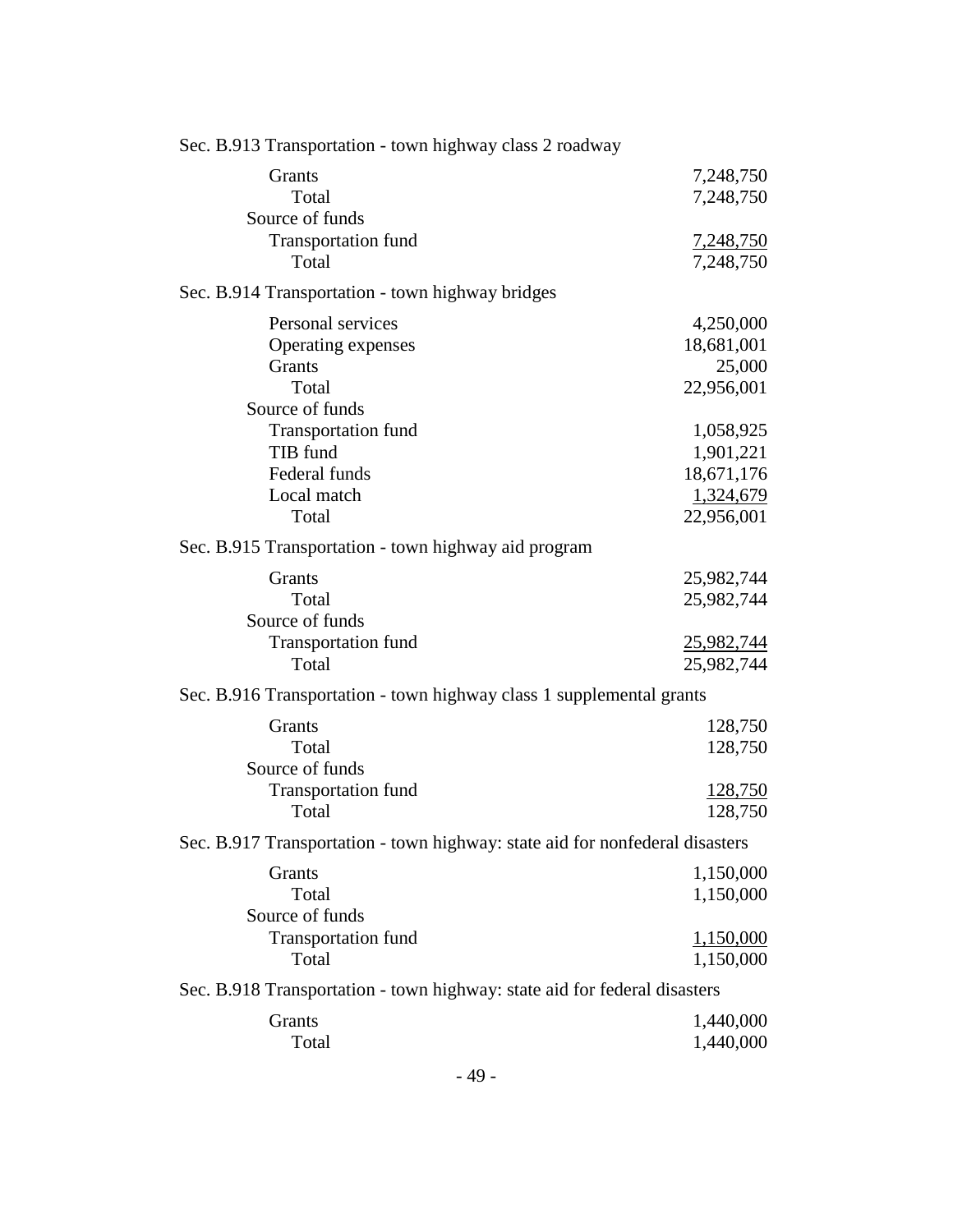Sec. B.913 Transportation - town highway class 2 roadway

| | |
|---|---|
| Grants | 7,248,750 |
| Total | 7,248,750 |
| Source of funds | |
| Transportation fund | 7,248,750 |
| Total | 7,248,750 |

Sec. B.914 Transportation - town highway bridges

| | |
|---|---|
| Personal services | 4,250,000 |
| Operating expenses | 18,681,001 |
| Grants | 25,000 |
| Total | 22,956,001 |
| Source of funds | |
| Transportation fund | 1,058,925 |
| TIB fund | 1,901,221 |
| Federal funds | 18,671,176 |
| Local match | 1,324,679 |
| Total | 22,956,001 |

Sec. B.915 Transportation - town highway aid program

| | |
|---|---|
| Grants | 25,982,744 |
| Total | 25,982,744 |
| Source of funds | |
| Transportation fund | 25,982,744 |
| Total | 25,982,744 |

Sec. B.916 Transportation - town highway class 1 supplemental grants

| | |
|---|---|
| Grants | 128,750 |
| Total | 128,750 |
| Source of funds | |
| Transportation fund | 128,750 |
| Total | 128,750 |

Sec. B.917 Transportation - town highway: state aid for nonfederal disasters

| | |
|---|---|
| Grants | 1,150,000 |
| Total | 1,150,000 |
| Source of funds | |
| Transportation fund | 1,150,000 |
| Total | 1,150,000 |

Sec. B.918 Transportation - town highway: state aid for federal disasters

| | |
|---|---|
| Grants | 1,440,000 |
| Total | 1,440,000 |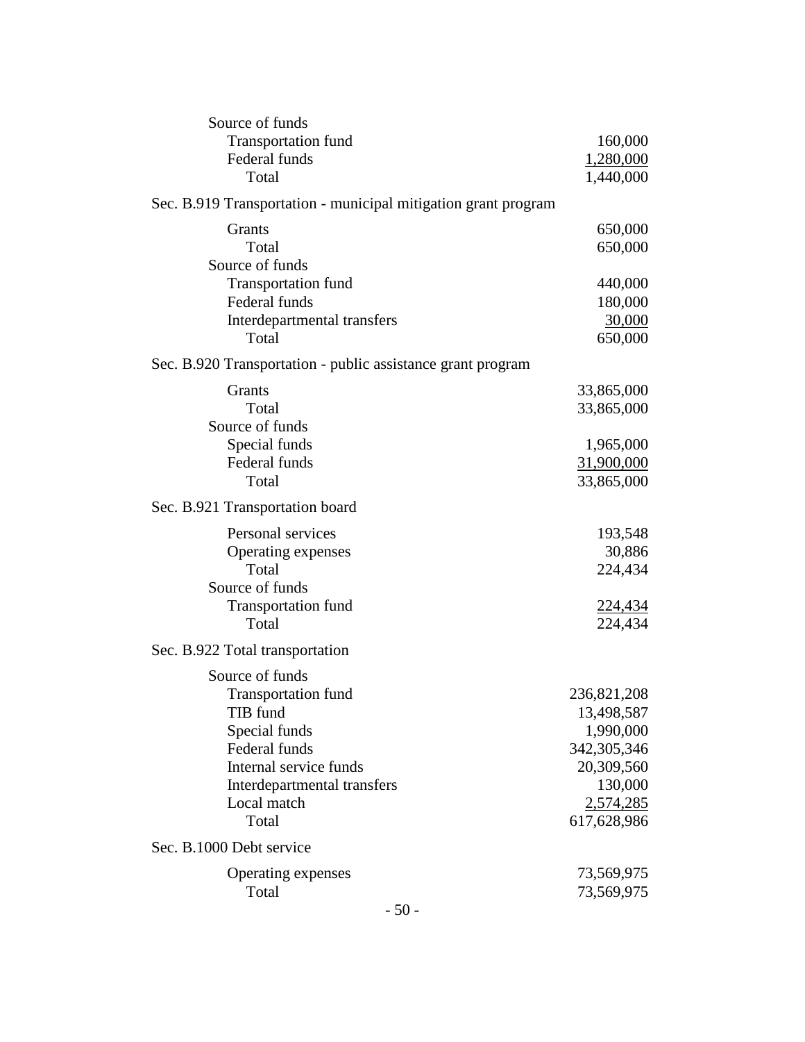Source of funds

| | |
|---|---:|
| Transportation fund | 160,000 |
| Federal funds | 1,280,000 |
| Total | 1,440,000 |

Sec. B.919 Transportation - municipal mitigation grant program

| | |
|---|---:|
| Grants | 650,000 |
| Total | 650,000 |
| Source of funds | |
| Transportation fund | 440,000 |
| Federal funds | 180,000 |
| Interdepartmental transfers | 30,000 |
| Total | 650,000 |

Sec. B.920 Transportation - public assistance grant program

| | |
|---|---:|
| Grants | 33,865,000 |
| Total | 33,865,000 |
| Source of funds | |
| Special funds | 1,965,000 |
| Federal funds | 31,900,000 |
| Total | 33,865,000 |

Sec. B.921 Transportation board

| | |
|---|---:|
| Personal services | 193,548 |
| Operating expenses | 30,886 |
| Total | 224,434 |
| Source of funds | |
| Transportation fund | 224,434 |
| Total | 224,434 |

Sec. B.922 Total transportation

| | |
|---|---:|
| Source of funds | |
| Transportation fund | 236,821,208 |
| TIB fund | 13,498,587 |
| Special funds | 1,990,000 |
| Federal funds | 342,305,346 |
| Internal service funds | 20,309,560 |
| Interdepartmental transfers | 130,000 |
| Local match | 2,574,285 |
| Total | 617,628,986 |

Sec. B.1000 Debt service

| | |
|---|---:|
| Operating expenses | 73,569,975 |
| Total | 73,569,975 |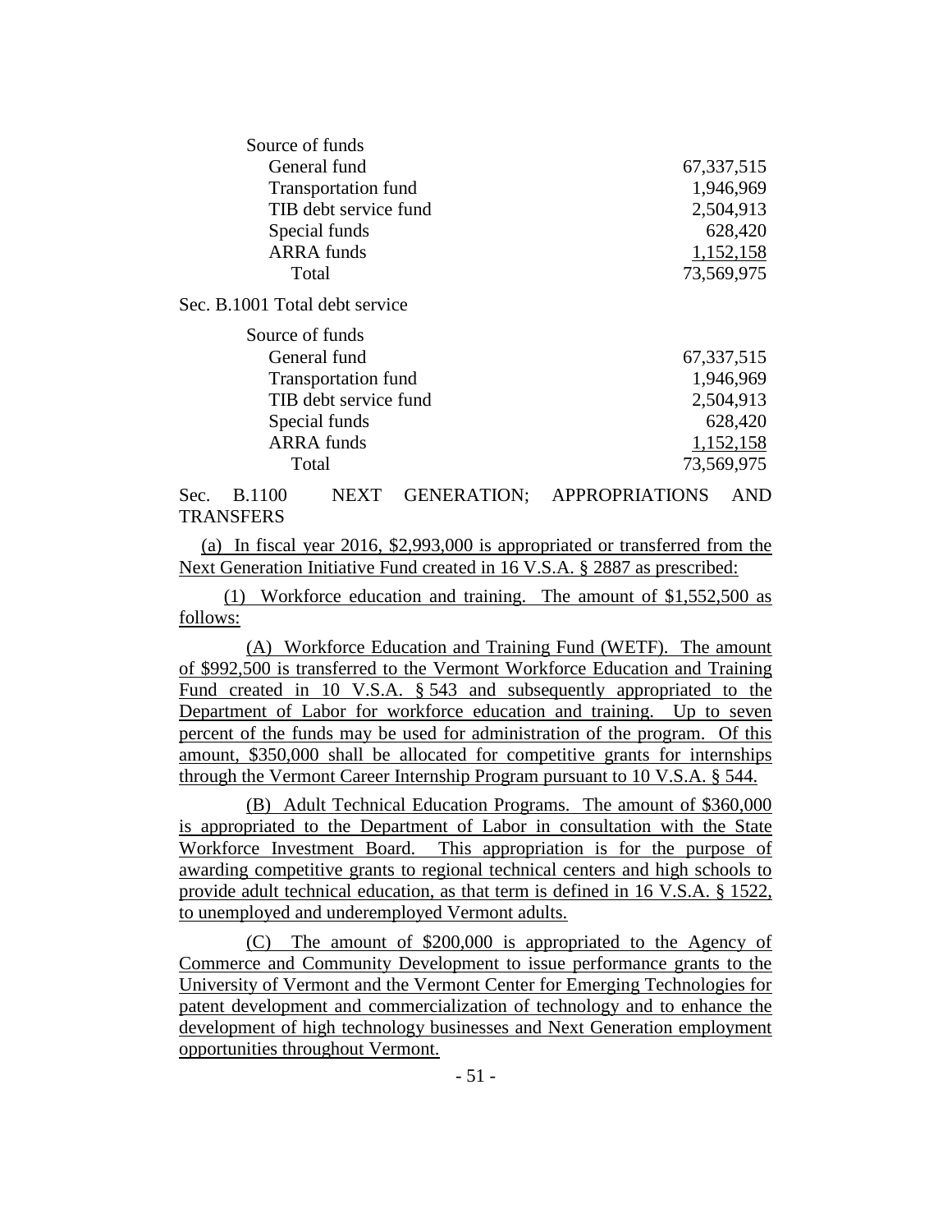| Source of funds | |
|---|---|
| General fund | 67,337,515 |
| Transportation fund | 1,946,969 |
| TIB debt service fund | 2,504,913 |
| Special funds | 628,420 |
| ARRA funds | 1,152,158 |
| Total | 73,569,975 |

Sec. B.1001 Total debt service

| Source of funds | |
|---|---|
| General fund | 67,337,515 |
| Transportation fund | 1,946,969 |
| TIB debt service fund | 2,504,913 |
| Special funds | 628,420 |
| ARRA funds | 1,152,158 |
| Total | 73,569,975 |

Sec. B.1100 NEXT GENERATION; APPROPRIATIONS AND TRANSFERS

(a) In fiscal year 2016, $2,993,000 is appropriated or transferred from the Next Generation Initiative Fund created in 16 V.S.A. § 2887 as prescribed:

(1) Workforce education and training. The amount of $1,552,500 as follows:

(A) Workforce Education and Training Fund (WETF). The amount of $992,500 is transferred to the Vermont Workforce Education and Training Fund created in 10 V.S.A. § 543 and subsequently appropriated to the Department of Labor for workforce education and training. Up to seven percent of the funds may be used for administration of the program. Of this amount, $350,000 shall be allocated for competitive grants for internships through the Vermont Career Internship Program pursuant to 10 V.S.A. § 544.

(B) Adult Technical Education Programs. The amount of $360,000 is appropriated to the Department of Labor in consultation with the State Workforce Investment Board. This appropriation is for the purpose of awarding competitive grants to regional technical centers and high schools to provide adult technical education, as that term is defined in 16 V.S.A. § 1522, to unemployed and underemployed Vermont adults.

(C) The amount of $200,000 is appropriated to the Agency of Commerce and Community Development to issue performance grants to the University of Vermont and the Vermont Center for Emerging Technologies for patent development and commercialization of technology and to enhance the development of high technology businesses and Next Generation employment opportunities throughout Vermont.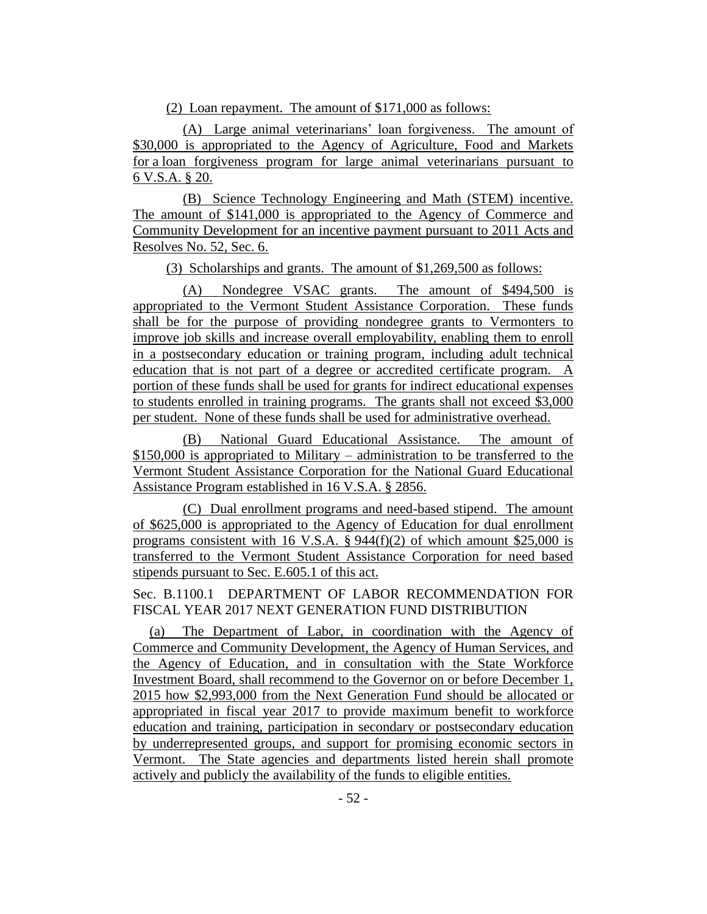(2) Loan repayment. The amount of $171,000 as follows:

(A) Large animal veterinarians' loan forgiveness. The amount of $30,000 is appropriated to the Agency of Agriculture, Food and Markets for a loan forgiveness program for large animal veterinarians pursuant to 6 V.S.A. § 20.

(B) Science Technology Engineering and Math (STEM) incentive. The amount of $141,000 is appropriated to the Agency of Commerce and Community Development for an incentive payment pursuant to 2011 Acts and Resolves No. 52, Sec. 6.

(3) Scholarships and grants. The amount of $1,269,500 as follows:

(A) Nondegree VSAC grants. The amount of $494,500 is appropriated to the Vermont Student Assistance Corporation. These funds shall be for the purpose of providing nondegree grants to Vermonters to improve job skills and increase overall employability, enabling them to enroll in a postsecondary education or training program, including adult technical education that is not part of a degree or accredited certificate program. A portion of these funds shall be used for grants for indirect educational expenses to students enrolled in training programs. The grants shall not exceed $3,000 per student. None of these funds shall be used for administrative overhead.

(B) National Guard Educational Assistance. The amount of $150,000 is appropriated to Military – administration to be transferred to the Vermont Student Assistance Corporation for the National Guard Educational Assistance Program established in 16 V.S.A. § 2856.

(C) Dual enrollment programs and need-based stipend. The amount of $625,000 is appropriated to the Agency of Education for dual enrollment programs consistent with 16 V.S.A. § 944(f)(2) of which amount $25,000 is transferred to the Vermont Student Assistance Corporation for need based stipends pursuant to Sec. E.605.1 of this act.

Sec. B.1100.1 DEPARTMENT OF LABOR RECOMMENDATION FOR FISCAL YEAR 2017 NEXT GENERATION FUND DISTRIBUTION

(a) The Department of Labor, in coordination with the Agency of Commerce and Community Development, the Agency of Human Services, and the Agency of Education, and in consultation with the State Workforce Investment Board, shall recommend to the Governor on or before December 1, 2015 how $2,993,000 from the Next Generation Fund should be allocated or appropriated in fiscal year 2017 to provide maximum benefit to workforce education and training, participation in secondary or postsecondary education by underrepresented groups, and support for promising economic sectors in Vermont. The State agencies and departments listed herein shall promote actively and publicly the availability of the funds to eligible entities.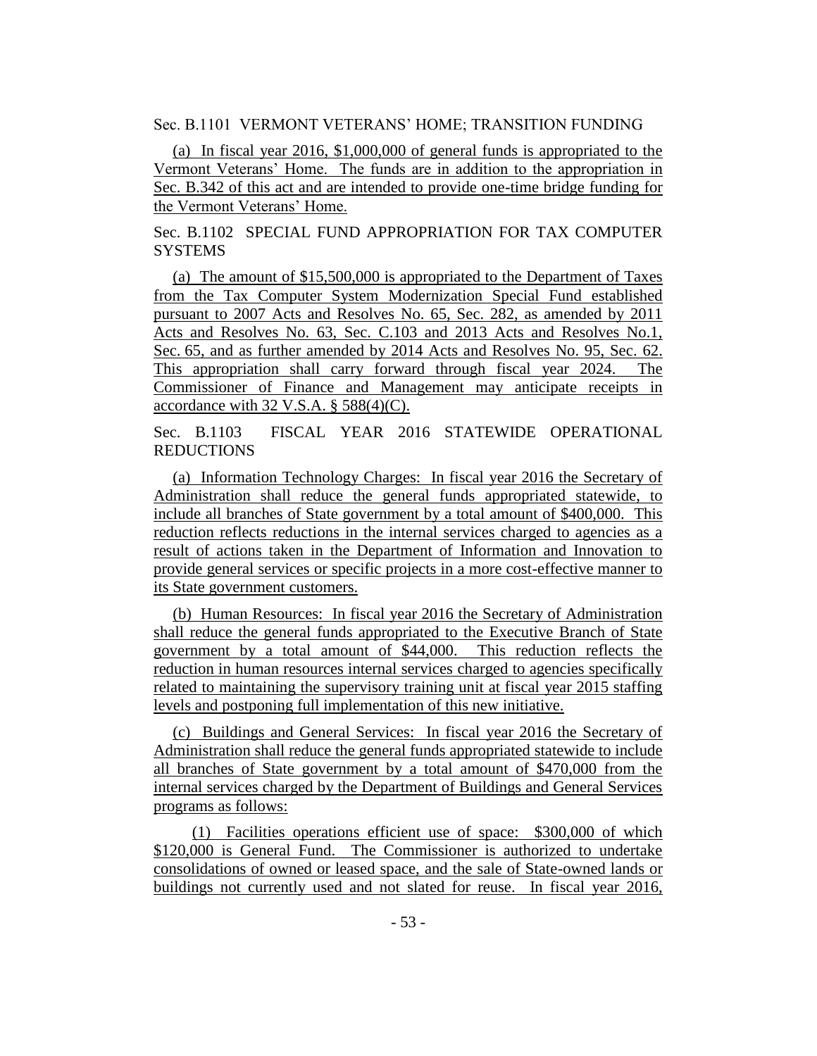Sec. B.1101 VERMONT VETERANS' HOME; TRANSITION FUNDING

(a) In fiscal year 2016, $1,000,000 of general funds is appropriated to the Vermont Veterans' Home. The funds are in addition to the appropriation in Sec. B.342 of this act and are intended to provide one-time bridge funding for the Vermont Veterans' Home.

Sec. B.1102 SPECIAL FUND APPROPRIATION FOR TAX COMPUTER SYSTEMS

(a) The amount of $15,500,000 is appropriated to the Department of Taxes from the Tax Computer System Modernization Special Fund established pursuant to 2007 Acts and Resolves No. 65, Sec. 282, as amended by 2011 Acts and Resolves No. 63, Sec. C.103 and 2013 Acts and Resolves No.1, Sec. 65, and as further amended by 2014 Acts and Resolves No. 95, Sec. 62. This appropriation shall carry forward through fiscal year 2024. The Commissioner of Finance and Management may anticipate receipts in accordance with 32 V.S.A. § 588(4)(C).

Sec. B.1103 FISCAL YEAR 2016 STATEWIDE OPERATIONAL REDUCTIONS

(a) Information Technology Charges: In fiscal year 2016 the Secretary of Administration shall reduce the general funds appropriated statewide, to include all branches of State government by a total amount of $400,000. This reduction reflects reductions in the internal services charged to agencies as a result of actions taken in the Department of Information and Innovation to provide general services or specific projects in a more cost-effective manner to its State government customers.

(b) Human Resources: In fiscal year 2016 the Secretary of Administration shall reduce the general funds appropriated to the Executive Branch of State government by a total amount of $44,000. This reduction reflects the reduction in human resources internal services charged to agencies specifically related to maintaining the supervisory training unit at fiscal year 2015 staffing levels and postponing full implementation of this new initiative.

(c) Buildings and General Services: In fiscal year 2016 the Secretary of Administration shall reduce the general funds appropriated statewide to include all branches of State government by a total amount of $470,000 from the internal services charged by the Department of Buildings and General Services programs as follows:

(1) Facilities operations efficient use of space: $300,000 of which $120,000 is General Fund. The Commissioner is authorized to undertake consolidations of owned or leased space, and the sale of State-owned lands or buildings not currently used and not slated for reuse. In fiscal year 2016,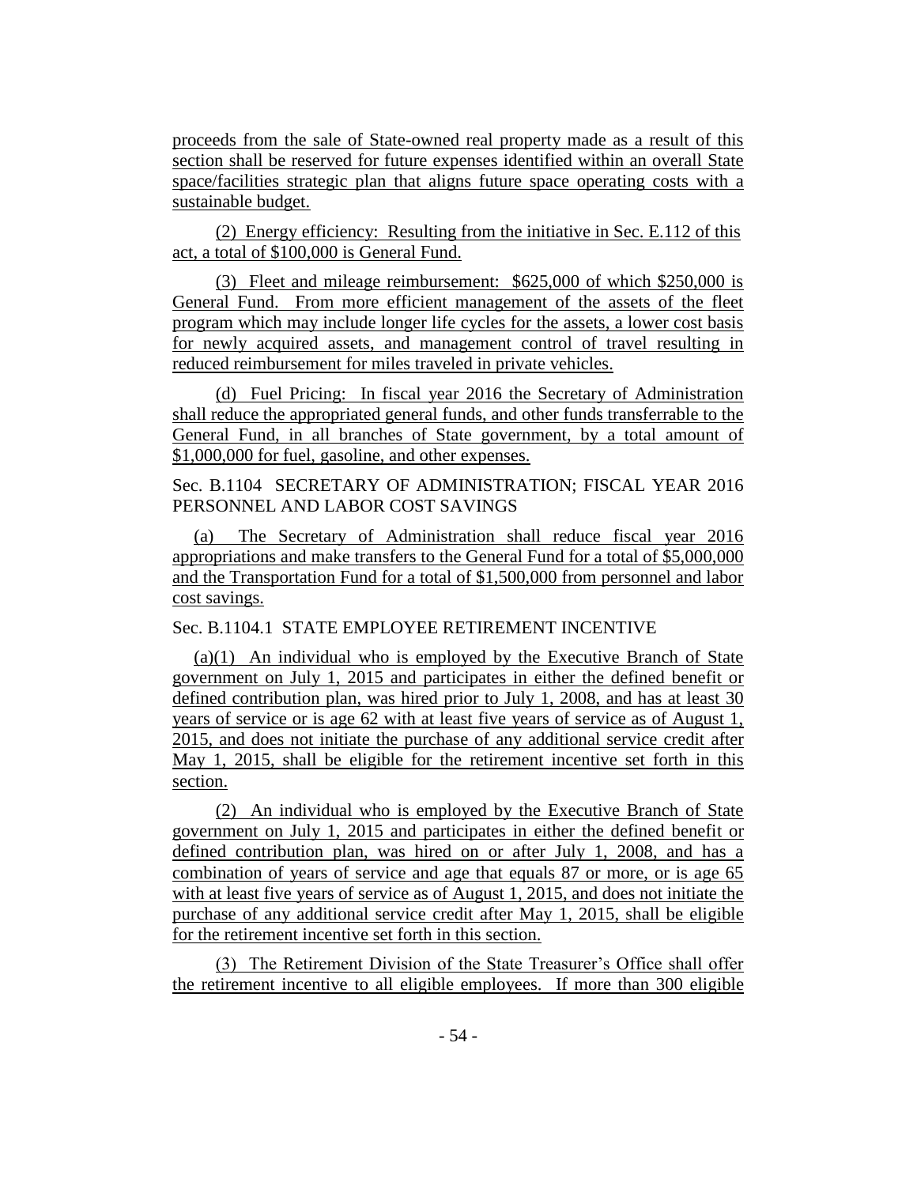proceeds from the sale of State-owned real property made as a result of this section shall be reserved for future expenses identified within an overall State space/facilities strategic plan that aligns future space operating costs with a sustainable budget.

(2) Energy efficiency: Resulting from the initiative in Sec. E.112 of this act, a total of $100,000 is General Fund.

(3) Fleet and mileage reimbursement: $625,000 of which $250,000 is General Fund. From more efficient management of the assets of the fleet program which may include longer life cycles for the assets, a lower cost basis for newly acquired assets, and management control of travel resulting in reduced reimbursement for miles traveled in private vehicles.

(d) Fuel Pricing: In fiscal year 2016 the Secretary of Administration shall reduce the appropriated general funds, and other funds transferrable to the General Fund, in all branches of State government, by a total amount of $1,000,000 for fuel, gasoline, and other expenses.

Sec. B.1104 SECRETARY OF ADMINISTRATION; FISCAL YEAR 2016 PERSONNEL AND LABOR COST SAVINGS

(a) The Secretary of Administration shall reduce fiscal year 2016 appropriations and make transfers to the General Fund for a total of $5,000,000 and the Transportation Fund for a total of $1,500,000 from personnel and labor cost savings.

Sec. B.1104.1 STATE EMPLOYEE RETIREMENT INCENTIVE

(a)(1) An individual who is employed by the Executive Branch of State government on July 1, 2015 and participates in either the defined benefit or defined contribution plan, was hired prior to July 1, 2008, and has at least 30 years of service or is age 62 with at least five years of service as of August 1, 2015, and does not initiate the purchase of any additional service credit after May 1, 2015, shall be eligible for the retirement incentive set forth in this section.

(2) An individual who is employed by the Executive Branch of State government on July 1, 2015 and participates in either the defined benefit or defined contribution plan, was hired on or after July 1, 2008, and has a combination of years of service and age that equals 87 or more, or is age 65 with at least five years of service as of August 1, 2015, and does not initiate the purchase of any additional service credit after May 1, 2015, shall be eligible for the retirement incentive set forth in this section.

(3) The Retirement Division of the State Treasurer's Office shall offer the retirement incentive to all eligible employees. If more than 300 eligible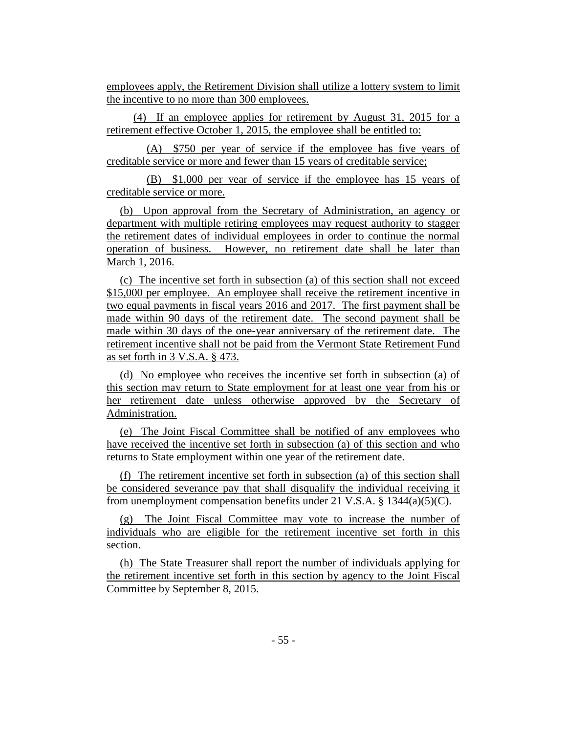employees apply, the Retirement Division shall utilize a lottery system to limit the incentive to no more than 300 employees.

(4) If an employee applies for retirement by August 31, 2015 for a retirement effective October 1, 2015, the employee shall be entitled to:

(A) $750 per year of service if the employee has five years of creditable service or more and fewer than 15 years of creditable service;

(B) $1,000 per year of service if the employee has 15 years of creditable service or more.

(b) Upon approval from the Secretary of Administration, an agency or department with multiple retiring employees may request authority to stagger the retirement dates of individual employees in order to continue the normal operation of business. However, no retirement date shall be later than March 1, 2016.

(c) The incentive set forth in subsection (a) of this section shall not exceed $15,000 per employee. An employee shall receive the retirement incentive in two equal payments in fiscal years 2016 and 2017. The first payment shall be made within 90 days of the retirement date. The second payment shall be made within 30 days of the one-year anniversary of the retirement date. The retirement incentive shall not be paid from the Vermont State Retirement Fund as set forth in 3 V.S.A. § 473.

(d) No employee who receives the incentive set forth in subsection (a) of this section may return to State employment for at least one year from his or her retirement date unless otherwise approved by the Secretary of Administration.

(e) The Joint Fiscal Committee shall be notified of any employees who have received the incentive set forth in subsection (a) of this section and who returns to State employment within one year of the retirement date.

(f) The retirement incentive set forth in subsection (a) of this section shall be considered severance pay that shall disqualify the individual receiving it from unemployment compensation benefits under 21 V.S.A. § 1344(a)(5)(C).

(g) The Joint Fiscal Committee may vote to increase the number of individuals who are eligible for the retirement incentive set forth in this section.

(h) The State Treasurer shall report the number of individuals applying for the retirement incentive set forth in this section by agency to the Joint Fiscal Committee by September 8, 2015.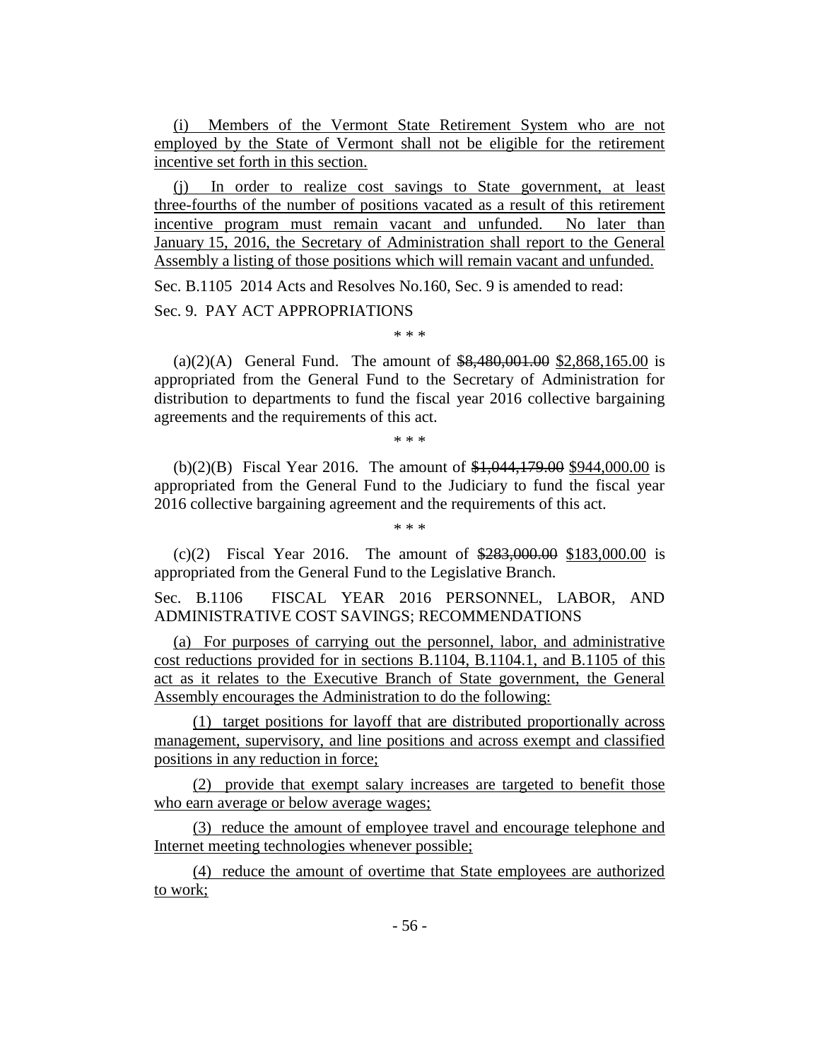(i) Members of the Vermont State Retirement System who are not employed by the State of Vermont shall not be eligible for the retirement incentive set forth in this section.

(j) In order to realize cost savings to State government, at least three-fourths of the number of positions vacated as a result of this retirement incentive program must remain vacant and unfunded. No later than January 15, 2016, the Secretary of Administration shall report to the General Assembly a listing of those positions which will remain vacant and unfunded.

Sec. B.1105 2014 Acts and Resolves No.160, Sec. 9 is amended to read:

Sec. 9. PAY ACT APPROPRIATIONS

\* \* \*

(a)(2)(A) General Fund. The amount of ~~$8,480,001.00~~ $2,868,165.00 is appropriated from the General Fund to the Secretary of Administration for distribution to departments to fund the fiscal year 2016 collective bargaining agreements and the requirements of this act.

\* \* \*

(b)(2)(B) Fiscal Year 2016. The amount of ~~$1,044,179.00~~ $944,000.00 is appropriated from the General Fund to the Judiciary to fund the fiscal year 2016 collective bargaining agreement and the requirements of this act.

\* \* \*

(c)(2) Fiscal Year 2016. The amount of ~~$283,000.00~~ $183,000.00 is appropriated from the General Fund to the Legislative Branch.

Sec. B.1106 FISCAL YEAR 2016 PERSONNEL, LABOR, AND ADMINISTRATIVE COST SAVINGS; RECOMMENDATIONS

(a) For purposes of carrying out the personnel, labor, and administrative cost reductions provided for in sections B.1104, B.1104.1, and B.1105 of this act as it relates to the Executive Branch of State government, the General Assembly encourages the Administration to do the following:

(1) target positions for layoff that are distributed proportionally across management, supervisory, and line positions and across exempt and classified positions in any reduction in force;

(2) provide that exempt salary increases are targeted to benefit those who earn average or below average wages;

(3) reduce the amount of employee travel and encourage telephone and Internet meeting technologies whenever possible;

(4) reduce the amount of overtime that State employees are authorized to work;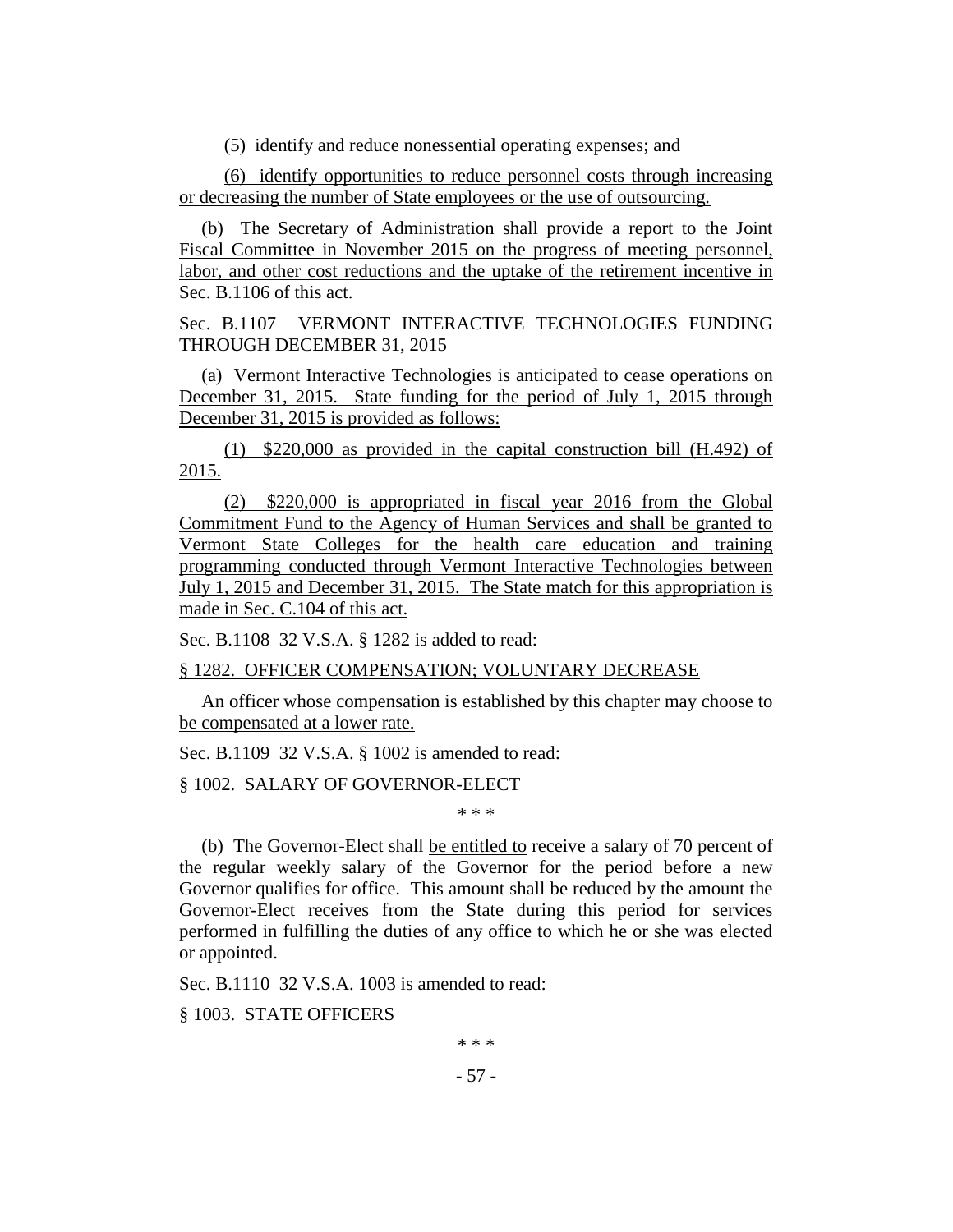(5) identify and reduce nonessential operating expenses; and

(6) identify opportunities to reduce personnel costs through increasing or decreasing the number of State employees or the use of outsourcing.

(b) The Secretary of Administration shall provide a report to the Joint Fiscal Committee in November 2015 on the progress of meeting personnel, labor, and other cost reductions and the uptake of the retirement incentive in Sec. B.1106 of this act.

Sec. B.1107 VERMONT INTERACTIVE TECHNOLOGIES FUNDING THROUGH DECEMBER 31, 2015

(a) Vermont Interactive Technologies is anticipated to cease operations on December 31, 2015. State funding for the period of July 1, 2015 through December 31, 2015 is provided as follows:

(1) $220,000 as provided in the capital construction bill (H.492) of 2015.

(2) $220,000 is appropriated in fiscal year 2016 from the Global Commitment Fund to the Agency of Human Services and shall be granted to Vermont State Colleges for the health care education and training programming conducted through Vermont Interactive Technologies between July 1, 2015 and December 31, 2015. The State match for this appropriation is made in Sec. C.104 of this act.

Sec. B.1108 32 V.S.A. § 1282 is added to read:

§ 1282. OFFICER COMPENSATION; VOLUNTARY DECREASE

An officer whose compensation is established by this chapter may choose to be compensated at a lower rate.

Sec. B.1109 32 V.S.A. § 1002 is amended to read:

§ 1002. SALARY OF GOVERNOR-ELECT

* * *

(b) The Governor-Elect shall be entitled to receive a salary of 70 percent of the regular weekly salary of the Governor for the period before a new Governor qualifies for office. This amount shall be reduced by the amount the Governor-Elect receives from the State during this period for services performed in fulfilling the duties of any office to which he or she was elected or appointed.

Sec. B.1110 32 V.S.A. 1003 is amended to read:

§ 1003. STATE OFFICERS

* * *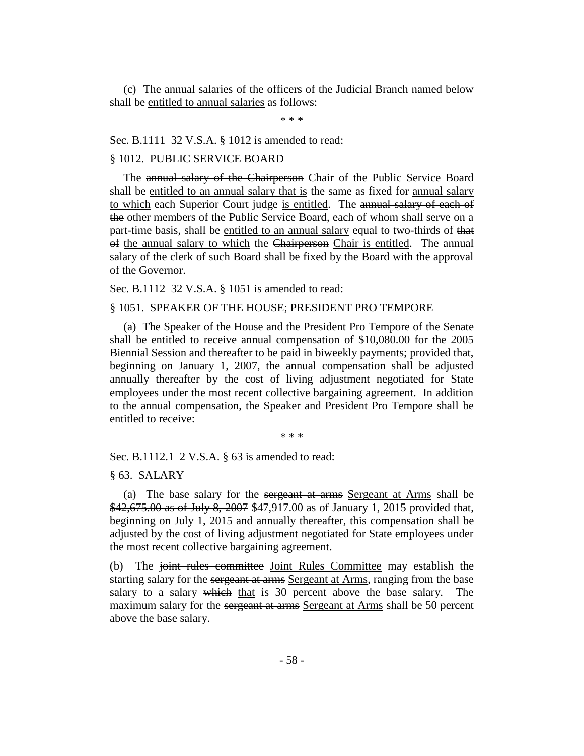(c) The ~~annual salaries of the~~ officers of the Judicial Branch named below shall be <u>entitled to annual salaries</u> as follows:

\* \* \*

Sec. B.1111 32 V.S.A. § 1012 is amended to read:

§ 1012. PUBLIC SERVICE BOARD

The ~~annual salary of the Chairperson~~ <u>Chair</u> of the Public Service Board shall be <u>entitled to an annual salary that is</u> the same ~~as fixed for~~ <u>annual salary to which</u> each Superior Court judge <u>is entitled</u>. The ~~annual salary of each of the~~ other members of the Public Service Board, each of whom shall serve on a part-time basis, shall be <u>entitled to an annual salary</u> equal to two-thirds of ~~that of~~ <u>the annual salary to which</u> the ~~Chairperson~~ <u>Chair is entitled</u>. The annual salary of the clerk of such Board shall be fixed by the Board with the approval of the Governor.

Sec. B.1112 32 V.S.A. § 1051 is amended to read:

§ 1051. SPEAKER OF THE HOUSE; PRESIDENT PRO TEMPORE

(a) The Speaker of the House and the President Pro Tempore of the Senate shall <u>be entitled to</u> receive annual compensation of $10,080.00 for the 2005 Biennial Session and thereafter to be paid in biweekly payments; provided that, beginning on January 1, 2007, the annual compensation shall be adjusted annually thereafter by the cost of living adjustment negotiated for State employees under the most recent collective bargaining agreement. In addition to the annual compensation, the Speaker and President Pro Tempore shall <u>be entitled to</u> receive:

\* \* \*

Sec. B.1112.1 2 V.S.A. § 63 is amended to read:

§ 63. SALARY

(a) The base salary for the ~~sergeant at arms~~ <u>Sergeant at Arms</u> shall be ~~$42,675.00 as of July 8, 2007~~ <u>$47,917.00 as of January 1, 2015 provided that, beginning on July 1, 2015 and annually thereafter, this compensation shall be adjusted by the cost of living adjustment negotiated for State employees under the most recent collective bargaining agreement</u>.

(b) The ~~joint rules committee~~ <u>Joint Rules Committee</u> may establish the starting salary for the ~~sergeant at arms~~ <u>Sergeant at Arms</u>, ranging from the base salary to a salary ~~which~~ <u>that</u> is 30 percent above the base salary. The maximum salary for the ~~sergeant at arms~~ <u>Sergeant at Arms</u> shall be 50 percent above the base salary.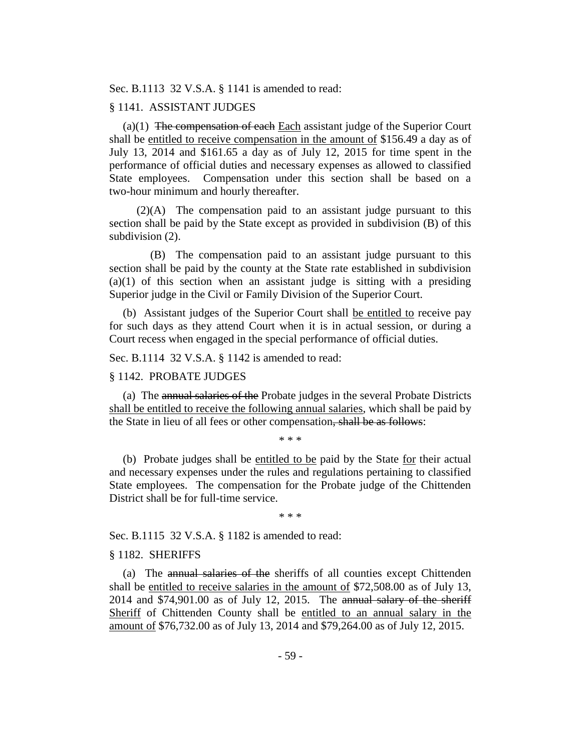Sec. B.1113 32 V.S.A. § 1141 is amended to read:

§ 1141. ASSISTANT JUDGES

(a)(1) ~~The compensation of each~~ Each assistant judge of the Superior Court shall be entitled to receive compensation in the amount of $156.49 a day as of July 13, 2014 and $161.65 a day as of July 12, 2015 for time spent in the performance of official duties and necessary expenses as allowed to classified State employees. Compensation under this section shall be based on a two-hour minimum and hourly thereafter.

(2)(A) The compensation paid to an assistant judge pursuant to this section shall be paid by the State except as provided in subdivision (B) of this subdivision (2).

(B) The compensation paid to an assistant judge pursuant to this section shall be paid by the county at the State rate established in subdivision (a)(1) of this section when an assistant judge is sitting with a presiding Superior judge in the Civil or Family Division of the Superior Court.

(b) Assistant judges of the Superior Court shall be entitled to receive pay for such days as they attend Court when it is in actual session, or during a Court recess when engaged in the special performance of official duties.

Sec. B.1114 32 V.S.A. § 1142 is amended to read:

§ 1142. PROBATE JUDGES

(a) The ~~annual salaries of the~~ Probate judges in the several Probate Districts shall be entitled to receive the following annual salaries, which shall be paid by the State in lieu of all fees or other compensation~~, shall be as follows~~:

\* \* \*

(b) Probate judges shall be entitled to be paid by the State for their actual and necessary expenses under the rules and regulations pertaining to classified State employees. The compensation for the Probate judge of the Chittenden District shall be for full-time service.

\* \* \*

Sec. B.1115 32 V.S.A. § 1182 is amended to read:

§ 1182. SHERIFFS

(a) The ~~annual salaries of the~~ sheriffs of all counties except Chittenden shall be entitled to receive salaries in the amount of $72,508.00 as of July 13, 2014 and $74,901.00 as of July 12, 2015. The ~~annual salary of the sheriff~~ Sheriff of Chittenden County shall be entitled to an annual salary in the amount of $76,732.00 as of July 13, 2014 and $79,264.00 as of July 12, 2015.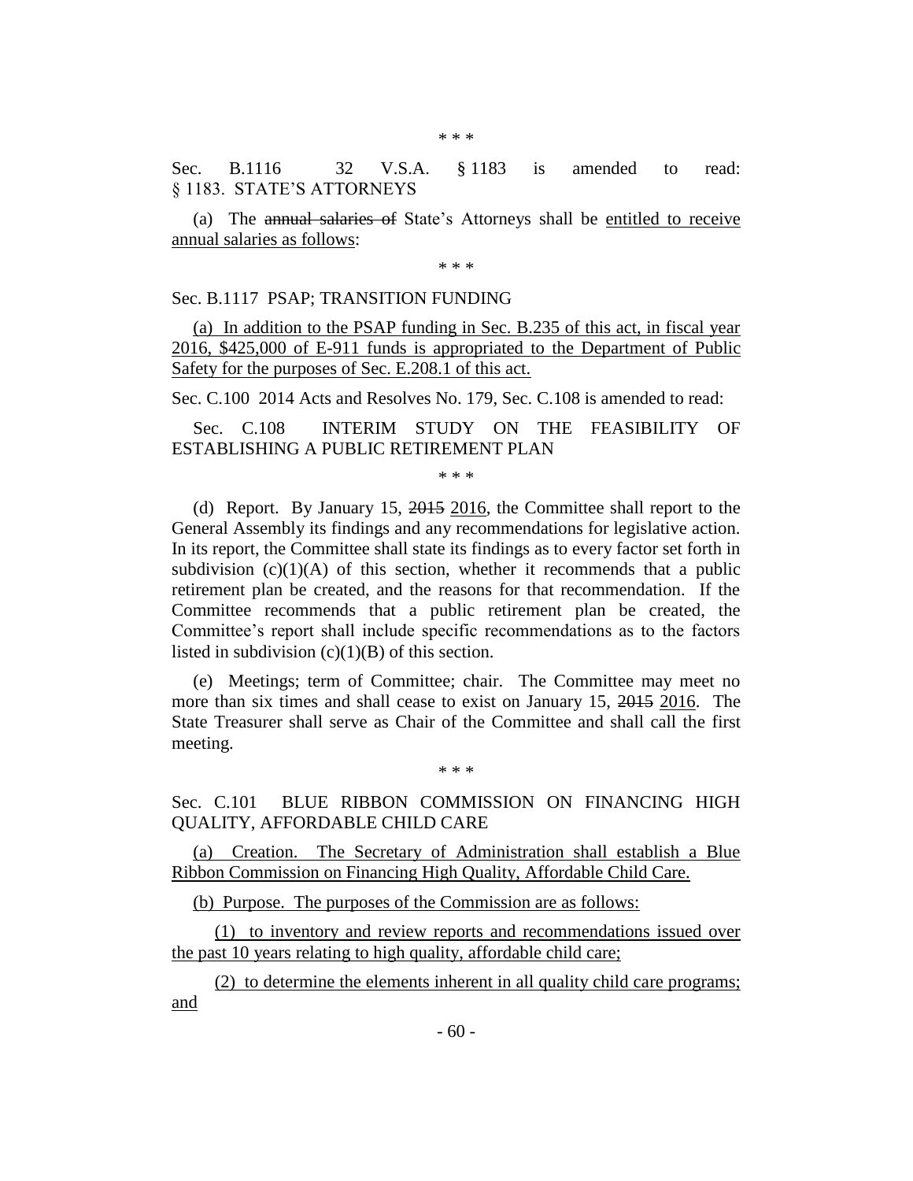\* \* \*

Sec. B.1116 32 V.S.A. § 1183 is amended to read:
§ 1183. STATE'S ATTORNEYS

(a) The ~~annual salaries of~~ State's Attorneys shall be <u>entitled to receive annual salaries as follows</u>:

\* \* \*

Sec. B.1117 PSAP; TRANSITION FUNDING

<u>(a) In addition to the PSAP funding in Sec. B.235 of this act, in fiscal year 2016, $425,000 of E-911 funds is appropriated to the Department of Public Safety for the purposes of Sec. E.208.1 of this act.</u>

Sec. C.100 2014 Acts and Resolves No. 179, Sec. C.108 is amended to read:

Sec. C.108 INTERIM STUDY ON THE FEASIBILITY OF ESTABLISHING A PUBLIC RETIREMENT PLAN

\* \* \*

(d) Report. By January 15, ~~2015~~ <u>2016</u>, the Committee shall report to the General Assembly its findings and any recommendations for legislative action. In its report, the Committee shall state its findings as to every factor set forth in subdivision (c)(1)(A) of this section, whether it recommends that a public retirement plan be created, and the reasons for that recommendation. If the Committee recommends that a public retirement plan be created, the Committee's report shall include specific recommendations as to the factors listed in subdivision (c)(1)(B) of this section.

(e) Meetings; term of Committee; chair. The Committee may meet no more than six times and shall cease to exist on January 15, ~~2015~~ <u>2016</u>. The State Treasurer shall serve as Chair of the Committee and shall call the first meeting.

\* \* \*

Sec. C.101 BLUE RIBBON COMMISSION ON FINANCING HIGH QUALITY, AFFORDABLE CHILD CARE

<u>(a) Creation. The Secretary of Administration shall establish a Blue Ribbon Commission on Financing High Quality, Affordable Child Care.</u>

<u>(b) Purpose. The purposes of the Commission are as follows:</u>

<u>(1) to inventory and review reports and recommendations issued over the past 10 years relating to high quality, affordable child care;</u>

<u>(2) to determine the elements inherent in all quality child care programs; and</u>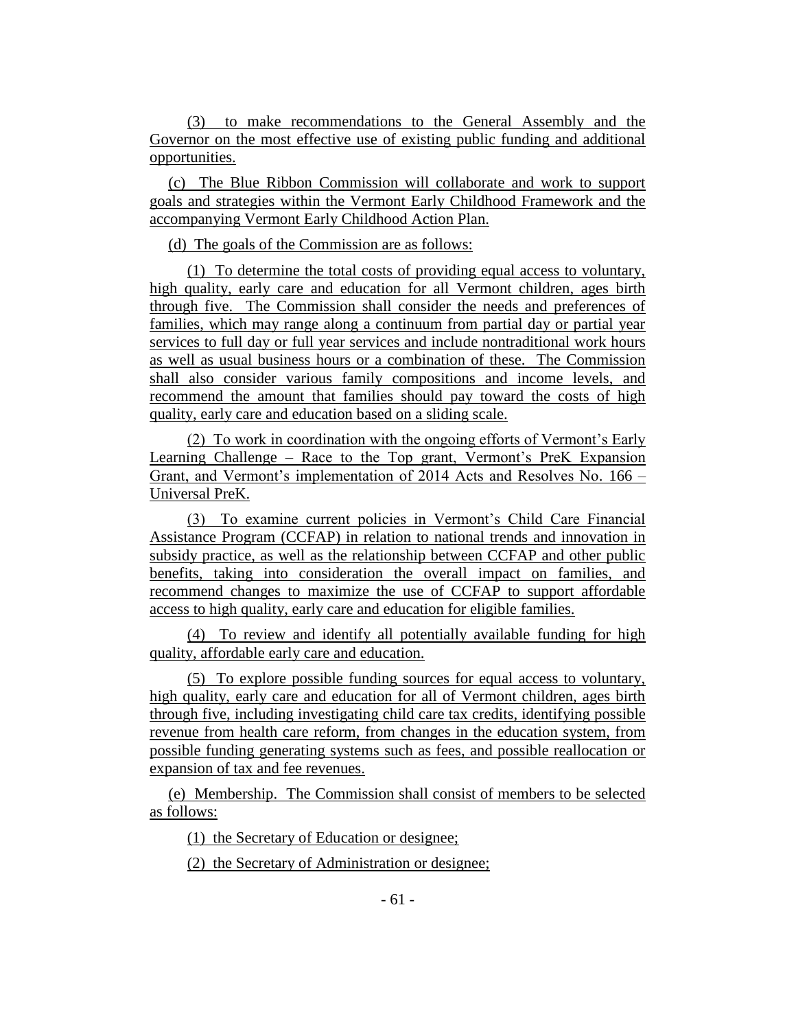(3) to make recommendations to the General Assembly and the Governor on the most effective use of existing public funding and additional opportunities.

(c) The Blue Ribbon Commission will collaborate and work to support goals and strategies within the Vermont Early Childhood Framework and the accompanying Vermont Early Childhood Action Plan.

(d) The goals of the Commission are as follows:

(1) To determine the total costs of providing equal access to voluntary, high quality, early care and education for all Vermont children, ages birth through five. The Commission shall consider the needs and preferences of families, which may range along a continuum from partial day or partial year services to full day or full year services and include nontraditional work hours as well as usual business hours or a combination of these. The Commission shall also consider various family compositions and income levels, and recommend the amount that families should pay toward the costs of high quality, early care and education based on a sliding scale.

(2) To work in coordination with the ongoing efforts of Vermont's Early Learning Challenge – Race to the Top grant, Vermont's PreK Expansion Grant, and Vermont's implementation of 2014 Acts and Resolves No. 166 – Universal PreK.

(3) To examine current policies in Vermont's Child Care Financial Assistance Program (CCFAP) in relation to national trends and innovation in subsidy practice, as well as the relationship between CCFAP and other public benefits, taking into consideration the overall impact on families, and recommend changes to maximize the use of CCFAP to support affordable access to high quality, early care and education for eligible families.

(4) To review and identify all potentially available funding for high quality, affordable early care and education.

(5) To explore possible funding sources for equal access to voluntary, high quality, early care and education for all of Vermont children, ages birth through five, including investigating child care tax credits, identifying possible revenue from health care reform, from changes in the education system, from possible funding generating systems such as fees, and possible reallocation or expansion of tax and fee revenues.

(e) Membership. The Commission shall consist of members to be selected as follows:

(1) the Secretary of Education or designee;

(2) the Secretary of Administration or designee;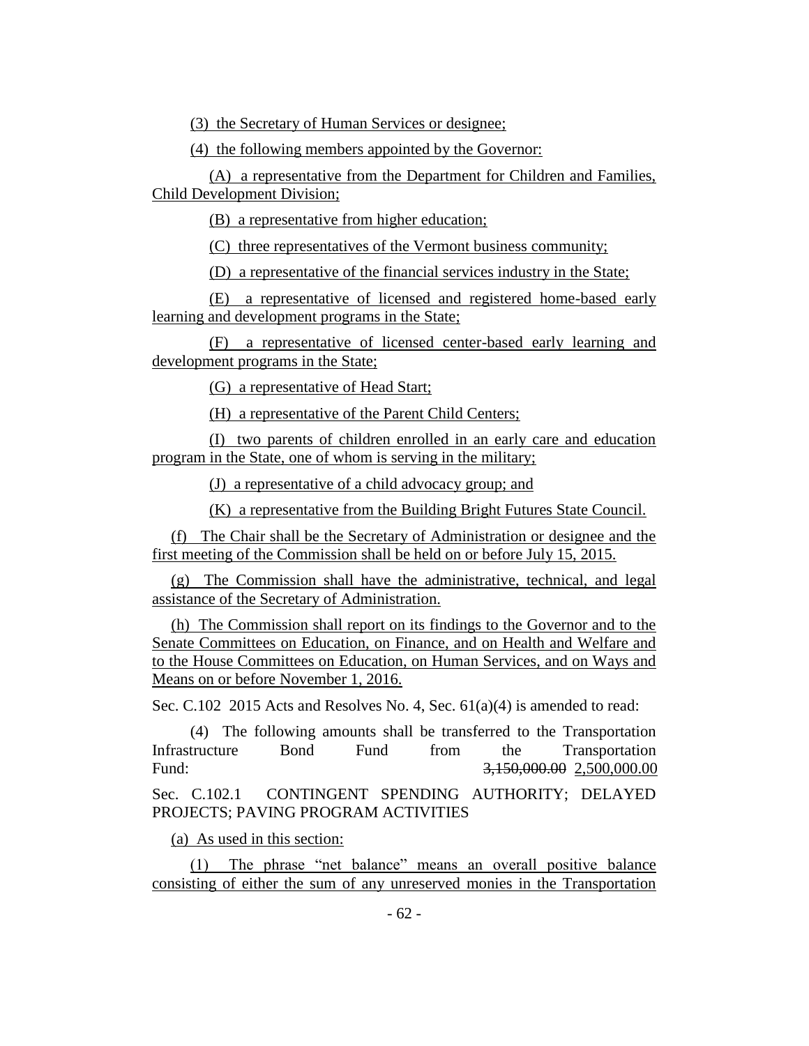(3) the Secretary of Human Services or designee;

(4) the following members appointed by the Governor:

(A) a representative from the Department for Children and Families, Child Development Division;

(B) a representative from higher education;

(C) three representatives of the Vermont business community;

(D) a representative of the financial services industry in the State;

(E) a representative of licensed and registered home-based early learning and development programs in the State;

(F) a representative of licensed center-based early learning and development programs in the State;

(G) a representative of Head Start;

(H) a representative of the Parent Child Centers;

(I) two parents of children enrolled in an early care and education program in the State, one of whom is serving in the military;

(J) a representative of a child advocacy group; and

(K) a representative from the Building Bright Futures State Council.

(f) The Chair shall be the Secretary of Administration or designee and the first meeting of the Commission shall be held on or before July 15, 2015.

(g) The Commission shall have the administrative, technical, and legal assistance of the Secretary of Administration.

(h) The Commission shall report on its findings to the Governor and to the Senate Committees on Education, on Finance, and on Health and Welfare and to the House Committees on Education, on Human Services, and on Ways and Means on or before November 1, 2016.

Sec. C.102 2015 Acts and Resolves No. 4, Sec. 61(a)(4) is amended to read:

(4) The following amounts shall be transferred to the Transportation Infrastructure Bond Fund from the Transportation Fund: ~~3,150,000.00~~ 2,500,000.00

Sec. C.102.1 CONTINGENT SPENDING AUTHORITY; DELAYED PROJECTS; PAVING PROGRAM ACTIVITIES

(a) As used in this section:

(1) The phrase "net balance" means an overall positive balance consisting of either the sum of any unreserved monies in the Transportation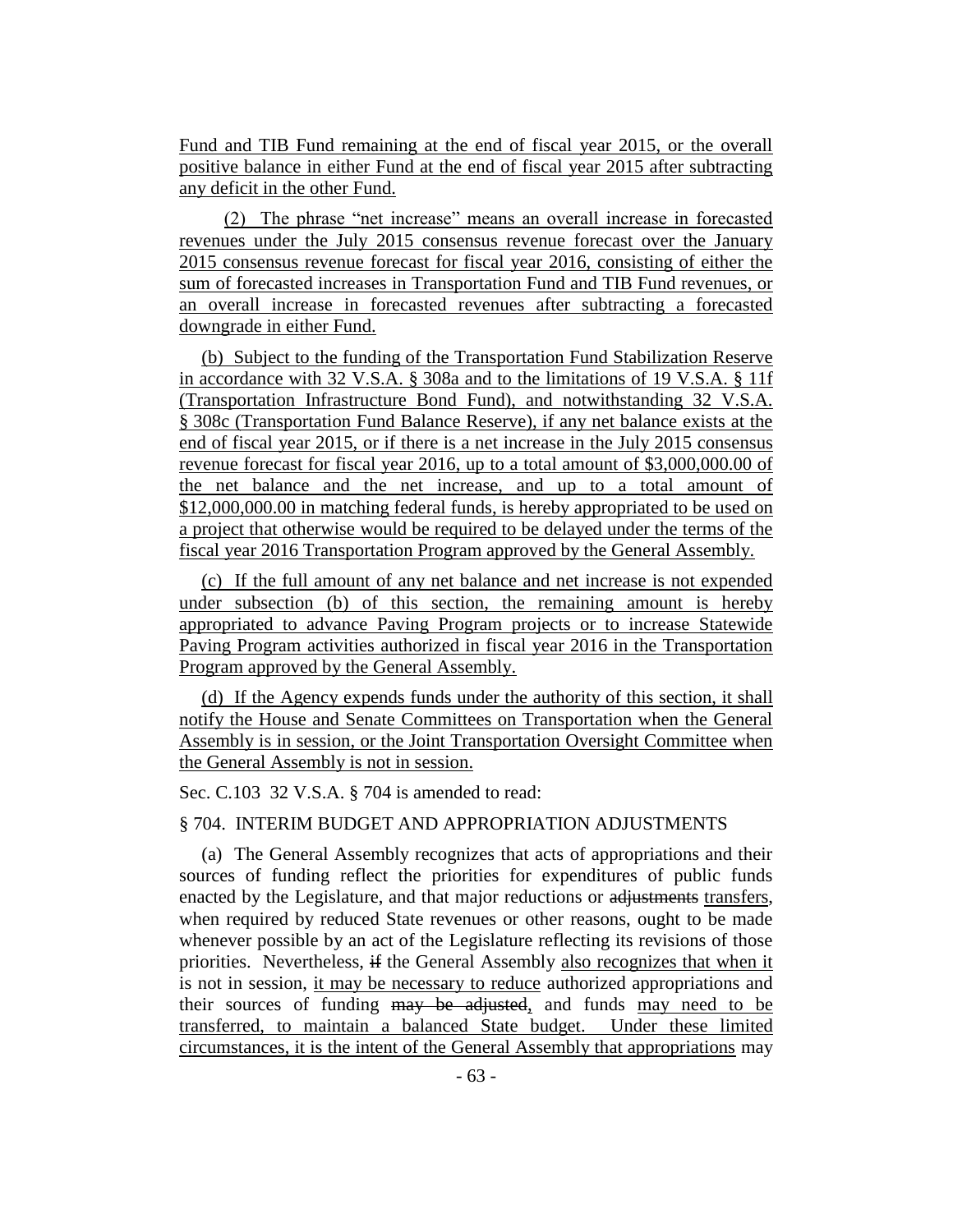Fund and TIB Fund remaining at the end of fiscal year 2015, or the overall positive balance in either Fund at the end of fiscal year 2015 after subtracting any deficit in the other Fund.

(2) The phrase "net increase" means an overall increase in forecasted revenues under the July 2015 consensus revenue forecast over the January 2015 consensus revenue forecast for fiscal year 2016, consisting of either the sum of forecasted increases in Transportation Fund and TIB Fund revenues, or an overall increase in forecasted revenues after subtracting a forecasted downgrade in either Fund.

(b) Subject to the funding of the Transportation Fund Stabilization Reserve in accordance with 32 V.S.A. § 308a and to the limitations of 19 V.S.A. § 11f (Transportation Infrastructure Bond Fund), and notwithstanding 32 V.S.A. § 308c (Transportation Fund Balance Reserve), if any net balance exists at the end of fiscal year 2015, or if there is a net increase in the July 2015 consensus revenue forecast for fiscal year 2016, up to a total amount of $3,000,000.00 of the net balance and the net increase, and up to a total amount of $12,000,000.00 in matching federal funds, is hereby appropriated to be used on a project that otherwise would be required to be delayed under the terms of the fiscal year 2016 Transportation Program approved by the General Assembly.

(c) If the full amount of any net balance and net increase is not expended under subsection (b) of this section, the remaining amount is hereby appropriated to advance Paving Program projects or to increase Statewide Paving Program activities authorized in fiscal year 2016 in the Transportation Program approved by the General Assembly.

(d) If the Agency expends funds under the authority of this section, it shall notify the House and Senate Committees on Transportation when the General Assembly is in session, or the Joint Transportation Oversight Committee when the General Assembly is not in session.

Sec. C.103 32 V.S.A. § 704 is amended to read:

§ 704. INTERIM BUDGET AND APPROPRIATION ADJUSTMENTS

(a) The General Assembly recognizes that acts of appropriations and their sources of funding reflect the priorities for expenditures of public funds enacted by the Legislature, and that major reductions or ~~adjustments~~ transfers, when required by reduced State revenues or other reasons, ought to be made whenever possible by an act of the Legislature reflecting its revisions of those priorities. Nevertheless, ~~if~~ the General Assembly also recognizes that when it is not in session, it may be necessary to reduce authorized appropriations and their sources of funding ~~may be adjusted~~, and funds may need to be transferred, to maintain a balanced State budget. Under these limited circumstances, it is the intent of the General Assembly that appropriations may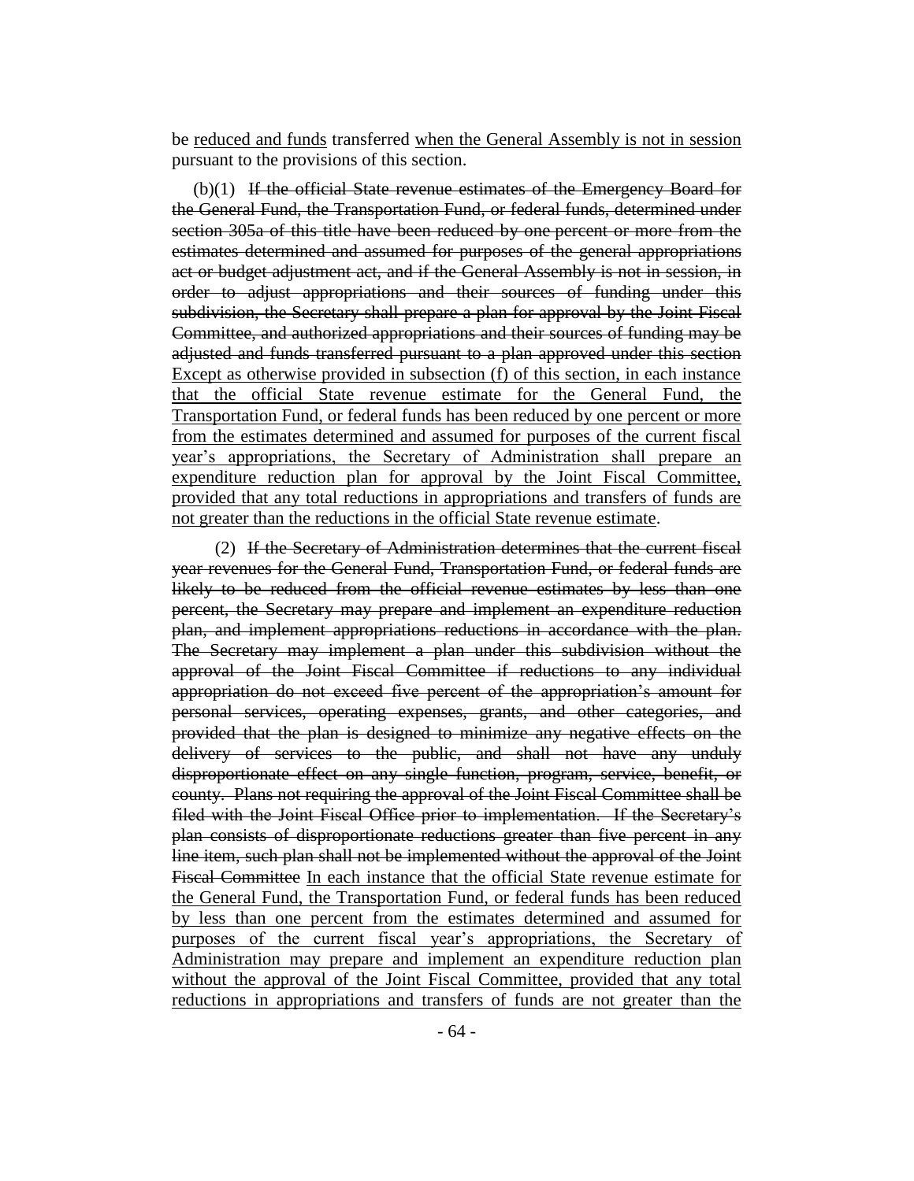be reduced and funds transferred when the General Assembly is not in session pursuant to the provisions of this section.

(b)(1) ~~If the official State revenue estimates of the Emergency Board for the General Fund, the Transportation Fund, or federal funds, determined under section 305a of this title have been reduced by one percent or more from the estimates determined and assumed for purposes of the general appropriations act or budget adjustment act, and if the General Assembly is not in session, in order to adjust appropriations and their sources of funding under this subdivision, the Secretary shall prepare a plan for approval by the Joint Fiscal Committee, and authorized appropriations and their sources of funding may be adjusted and funds transferred pursuant to a plan approved under this section~~ Except as otherwise provided in subsection (f) of this section, in each instance that the official State revenue estimate for the General Fund, the Transportation Fund, or federal funds has been reduced by one percent or more from the estimates determined and assumed for purposes of the current fiscal year's appropriations, the Secretary of Administration shall prepare an expenditure reduction plan for approval by the Joint Fiscal Committee, provided that any total reductions in appropriations and transfers of funds are not greater than the reductions in the official State revenue estimate.

(2) ~~If the Secretary of Administration determines that the current fiscal year revenues for the General Fund, Transportation Fund, or federal funds are likely to be reduced from the official revenue estimates by less than one percent, the Secretary may prepare and implement an expenditure reduction plan, and implement appropriations reductions in accordance with the plan. The Secretary may implement a plan under this subdivision without the approval of the Joint Fiscal Committee if reductions to any individual appropriation do not exceed five percent of the appropriation's amount for personal services, operating expenses, grants, and other categories, and provided that the plan is designed to minimize any negative effects on the delivery of services to the public, and shall not have any unduly disproportionate effect on any single function, program, service, benefit, or county. Plans not requiring the approval of the Joint Fiscal Committee shall be filed with the Joint Fiscal Office prior to implementation. If the Secretary's plan consists of disproportionate reductions greater than five percent in any line item, such plan shall not be implemented without the approval of the Joint Fiscal Committee~~ In each instance that the official State revenue estimate for the General Fund, the Transportation Fund, or federal funds has been reduced by less than one percent from the estimates determined and assumed for purposes of the current fiscal year's appropriations, the Secretary of Administration may prepare and implement an expenditure reduction plan without the approval of the Joint Fiscal Committee, provided that any total reductions in appropriations and transfers of funds are not greater than the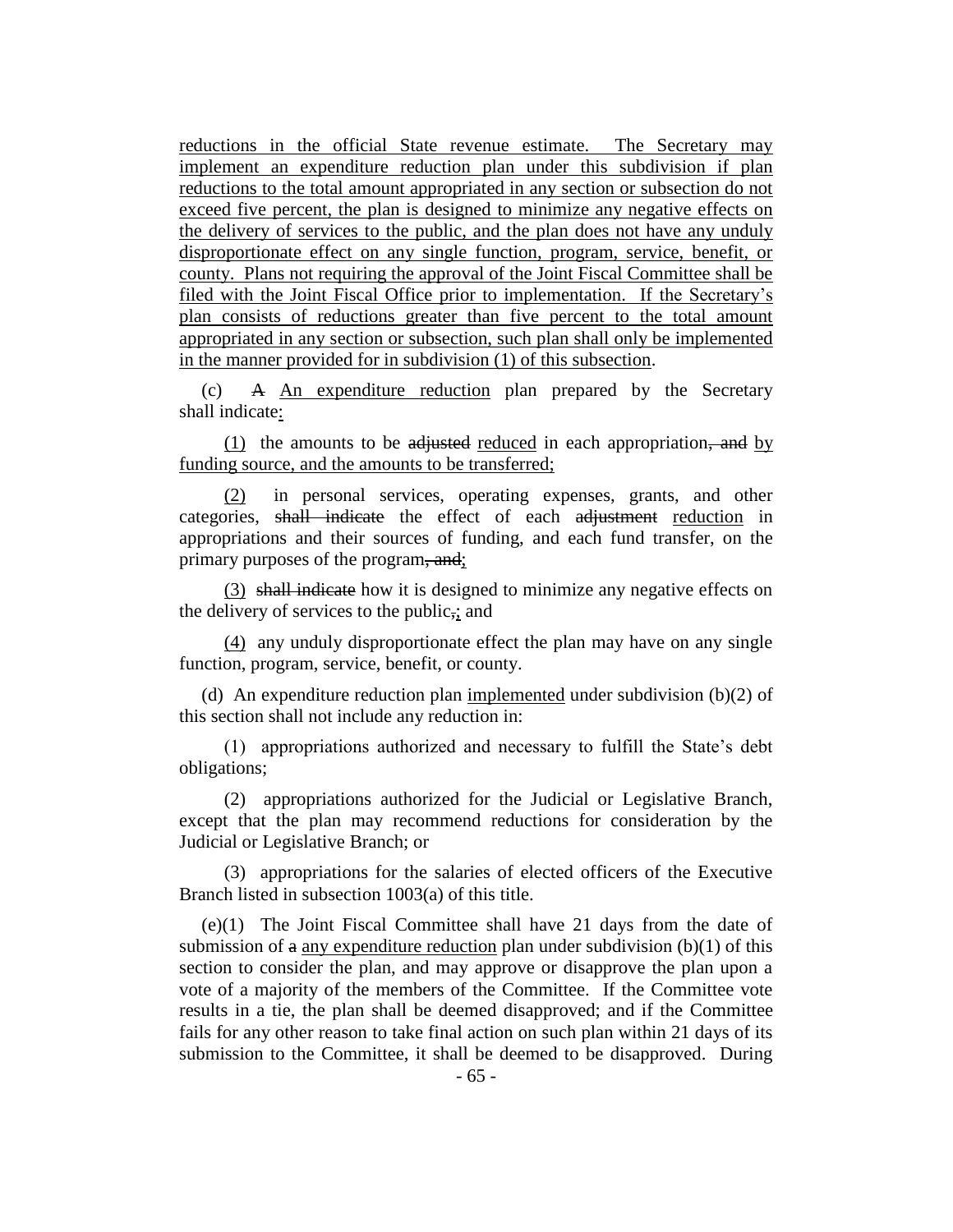<u>reductions in the official State revenue estimate. The Secretary may implement an expenditure reduction plan under this subdivision if plan reductions to the total amount appropriated in any section or subsection do not exceed five percent, the plan is designed to minimize any negative effects on the delivery of services to the public, and the plan does not have any unduly disproportionate effect on any single function, program, service, benefit, or county. Plans not requiring the approval of the Joint Fiscal Committee shall be filed with the Joint Fiscal Office prior to implementation. If the Secretary's plan consists of reductions greater than five percent to the total amount appropriated in any section or subsection, such plan shall only be implemented in the manner provided for in subdivision (1) of this subsection</u>.

(c) ~~A~~ <u>An expenditure reduction</u> plan prepared by the Secretary shall indicate<u>:</u>

<u>(1)</u> the amounts to be ~~adjusted~~ <u>reduced</u> in each appropriation~~, and~~ <u>by funding source, and the amounts to be transferred;</u>

<u>(2)</u> in personal services, operating expenses, grants, and other categories, ~~shall indicate~~ the effect of each ~~adjustment~~ <u>reduction</u> in appropriations and their sources of funding, and each fund transfer, on the primary purposes of the program~~, and~~<u>;</u>

<u>(3)</u> ~~shall indicate~~ how it is designed to minimize any negative effects on the delivery of services to the public~~,~~<u>;</u> and

<u>(4)</u> any unduly disproportionate effect the plan may have on any single function, program, service, benefit, or county.

(d) An expenditure reduction plan <u>implemented</u> under subdivision (b)(2) of this section shall not include any reduction in:

(1) appropriations authorized and necessary to fulfill the State's debt obligations;

(2) appropriations authorized for the Judicial or Legislative Branch, except that the plan may recommend reductions for consideration by the Judicial or Legislative Branch; or

(3) appropriations for the salaries of elected officers of the Executive Branch listed in subsection 1003(a) of this title.

(e)(1) The Joint Fiscal Committee shall have 21 days from the date of submission of ~~a~~ <u>any expenditure reduction</u> plan under subdivision (b)(1) of this section to consider the plan, and may approve or disapprove the plan upon a vote of a majority of the members of the Committee. If the Committee vote results in a tie, the plan shall be deemed disapproved; and if the Committee fails for any other reason to take final action on such plan within 21 days of its submission to the Committee, it shall be deemed to be disapproved. During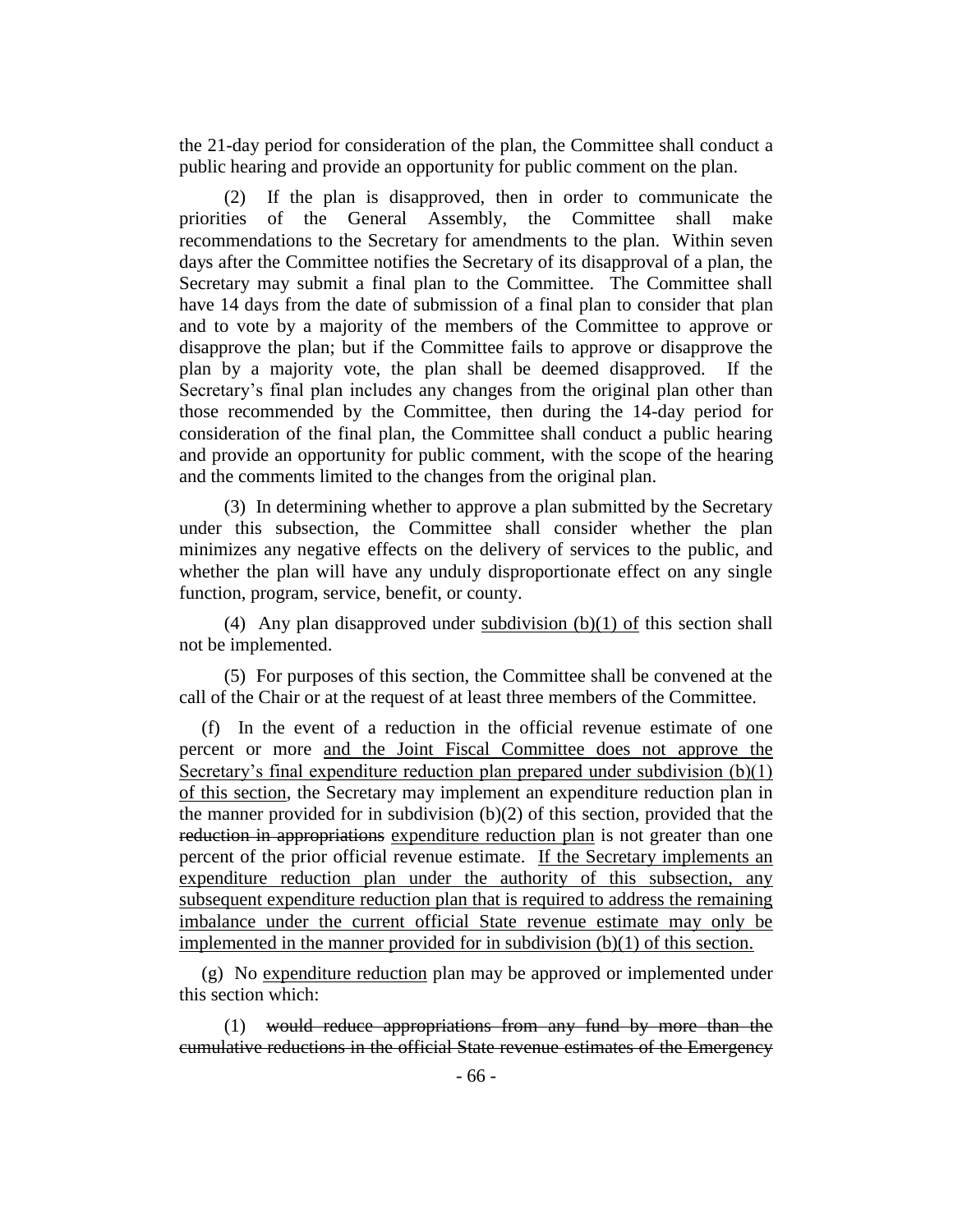the 21-day period for consideration of the plan, the Committee shall conduct a public hearing and provide an opportunity for public comment on the plan.

(2) If the plan is disapproved, then in order to communicate the priorities of the General Assembly, the Committee shall make recommendations to the Secretary for amendments to the plan. Within seven days after the Committee notifies the Secretary of its disapproval of a plan, the Secretary may submit a final plan to the Committee. The Committee shall have 14 days from the date of submission of a final plan to consider that plan and to vote by a majority of the members of the Committee to approve or disapprove the plan; but if the Committee fails to approve or disapprove the plan by a majority vote, the plan shall be deemed disapproved. If the Secretary's final plan includes any changes from the original plan other than those recommended by the Committee, then during the 14-day period for consideration of the final plan, the Committee shall conduct a public hearing and provide an opportunity for public comment, with the scope of the hearing and the comments limited to the changes from the original plan.

(3) In determining whether to approve a plan submitted by the Secretary under this subsection, the Committee shall consider whether the plan minimizes any negative effects on the delivery of services to the public, and whether the plan will have any unduly disproportionate effect on any single function, program, service, benefit, or county.

(4) Any plan disapproved under <u>subdivision (b)(1) of</u> this section shall not be implemented.

(5) For purposes of this section, the Committee shall be convened at the call of the Chair or at the request of at least three members of the Committee.

(f) In the event of a reduction in the official revenue estimate of one percent or more <u>and the Joint Fiscal Committee does not approve the Secretary's final expenditure reduction plan prepared under subdivision (b)(1) of this section</u>, the Secretary may implement an expenditure reduction plan in the manner provided for in subdivision (b)(2) of this section, provided that the ~~reduction in appropriations~~ <u>expenditure reduction plan</u> is not greater than one percent of the prior official revenue estimate. <u>If the Secretary implements an expenditure reduction plan under the authority of this subsection, any subsequent expenditure reduction plan that is required to address the remaining imbalance under the current official State revenue estimate may only be implemented in the manner provided for in subdivision (b)(1) of this section.</u>

(g) No <u>expenditure reduction</u> plan may be approved or implemented under this section which:

(1) ~~would reduce appropriations from any fund by more than the cumulative reductions in the official State revenue estimates of the Emergency~~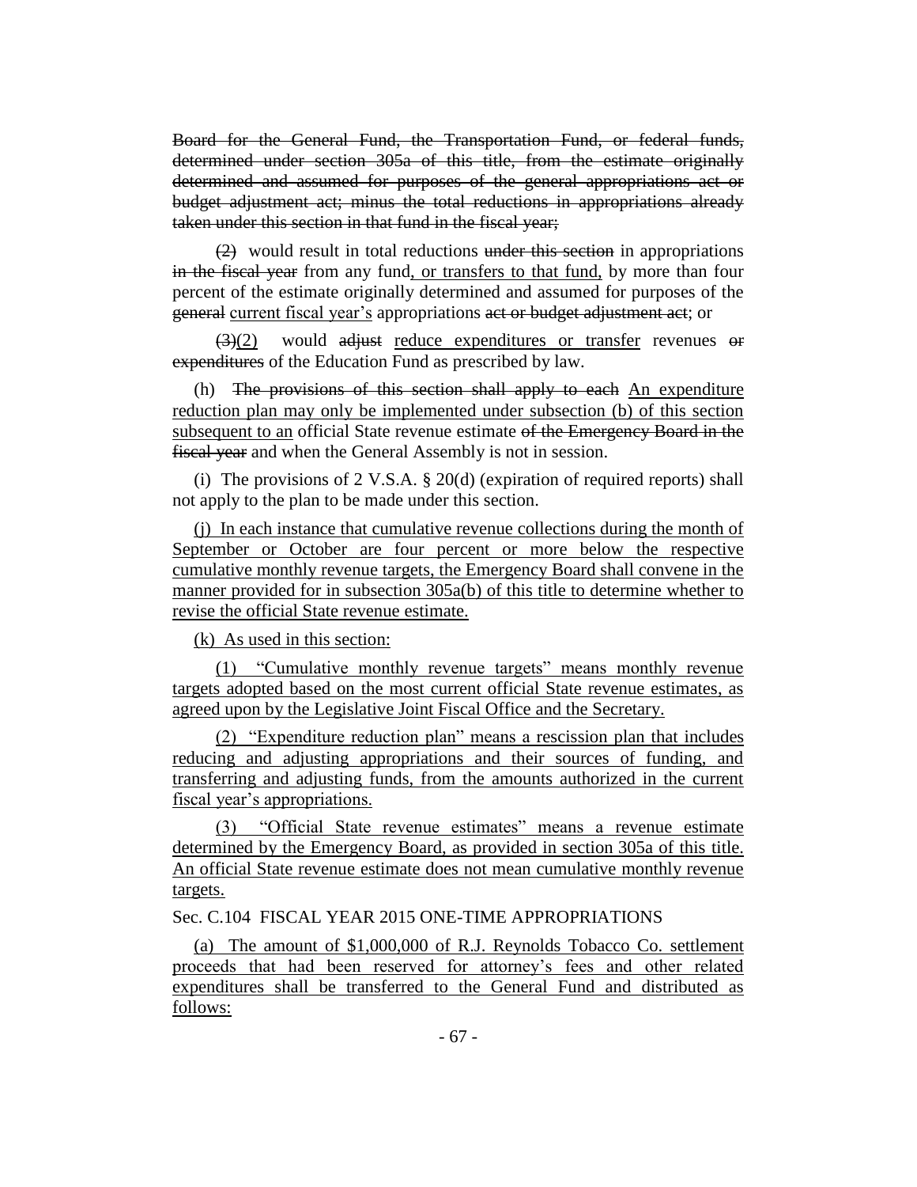~~Board for the General Fund, the Transportation Fund, or federal funds, determined under section 305a of this title, from the estimate originally determined and assumed for purposes of the general appropriations act or budget adjustment act; minus the total reductions in appropriations already taken under this section in that fund in the fiscal year;~~

~~(2)~~ would result in total reductions ~~under this section~~ in appropriations ~~in the fiscal year~~ from any fund, or transfers to that fund, by more than four percent of the estimate originally determined and assumed for purposes of the ~~general~~ current fiscal year's appropriations ~~act or budget adjustment act~~; or

~~(3)~~(2) would ~~adjust~~ reduce expenditures or transfer revenues ~~or expenditures~~ of the Education Fund as prescribed by law.

(h) ~~The provisions of this section shall apply to each~~ An expenditure reduction plan may only be implemented under subsection (b) of this section subsequent to an official State revenue estimate ~~of the Emergency Board in the fiscal year~~ and when the General Assembly is not in session.

(i) The provisions of 2 V.S.A. § 20(d) (expiration of required reports) shall not apply to the plan to be made under this section.

(j) In each instance that cumulative revenue collections during the month of September or October are four percent or more below the respective cumulative monthly revenue targets, the Emergency Board shall convene in the manner provided for in subsection 305a(b) of this title to determine whether to revise the official State revenue estimate.

(k) As used in this section:

(1) "Cumulative monthly revenue targets" means monthly revenue targets adopted based on the most current official State revenue estimates, as agreed upon by the Legislative Joint Fiscal Office and the Secretary.

(2) "Expenditure reduction plan" means a rescission plan that includes reducing and adjusting appropriations and their sources of funding, and transferring and adjusting funds, from the amounts authorized in the current fiscal year's appropriations.

(3) "Official State revenue estimates" means a revenue estimate determined by the Emergency Board, as provided in section 305a of this title. An official State revenue estimate does not mean cumulative monthly revenue targets.

Sec. C.104 FISCAL YEAR 2015 ONE-TIME APPROPRIATIONS

(a) The amount of $1,000,000 of R.J. Reynolds Tobacco Co. settlement proceeds that had been reserved for attorney's fees and other related expenditures shall be transferred to the General Fund and distributed as follows: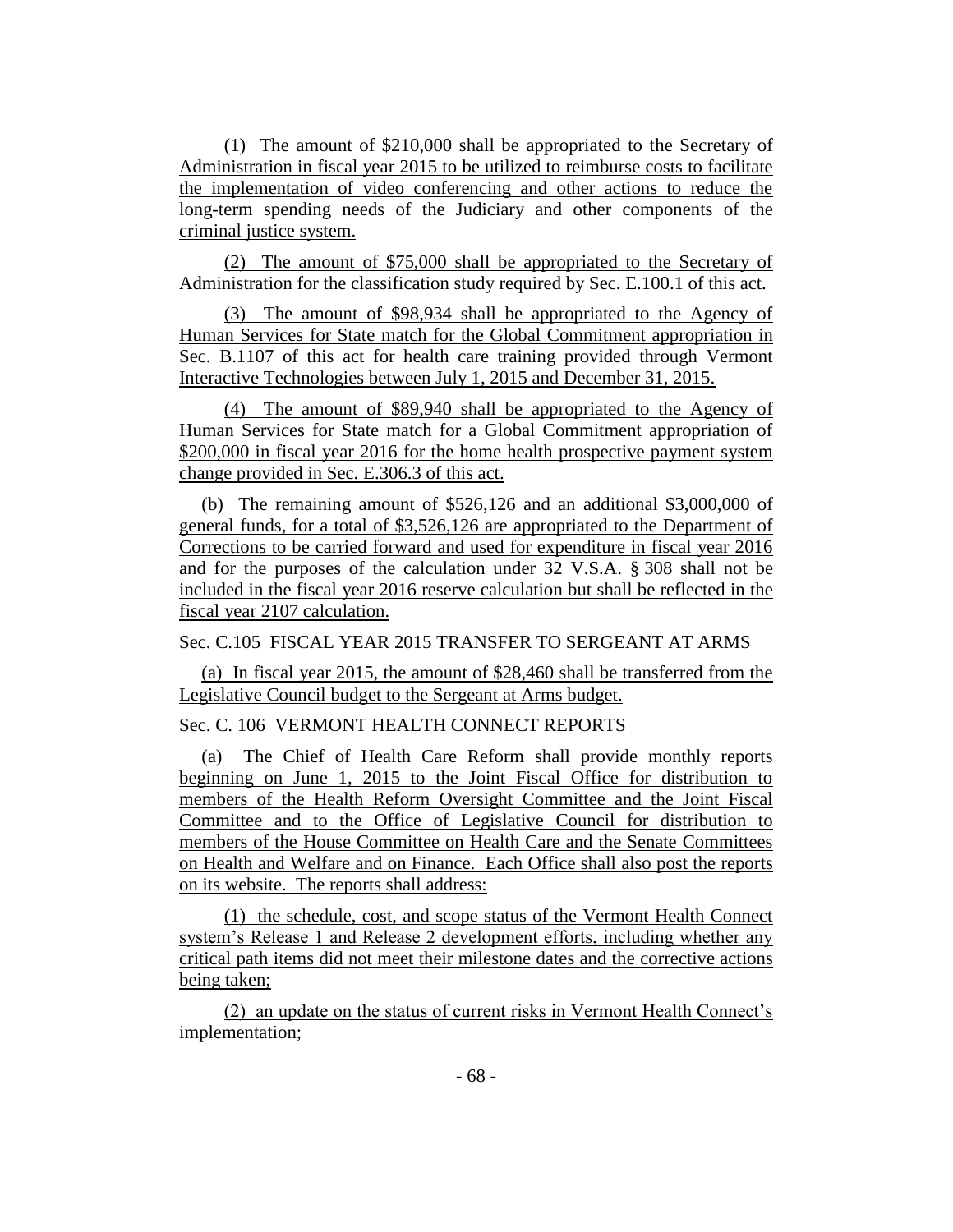(1) The amount of $210,000 shall be appropriated to the Secretary of Administration in fiscal year 2015 to be utilized to reimburse costs to facilitate the implementation of video conferencing and other actions to reduce the long-term spending needs of the Judiciary and other components of the criminal justice system.

(2) The amount of $75,000 shall be appropriated to the Secretary of Administration for the classification study required by Sec. E.100.1 of this act.

(3) The amount of $98,934 shall be appropriated to the Agency of Human Services for State match for the Global Commitment appropriation in Sec. B.1107 of this act for health care training provided through Vermont Interactive Technologies between July 1, 2015 and December 31, 2015.

(4) The amount of $89,940 shall be appropriated to the Agency of Human Services for State match for a Global Commitment appropriation of $200,000 in fiscal year 2016 for the home health prospective payment system change provided in Sec. E.306.3 of this act.

(b) The remaining amount of $526,126 and an additional $3,000,000 of general funds, for a total of $3,526,126 are appropriated to the Department of Corrections to be carried forward and used for expenditure in fiscal year 2016 and for the purposes of the calculation under 32 V.S.A. § 308 shall not be included in the fiscal year 2016 reserve calculation but shall be reflected in the fiscal year 2107 calculation.

Sec. C.105 FISCAL YEAR 2015 TRANSFER TO SERGEANT AT ARMS

(a) In fiscal year 2015, the amount of $28,460 shall be transferred from the Legislative Council budget to the Sergeant at Arms budget.

Sec. C. 106 VERMONT HEALTH CONNECT REPORTS

(a) The Chief of Health Care Reform shall provide monthly reports beginning on June 1, 2015 to the Joint Fiscal Office for distribution to members of the Health Reform Oversight Committee and the Joint Fiscal Committee and to the Office of Legislative Council for distribution to members of the House Committee on Health Care and the Senate Committees on Health and Welfare and on Finance. Each Office shall also post the reports on its website. The reports shall address:

(1) the schedule, cost, and scope status of the Vermont Health Connect system's Release 1 and Release 2 development efforts, including whether any critical path items did not meet their milestone dates and the corrective actions being taken;

(2) an update on the status of current risks in Vermont Health Connect's implementation;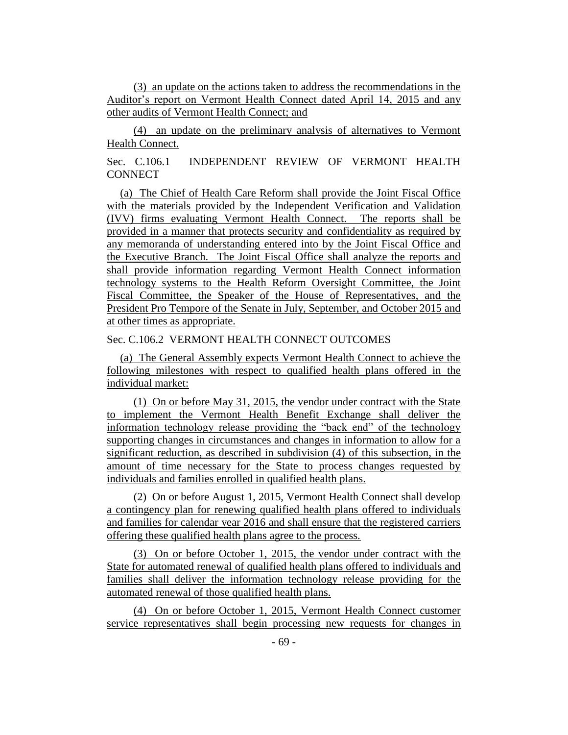(3) an update on the actions taken to address the recommendations in the Auditor's report on Vermont Health Connect dated April 14, 2015 and any other audits of Vermont Health Connect; and

(4) an update on the preliminary analysis of alternatives to Vermont Health Connect.

Sec. C.106.1 INDEPENDENT REVIEW OF VERMONT HEALTH CONNECT

(a) The Chief of Health Care Reform shall provide the Joint Fiscal Office with the materials provided by the Independent Verification and Validation (IVV) firms evaluating Vermont Health Connect. The reports shall be provided in a manner that protects security and confidentiality as required by any memoranda of understanding entered into by the Joint Fiscal Office and the Executive Branch. The Joint Fiscal Office shall analyze the reports and shall provide information regarding Vermont Health Connect information technology systems to the Health Reform Oversight Committee, the Joint Fiscal Committee, the Speaker of the House of Representatives, and the President Pro Tempore of the Senate in July, September, and October 2015 and at other times as appropriate.

Sec. C.106.2 VERMONT HEALTH CONNECT OUTCOMES

(a) The General Assembly expects Vermont Health Connect to achieve the following milestones with respect to qualified health plans offered in the individual market:

(1) On or before May 31, 2015, the vendor under contract with the State to implement the Vermont Health Benefit Exchange shall deliver the information technology release providing the "back end" of the technology supporting changes in circumstances and changes in information to allow for a significant reduction, as described in subdivision (4) of this subsection, in the amount of time necessary for the State to process changes requested by individuals and families enrolled in qualified health plans.

(2) On or before August 1, 2015, Vermont Health Connect shall develop a contingency plan for renewing qualified health plans offered to individuals and families for calendar year 2016 and shall ensure that the registered carriers offering these qualified health plans agree to the process.

(3) On or before October 1, 2015, the vendor under contract with the State for automated renewal of qualified health plans offered to individuals and families shall deliver the information technology release providing for the automated renewal of those qualified health plans.

(4) On or before October 1, 2015, Vermont Health Connect customer service representatives shall begin processing new requests for changes in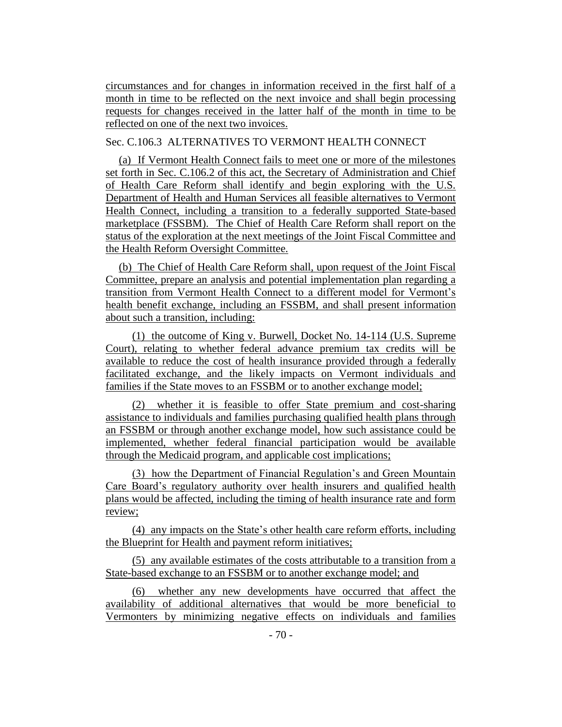circumstances and for changes in information received in the first half of a month in time to be reflected on the next invoice and shall begin processing requests for changes received in the latter half of the month in time to be reflected on one of the next two invoices.

Sec. C.106.3 ALTERNATIVES TO VERMONT HEALTH CONNECT

(a) If Vermont Health Connect fails to meet one or more of the milestones set forth in Sec. C.106.2 of this act, the Secretary of Administration and Chief of Health Care Reform shall identify and begin exploring with the U.S. Department of Health and Human Services all feasible alternatives to Vermont Health Connect, including a transition to a federally supported State-based marketplace (FSSBM). The Chief of Health Care Reform shall report on the status of the exploration at the next meetings of the Joint Fiscal Committee and the Health Reform Oversight Committee.

(b) The Chief of Health Care Reform shall, upon request of the Joint Fiscal Committee, prepare an analysis and potential implementation plan regarding a transition from Vermont Health Connect to a different model for Vermont's health benefit exchange, including an FSSBM, and shall present information about such a transition, including:

(1) the outcome of King v. Burwell, Docket No. 14-114 (U.S. Supreme Court), relating to whether federal advance premium tax credits will be available to reduce the cost of health insurance provided through a federally facilitated exchange, and the likely impacts on Vermont individuals and families if the State moves to an FSSBM or to another exchange model;

(2) whether it is feasible to offer State premium and cost-sharing assistance to individuals and families purchasing qualified health plans through an FSSBM or through another exchange model, how such assistance could be implemented, whether federal financial participation would be available through the Medicaid program, and applicable cost implications;

(3) how the Department of Financial Regulation's and Green Mountain Care Board's regulatory authority over health insurers and qualified health plans would be affected, including the timing of health insurance rate and form review;

(4) any impacts on the State's other health care reform efforts, including the Blueprint for Health and payment reform initiatives;

(5) any available estimates of the costs attributable to a transition from a State-based exchange to an FSSBM or to another exchange model; and

(6) whether any new developments have occurred that affect the availability of additional alternatives that would be more beneficial to Vermonters by minimizing negative effects on individuals and families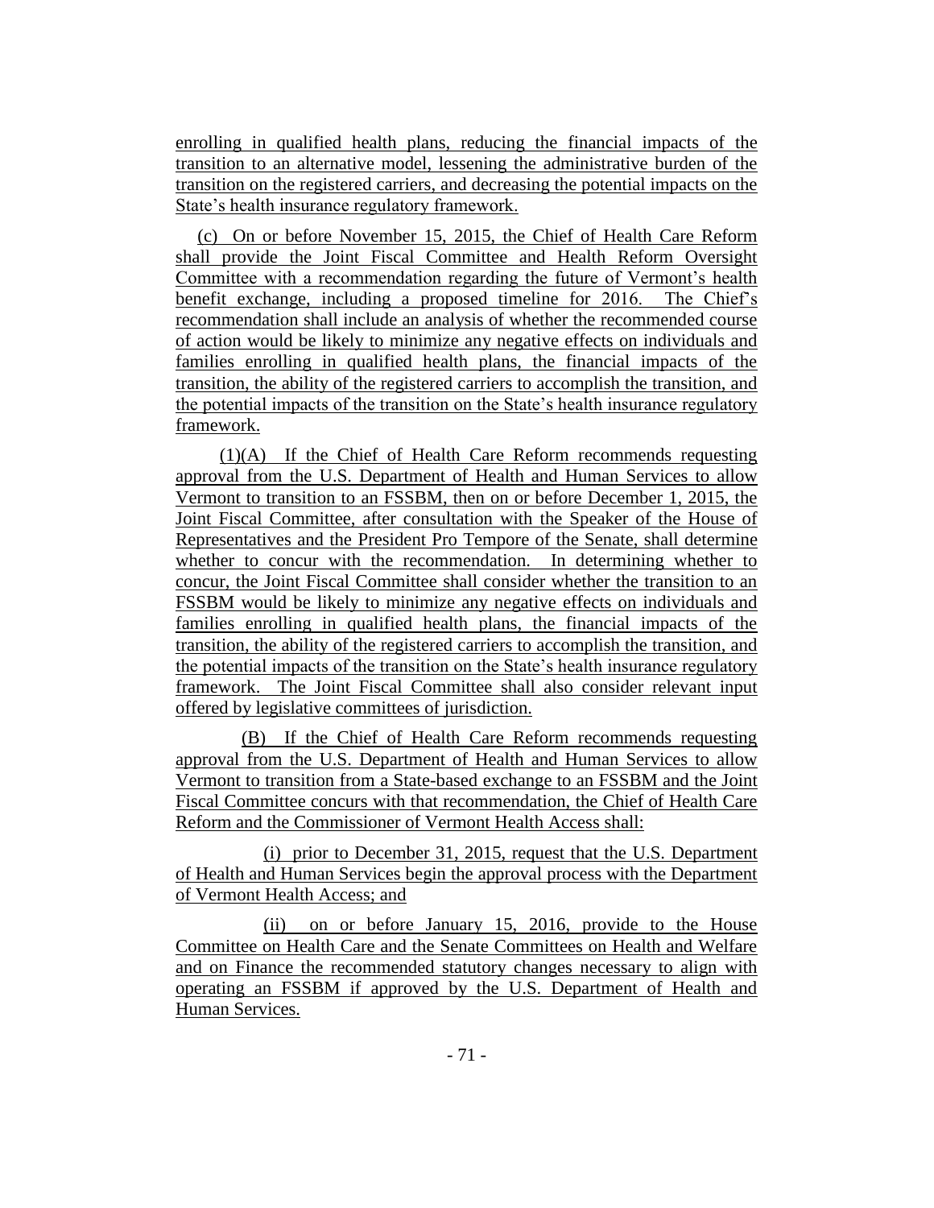enrolling in qualified health plans, reducing the financial impacts of the transition to an alternative model, lessening the administrative burden of the transition on the registered carriers, and decreasing the potential impacts on the State's health insurance regulatory framework.

(c) On or before November 15, 2015, the Chief of Health Care Reform shall provide the Joint Fiscal Committee and Health Reform Oversight Committee with a recommendation regarding the future of Vermont's health benefit exchange, including a proposed timeline for 2016. The Chief's recommendation shall include an analysis of whether the recommended course of action would be likely to minimize any negative effects on individuals and families enrolling in qualified health plans, the financial impacts of the transition, the ability of the registered carriers to accomplish the transition, and the potential impacts of the transition on the State's health insurance regulatory framework.

(1)(A) If the Chief of Health Care Reform recommends requesting approval from the U.S. Department of Health and Human Services to allow Vermont to transition to an FSSBM, then on or before December 1, 2015, the Joint Fiscal Committee, after consultation with the Speaker of the House of Representatives and the President Pro Tempore of the Senate, shall determine whether to concur with the recommendation. In determining whether to concur, the Joint Fiscal Committee shall consider whether the transition to an FSSBM would be likely to minimize any negative effects on individuals and families enrolling in qualified health plans, the financial impacts of the transition, the ability of the registered carriers to accomplish the transition, and the potential impacts of the transition on the State's health insurance regulatory framework. The Joint Fiscal Committee shall also consider relevant input offered by legislative committees of jurisdiction.

(B) If the Chief of Health Care Reform recommends requesting approval from the U.S. Department of Health and Human Services to allow Vermont to transition from a State-based exchange to an FSSBM and the Joint Fiscal Committee concurs with that recommendation, the Chief of Health Care Reform and the Commissioner of Vermont Health Access shall:

(i) prior to December 31, 2015, request that the U.S. Department of Health and Human Services begin the approval process with the Department of Vermont Health Access; and

(ii) on or before January 15, 2016, provide to the House Committee on Health Care and the Senate Committees on Health and Welfare and on Finance the recommended statutory changes necessary to align with operating an FSSBM if approved by the U.S. Department of Health and Human Services.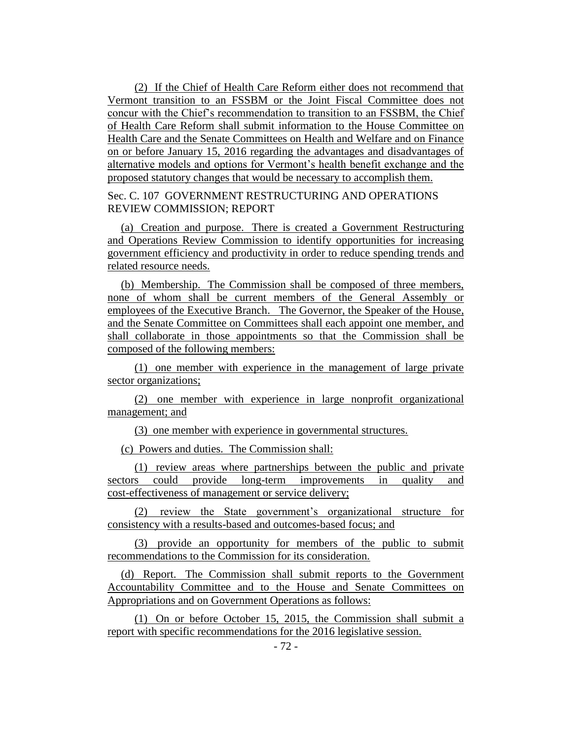(2) If the Chief of Health Care Reform either does not recommend that Vermont transition to an FSSBM or the Joint Fiscal Committee does not concur with the Chief's recommendation to transition to an FSSBM, the Chief of Health Care Reform shall submit information to the House Committee on Health Care and the Senate Committees on Health and Welfare and on Finance on or before January 15, 2016 regarding the advantages and disadvantages of alternative models and options for Vermont's health benefit exchange and the proposed statutory changes that would be necessary to accomplish them.

Sec. C. 107 GOVERNMENT RESTRUCTURING AND OPERATIONS REVIEW COMMISSION; REPORT

(a) Creation and purpose. There is created a Government Restructuring and Operations Review Commission to identify opportunities for increasing government efficiency and productivity in order to reduce spending trends and related resource needs.

(b) Membership. The Commission shall be composed of three members, none of whom shall be current members of the General Assembly or employees of the Executive Branch. The Governor, the Speaker of the House, and the Senate Committee on Committees shall each appoint one member, and shall collaborate in those appointments so that the Commission shall be composed of the following members:

(1) one member with experience in the management of large private sector organizations;

(2) one member with experience in large nonprofit organizational management; and

(3) one member with experience in governmental structures.

(c) Powers and duties. The Commission shall:

(1) review areas where partnerships between the public and private sectors could provide long-term improvements in quality and cost-effectiveness of management or service delivery;

(2) review the State government's organizational structure for consistency with a results-based and outcomes-based focus; and

(3) provide an opportunity for members of the public to submit recommendations to the Commission for its consideration.

(d) Report. The Commission shall submit reports to the Government Accountability Committee and to the House and Senate Committees on Appropriations and on Government Operations as follows:

(1) On or before October 15, 2015, the Commission shall submit a report with specific recommendations for the 2016 legislative session.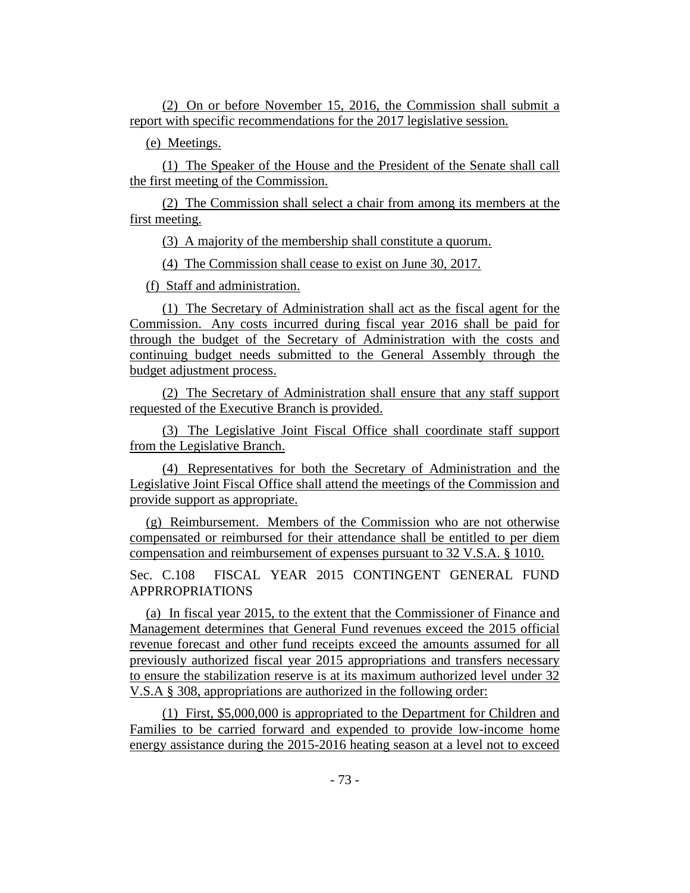(2) On or before November 15, 2016, the Commission shall submit a report with specific recommendations for the 2017 legislative session.

(e) Meetings.

(1) The Speaker of the House and the President of the Senate shall call the first meeting of the Commission.

(2) The Commission shall select a chair from among its members at the first meeting.

(3) A majority of the membership shall constitute a quorum.

(4) The Commission shall cease to exist on June 30, 2017.

(f) Staff and administration.

(1) The Secretary of Administration shall act as the fiscal agent for the Commission. Any costs incurred during fiscal year 2016 shall be paid for through the budget of the Secretary of Administration with the costs and continuing budget needs submitted to the General Assembly through the budget adjustment process.

(2) The Secretary of Administration shall ensure that any staff support requested of the Executive Branch is provided.

(3) The Legislative Joint Fiscal Office shall coordinate staff support from the Legislative Branch.

(4) Representatives for both the Secretary of Administration and the Legislative Joint Fiscal Office shall attend the meetings of the Commission and provide support as appropriate.

(g) Reimbursement. Members of the Commission who are not otherwise compensated or reimbursed for their attendance shall be entitled to per diem compensation and reimbursement of expenses pursuant to 32 V.S.A. § 1010.

Sec. C.108 FISCAL YEAR 2015 CONTINGENT GENERAL FUND APPRROPRIATIONS

(a) In fiscal year 2015, to the extent that the Commissioner of Finance and Management determines that General Fund revenues exceed the 2015 official revenue forecast and other fund receipts exceed the amounts assumed for all previously authorized fiscal year 2015 appropriations and transfers necessary to ensure the stabilization reserve is at its maximum authorized level under 32 V.S.A § 308, appropriations are authorized in the following order:

(1) First, $5,000,000 is appropriated to the Department for Children and Families to be carried forward and expended to provide low-income home energy assistance during the 2015-2016 heating season at a level not to exceed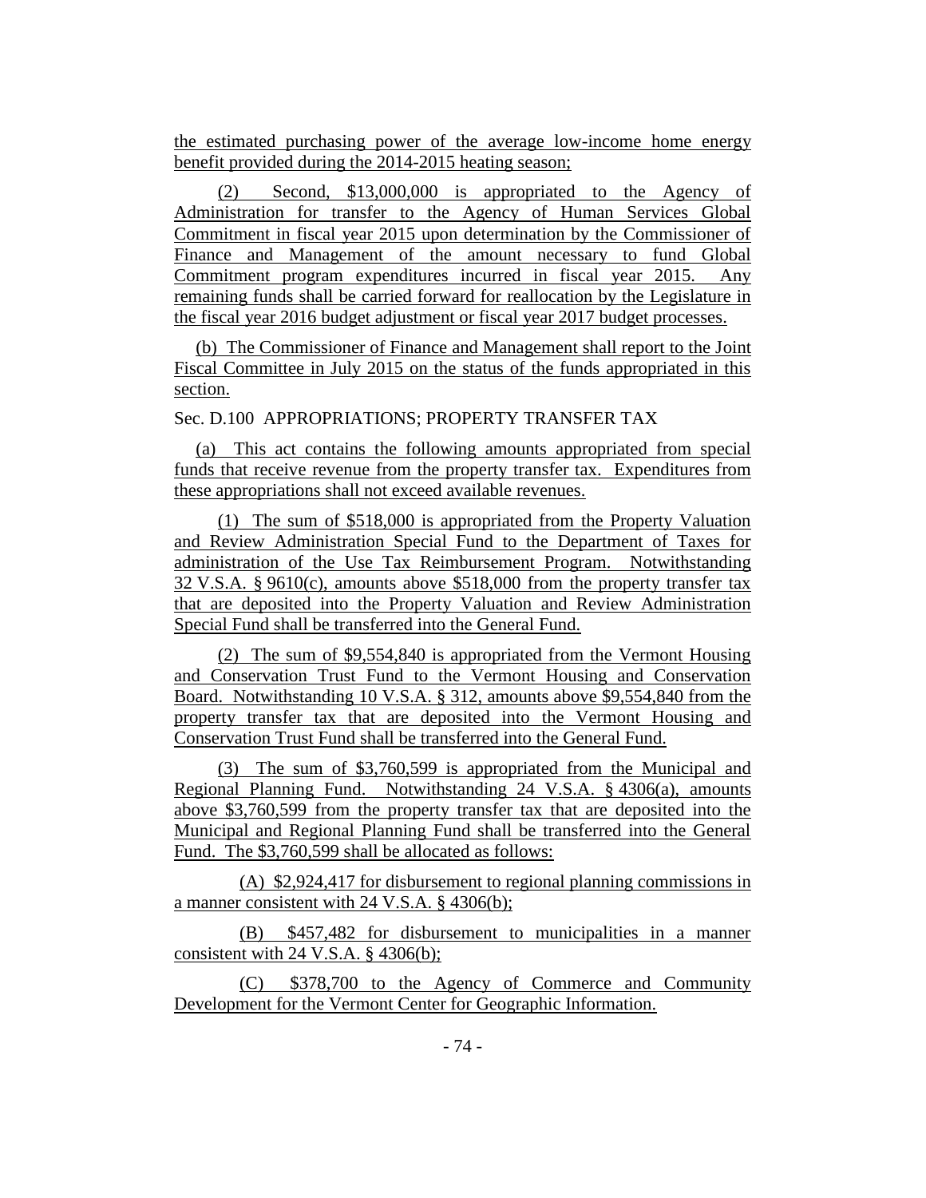the estimated purchasing power of the average low-income home energy benefit provided during the 2014-2015 heating season;

(2) Second, $13,000,000 is appropriated to the Agency of Administration for transfer to the Agency of Human Services Global Commitment in fiscal year 2015 upon determination by the Commissioner of Finance and Management of the amount necessary to fund Global Commitment program expenditures incurred in fiscal year 2015. Any remaining funds shall be carried forward for reallocation by the Legislature in the fiscal year 2016 budget adjustment or fiscal year 2017 budget processes.

(b) The Commissioner of Finance and Management shall report to the Joint Fiscal Committee in July 2015 on the status of the funds appropriated in this section.

Sec. D.100 APPROPRIATIONS; PROPERTY TRANSFER TAX

(a) This act contains the following amounts appropriated from special funds that receive revenue from the property transfer tax. Expenditures from these appropriations shall not exceed available revenues.

(1) The sum of $518,000 is appropriated from the Property Valuation and Review Administration Special Fund to the Department of Taxes for administration of the Use Tax Reimbursement Program. Notwithstanding 32 V.S.A. § 9610(c), amounts above $518,000 from the property transfer tax that are deposited into the Property Valuation and Review Administration Special Fund shall be transferred into the General Fund.

(2) The sum of $9,554,840 is appropriated from the Vermont Housing and Conservation Trust Fund to the Vermont Housing and Conservation Board. Notwithstanding 10 V.S.A. § 312, amounts above $9,554,840 from the property transfer tax that are deposited into the Vermont Housing and Conservation Trust Fund shall be transferred into the General Fund.

(3) The sum of $3,760,599 is appropriated from the Municipal and Regional Planning Fund. Notwithstanding 24 V.S.A. § 4306(a), amounts above $3,760,599 from the property transfer tax that are deposited into the Municipal and Regional Planning Fund shall be transferred into the General Fund. The $3,760,599 shall be allocated as follows:

(A) $2,924,417 for disbursement to regional planning commissions in a manner consistent with 24 V.S.A. § 4306(b);

(B) $457,482 for disbursement to municipalities in a manner consistent with 24 V.S.A. § 4306(b);

(C) $378,700 to the Agency of Commerce and Community Development for the Vermont Center for Geographic Information.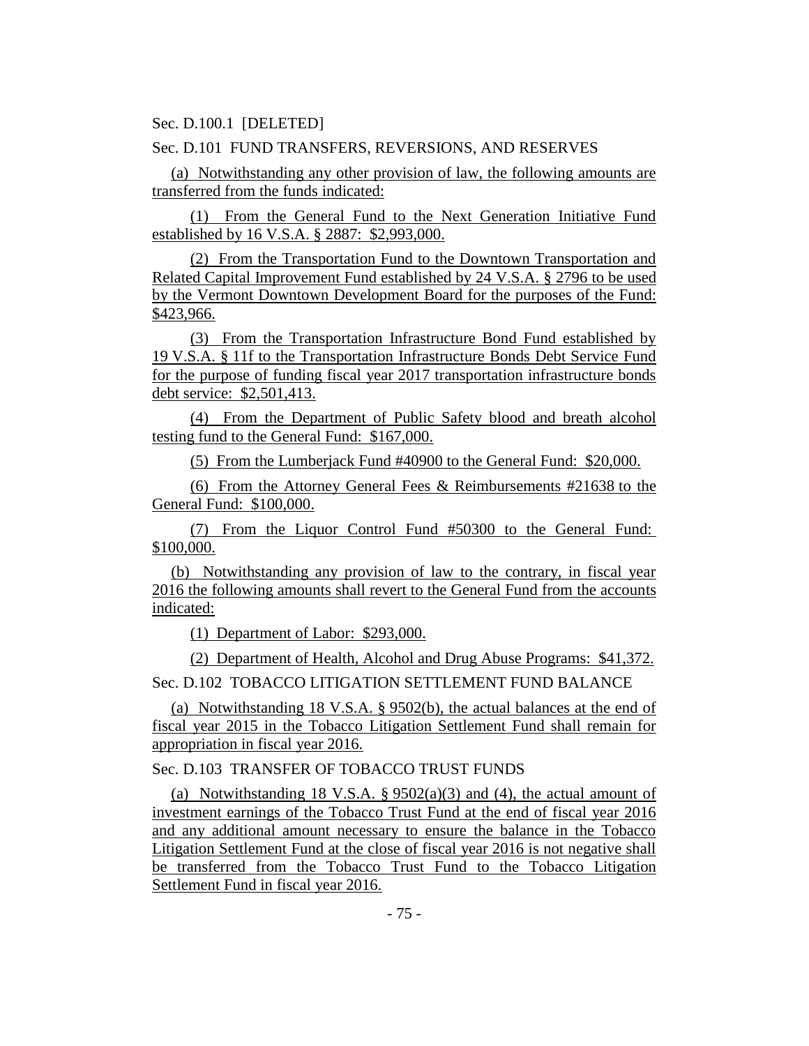Sec. D.100.1 [DELETED]

Sec. D.101 FUND TRANSFERS, REVERSIONS, AND RESERVES

(a) Notwithstanding any other provision of law, the following amounts are transferred from the funds indicated:

(1) From the General Fund to the Next Generation Initiative Fund established by 16 V.S.A. § 2887: $2,993,000.

(2) From the Transportation Fund to the Downtown Transportation and Related Capital Improvement Fund established by 24 V.S.A. § 2796 to be used by the Vermont Downtown Development Board for the purposes of the Fund: $423,966.

(3) From the Transportation Infrastructure Bond Fund established by 19 V.S.A. § 11f to the Transportation Infrastructure Bonds Debt Service Fund for the purpose of funding fiscal year 2017 transportation infrastructure bonds debt service: $2,501,413.

(4) From the Department of Public Safety blood and breath alcohol testing fund to the General Fund: $167,000.

(5) From the Lumberjack Fund #40900 to the General Fund: $20,000.

(6) From the Attorney General Fees & Reimbursements #21638 to the General Fund: $100,000.

(7) From the Liquor Control Fund #50300 to the General Fund: $100,000.

(b) Notwithstanding any provision of law to the contrary, in fiscal year 2016 the following amounts shall revert to the General Fund from the accounts indicated:

(1) Department of Labor: $293,000.

(2) Department of Health, Alcohol and Drug Abuse Programs: $41,372.

Sec. D.102 TOBACCO LITIGATION SETTLEMENT FUND BALANCE

(a) Notwithstanding 18 V.S.A. § 9502(b), the actual balances at the end of fiscal year 2015 in the Tobacco Litigation Settlement Fund shall remain for appropriation in fiscal year 2016.

Sec. D.103 TRANSFER OF TOBACCO TRUST FUNDS

(a) Notwithstanding 18 V.S.A. § 9502(a)(3) and (4), the actual amount of investment earnings of the Tobacco Trust Fund at the end of fiscal year 2016 and any additional amount necessary to ensure the balance in the Tobacco Litigation Settlement Fund at the close of fiscal year 2016 is not negative shall be transferred from the Tobacco Trust Fund to the Tobacco Litigation Settlement Fund in fiscal year 2016.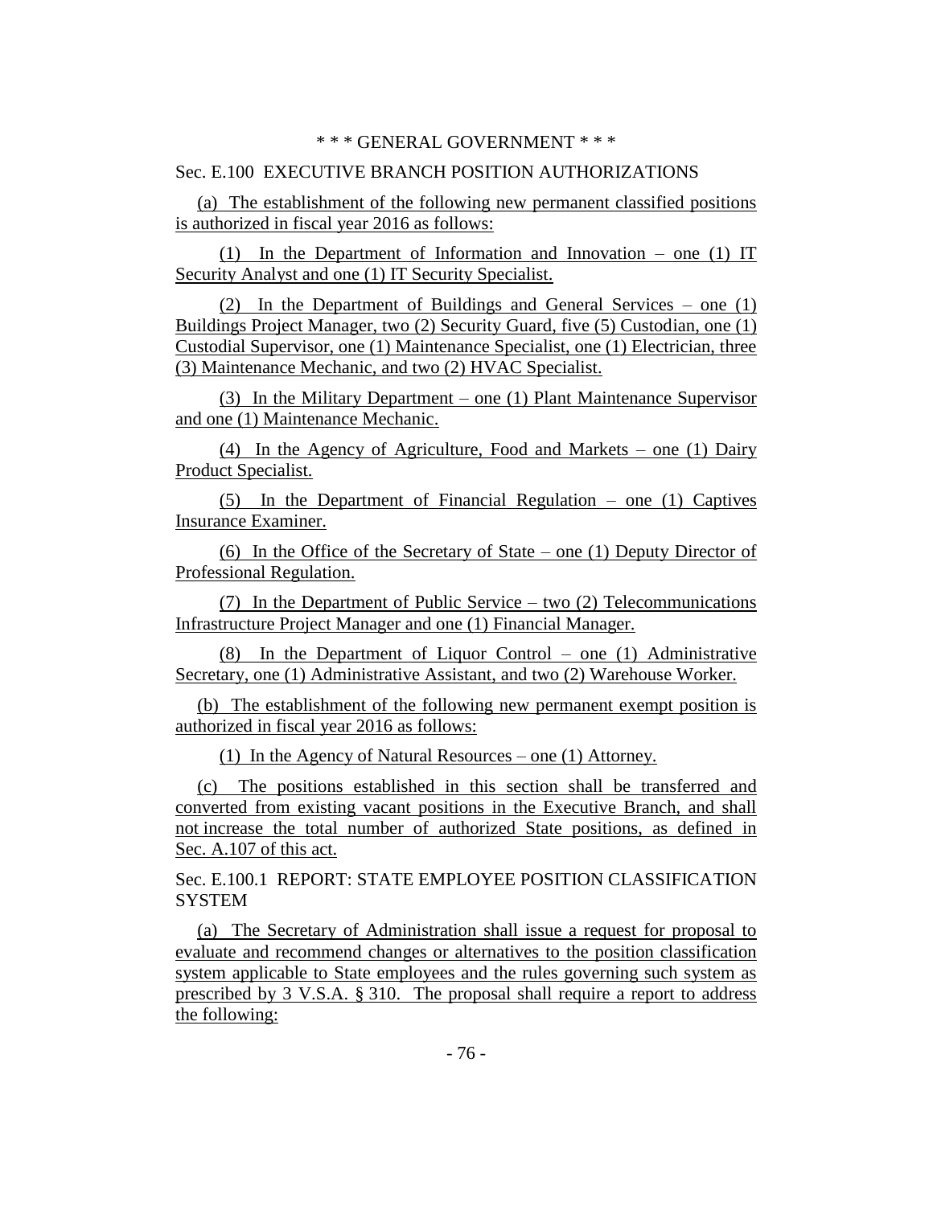\* \* \* GENERAL GOVERNMENT \* \* \*

Sec. E.100 EXECUTIVE BRANCH POSITION AUTHORIZATIONS

(a) The establishment of the following new permanent classified positions is authorized in fiscal year 2016 as follows:

(1) In the Department of Information and Innovation – one (1) IT Security Analyst and one (1) IT Security Specialist.

(2) In the Department of Buildings and General Services – one (1) Buildings Project Manager, two (2) Security Guard, five (5) Custodian, one (1) Custodial Supervisor, one (1) Maintenance Specialist, one (1) Electrician, three (3) Maintenance Mechanic, and two (2) HVAC Specialist.

(3) In the Military Department – one (1) Plant Maintenance Supervisor and one (1) Maintenance Mechanic.

(4) In the Agency of Agriculture, Food and Markets – one (1) Dairy Product Specialist.

(5) In the Department of Financial Regulation – one (1) Captives Insurance Examiner.

(6) In the Office of the Secretary of State – one (1) Deputy Director of Professional Regulation.

(7) In the Department of Public Service – two (2) Telecommunications Infrastructure Project Manager and one (1) Financial Manager.

(8) In the Department of Liquor Control – one (1) Administrative Secretary, one (1) Administrative Assistant, and two (2) Warehouse Worker.

(b) The establishment of the following new permanent exempt position is authorized in fiscal year 2016 as follows:

(1) In the Agency of Natural Resources – one (1) Attorney.

(c) The positions established in this section shall be transferred and converted from existing vacant positions in the Executive Branch, and shall not increase the total number of authorized State positions, as defined in Sec. A.107 of this act.

Sec. E.100.1 REPORT: STATE EMPLOYEE POSITION CLASSIFICATION SYSTEM

(a) The Secretary of Administration shall issue a request for proposal to evaluate and recommend changes or alternatives to the position classification system applicable to State employees and the rules governing such system as prescribed by 3 V.S.A. § 310. The proposal shall require a report to address the following: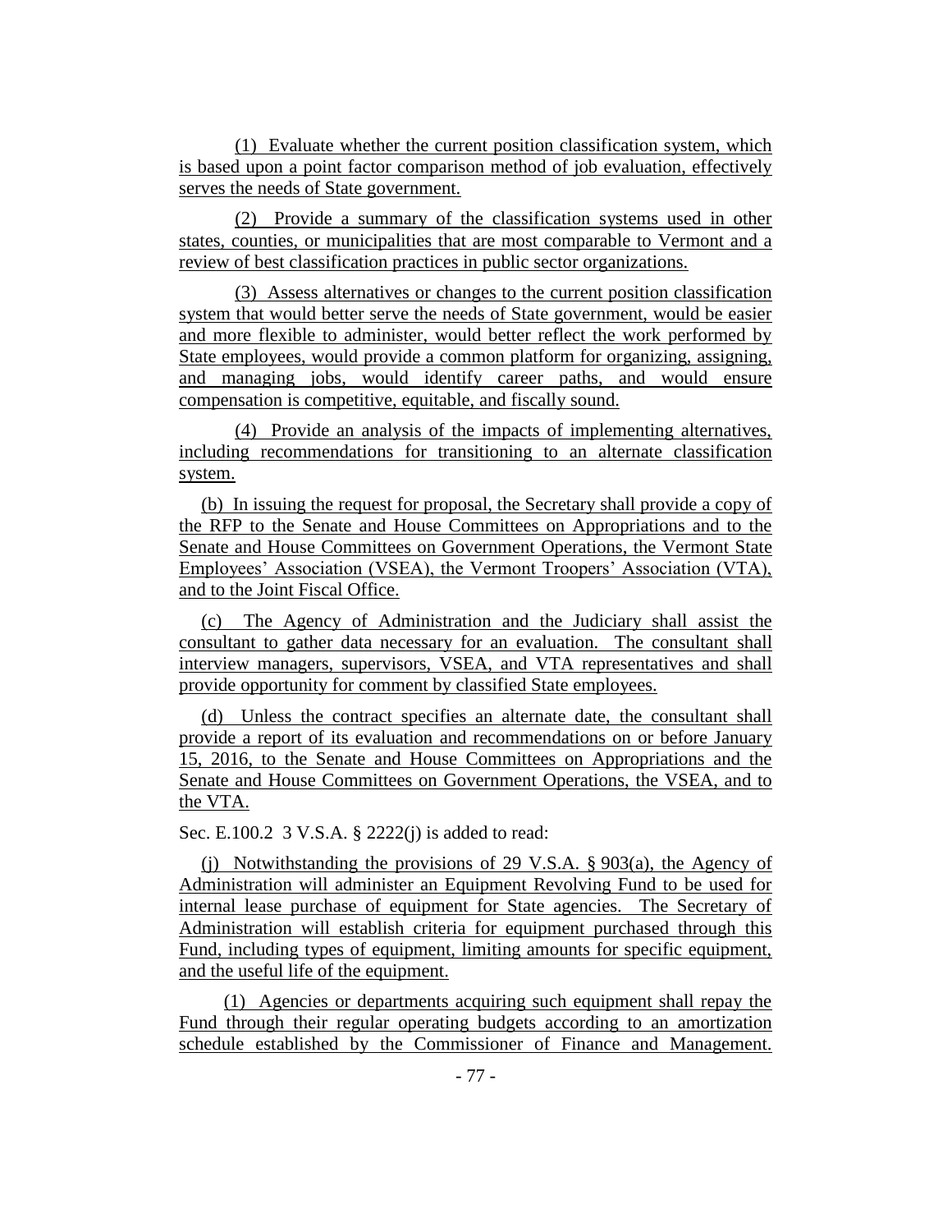(1) Evaluate whether the current position classification system, which is based upon a point factor comparison method of job evaluation, effectively serves the needs of State government.

(2) Provide a summary of the classification systems used in other states, counties, or municipalities that are most comparable to Vermont and a review of best classification practices in public sector organizations.

(3) Assess alternatives or changes to the current position classification system that would better serve the needs of State government, would be easier and more flexible to administer, would better reflect the work performed by State employees, would provide a common platform for organizing, assigning, and managing jobs, would identify career paths, and would ensure compensation is competitive, equitable, and fiscally sound.

(4) Provide an analysis of the impacts of implementing alternatives, including recommendations for transitioning to an alternate classification system.

(b) In issuing the request for proposal, the Secretary shall provide a copy of the RFP to the Senate and House Committees on Appropriations and to the Senate and House Committees on Government Operations, the Vermont State Employees' Association (VSEA), the Vermont Troopers' Association (VTA), and to the Joint Fiscal Office.

(c) The Agency of Administration and the Judiciary shall assist the consultant to gather data necessary for an evaluation. The consultant shall interview managers, supervisors, VSEA, and VTA representatives and shall provide opportunity for comment by classified State employees.

(d) Unless the contract specifies an alternate date, the consultant shall provide a report of its evaluation and recommendations on or before January 15, 2016, to the Senate and House Committees on Appropriations and the Senate and House Committees on Government Operations, the VSEA, and to the VTA.

Sec. E.100.2 3 V.S.A. § 2222(j) is added to read:

(j) Notwithstanding the provisions of 29 V.S.A. § 903(a), the Agency of Administration will administer an Equipment Revolving Fund to be used for internal lease purchase of equipment for State agencies. The Secretary of Administration will establish criteria for equipment purchased through this Fund, including types of equipment, limiting amounts for specific equipment, and the useful life of the equipment.

(1) Agencies or departments acquiring such equipment shall repay the Fund through their regular operating budgets according to an amortization schedule established by the Commissioner of Finance and Management.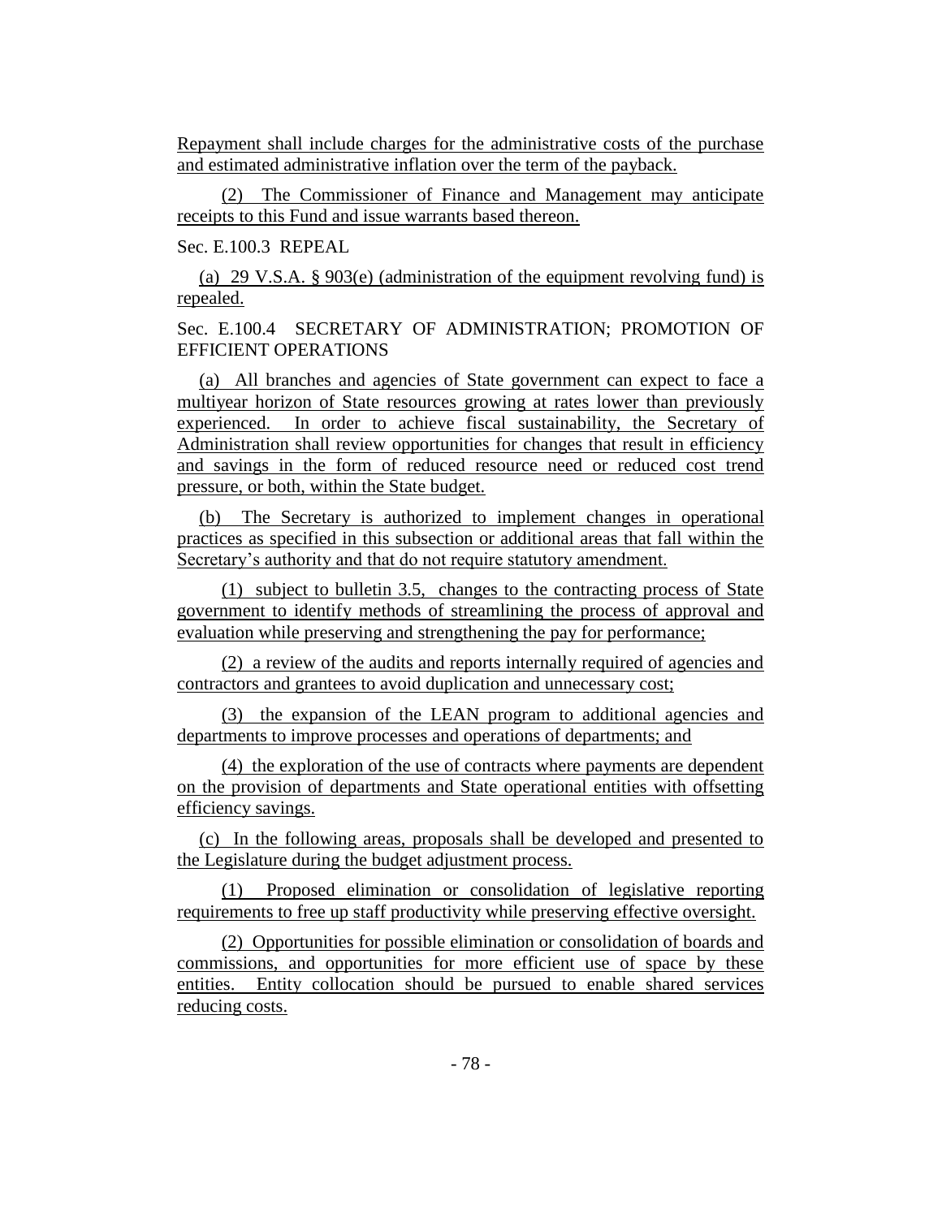Repayment shall include charges for the administrative costs of the purchase and estimated administrative inflation over the term of the payback.

(2) The Commissioner of Finance and Management may anticipate receipts to this Fund and issue warrants based thereon.

Sec. E.100.3 REPEAL

(a) 29 V.S.A. § 903(e) (administration of the equipment revolving fund) is repealed.

Sec. E.100.4 SECRETARY OF ADMINISTRATION; PROMOTION OF EFFICIENT OPERATIONS

(a) All branches and agencies of State government can expect to face a multiyear horizon of State resources growing at rates lower than previously experienced. In order to achieve fiscal sustainability, the Secretary of Administration shall review opportunities for changes that result in efficiency and savings in the form of reduced resource need or reduced cost trend pressure, or both, within the State budget.

(b) The Secretary is authorized to implement changes in operational practices as specified in this subsection or additional areas that fall within the Secretary's authority and that do not require statutory amendment.

(1) subject to bulletin 3.5, changes to the contracting process of State government to identify methods of streamlining the process of approval and evaluation while preserving and strengthening the pay for performance;

(2) a review of the audits and reports internally required of agencies and contractors and grantees to avoid duplication and unnecessary cost;

(3) the expansion of the LEAN program to additional agencies and departments to improve processes and operations of departments; and

(4) the exploration of the use of contracts where payments are dependent on the provision of departments and State operational entities with offsetting efficiency savings.

(c) In the following areas, proposals shall be developed and presented to the Legislature during the budget adjustment process.

(1) Proposed elimination or consolidation of legislative reporting requirements to free up staff productivity while preserving effective oversight.

(2) Opportunities for possible elimination or consolidation of boards and commissions, and opportunities for more efficient use of space by these entities. Entity collocation should be pursued to enable shared services reducing costs.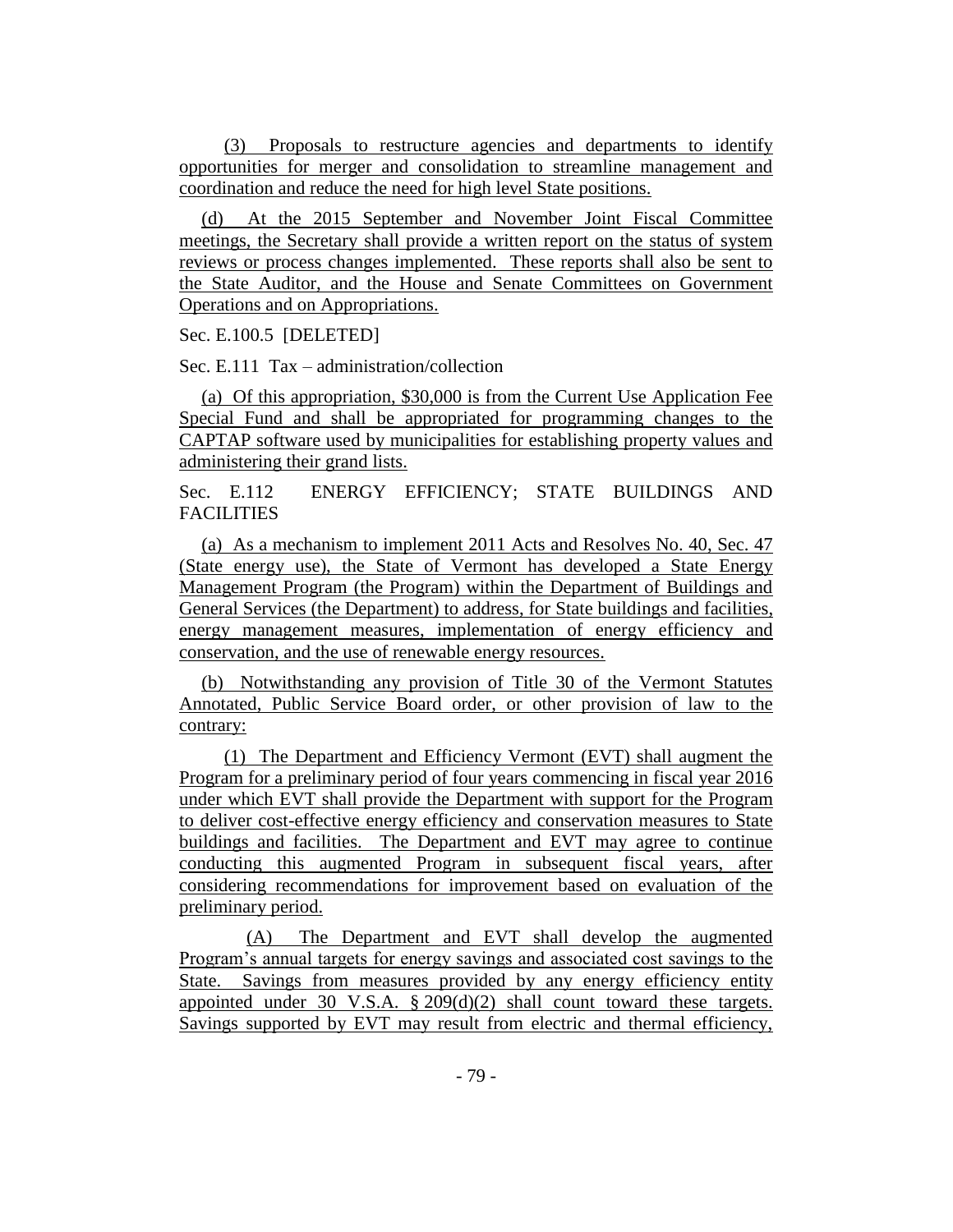(3) Proposals to restructure agencies and departments to identify opportunities for merger and consolidation to streamline management and coordination and reduce the need for high level State positions.

(d) At the 2015 September and November Joint Fiscal Committee meetings, the Secretary shall provide a written report on the status of system reviews or process changes implemented. These reports shall also be sent to the State Auditor, and the House and Senate Committees on Government Operations and on Appropriations.

Sec. E.100.5 [DELETED]

Sec. E.111 Tax – administration/collection

(a) Of this appropriation, $30,000 is from the Current Use Application Fee Special Fund and shall be appropriated for programming changes to the CAPTAP software used by municipalities for establishing property values and administering their grand lists.

Sec. E.112 ENERGY EFFICIENCY; STATE BUILDINGS AND FACILITIES

(a) As a mechanism to implement 2011 Acts and Resolves No. 40, Sec. 47 (State energy use), the State of Vermont has developed a State Energy Management Program (the Program) within the Department of Buildings and General Services (the Department) to address, for State buildings and facilities, energy management measures, implementation of energy efficiency and conservation, and the use of renewable energy resources.

(b) Notwithstanding any provision of Title 30 of the Vermont Statutes Annotated, Public Service Board order, or other provision of law to the contrary:

(1) The Department and Efficiency Vermont (EVT) shall augment the Program for a preliminary period of four years commencing in fiscal year 2016 under which EVT shall provide the Department with support for the Program to deliver cost-effective energy efficiency and conservation measures to State buildings and facilities. The Department and EVT may agree to continue conducting this augmented Program in subsequent fiscal years, after considering recommendations for improvement based on evaluation of the preliminary period.

(A) The Department and EVT shall develop the augmented Program's annual targets for energy savings and associated cost savings to the State. Savings from measures provided by any energy efficiency entity appointed under 30 V.S.A. § 209(d)(2) shall count toward these targets. Savings supported by EVT may result from electric and thermal efficiency,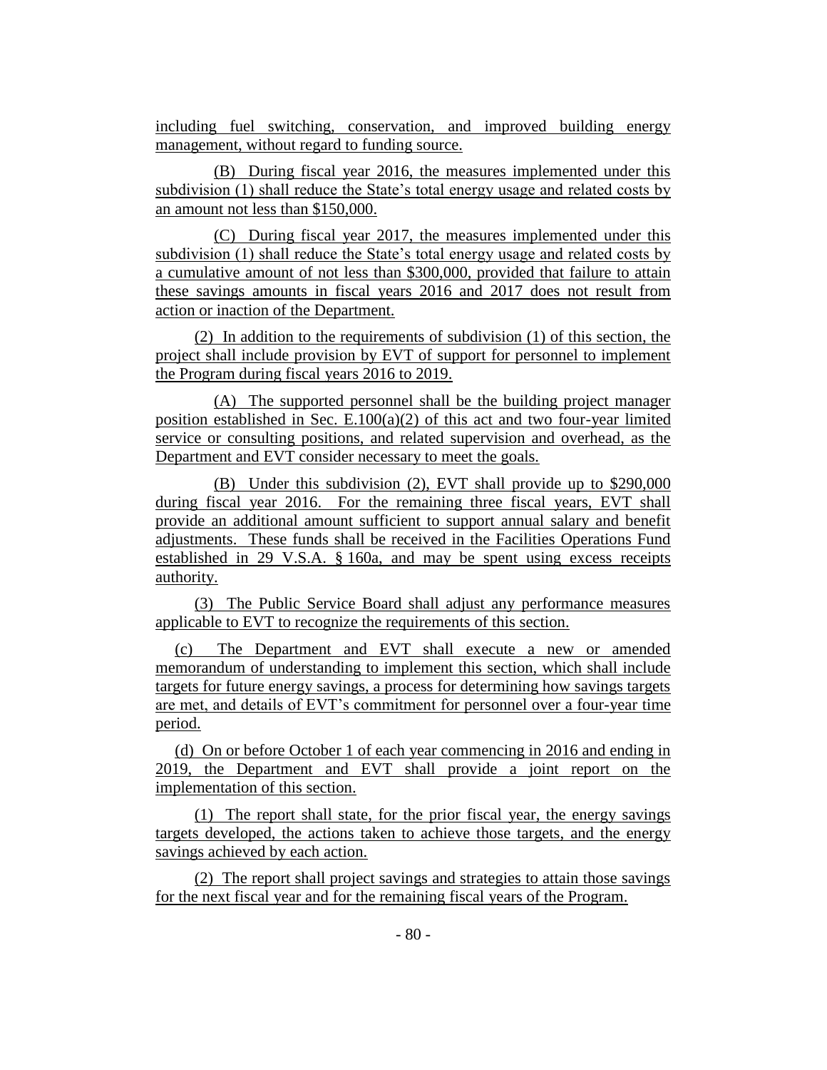including fuel switching, conservation, and improved building energy management, without regard to funding source.

(B) During fiscal year 2016, the measures implemented under this subdivision (1) shall reduce the State's total energy usage and related costs by an amount not less than $150,000.

(C) During fiscal year 2017, the measures implemented under this subdivision (1) shall reduce the State's total energy usage and related costs by a cumulative amount of not less than $300,000, provided that failure to attain these savings amounts in fiscal years 2016 and 2017 does not result from action or inaction of the Department.

(2) In addition to the requirements of subdivision (1) of this section, the project shall include provision by EVT of support for personnel to implement the Program during fiscal years 2016 to 2019.

(A) The supported personnel shall be the building project manager position established in Sec. E.100(a)(2) of this act and two four-year limited service or consulting positions, and related supervision and overhead, as the Department and EVT consider necessary to meet the goals.

(B) Under this subdivision (2), EVT shall provide up to $290,000 during fiscal year 2016. For the remaining three fiscal years, EVT shall provide an additional amount sufficient to support annual salary and benefit adjustments. These funds shall be received in the Facilities Operations Fund established in 29 V.S.A. § 160a, and may be spent using excess receipts authority.

(3) The Public Service Board shall adjust any performance measures applicable to EVT to recognize the requirements of this section.

(c) The Department and EVT shall execute a new or amended memorandum of understanding to implement this section, which shall include targets for future energy savings, a process for determining how savings targets are met, and details of EVT's commitment for personnel over a four-year time period.

(d) On or before October 1 of each year commencing in 2016 and ending in 2019, the Department and EVT shall provide a joint report on the implementation of this section.

(1) The report shall state, for the prior fiscal year, the energy savings targets developed, the actions taken to achieve those targets, and the energy savings achieved by each action.

(2) The report shall project savings and strategies to attain those savings for the next fiscal year and for the remaining fiscal years of the Program.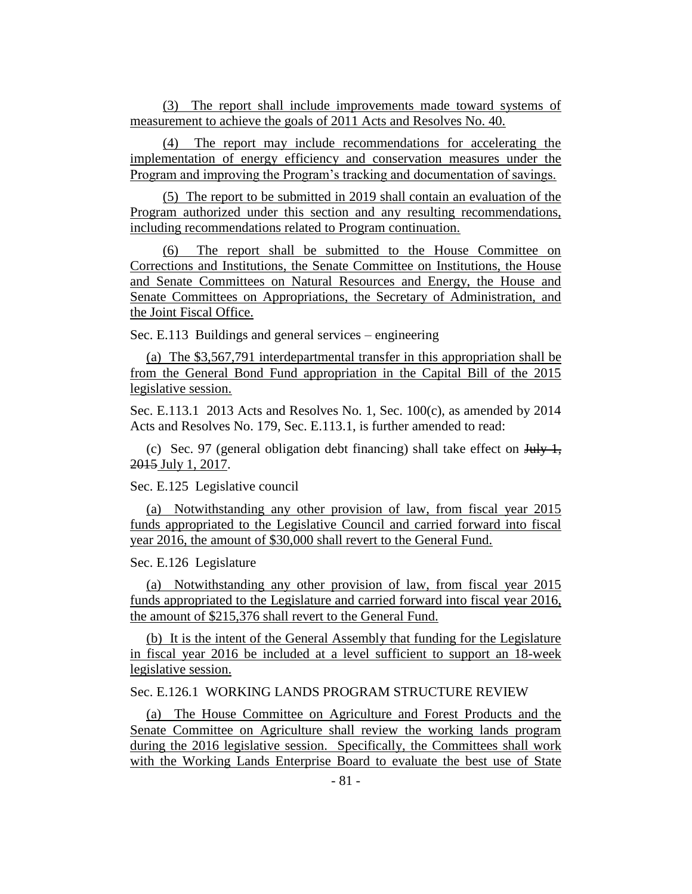(3) The report shall include improvements made toward systems of measurement to achieve the goals of 2011 Acts and Resolves No. 40.

(4) The report may include recommendations for accelerating the implementation of energy efficiency and conservation measures under the Program and improving the Program's tracking and documentation of savings.

(5) The report to be submitted in 2019 shall contain an evaluation of the Program authorized under this section and any resulting recommendations, including recommendations related to Program continuation.

(6) The report shall be submitted to the House Committee on Corrections and Institutions, the Senate Committee on Institutions, the House and Senate Committees on Natural Resources and Energy, the House and Senate Committees on Appropriations, the Secretary of Administration, and the Joint Fiscal Office.

Sec. E.113 Buildings and general services – engineering

(a) The $3,567,791 interdepartmental transfer in this appropriation shall be from the General Bond Fund appropriation in the Capital Bill of the 2015 legislative session.

Sec. E.113.1 2013 Acts and Resolves No. 1, Sec. 100(c), as amended by 2014 Acts and Resolves No. 179, Sec. E.113.1, is further amended to read:

(c) Sec. 97 (general obligation debt financing) shall take effect on ~~July 1, 2015~~ July 1, 2017.

Sec. E.125 Legislative council

(a) Notwithstanding any other provision of law, from fiscal year 2015 funds appropriated to the Legislative Council and carried forward into fiscal year 2016, the amount of $30,000 shall revert to the General Fund.

Sec. E.126 Legislature

(a) Notwithstanding any other provision of law, from fiscal year 2015 funds appropriated to the Legislature and carried forward into fiscal year 2016, the amount of $215,376 shall revert to the General Fund.

(b) It is the intent of the General Assembly that funding for the Legislature in fiscal year 2016 be included at a level sufficient to support an 18-week legislative session.

Sec. E.126.1 WORKING LANDS PROGRAM STRUCTURE REVIEW

(a) The House Committee on Agriculture and Forest Products and the Senate Committee on Agriculture shall review the working lands program during the 2016 legislative session. Specifically, the Committees shall work with the Working Lands Enterprise Board to evaluate the best use of State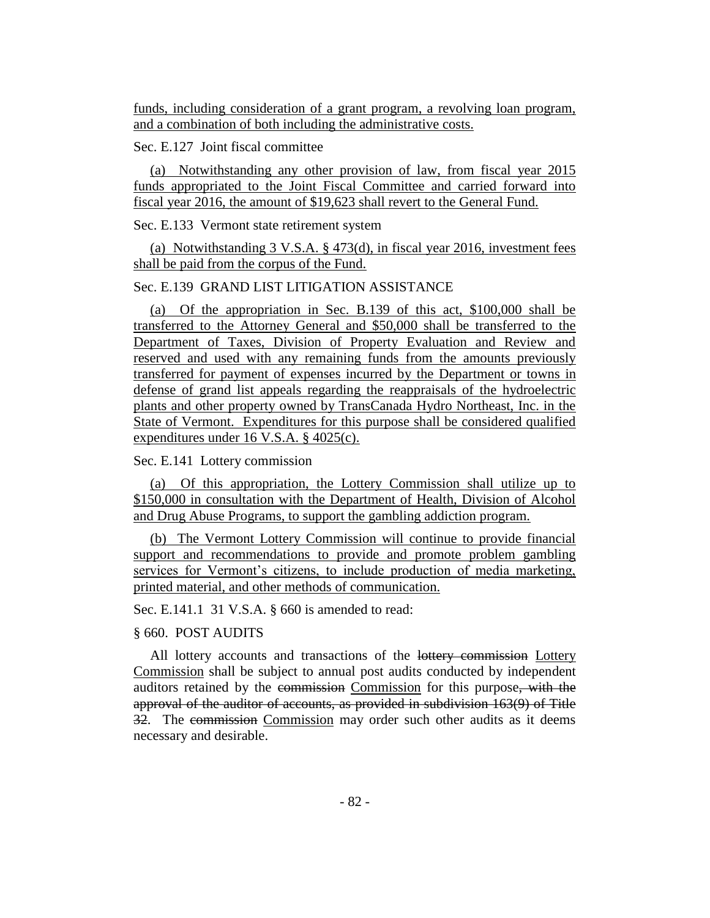funds, including consideration of a grant program, a revolving loan program, and a combination of both including the administrative costs.

Sec. E.127 Joint fiscal committee

(a) Notwithstanding any other provision of law, from fiscal year 2015 funds appropriated to the Joint Fiscal Committee and carried forward into fiscal year 2016, the amount of $19,623 shall revert to the General Fund.

Sec. E.133 Vermont state retirement system

(a) Notwithstanding 3 V.S.A. § 473(d), in fiscal year 2016, investment fees shall be paid from the corpus of the Fund.

Sec. E.139 GRAND LIST LITIGATION ASSISTANCE

(a) Of the appropriation in Sec. B.139 of this act, $100,000 shall be transferred to the Attorney General and $50,000 shall be transferred to the Department of Taxes, Division of Property Evaluation and Review and reserved and used with any remaining funds from the amounts previously transferred for payment of expenses incurred by the Department or towns in defense of grand list appeals regarding the reappraisals of the hydroelectric plants and other property owned by TransCanada Hydro Northeast, Inc. in the State of Vermont. Expenditures for this purpose shall be considered qualified expenditures under 16 V.S.A. § 4025(c).

Sec. E.141 Lottery commission

(a) Of this appropriation, the Lottery Commission shall utilize up to $150,000 in consultation with the Department of Health, Division of Alcohol and Drug Abuse Programs, to support the gambling addiction program.

(b) The Vermont Lottery Commission will continue to provide financial support and recommendations to provide and promote problem gambling services for Vermont's citizens, to include production of media marketing, printed material, and other methods of communication.

Sec. E.141.1 31 V.S.A. § 660 is amended to read:

§ 660. POST AUDITS

All lottery accounts and transactions of the ~~lottery commission~~ Lottery Commission shall be subject to annual post audits conducted by independent auditors retained by the ~~commission~~ Commission for this purpose~~, with the approval of the auditor of accounts, as provided in subdivision 163(9) of Title 32~~. The ~~commission~~ Commission may order such other audits as it deems necessary and desirable.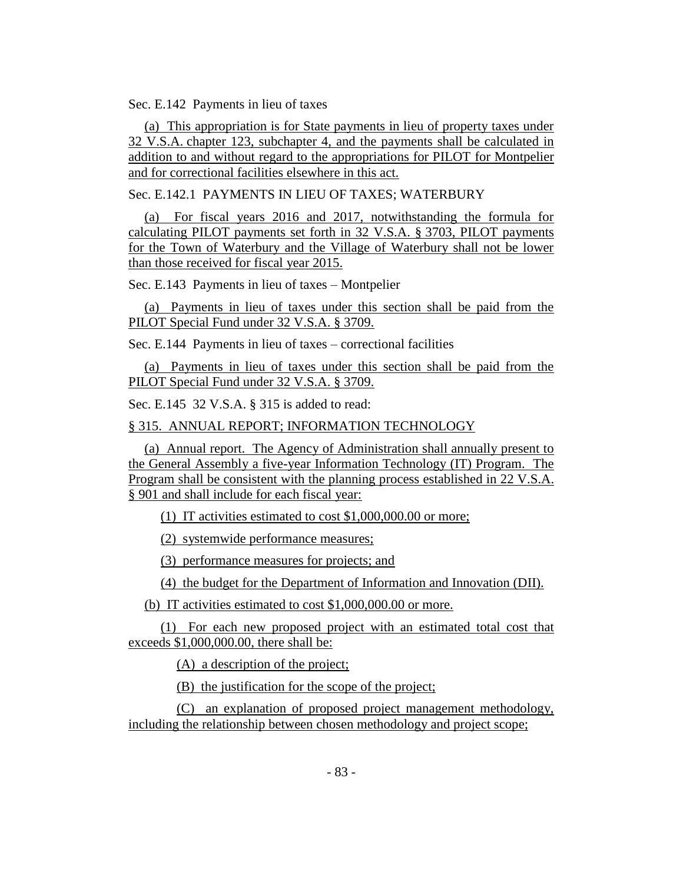Sec. E.142 Payments in lieu of taxes

(a) This appropriation is for State payments in lieu of property taxes under 32 V.S.A. chapter 123, subchapter 4, and the payments shall be calculated in addition to and without regard to the appropriations for PILOT for Montpelier and for correctional facilities elsewhere in this act.

Sec. E.142.1 PAYMENTS IN LIEU OF TAXES; WATERBURY

(a) For fiscal years 2016 and 2017, notwithstanding the formula for calculating PILOT payments set forth in 32 V.S.A. § 3703, PILOT payments for the Town of Waterbury and the Village of Waterbury shall not be lower than those received for fiscal year 2015.

Sec. E.143 Payments in lieu of taxes – Montpelier

(a) Payments in lieu of taxes under this section shall be paid from the PILOT Special Fund under 32 V.S.A. § 3709.

Sec. E.144 Payments in lieu of taxes – correctional facilities

(a) Payments in lieu of taxes under this section shall be paid from the PILOT Special Fund under 32 V.S.A. § 3709.

Sec. E.145 32 V.S.A. § 315 is added to read:

§ 315. ANNUAL REPORT; INFORMATION TECHNOLOGY

(a) Annual report. The Agency of Administration shall annually present to the General Assembly a five-year Information Technology (IT) Program. The Program shall be consistent with the planning process established in 22 V.S.A. § 901 and shall include for each fiscal year:

(1) IT activities estimated to cost $1,000,000.00 or more;

(2) systemwide performance measures;

(3) performance measures for projects; and

(4) the budget for the Department of Information and Innovation (DII).

(b) IT activities estimated to cost $1,000,000.00 or more.

(1) For each new proposed project with an estimated total cost that exceeds $1,000,000.00, there shall be:

(A) a description of the project;

(B) the justification for the scope of the project;

(C) an explanation of proposed project management methodology, including the relationship between chosen methodology and project scope;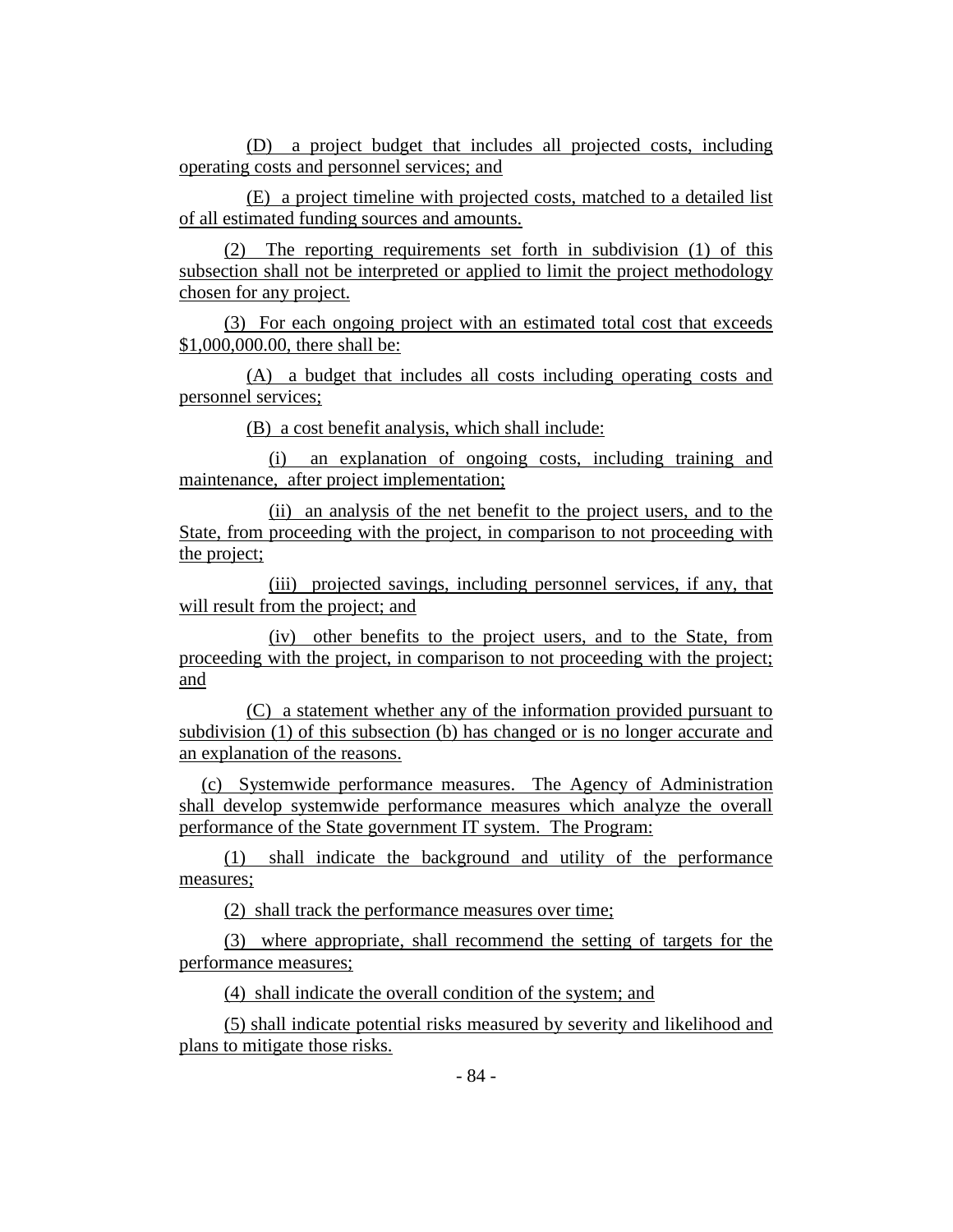(D) a project budget that includes all projected costs, including operating costs and personnel services; and

(E) a project timeline with projected costs, matched to a detailed list of all estimated funding sources and amounts.

(2) The reporting requirements set forth in subdivision (1) of this subsection shall not be interpreted or applied to limit the project methodology chosen for any project.

(3) For each ongoing project with an estimated total cost that exceeds $1,000,000.00, there shall be:

(A) a budget that includes all costs including operating costs and personnel services;

(B) a cost benefit analysis, which shall include:

(i) an explanation of ongoing costs, including training and maintenance, after project implementation;

(ii) an analysis of the net benefit to the project users, and to the State, from proceeding with the project, in comparison to not proceeding with the project;

(iii) projected savings, including personnel services, if any, that will result from the project; and

(iv) other benefits to the project users, and to the State, from proceeding with the project, in comparison to not proceeding with the project; and

(C) a statement whether any of the information provided pursuant to subdivision (1) of this subsection (b) has changed or is no longer accurate and an explanation of the reasons.

(c) Systemwide performance measures. The Agency of Administration shall develop systemwide performance measures which analyze the overall performance of the State government IT system. The Program:

(1) shall indicate the background and utility of the performance measures;

(2) shall track the performance measures over time;

(3) where appropriate, shall recommend the setting of targets for the performance measures;

(4) shall indicate the overall condition of the system; and

(5) shall indicate potential risks measured by severity and likelihood and plans to mitigate those risks.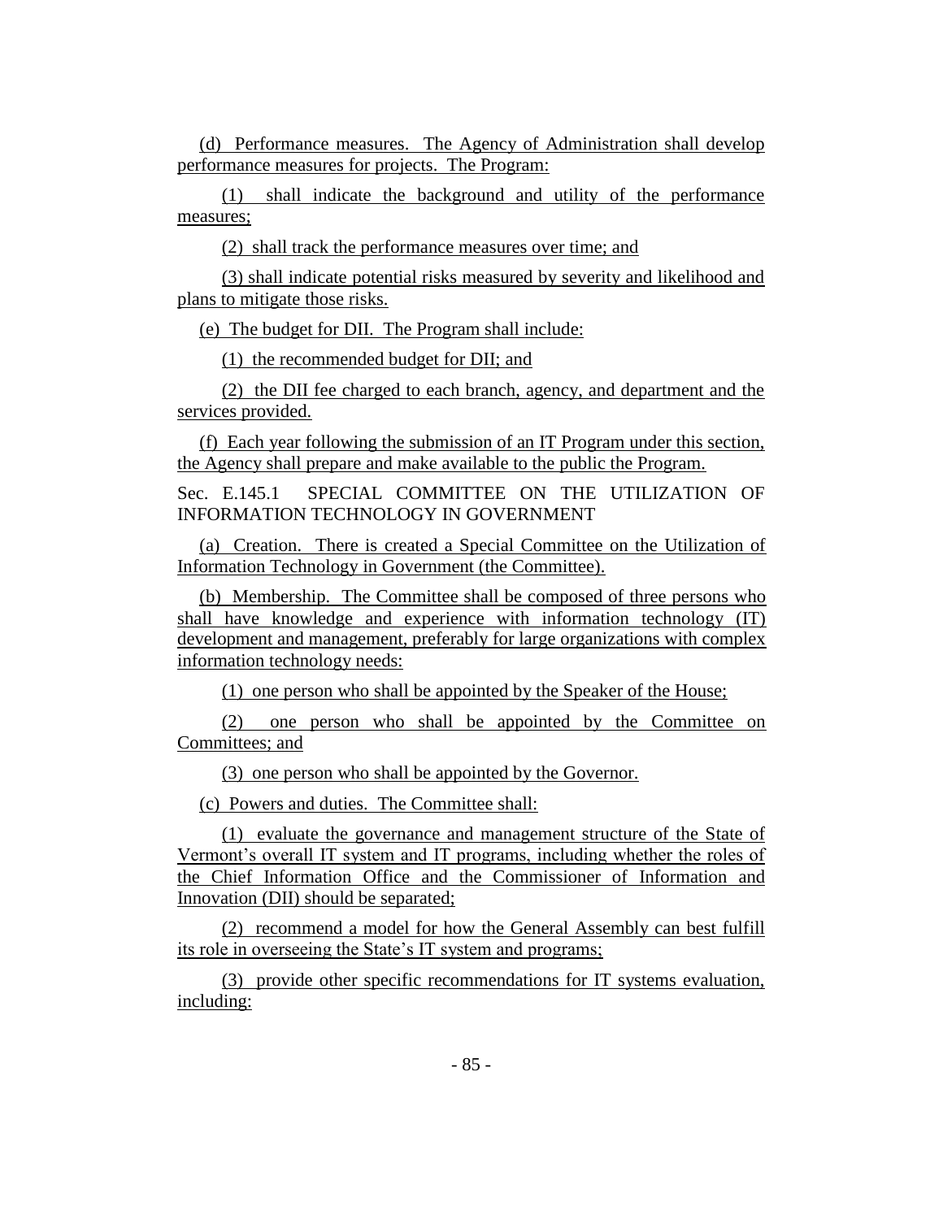(d) Performance measures. The Agency of Administration shall develop performance measures for projects. The Program:

(1) shall indicate the background and utility of the performance measures;

(2) shall track the performance measures over time; and

(3) shall indicate potential risks measured by severity and likelihood and plans to mitigate those risks.

(e) The budget for DII. The Program shall include:

(1) the recommended budget for DII; and

(2) the DII fee charged to each branch, agency, and department and the services provided.

(f) Each year following the submission of an IT Program under this section, the Agency shall prepare and make available to the public the Program.

Sec. E.145.1 SPECIAL COMMITTEE ON THE UTILIZATION OF INFORMATION TECHNOLOGY IN GOVERNMENT

(a) Creation. There is created a Special Committee on the Utilization of Information Technology in Government (the Committee).

(b) Membership. The Committee shall be composed of three persons who shall have knowledge and experience with information technology (IT) development and management, preferably for large organizations with complex information technology needs:

(1) one person who shall be appointed by the Speaker of the House;

(2) one person who shall be appointed by the Committee on Committees; and

(3) one person who shall be appointed by the Governor.

(c) Powers and duties. The Committee shall:

(1) evaluate the governance and management structure of the State of Vermont's overall IT system and IT programs, including whether the roles of the Chief Information Office and the Commissioner of Information and Innovation (DII) should be separated;

(2) recommend a model for how the General Assembly can best fulfill its role in overseeing the State's IT system and programs;

(3) provide other specific recommendations for IT systems evaluation, including: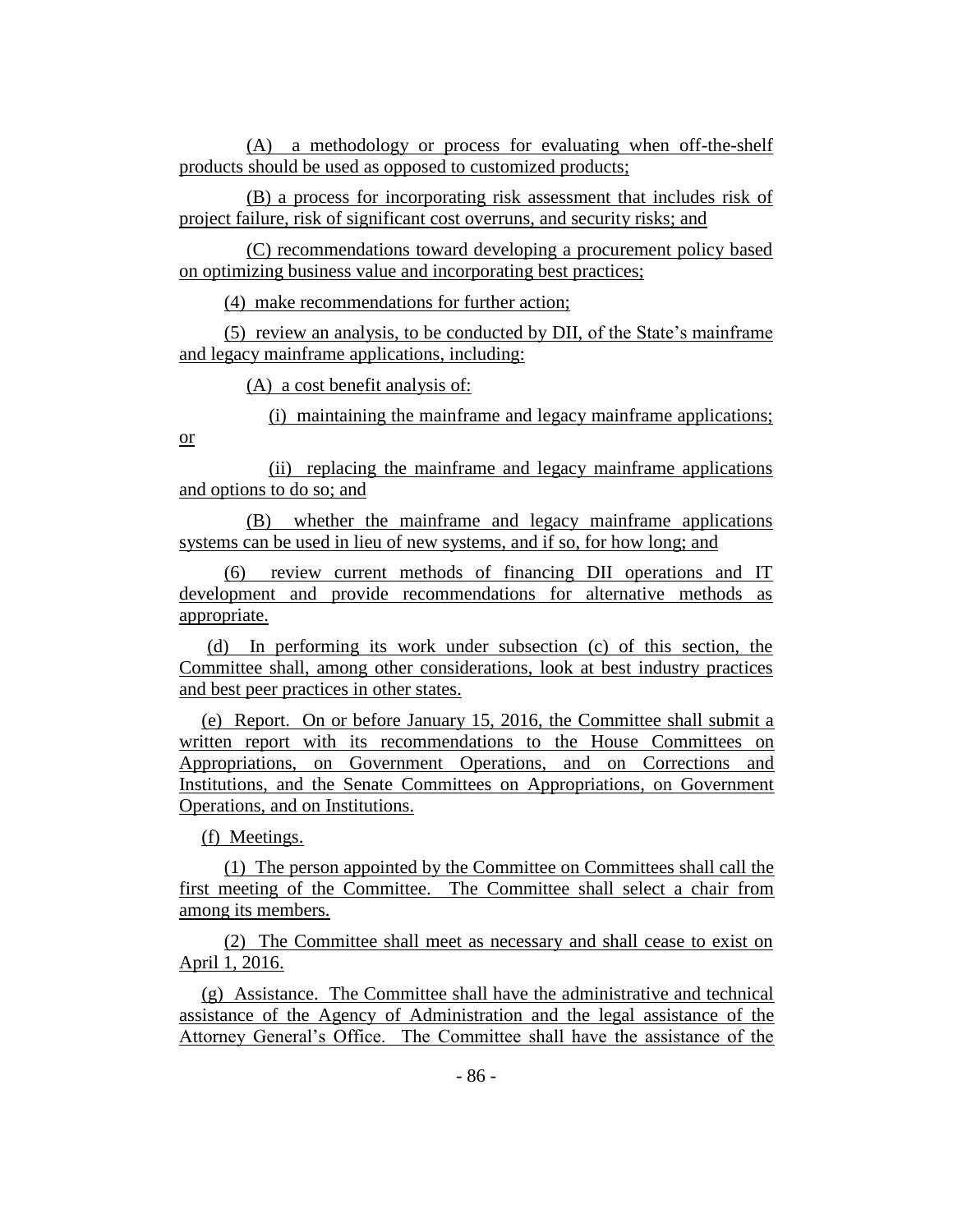(A) a methodology or process for evaluating when off-the-shelf products should be used as opposed to customized products;

(B) a process for incorporating risk assessment that includes risk of project failure, risk of significant cost overruns, and security risks; and

(C) recommendations toward developing a procurement policy based on optimizing business value and incorporating best practices;

(4) make recommendations for further action;

(5) review an analysis, to be conducted by DII, of the State's mainframe and legacy mainframe applications, including:

(A) a cost benefit analysis of:

(i) maintaining the mainframe and legacy mainframe applications; or

(ii) replacing the mainframe and legacy mainframe applications and options to do so; and

(B) whether the mainframe and legacy mainframe applications systems can be used in lieu of new systems, and if so, for how long; and

(6) review current methods of financing DII operations and IT development and provide recommendations for alternative methods as appropriate.

(d) In performing its work under subsection (c) of this section, the Committee shall, among other considerations, look at best industry practices and best peer practices in other states.

(e) Report. On or before January 15, 2016, the Committee shall submit a written report with its recommendations to the House Committees on Appropriations, on Government Operations, and on Corrections and Institutions, and the Senate Committees on Appropriations, on Government Operations, and on Institutions.

(f) Meetings.

(1) The person appointed by the Committee on Committees shall call the first meeting of the Committee. The Committee shall select a chair from among its members.

(2) The Committee shall meet as necessary and shall cease to exist on April 1, 2016.

(g) Assistance. The Committee shall have the administrative and technical assistance of the Agency of Administration and the legal assistance of the Attorney General's Office. The Committee shall have the assistance of the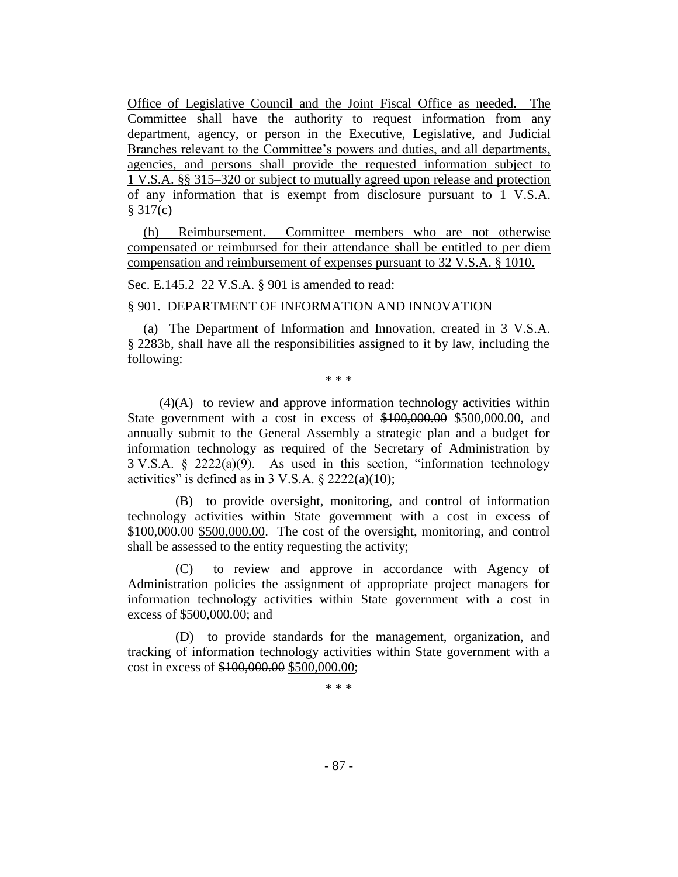<u>Office of Legislative Council and the Joint Fiscal Office as needed. The Committee shall have the authority to request information from any department, agency, or person in the Executive, Legislative, and Judicial Branches relevant to the Committee's powers and duties, and all departments, agencies, and persons shall provide the requested information subject to 1 V.S.A. §§ 315–320 or subject to mutually agreed upon release and protection of any information that is exempt from disclosure pursuant to 1 V.S.A. § 317(c)</u>

<u>(h) Reimbursement. Committee members who are not otherwise compensated or reimbursed for their attendance shall be entitled to per diem compensation and reimbursement of expenses pursuant to 32 V.S.A. § 1010.</u>

Sec. E.145.2 22 V.S.A. § 901 is amended to read:

§ 901. DEPARTMENT OF INFORMATION AND INNOVATION

(a) The Department of Information and Innovation, created in 3 V.S.A. § 2283b, shall have all the responsibilities assigned to it by law, including the following:

\* \* \*

(4)(A) to review and approve information technology activities within State government with a cost in excess of ~~$100,000.00~~ <u>$500,000.00</u>, and annually submit to the General Assembly a strategic plan and a budget for information technology as required of the Secretary of Administration by 3 V.S.A. § 2222(a)(9). As used in this section, "information technology activities" is defined as in 3 V.S.A. § 2222(a)(10);

(B) to provide oversight, monitoring, and control of information technology activities within State government with a cost in excess of ~~$100,000.00~~ <u>$500,000.00</u>. The cost of the oversight, monitoring, and control shall be assessed to the entity requesting the activity;

(C) to review and approve in accordance with Agency of Administration policies the assignment of appropriate project managers for information technology activities within State government with a cost in excess of $500,000.00; and

(D) to provide standards for the management, organization, and tracking of information technology activities within State government with a cost in excess of ~~$100,000.00~~ <u>$500,000.00</u>;

\* \* \*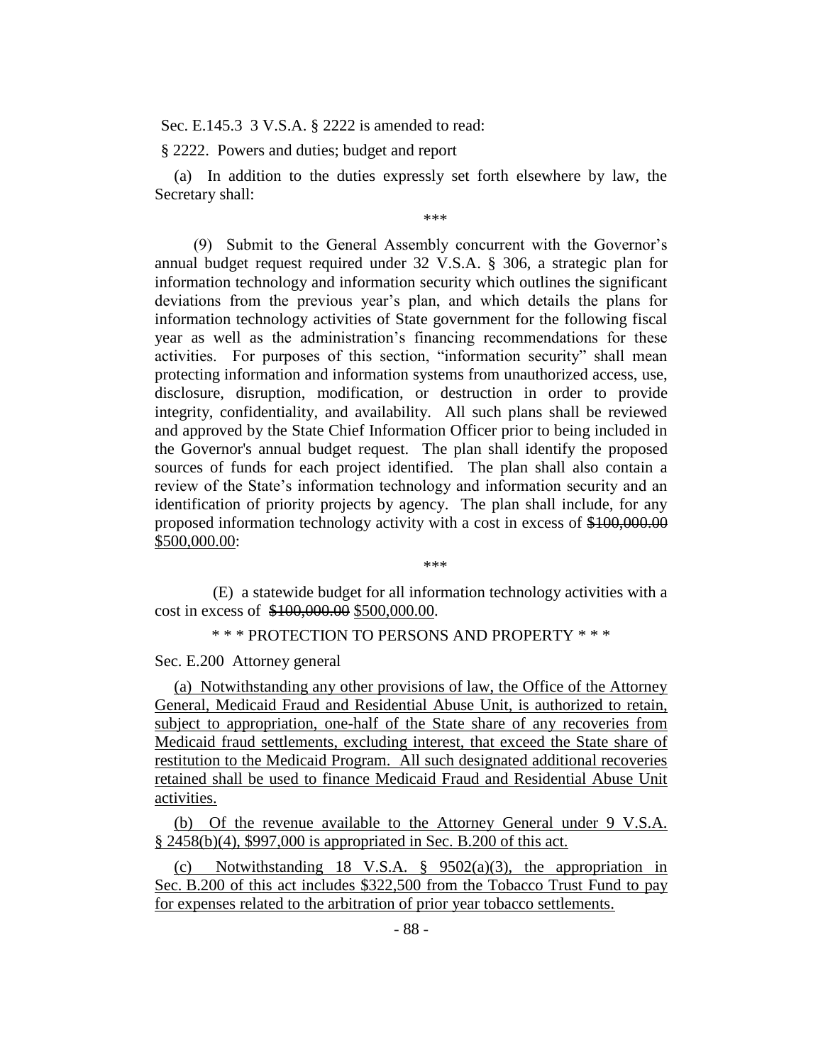Sec. E.145.3 3 V.S.A. § 2222 is amended to read:

§ 2222. Powers and duties; budget and report

(a) In addition to the duties expressly set forth elsewhere by law, the Secretary shall:

\*\*\*

(9) Submit to the General Assembly concurrent with the Governor's annual budget request required under 32 V.S.A. § 306, a strategic plan for information technology and information security which outlines the significant deviations from the previous year's plan, and which details the plans for information technology activities of State government for the following fiscal year as well as the administration's financing recommendations for these activities. For purposes of this section, "information security" shall mean protecting information and information systems from unauthorized access, use, disclosure, disruption, modification, or destruction in order to provide integrity, confidentiality, and availability. All such plans shall be reviewed and approved by the State Chief Information Officer prior to being included in the Governor's annual budget request. The plan shall identify the proposed sources of funds for each project identified. The plan shall also contain a review of the State's information technology and information security and an identification of priority projects by agency. The plan shall include, for any proposed information technology activity with a cost in excess of ~~$100,000.00~~ <u>$500,000.00</u>:

\*\*\*

(E) a statewide budget for all information technology activities with a cost in excess of ~~$100,000.00~~ <u>$500,000.00</u>.

\* \* \* PROTECTION TO PERSONS AND PROPERTY \* \* \*

Sec. E.200 Attorney general

<u>(a) Notwithstanding any other provisions of law, the Office of the Attorney General, Medicaid Fraud and Residential Abuse Unit, is authorized to retain, subject to appropriation, one-half of the State share of any recoveries from Medicaid fraud settlements, excluding interest, that exceed the State share of restitution to the Medicaid Program. All such designated additional recoveries retained shall be used to finance Medicaid Fraud and Residential Abuse Unit activities.</u>

<u>(b) Of the revenue available to the Attorney General under 9 V.S.A. § 2458(b)(4), $997,000 is appropriated in Sec. B.200 of this act.</u>

<u>(c) Notwithstanding 18 V.S.A. § 9502(a)(3), the appropriation in Sec. B.200 of this act includes $322,500 from the Tobacco Trust Fund to pay for expenses related to the arbitration of prior year tobacco settlements.</u>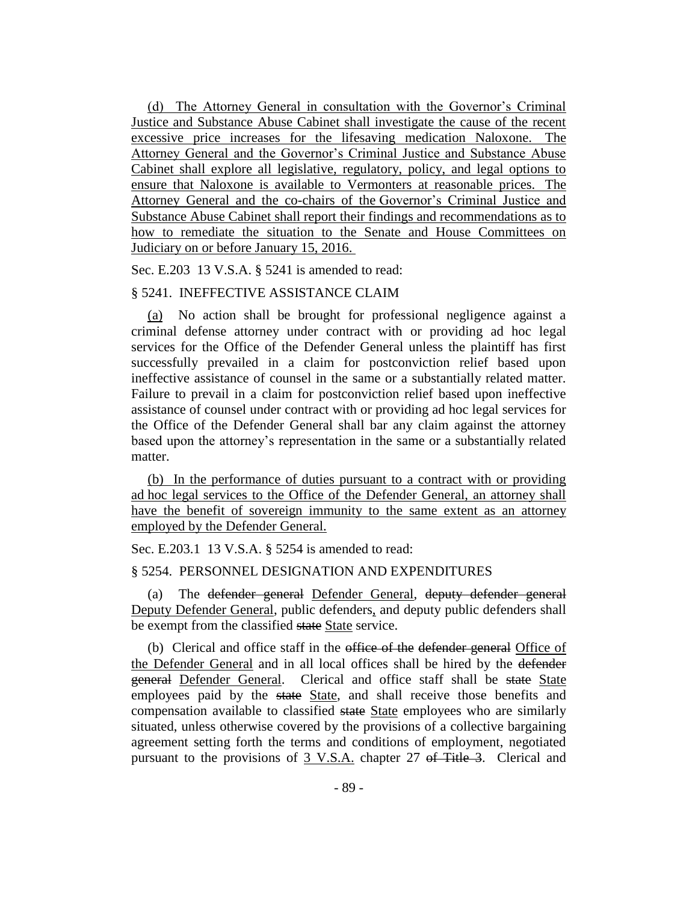(d) The Attorney General in consultation with the Governor's Criminal Justice and Substance Abuse Cabinet shall investigate the cause of the recent excessive price increases for the lifesaving medication Naloxone. The Attorney General and the Governor's Criminal Justice and Substance Abuse Cabinet shall explore all legislative, regulatory, policy, and legal options to ensure that Naloxone is available to Vermonters at reasonable prices. The Attorney General and the co-chairs of the Governor's Criminal Justice and Substance Abuse Cabinet shall report their findings and recommendations as to how to remediate the situation to the Senate and House Committees on Judiciary on or before January 15, 2016.

Sec. E.203 13 V.S.A. § 5241 is amended to read:

§ 5241. INEFFECTIVE ASSISTANCE CLAIM

(a) No action shall be brought for professional negligence against a criminal defense attorney under contract with or providing ad hoc legal services for the Office of the Defender General unless the plaintiff has first successfully prevailed in a claim for postconviction relief based upon ineffective assistance of counsel in the same or a substantially related matter. Failure to prevail in a claim for postconviction relief based upon ineffective assistance of counsel under contract with or providing ad hoc legal services for the Office of the Defender General shall bar any claim against the attorney based upon the attorney's representation in the same or a substantially related matter.

(b) In the performance of duties pursuant to a contract with or providing ad hoc legal services to the Office of the Defender General, an attorney shall have the benefit of sovereign immunity to the same extent as an attorney employed by the Defender General.

Sec. E.203.1 13 V.S.A. § 5254 is amended to read:

§ 5254. PERSONNEL DESIGNATION AND EXPENDITURES

(a) The ~~defender general~~ Defender General, ~~deputy defender general~~ Deputy Defender General, public defenders, and deputy public defenders shall be exempt from the classified ~~state~~ State service.

(b) Clerical and office staff in the ~~office of the defender general~~ Office of the Defender General and in all local offices shall be hired by the ~~defender general~~ Defender General. Clerical and office staff shall be ~~state~~ State employees paid by the ~~state~~ State, and shall receive those benefits and compensation available to classified ~~state~~ State employees who are similarly situated, unless otherwise covered by the provisions of a collective bargaining agreement setting forth the terms and conditions of employment, negotiated pursuant to the provisions of 3 V.S.A. chapter 27 ~~of Title 3~~. Clerical and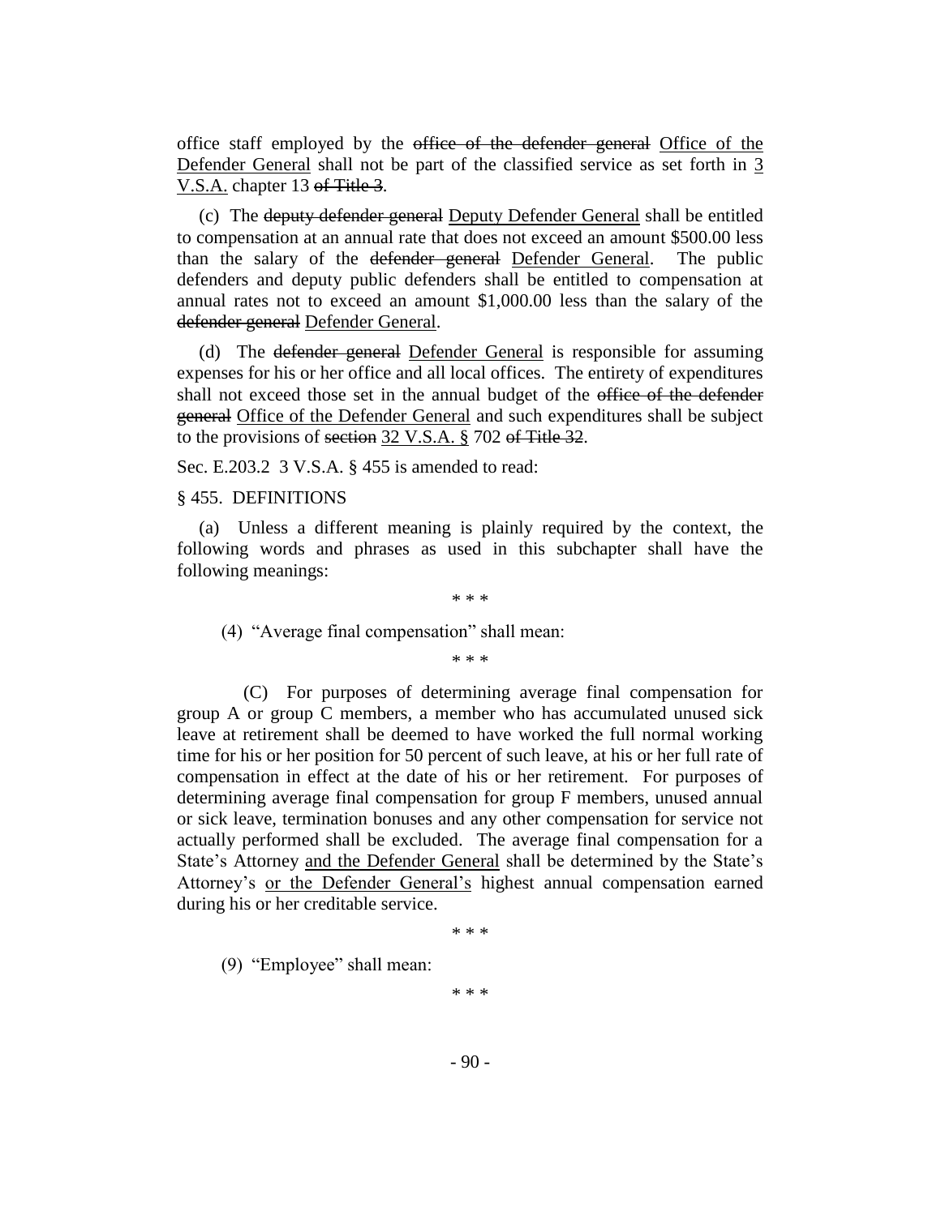office staff employed by the ~~office of the defender general~~ Office of the Defender General shall not be part of the classified service as set forth in 3 V.S.A. chapter 13 ~~of Title 3~~.

(c) The ~~deputy defender general~~ Deputy Defender General shall be entitled to compensation at an annual rate that does not exceed an amount $500.00 less than the salary of the ~~defender general~~ Defender General. The public defenders and deputy public defenders shall be entitled to compensation at annual rates not to exceed an amount $1,000.00 less than the salary of the ~~defender general~~ Defender General.

(d) The ~~defender general~~ Defender General is responsible for assuming expenses for his or her office and all local offices. The entirety of expenditures shall not exceed those set in the annual budget of the ~~office of the defender general~~ Office of the Defender General and such expenditures shall be subject to the provisions of ~~section~~ 32 V.S.A. § 702 ~~of Title 32~~.

Sec. E.203.2 3 V.S.A. § 455 is amended to read:

§ 455. DEFINITIONS

(a) Unless a different meaning is plainly required by the context, the following words and phrases as used in this subchapter shall have the following meanings:

\* \* \*

(4) "Average final compensation" shall mean:

\* \* \*

(C) For purposes of determining average final compensation for group A or group C members, a member who has accumulated unused sick leave at retirement shall be deemed to have worked the full normal working time for his or her position for 50 percent of such leave, at his or her full rate of compensation in effect at the date of his or her retirement. For purposes of determining average final compensation for group F members, unused annual or sick leave, termination bonuses and any other compensation for service not actually performed shall be excluded. The average final compensation for a State's Attorney and the Defender General shall be determined by the State's Attorney's or the Defender General's highest annual compensation earned during his or her creditable service.

\* \* \*

(9) "Employee" shall mean:

\* \* \*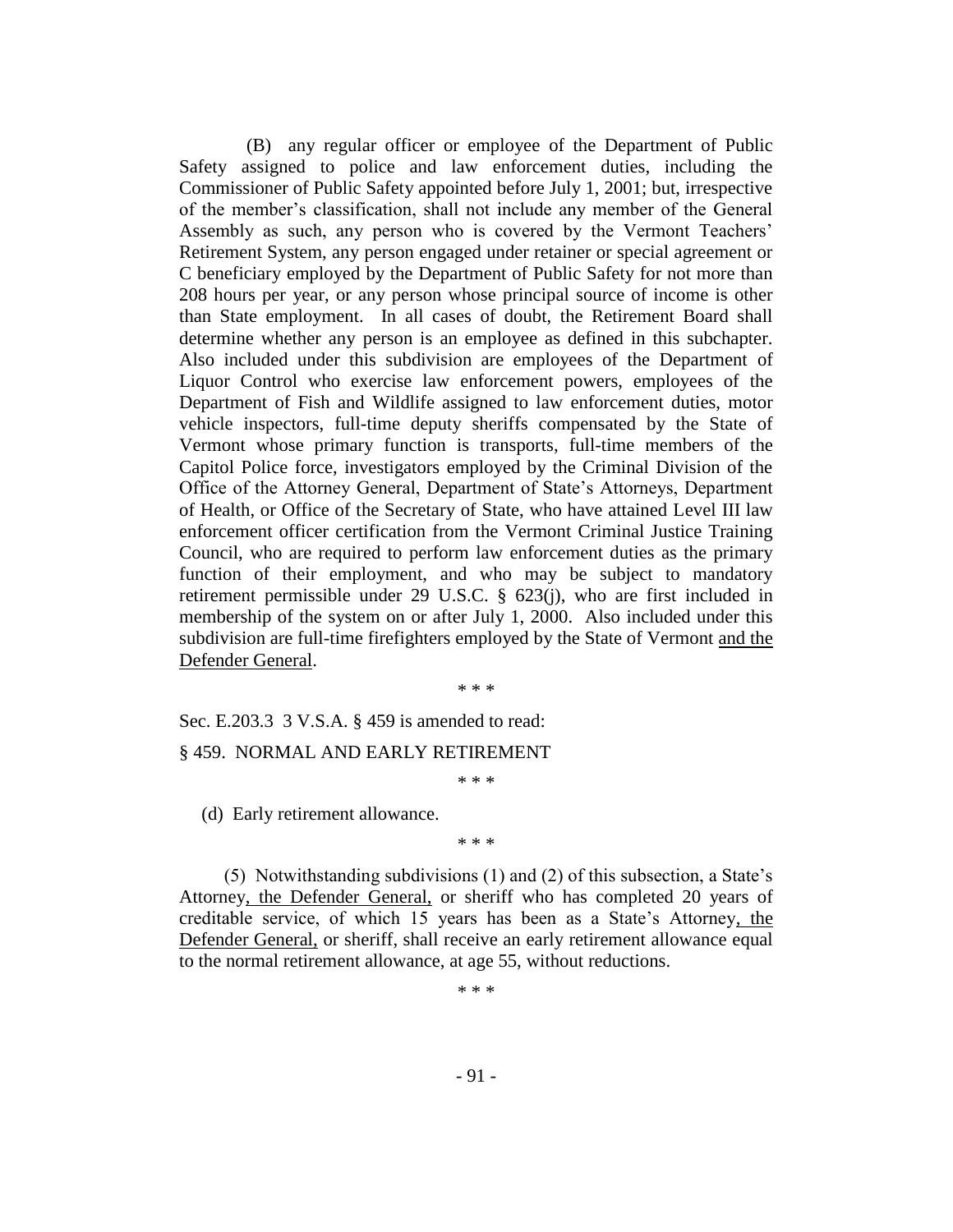(B) any regular officer or employee of the Department of Public Safety assigned to police and law enforcement duties, including the Commissioner of Public Safety appointed before July 1, 2001; but, irrespective of the member's classification, shall not include any member of the General Assembly as such, any person who is covered by the Vermont Teachers' Retirement System, any person engaged under retainer or special agreement or C beneficiary employed by the Department of Public Safety for not more than 208 hours per year, or any person whose principal source of income is other than State employment. In all cases of doubt, the Retirement Board shall determine whether any person is an employee as defined in this subchapter. Also included under this subdivision are employees of the Department of Liquor Control who exercise law enforcement powers, employees of the Department of Fish and Wildlife assigned to law enforcement duties, motor vehicle inspectors, full-time deputy sheriffs compensated by the State of Vermont whose primary function is transports, full-time members of the Capitol Police force, investigators employed by the Criminal Division of the Office of the Attorney General, Department of State's Attorneys, Department of Health, or Office of the Secretary of State, who have attained Level III law enforcement officer certification from the Vermont Criminal Justice Training Council, who are required to perform law enforcement duties as the primary function of their employment, and who may be subject to mandatory retirement permissible under 29 U.S.C. § 623(j), who are first included in membership of the system on or after July 1, 2000. Also included under this subdivision are full-time firefighters employed by the State of Vermont <u>and the Defender General</u>.

\* \* \*

Sec. E.203.3 3 V.S.A. § 459 is amended to read:

§ 459. NORMAL AND EARLY RETIREMENT

\* \* \*

(d) Early retirement allowance.

\* \* \*

(5) Notwithstanding subdivisions (1) and (2) of this subsection, a State's Attorney<u>, the Defender General,</u> or sheriff who has completed 20 years of creditable service, of which 15 years has been as a State's Attorney<u>, the Defender General,</u> or sheriff, shall receive an early retirement allowance equal to the normal retirement allowance, at age 55, without reductions.

\* \* \*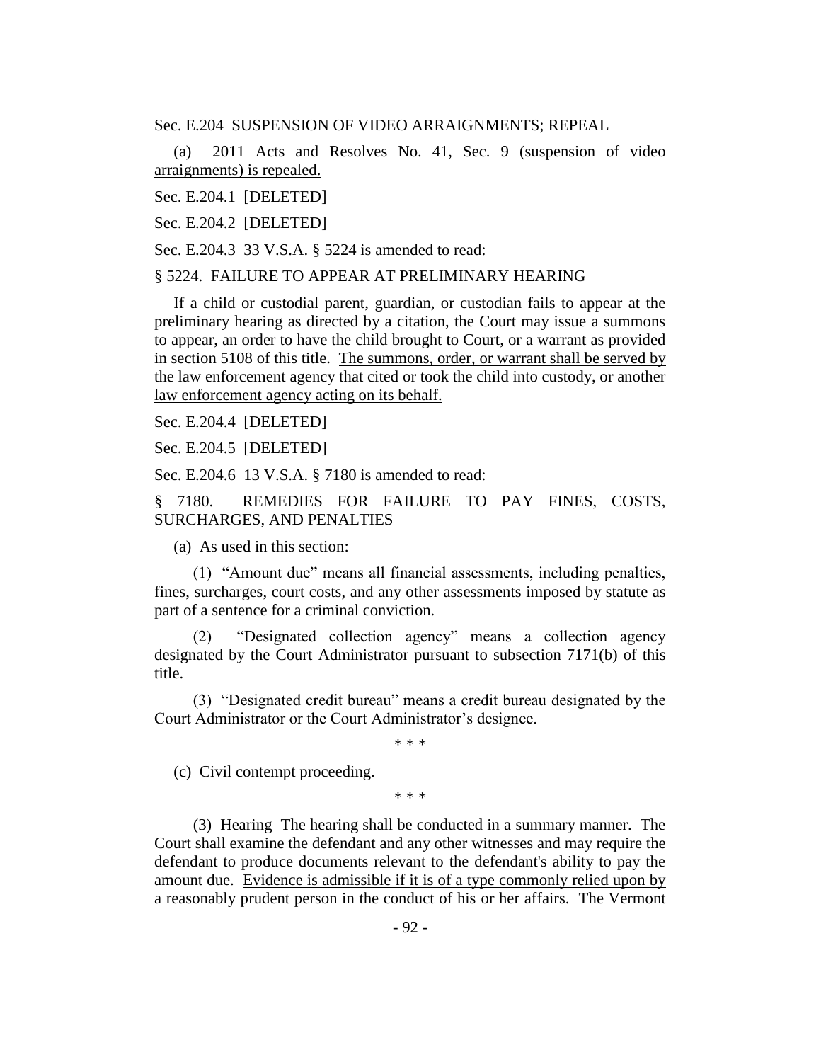Sec. E.204 SUSPENSION OF VIDEO ARRAIGNMENTS; REPEAL

(a) 2011 Acts and Resolves No. 41, Sec. 9 (suspension of video arraignments) is repealed.

Sec. E.204.1 [DELETED]

Sec. E.204.2 [DELETED]

Sec. E.204.3 33 V.S.A. § 5224 is amended to read:

§ 5224. FAILURE TO APPEAR AT PRELIMINARY HEARING

If a child or custodial parent, guardian, or custodian fails to appear at the preliminary hearing as directed by a citation, the Court may issue a summons to appear, an order to have the child brought to Court, or a warrant as provided in section 5108 of this title. The summons, order, or warrant shall be served by the law enforcement agency that cited or took the child into custody, or another law enforcement agency acting on its behalf.

Sec. E.204.4 [DELETED]

Sec. E.204.5 [DELETED]

Sec. E.204.6 13 V.S.A. § 7180 is amended to read:

§ 7180. REMEDIES FOR FAILURE TO PAY FINES, COSTS, SURCHARGES, AND PENALTIES

(a) As used in this section:

(1) "Amount due" means all financial assessments, including penalties, fines, surcharges, court costs, and any other assessments imposed by statute as part of a sentence for a criminal conviction.

(2) "Designated collection agency" means a collection agency designated by the Court Administrator pursuant to subsection 7171(b) of this title.

(3) "Designated credit bureau" means a credit bureau designated by the Court Administrator or the Court Administrator's designee.

\* \* \*

(c) Civil contempt proceeding.

\* \* \*

(3) Hearing The hearing shall be conducted in a summary manner. The Court shall examine the defendant and any other witnesses and may require the defendant to produce documents relevant to the defendant's ability to pay the amount due. Evidence is admissible if it is of a type commonly relied upon by a reasonably prudent person in the conduct of his or her affairs. The Vermont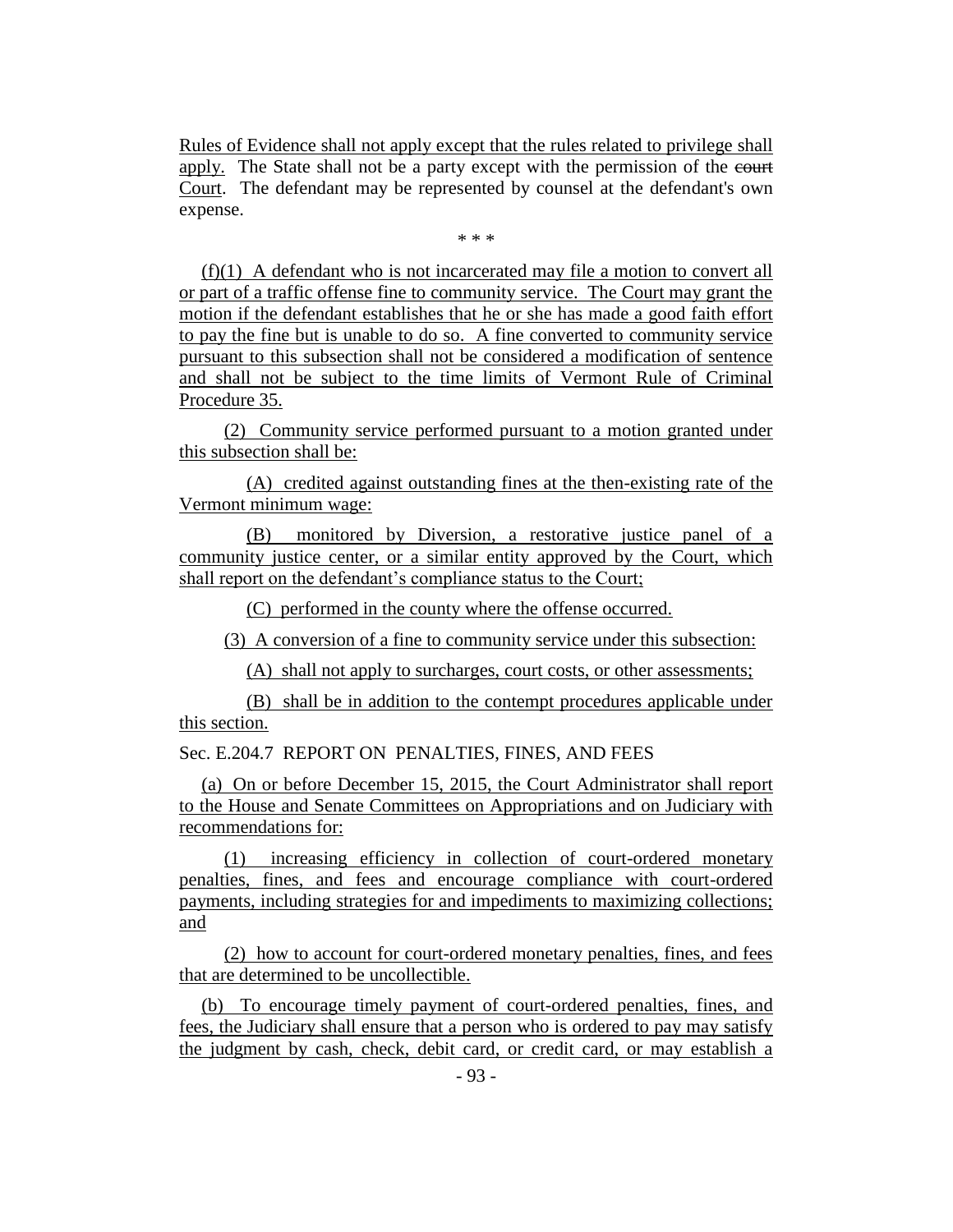Rules of Evidence shall not apply except that the rules related to privilege shall apply. The State shall not be a party except with the permission of the ~~court~~ Court. The defendant may be represented by counsel at the defendant's own expense.

\* \* \*

(f)(1) A defendant who is not incarcerated may file a motion to convert all or part of a traffic offense fine to community service. The Court may grant the motion if the defendant establishes that he or she has made a good faith effort to pay the fine but is unable to do so. A fine converted to community service pursuant to this subsection shall not be considered a modification of sentence and shall not be subject to the time limits of Vermont Rule of Criminal Procedure 35.

(2) Community service performed pursuant to a motion granted under this subsection shall be:

(A) credited against outstanding fines at the then-existing rate of the Vermont minimum wage:

(B) monitored by Diversion, a restorative justice panel of a community justice center, or a similar entity approved by the Court, which shall report on the defendant's compliance status to the Court;

(C) performed in the county where the offense occurred.

(3) A conversion of a fine to community service under this subsection:

(A) shall not apply to surcharges, court costs, or other assessments;

(B) shall be in addition to the contempt procedures applicable under this section.

Sec. E.204.7 REPORT ON PENALTIES, FINES, AND FEES

(a) On or before December 15, 2015, the Court Administrator shall report to the House and Senate Committees on Appropriations and on Judiciary with recommendations for:

(1) increasing efficiency in collection of court-ordered monetary penalties, fines, and fees and encourage compliance with court-ordered payments, including strategies for and impediments to maximizing collections; and

(2) how to account for court-ordered monetary penalties, fines, and fees that are determined to be uncollectible.

(b) To encourage timely payment of court-ordered penalties, fines, and fees, the Judiciary shall ensure that a person who is ordered to pay may satisfy the judgment by cash, check, debit card, or credit card, or may establish a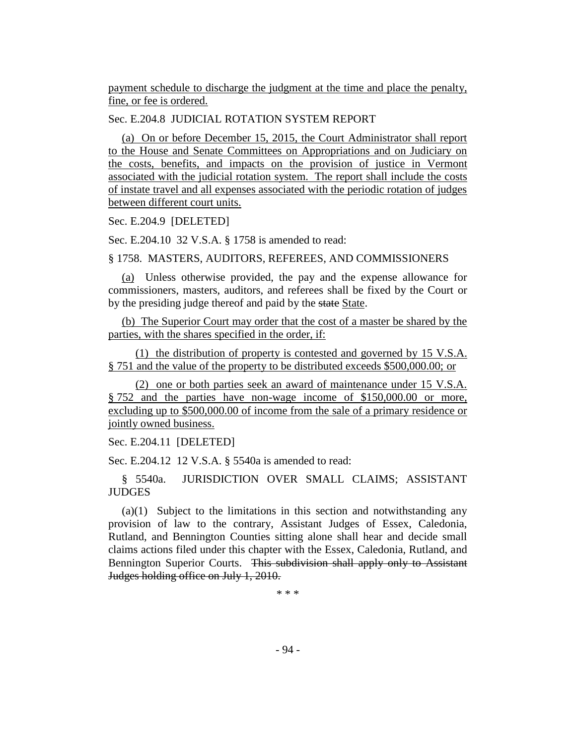payment schedule to discharge the judgment at the time and place the penalty, fine, or fee is ordered.

Sec. E.204.8 JUDICIAL ROTATION SYSTEM REPORT

(a) On or before December 15, 2015, the Court Administrator shall report to the House and Senate Committees on Appropriations and on Judiciary on the costs, benefits, and impacts on the provision of justice in Vermont associated with the judicial rotation system. The report shall include the costs of instate travel and all expenses associated with the periodic rotation of judges between different court units.

Sec. E.204.9 [DELETED]

Sec. E.204.10 32 V.S.A. § 1758 is amended to read:

§ 1758. MASTERS, AUDITORS, REFEREES, AND COMMISSIONERS

(a) Unless otherwise provided, the pay and the expense allowance for commissioners, masters, auditors, and referees shall be fixed by the Court or by the presiding judge thereof and paid by the ~~state~~ State.

(b) The Superior Court may order that the cost of a master be shared by the parties, with the shares specified in the order, if:

(1) the distribution of property is contested and governed by 15 V.S.A. § 751 and the value of the property to be distributed exceeds $500,000.00; or

(2) one or both parties seek an award of maintenance under 15 V.S.A. § 752 and the parties have non-wage income of $150,000.00 or more, excluding up to $500,000.00 of income from the sale of a primary residence or jointly owned business.

Sec. E.204.11 [DELETED]

Sec. E.204.12 12 V.S.A. § 5540a is amended to read:

§ 5540a. JURISDICTION OVER SMALL CLAIMS; ASSISTANT JUDGES

(a)(1) Subject to the limitations in this section and notwithstanding any provision of law to the contrary, Assistant Judges of Essex, Caledonia, Rutland, and Bennington Counties sitting alone shall hear and decide small claims actions filed under this chapter with the Essex, Caledonia, Rutland, and Bennington Superior Courts. ~~This subdivision shall apply only to Assistant Judges holding office on July 1, 2010.~~

\* \* \*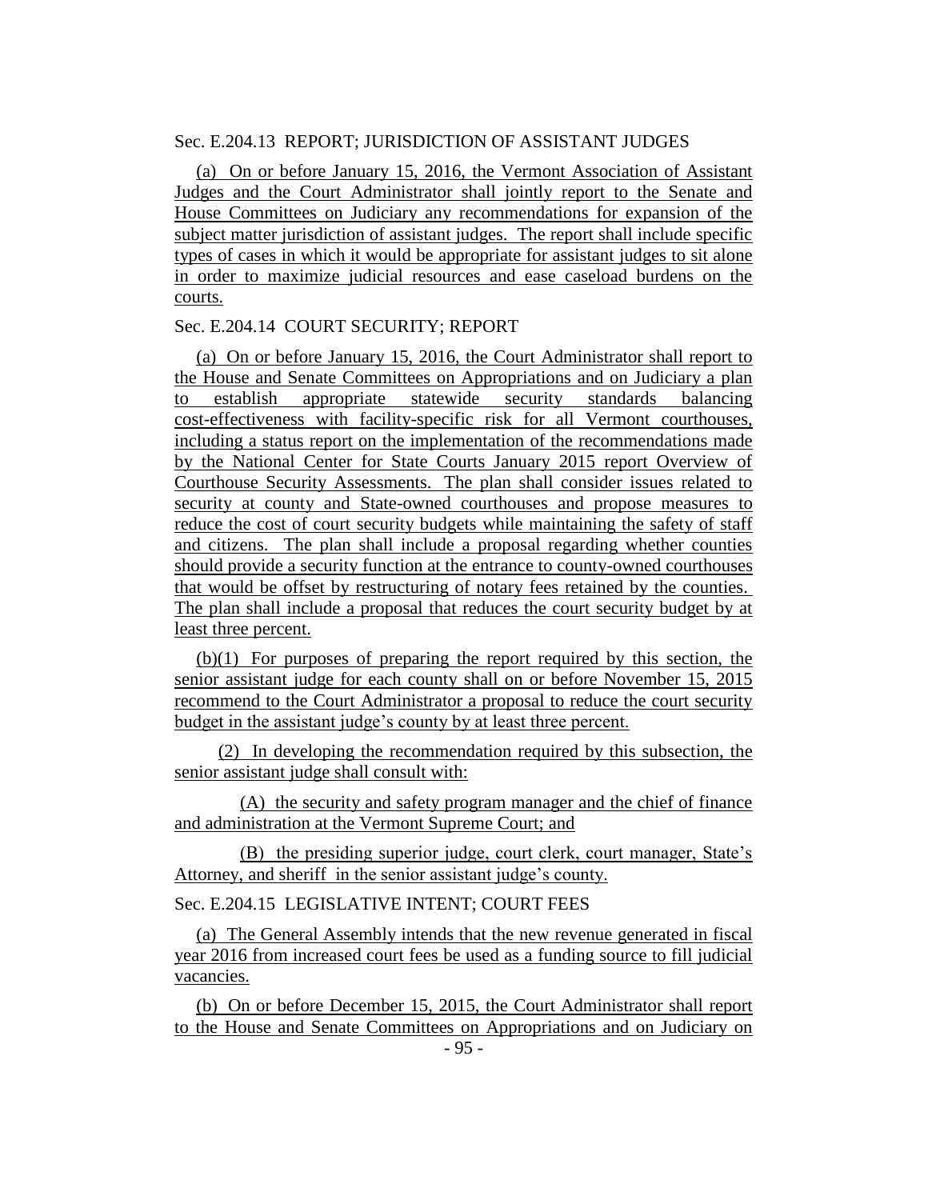Sec. E.204.13 REPORT; JURISDICTION OF ASSISTANT JUDGES

(a) On or before January 15, 2016, the Vermont Association of Assistant Judges and the Court Administrator shall jointly report to the Senate and House Committees on Judiciary any recommendations for expansion of the subject matter jurisdiction of assistant judges. The report shall include specific types of cases in which it would be appropriate for assistant judges to sit alone in order to maximize judicial resources and ease caseload burdens on the courts.

Sec. E.204.14 COURT SECURITY; REPORT

(a) On or before January 15, 2016, the Court Administrator shall report to the House and Senate Committees on Appropriations and on Judiciary a plan to establish appropriate statewide security standards balancing cost-effectiveness with facility-specific risk for all Vermont courthouses, including a status report on the implementation of the recommendations made by the National Center for State Courts January 2015 report Overview of Courthouse Security Assessments. The plan shall consider issues related to security at county and State-owned courthouses and propose measures to reduce the cost of court security budgets while maintaining the safety of staff and citizens. The plan shall include a proposal regarding whether counties should provide a security function at the entrance to county-owned courthouses that would be offset by restructuring of notary fees retained by the counties. The plan shall include a proposal that reduces the court security budget by at least three percent.

(b)(1) For purposes of preparing the report required by this section, the senior assistant judge for each county shall on or before November 15, 2015 recommend to the Court Administrator a proposal to reduce the court security budget in the assistant judge's county by at least three percent.

(2) In developing the recommendation required by this subsection, the senior assistant judge shall consult with:

(A) the security and safety program manager and the chief of finance and administration at the Vermont Supreme Court; and

(B) the presiding superior judge, court clerk, court manager, State's Attorney, and sheriff in the senior assistant judge's county.

Sec. E.204.15 LEGISLATIVE INTENT; COURT FEES

(a) The General Assembly intends that the new revenue generated in fiscal year 2016 from increased court fees be used as a funding source to fill judicial vacancies.

(b) On or before December 15, 2015, the Court Administrator shall report to the House and Senate Committees on Appropriations and on Judiciary on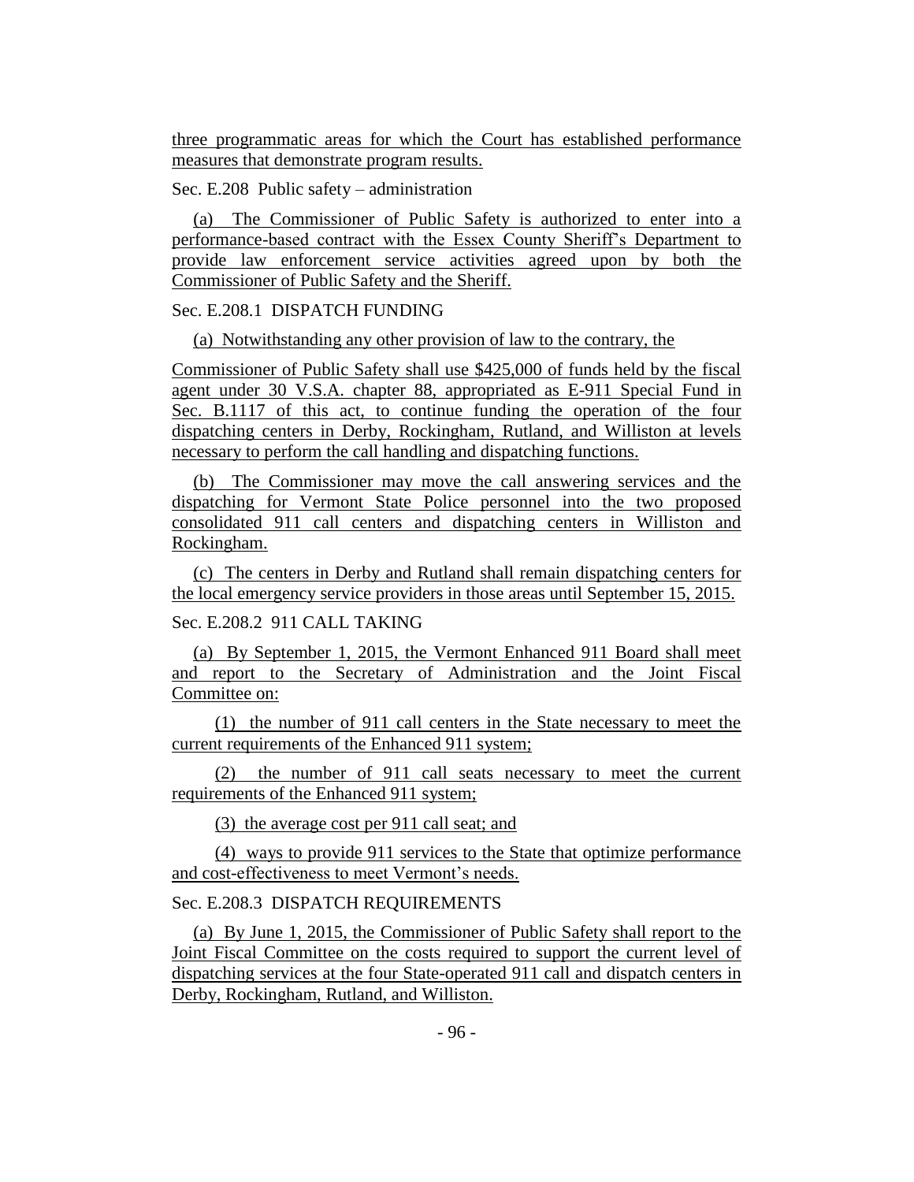three programmatic areas for which the Court has established performance measures that demonstrate program results.

Sec. E.208 Public safety – administration

(a) The Commissioner of Public Safety is authorized to enter into a performance-based contract with the Essex County Sheriff's Department to provide law enforcement service activities agreed upon by both the Commissioner of Public Safety and the Sheriff.

Sec. E.208.1 DISPATCH FUNDING

(a) Notwithstanding any other provision of law to the contrary, the Commissioner of Public Safety shall use $425,000 of funds held by the fiscal agent under 30 V.S.A. chapter 88, appropriated as E-911 Special Fund in Sec. B.1117 of this act, to continue funding the operation of the four dispatching centers in Derby, Rockingham, Rutland, and Williston at levels necessary to perform the call handling and dispatching functions.

(b) The Commissioner may move the call answering services and the dispatching for Vermont State Police personnel into the two proposed consolidated 911 call centers and dispatching centers in Williston and Rockingham.

(c) The centers in Derby and Rutland shall remain dispatching centers for the local emergency service providers in those areas until September 15, 2015.

Sec. E.208.2 911 CALL TAKING

(a) By September 1, 2015, the Vermont Enhanced 911 Board shall meet and report to the Secretary of Administration and the Joint Fiscal Committee on:

(1) the number of 911 call centers in the State necessary to meet the current requirements of the Enhanced 911 system;

(2) the number of 911 call seats necessary to meet the current requirements of the Enhanced 911 system;

(3) the average cost per 911 call seat; and

(4) ways to provide 911 services to the State that optimize performance and cost-effectiveness to meet Vermont's needs.

Sec. E.208.3 DISPATCH REQUIREMENTS

(a) By June 1, 2015, the Commissioner of Public Safety shall report to the Joint Fiscal Committee on the costs required to support the current level of dispatching services at the four State-operated 911 call and dispatch centers in Derby, Rockingham, Rutland, and Williston.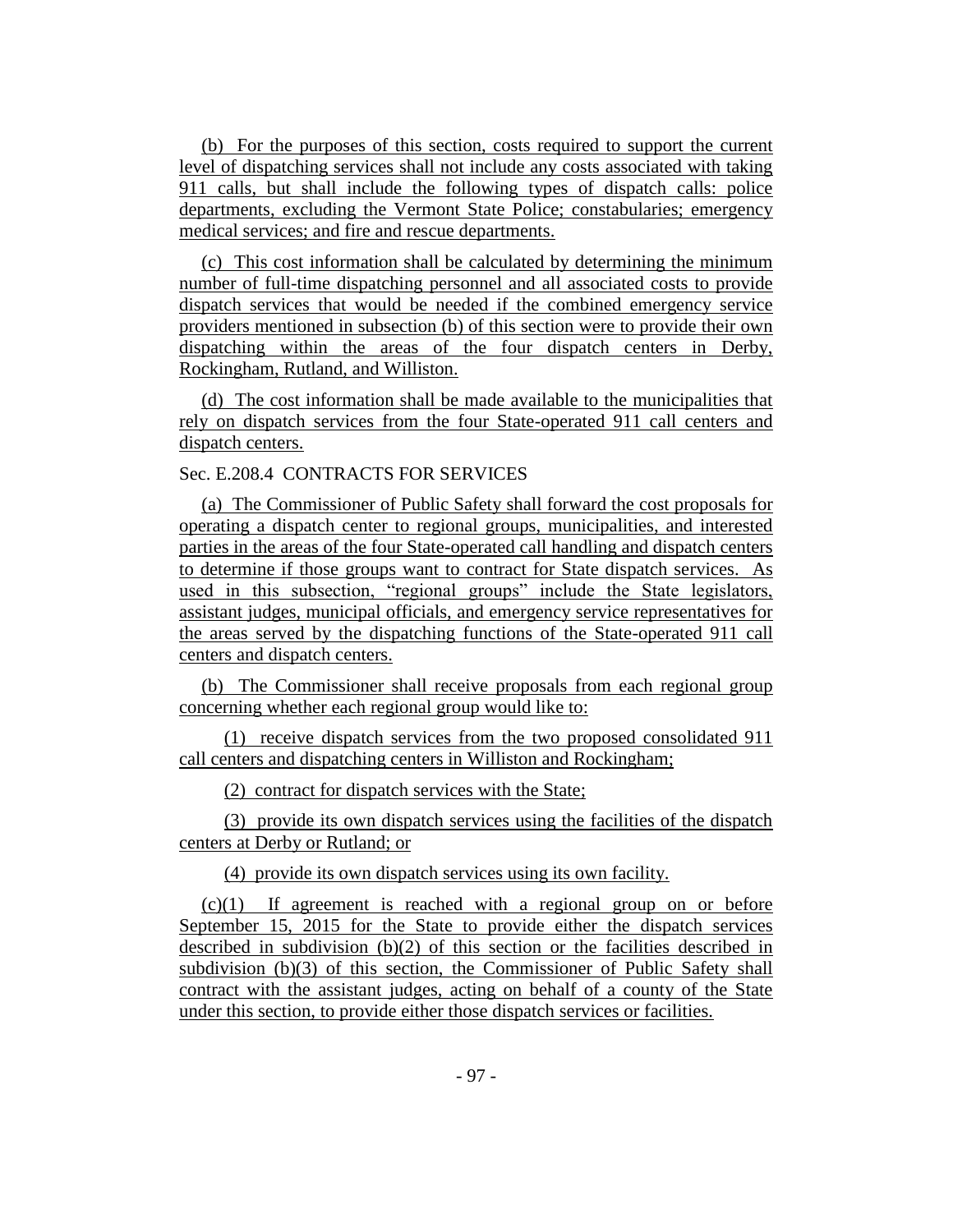(b) For the purposes of this section, costs required to support the current level of dispatching services shall not include any costs associated with taking 911 calls, but shall include the following types of dispatch calls: police departments, excluding the Vermont State Police; constabularies; emergency medical services; and fire and rescue departments.

(c) This cost information shall be calculated by determining the minimum number of full-time dispatching personnel and all associated costs to provide dispatch services that would be needed if the combined emergency service providers mentioned in subsection (b) of this section were to provide their own dispatching within the areas of the four dispatch centers in Derby, Rockingham, Rutland, and Williston.

(d) The cost information shall be made available to the municipalities that rely on dispatch services from the four State-operated 911 call centers and dispatch centers.

Sec. E.208.4 CONTRACTS FOR SERVICES

(a) The Commissioner of Public Safety shall forward the cost proposals for operating a dispatch center to regional groups, municipalities, and interested parties in the areas of the four State-operated call handling and dispatch centers to determine if those groups want to contract for State dispatch services. As used in this subsection, "regional groups" include the State legislators, assistant judges, municipal officials, and emergency service representatives for the areas served by the dispatching functions of the State-operated 911 call centers and dispatch centers.

(b) The Commissioner shall receive proposals from each regional group concerning whether each regional group would like to:

(1) receive dispatch services from the two proposed consolidated 911 call centers and dispatching centers in Williston and Rockingham;

(2) contract for dispatch services with the State;

(3) provide its own dispatch services using the facilities of the dispatch centers at Derby or Rutland; or

(4) provide its own dispatch services using its own facility.

(c)(1) If agreement is reached with a regional group on or before September 15, 2015 for the State to provide either the dispatch services described in subdivision (b)(2) of this section or the facilities described in subdivision (b)(3) of this section, the Commissioner of Public Safety shall contract with the assistant judges, acting on behalf of a county of the State under this section, to provide either those dispatch services or facilities.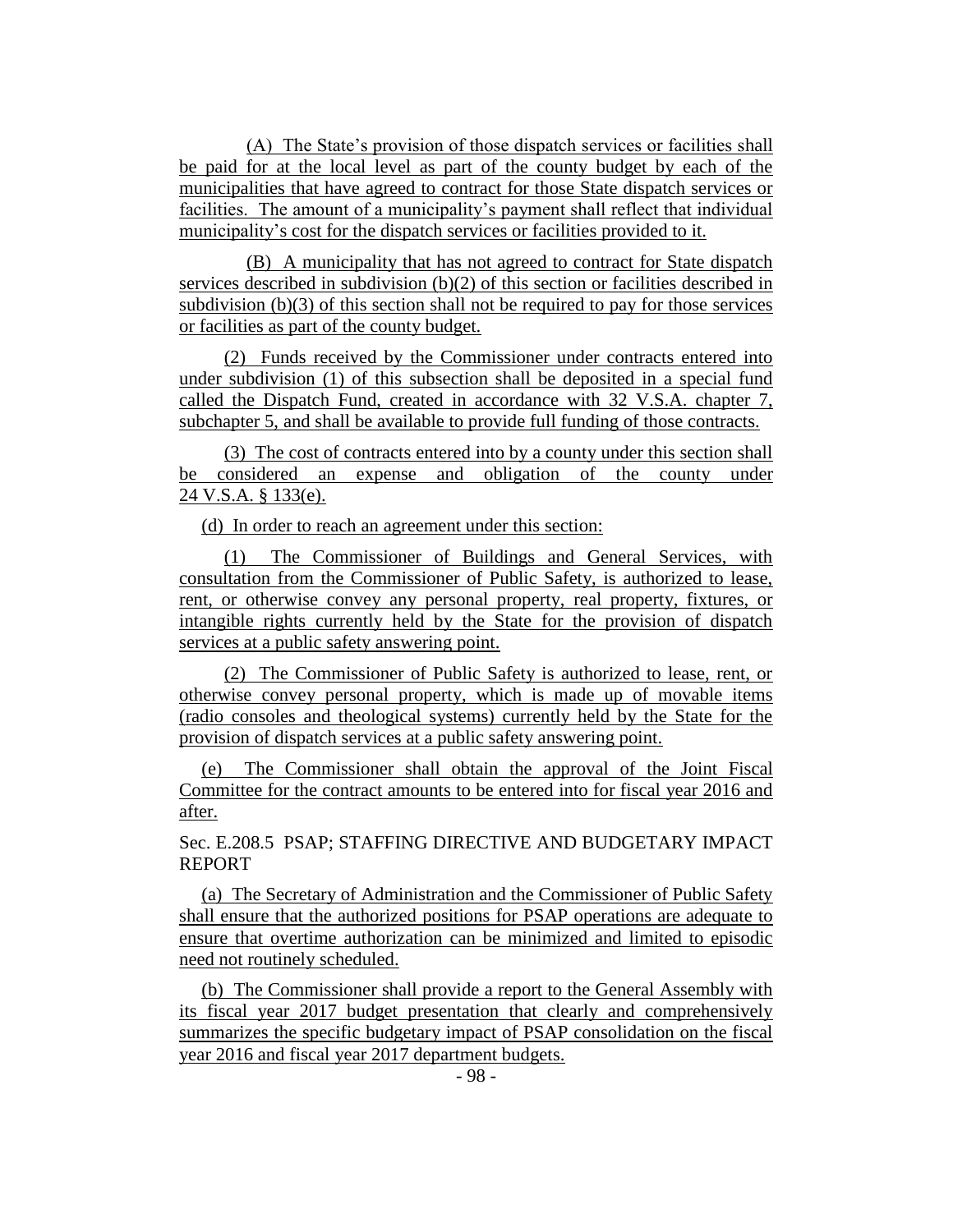(A) The State's provision of those dispatch services or facilities shall be paid for at the local level as part of the county budget by each of the municipalities that have agreed to contract for those State dispatch services or facilities. The amount of a municipality's payment shall reflect that individual municipality's cost for the dispatch services or facilities provided to it.

(B) A municipality that has not agreed to contract for State dispatch services described in subdivision (b)(2) of this section or facilities described in subdivision (b)(3) of this section shall not be required to pay for those services or facilities as part of the county budget.

(2) Funds received by the Commissioner under contracts entered into under subdivision (1) of this subsection shall be deposited in a special fund called the Dispatch Fund, created in accordance with 32 V.S.A. chapter 7, subchapter 5, and shall be available to provide full funding of those contracts.

(3) The cost of contracts entered into by a county under this section shall be considered an expense and obligation of the county under 24 V.S.A. § 133(e).

(d) In order to reach an agreement under this section:

(1) The Commissioner of Buildings and General Services, with consultation from the Commissioner of Public Safety, is authorized to lease, rent, or otherwise convey any personal property, real property, fixtures, or intangible rights currently held by the State for the provision of dispatch services at a public safety answering point.

(2) The Commissioner of Public Safety is authorized to lease, rent, or otherwise convey personal property, which is made up of movable items (radio consoles and theological systems) currently held by the State for the provision of dispatch services at a public safety answering point.

(e) The Commissioner shall obtain the approval of the Joint Fiscal Committee for the contract amounts to be entered into for fiscal year 2016 and after.

Sec. E.208.5 PSAP; STAFFING DIRECTIVE AND BUDGETARY IMPACT REPORT

(a) The Secretary of Administration and the Commissioner of Public Safety shall ensure that the authorized positions for PSAP operations are adequate to ensure that overtime authorization can be minimized and limited to episodic need not routinely scheduled.

(b) The Commissioner shall provide a report to the General Assembly with its fiscal year 2017 budget presentation that clearly and comprehensively summarizes the specific budgetary impact of PSAP consolidation on the fiscal year 2016 and fiscal year 2017 department budgets.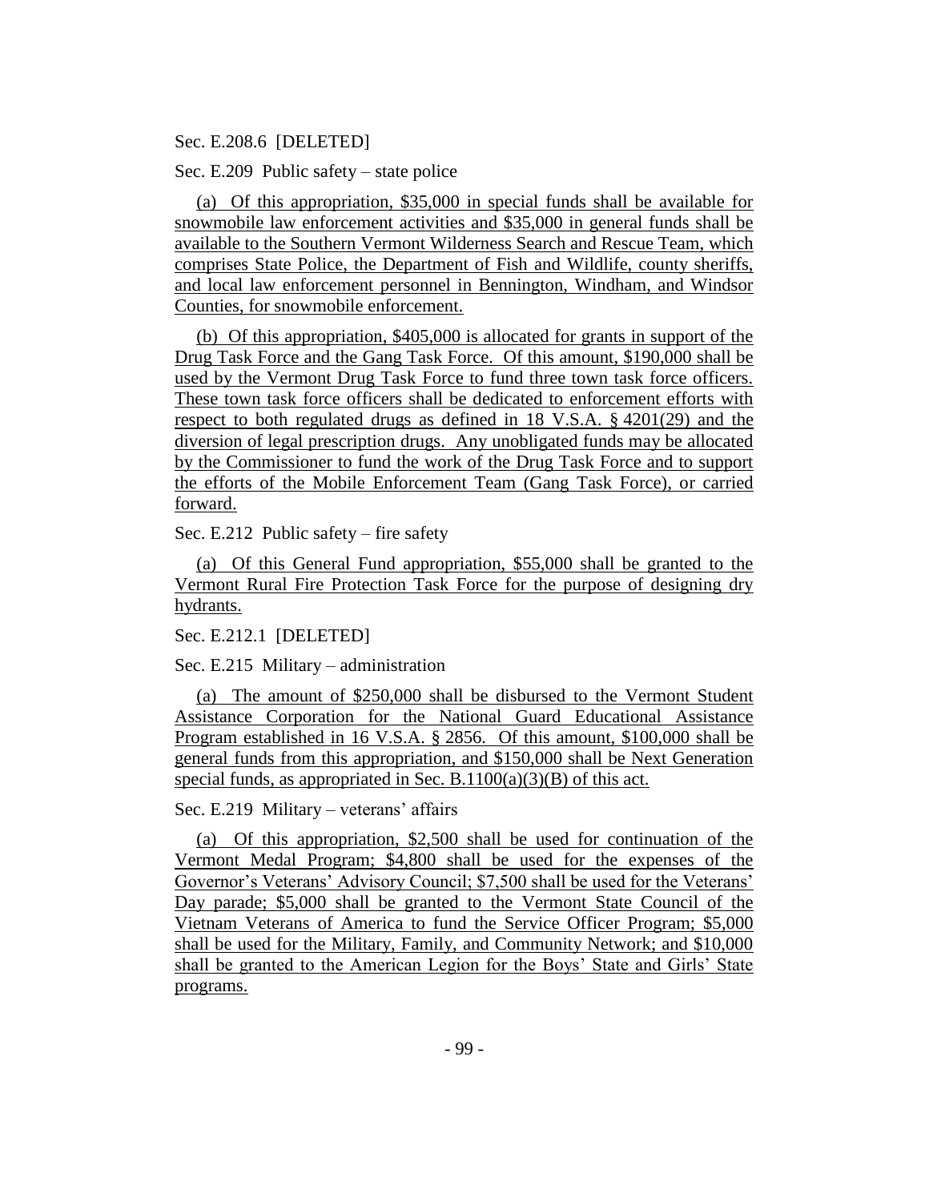Sec. E.208.6 [DELETED]

Sec. E.209 Public safety – state police

(a) Of this appropriation, $35,000 in special funds shall be available for snowmobile law enforcement activities and $35,000 in general funds shall be available to the Southern Vermont Wilderness Search and Rescue Team, which comprises State Police, the Department of Fish and Wildlife, county sheriffs, and local law enforcement personnel in Bennington, Windham, and Windsor Counties, for snowmobile enforcement.

(b) Of this appropriation, $405,000 is allocated for grants in support of the Drug Task Force and the Gang Task Force. Of this amount, $190,000 shall be used by the Vermont Drug Task Force to fund three town task force officers. These town task force officers shall be dedicated to enforcement efforts with respect to both regulated drugs as defined in 18 V.S.A. § 4201(29) and the diversion of legal prescription drugs. Any unobligated funds may be allocated by the Commissioner to fund the work of the Drug Task Force and to support the efforts of the Mobile Enforcement Team (Gang Task Force), or carried forward.

Sec. E.212 Public safety – fire safety

(a) Of this General Fund appropriation, $55,000 shall be granted to the Vermont Rural Fire Protection Task Force for the purpose of designing dry hydrants.

Sec. E.212.1 [DELETED]

Sec. E.215 Military – administration

(a) The amount of $250,000 shall be disbursed to the Vermont Student Assistance Corporation for the National Guard Educational Assistance Program established in 16 V.S.A. § 2856. Of this amount, $100,000 shall be general funds from this appropriation, and $150,000 shall be Next Generation special funds, as appropriated in Sec. B.1100(a)(3)(B) of this act.

Sec. E.219 Military – veterans' affairs

(a) Of this appropriation, $2,500 shall be used for continuation of the Vermont Medal Program; $4,800 shall be used for the expenses of the Governor's Veterans' Advisory Council; $7,500 shall be used for the Veterans' Day parade; $5,000 shall be granted to the Vermont State Council of the Vietnam Veterans of America to fund the Service Officer Program; $5,000 shall be used for the Military, Family, and Community Network; and $10,000 shall be granted to the American Legion for the Boys' State and Girls' State programs.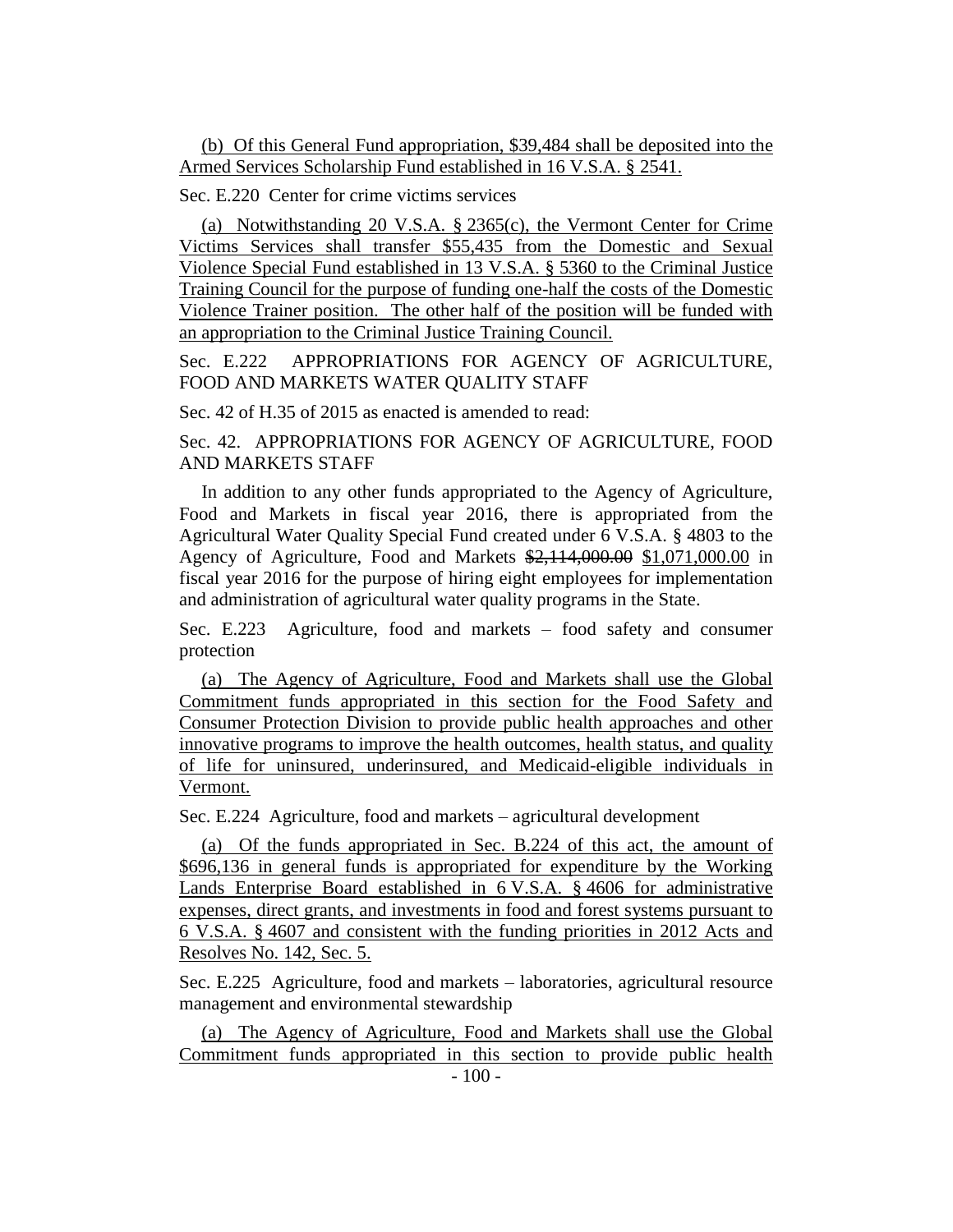(b) Of this General Fund appropriation, $39,484 shall be deposited into the Armed Services Scholarship Fund established in 16 V.S.A. § 2541.

Sec. E.220 Center for crime victims services

(a) Notwithstanding 20 V.S.A. § 2365(c), the Vermont Center for Crime Victims Services shall transfer $55,435 from the Domestic and Sexual Violence Special Fund established in 13 V.S.A. § 5360 to the Criminal Justice Training Council for the purpose of funding one-half the costs of the Domestic Violence Trainer position. The other half of the position will be funded with an appropriation to the Criminal Justice Training Council.

Sec. E.222 APPROPRIATIONS FOR AGENCY OF AGRICULTURE, FOOD AND MARKETS WATER QUALITY STAFF

Sec. 42 of H.35 of 2015 as enacted is amended to read:

Sec. 42. APPROPRIATIONS FOR AGENCY OF AGRICULTURE, FOOD AND MARKETS STAFF

In addition to any other funds appropriated to the Agency of Agriculture, Food and Markets in fiscal year 2016, there is appropriated from the Agricultural Water Quality Special Fund created under 6 V.S.A. § 4803 to the Agency of Agriculture, Food and Markets ~~$2,114,000.00~~ $1,071,000.00 in fiscal year 2016 for the purpose of hiring eight employees for implementation and administration of agricultural water quality programs in the State.

Sec. E.223 Agriculture, food and markets – food safety and consumer protection

(a) The Agency of Agriculture, Food and Markets shall use the Global Commitment funds appropriated in this section for the Food Safety and Consumer Protection Division to provide public health approaches and other innovative programs to improve the health outcomes, health status, and quality of life for uninsured, underinsured, and Medicaid-eligible individuals in Vermont.

Sec. E.224 Agriculture, food and markets – agricultural development

(a) Of the funds appropriated in Sec. B.224 of this act, the amount of $696,136 in general funds is appropriated for expenditure by the Working Lands Enterprise Board established in 6 V.S.A. § 4606 for administrative expenses, direct grants, and investments in food and forest systems pursuant to 6 V.S.A. § 4607 and consistent with the funding priorities in 2012 Acts and Resolves No. 142, Sec. 5.

Sec. E.225 Agriculture, food and markets – laboratories, agricultural resource management and environmental stewardship

(a) The Agency of Agriculture, Food and Markets shall use the Global Commitment funds appropriated in this section to provide public health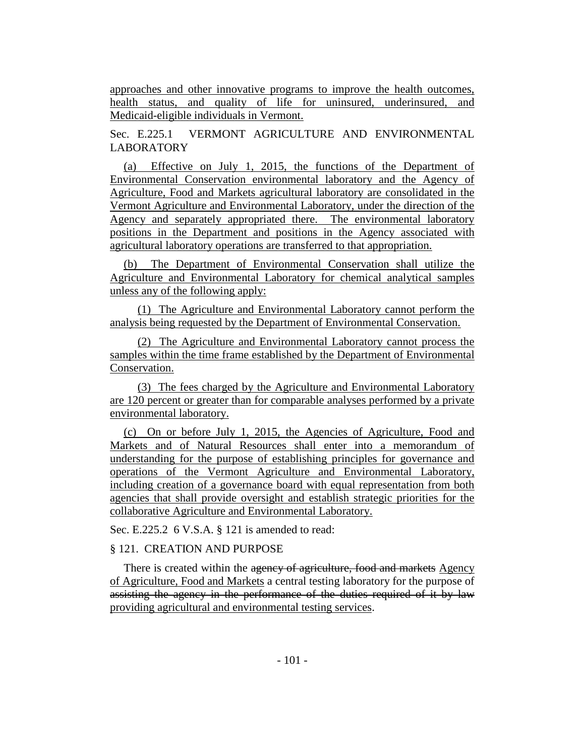approaches and other innovative programs to improve the health outcomes, health status, and quality of life for uninsured, underinsured, and Medicaid-eligible individuals in Vermont.

Sec. E.225.1 VERMONT AGRICULTURE AND ENVIRONMENTAL LABORATORY

(a) Effective on July 1, 2015, the functions of the Department of Environmental Conservation environmental laboratory and the Agency of Agriculture, Food and Markets agricultural laboratory are consolidated in the Vermont Agriculture and Environmental Laboratory, under the direction of the Agency and separately appropriated there. The environmental laboratory positions in the Department and positions in the Agency associated with agricultural laboratory operations are transferred to that appropriation.

(b) The Department of Environmental Conservation shall utilize the Agriculture and Environmental Laboratory for chemical analytical samples unless any of the following apply:

(1) The Agriculture and Environmental Laboratory cannot perform the analysis being requested by the Department of Environmental Conservation.

(2) The Agriculture and Environmental Laboratory cannot process the samples within the time frame established by the Department of Environmental Conservation.

(3) The fees charged by the Agriculture and Environmental Laboratory are 120 percent or greater than for comparable analyses performed by a private environmental laboratory.

(c) On or before July 1, 2015, the Agencies of Agriculture, Food and Markets and of Natural Resources shall enter into a memorandum of understanding for the purpose of establishing principles for governance and operations of the Vermont Agriculture and Environmental Laboratory, including creation of a governance board with equal representation from both agencies that shall provide oversight and establish strategic priorities for the collaborative Agriculture and Environmental Laboratory.

Sec. E.225.2 6 V.S.A. § 121 is amended to read:

§ 121. CREATION AND PURPOSE

There is created within the ~~agency of agriculture, food and markets~~ Agency of Agriculture, Food and Markets a central testing laboratory for the purpose of ~~assisting the agency in the performance of the duties required of it by law~~ providing agricultural and environmental testing services.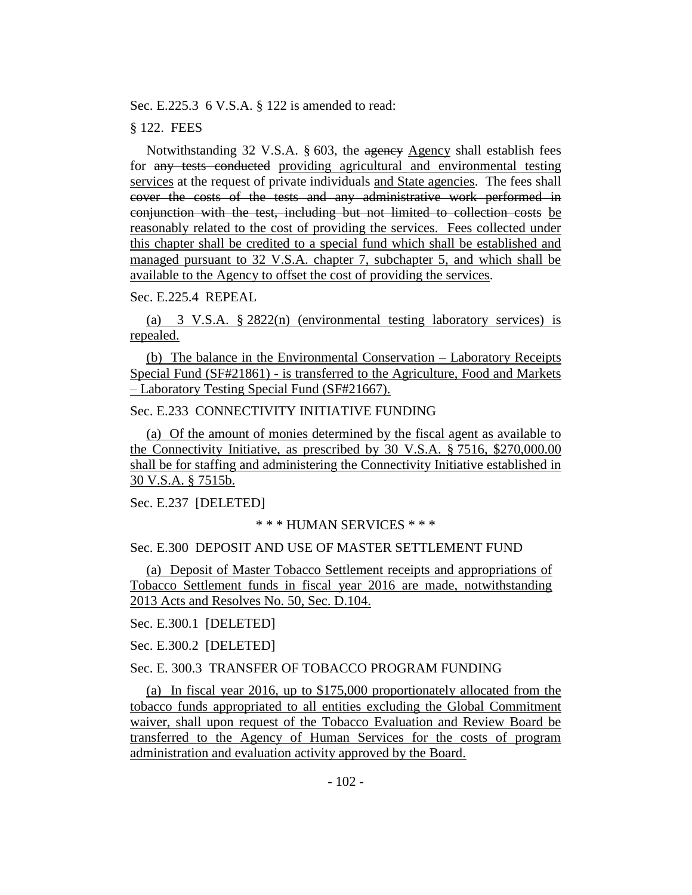Sec. E.225.3 6 V.S.A. § 122 is amended to read:

§ 122. FEES

Notwithstanding 32 V.S.A. § 603, the ~~agency~~ Agency shall establish fees for ~~any tests conducted~~ providing agricultural and environmental testing services at the request of private individuals and State agencies. The fees shall ~~cover the costs of the tests and any administrative work performed in conjunction with the test, including but not limited to collection costs~~ be reasonably related to the cost of providing the services. Fees collected under this chapter shall be credited to a special fund which shall be established and managed pursuant to 32 V.S.A. chapter 7, subchapter 5, and which shall be available to the Agency to offset the cost of providing the services.

Sec. E.225.4 REPEAL

(a) 3 V.S.A. § 2822(n) (environmental testing laboratory services) is repealed.

(b) The balance in the Environmental Conservation – Laboratory Receipts Special Fund (SF#21861) - is transferred to the Agriculture, Food and Markets – Laboratory Testing Special Fund (SF#21667).

Sec. E.233 CONNECTIVITY INITIATIVE FUNDING

(a) Of the amount of monies determined by the fiscal agent as available to the Connectivity Initiative, as prescribed by 30 V.S.A. § 7516, $270,000.00 shall be for staffing and administering the Connectivity Initiative established in 30 V.S.A. § 7515b.

Sec. E.237 [DELETED]

\* \* \* HUMAN SERVICES \* \* \*

Sec. E.300 DEPOSIT AND USE OF MASTER SETTLEMENT FUND

(a) Deposit of Master Tobacco Settlement receipts and appropriations of Tobacco Settlement funds in fiscal year 2016 are made, notwithstanding 2013 Acts and Resolves No. 50, Sec. D.104.

Sec. E.300.1 [DELETED]

Sec. E.300.2 [DELETED]

Sec. E. 300.3 TRANSFER OF TOBACCO PROGRAM FUNDING

(a) In fiscal year 2016, up to $175,000 proportionately allocated from the tobacco funds appropriated to all entities excluding the Global Commitment waiver, shall upon request of the Tobacco Evaluation and Review Board be transferred to the Agency of Human Services for the costs of program administration and evaluation activity approved by the Board.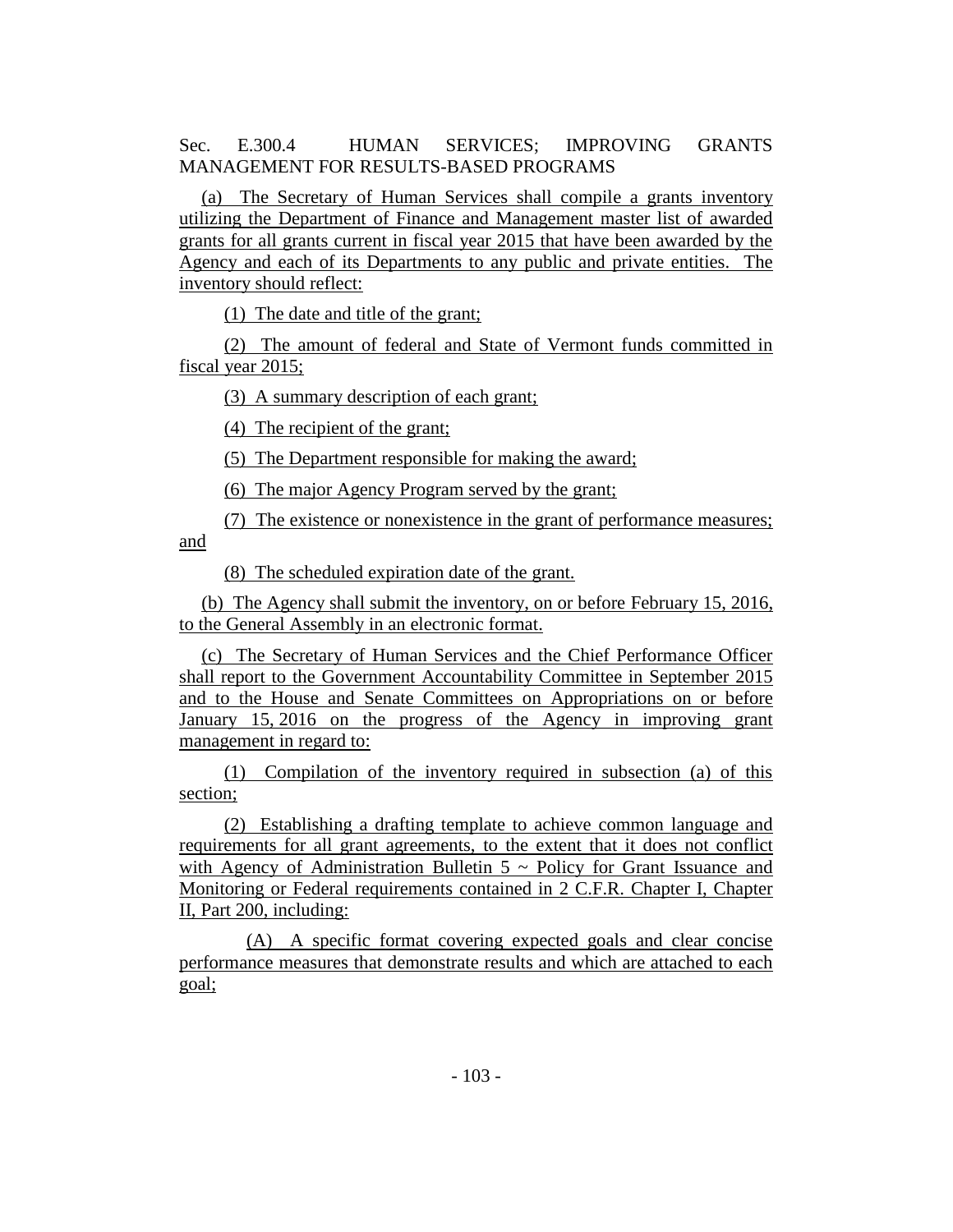Sec. E.300.4 HUMAN SERVICES; IMPROVING GRANTS MANAGEMENT FOR RESULTS-BASED PROGRAMS

(a) The Secretary of Human Services shall compile a grants inventory utilizing the Department of Finance and Management master list of awarded grants for all grants current in fiscal year 2015 that have been awarded by the Agency and each of its Departments to any public and private entities. The inventory should reflect:

(1) The date and title of the grant;

(2) The amount of federal and State of Vermont funds committed in fiscal year 2015;

(3) A summary description of each grant;

(4) The recipient of the grant;

(5) The Department responsible for making the award;

(6) The major Agency Program served by the grant;

(7) The existence or nonexistence in the grant of performance measures; and

(8) The scheduled expiration date of the grant.

(b) The Agency shall submit the inventory, on or before February 15, 2016, to the General Assembly in an electronic format.

(c) The Secretary of Human Services and the Chief Performance Officer shall report to the Government Accountability Committee in September 2015 and to the House and Senate Committees on Appropriations on or before January 15, 2016 on the progress of the Agency in improving grant management in regard to:

(1) Compilation of the inventory required in subsection (a) of this section;

(2) Establishing a drafting template to achieve common language and requirements for all grant agreements, to the extent that it does not conflict with Agency of Administration Bulletin 5 ~ Policy for Grant Issuance and Monitoring or Federal requirements contained in 2 C.F.R. Chapter I, Chapter II, Part 200, including:

(A) A specific format covering expected goals and clear concise performance measures that demonstrate results and which are attached to each goal;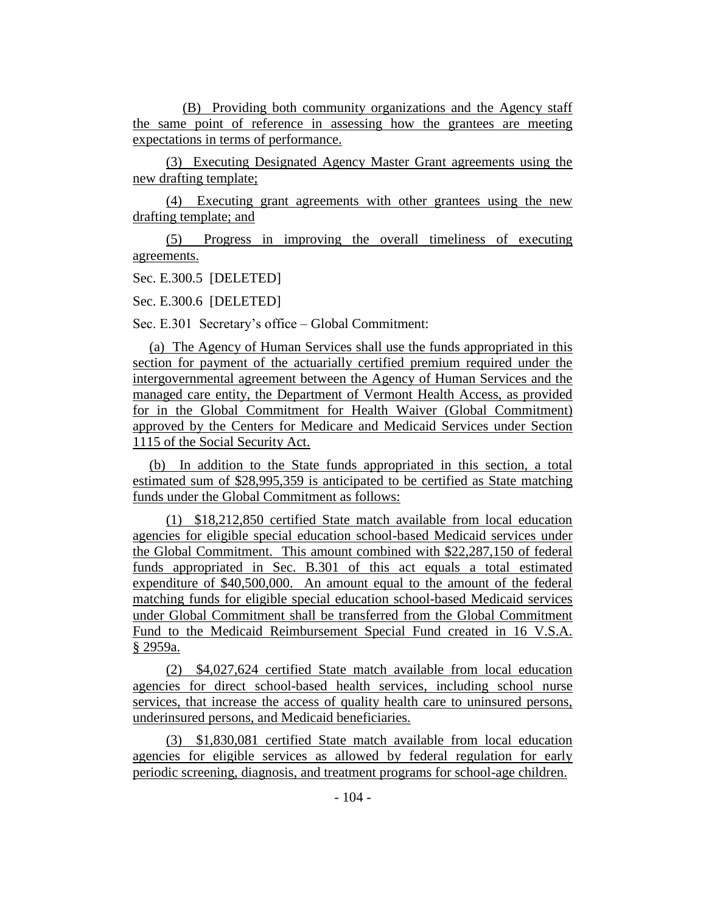(B) Providing both community organizations and the Agency staff the same point of reference in assessing how the grantees are meeting expectations in terms of performance.

(3) Executing Designated Agency Master Grant agreements using the new drafting template;

(4) Executing grant agreements with other grantees using the new drafting template; and

(5) Progress in improving the overall timeliness of executing agreements.

Sec. E.300.5 [DELETED]

Sec. E.300.6 [DELETED]

Sec. E.301 Secretary's office – Global Commitment:

(a) The Agency of Human Services shall use the funds appropriated in this section for payment of the actuarially certified premium required under the intergovernmental agreement between the Agency of Human Services and the managed care entity, the Department of Vermont Health Access, as provided for in the Global Commitment for Health Waiver (Global Commitment) approved by the Centers for Medicare and Medicaid Services under Section 1115 of the Social Security Act.

(b) In addition to the State funds appropriated in this section, a total estimated sum of $28,995,359 is anticipated to be certified as State matching funds under the Global Commitment as follows:

(1) $18,212,850 certified State match available from local education agencies for eligible special education school-based Medicaid services under the Global Commitment. This amount combined with $22,287,150 of federal funds appropriated in Sec. B.301 of this act equals a total estimated expenditure of $40,500,000. An amount equal to the amount of the federal matching funds for eligible special education school-based Medicaid services under Global Commitment shall be transferred from the Global Commitment Fund to the Medicaid Reimbursement Special Fund created in 16 V.S.A. § 2959a.

(2) $4,027,624 certified State match available from local education agencies for direct school-based health services, including school nurse services, that increase the access of quality health care to uninsured persons, underinsured persons, and Medicaid beneficiaries.

(3) $1,830,081 certified State match available from local education agencies for eligible services as allowed by federal regulation for early periodic screening, diagnosis, and treatment programs for school-age children.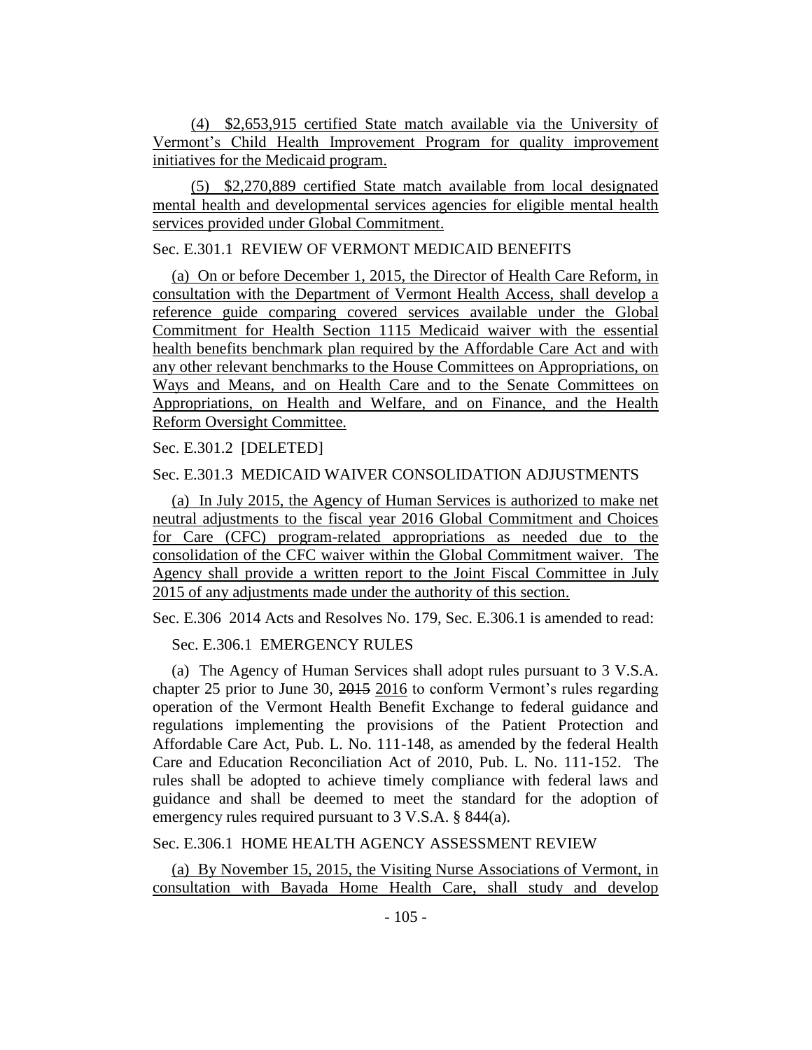(4) $2,653,915 certified State match available via the University of Vermont's Child Health Improvement Program for quality improvement initiatives for the Medicaid program.

(5) $2,270,889 certified State match available from local designated mental health and developmental services agencies for eligible mental health services provided under Global Commitment.

Sec. E.301.1 REVIEW OF VERMONT MEDICAID BENEFITS

(a) On or before December 1, 2015, the Director of Health Care Reform, in consultation with the Department of Vermont Health Access, shall develop a reference guide comparing covered services available under the Global Commitment for Health Section 1115 Medicaid waiver with the essential health benefits benchmark plan required by the Affordable Care Act and with any other relevant benchmarks to the House Committees on Appropriations, on Ways and Means, and on Health Care and to the Senate Committees on Appropriations, on Health and Welfare, and on Finance, and the Health Reform Oversight Committee.

Sec. E.301.2 [DELETED]

Sec. E.301.3 MEDICAID WAIVER CONSOLIDATION ADJUSTMENTS

(a) In July 2015, the Agency of Human Services is authorized to make net neutral adjustments to the fiscal year 2016 Global Commitment and Choices for Care (CFC) program-related appropriations as needed due to the consolidation of the CFC waiver within the Global Commitment waiver. The Agency shall provide a written report to the Joint Fiscal Committee in July 2015 of any adjustments made under the authority of this section.

Sec. E.306 2014 Acts and Resolves No. 179, Sec. E.306.1 is amended to read:

Sec. E.306.1 EMERGENCY RULES

(a) The Agency of Human Services shall adopt rules pursuant to 3 V.S.A. chapter 25 prior to June 30, ~~2015~~ 2016 to conform Vermont's rules regarding operation of the Vermont Health Benefit Exchange to federal guidance and regulations implementing the provisions of the Patient Protection and Affordable Care Act, Pub. L. No. 111-148, as amended by the federal Health Care and Education Reconciliation Act of 2010, Pub. L. No. 111-152. The rules shall be adopted to achieve timely compliance with federal laws and guidance and shall be deemed to meet the standard for the adoption of emergency rules required pursuant to 3 V.S.A. § 844(a).

Sec. E.306.1 HOME HEALTH AGENCY ASSESSMENT REVIEW

(a) By November 15, 2015, the Visiting Nurse Associations of Vermont, in consultation with Bayada Home Health Care, shall study and develop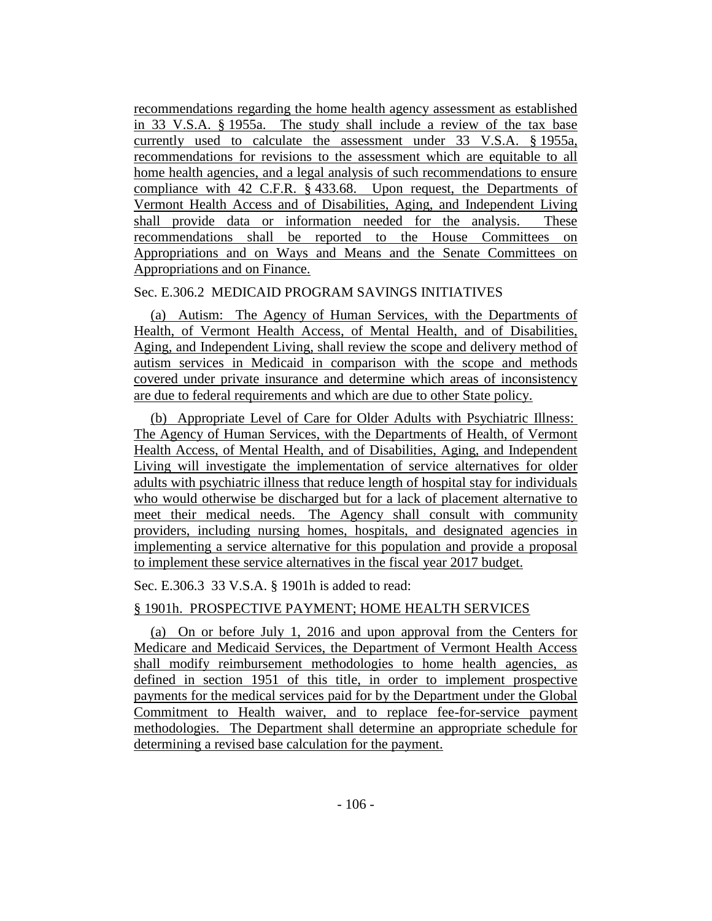recommendations regarding the home health agency assessment as established in 33 V.S.A. § 1955a. The study shall include a review of the tax base currently used to calculate the assessment under 33 V.S.A. § 1955a, recommendations for revisions to the assessment which are equitable to all home health agencies, and a legal analysis of such recommendations to ensure compliance with 42 C.F.R. § 433.68. Upon request, the Departments of Vermont Health Access and of Disabilities, Aging, and Independent Living shall provide data or information needed for the analysis. These recommendations shall be reported to the House Committees on Appropriations and on Ways and Means and the Senate Committees on Appropriations and on Finance.

Sec. E.306.2 MEDICAID PROGRAM SAVINGS INITIATIVES

(a) Autism: The Agency of Human Services, with the Departments of Health, of Vermont Health Access, of Mental Health, and of Disabilities, Aging, and Independent Living, shall review the scope and delivery method of autism services in Medicaid in comparison with the scope and methods covered under private insurance and determine which areas of inconsistency are due to federal requirements and which are due to other State policy.

(b) Appropriate Level of Care for Older Adults with Psychiatric Illness: The Agency of Human Services, with the Departments of Health, of Vermont Health Access, of Mental Health, and of Disabilities, Aging, and Independent Living will investigate the implementation of service alternatives for older adults with psychiatric illness that reduce length of hospital stay for individuals who would otherwise be discharged but for a lack of placement alternative to meet their medical needs. The Agency shall consult with community providers, including nursing homes, hospitals, and designated agencies in implementing a service alternative for this population and provide a proposal to implement these service alternatives in the fiscal year 2017 budget.

Sec. E.306.3 33 V.S.A. § 1901h is added to read:

§ 1901h. PROSPECTIVE PAYMENT; HOME HEALTH SERVICES

(a) On or before July 1, 2016 and upon approval from the Centers for Medicare and Medicaid Services, the Department of Vermont Health Access shall modify reimbursement methodologies to home health agencies, as defined in section 1951 of this title, in order to implement prospective payments for the medical services paid for by the Department under the Global Commitment to Health waiver, and to replace fee-for-service payment methodologies. The Department shall determine an appropriate schedule for determining a revised base calculation for the payment.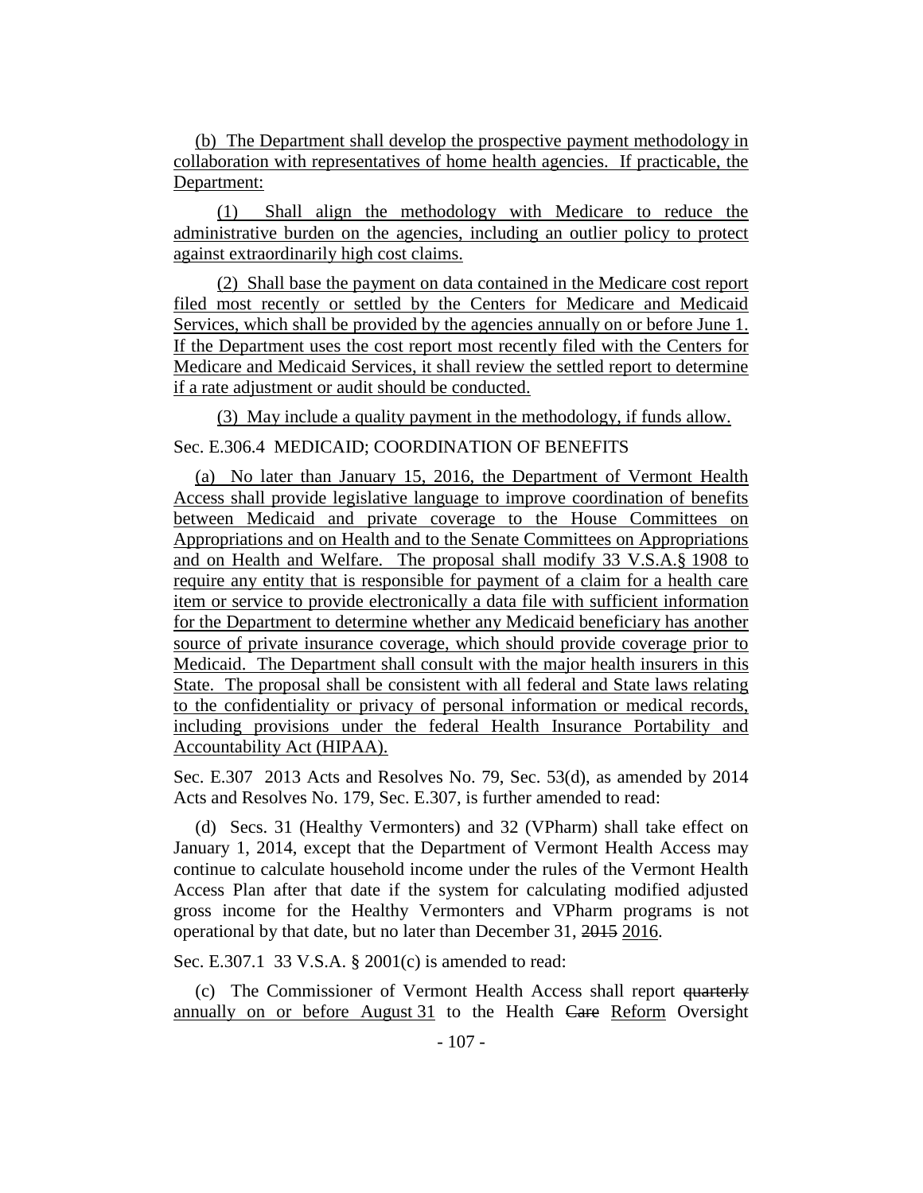(b) The Department shall develop the prospective payment methodology in collaboration with representatives of home health agencies. If practicable, the Department:

(1) Shall align the methodology with Medicare to reduce the administrative burden on the agencies, including an outlier policy to protect against extraordinarily high cost claims.

(2) Shall base the payment on data contained in the Medicare cost report filed most recently or settled by the Centers for Medicare and Medicaid Services, which shall be provided by the agencies annually on or before June 1. If the Department uses the cost report most recently filed with the Centers for Medicare and Medicaid Services, it shall review the settled report to determine if a rate adjustment or audit should be conducted.

(3) May include a quality payment in the methodology, if funds allow.

Sec. E.306.4 MEDICAID; COORDINATION OF BENEFITS

(a) No later than January 15, 2016, the Department of Vermont Health Access shall provide legislative language to improve coordination of benefits between Medicaid and private coverage to the House Committees on Appropriations and on Health and to the Senate Committees on Appropriations and on Health and Welfare. The proposal shall modify 33 V.S.A.§ 1908 to require any entity that is responsible for payment of a claim for a health care item or service to provide electronically a data file with sufficient information for the Department to determine whether any Medicaid beneficiary has another source of private insurance coverage, which should provide coverage prior to Medicaid. The Department shall consult with the major health insurers in this State. The proposal shall be consistent with all federal and State laws relating to the confidentiality or privacy of personal information or medical records, including provisions under the federal Health Insurance Portability and Accountability Act (HIPAA).

Sec. E.307 2013 Acts and Resolves No. 79, Sec. 53(d), as amended by 2014 Acts and Resolves No. 179, Sec. E.307, is further amended to read:

(d) Secs. 31 (Healthy Vermonters) and 32 (VPharm) shall take effect on January 1, 2014, except that the Department of Vermont Health Access may continue to calculate household income under the rules of the Vermont Health Access Plan after that date if the system for calculating modified adjusted gross income for the Healthy Vermonters and VPharm programs is not operational by that date, but no later than December 31, ~~2015~~ 2016.

Sec. E.307.1 33 V.S.A. § 2001(c) is amended to read:

(c) The Commissioner of Vermont Health Access shall report ~~quarterly~~ annually on or before August 31 to the Health ~~Care~~ Reform Oversight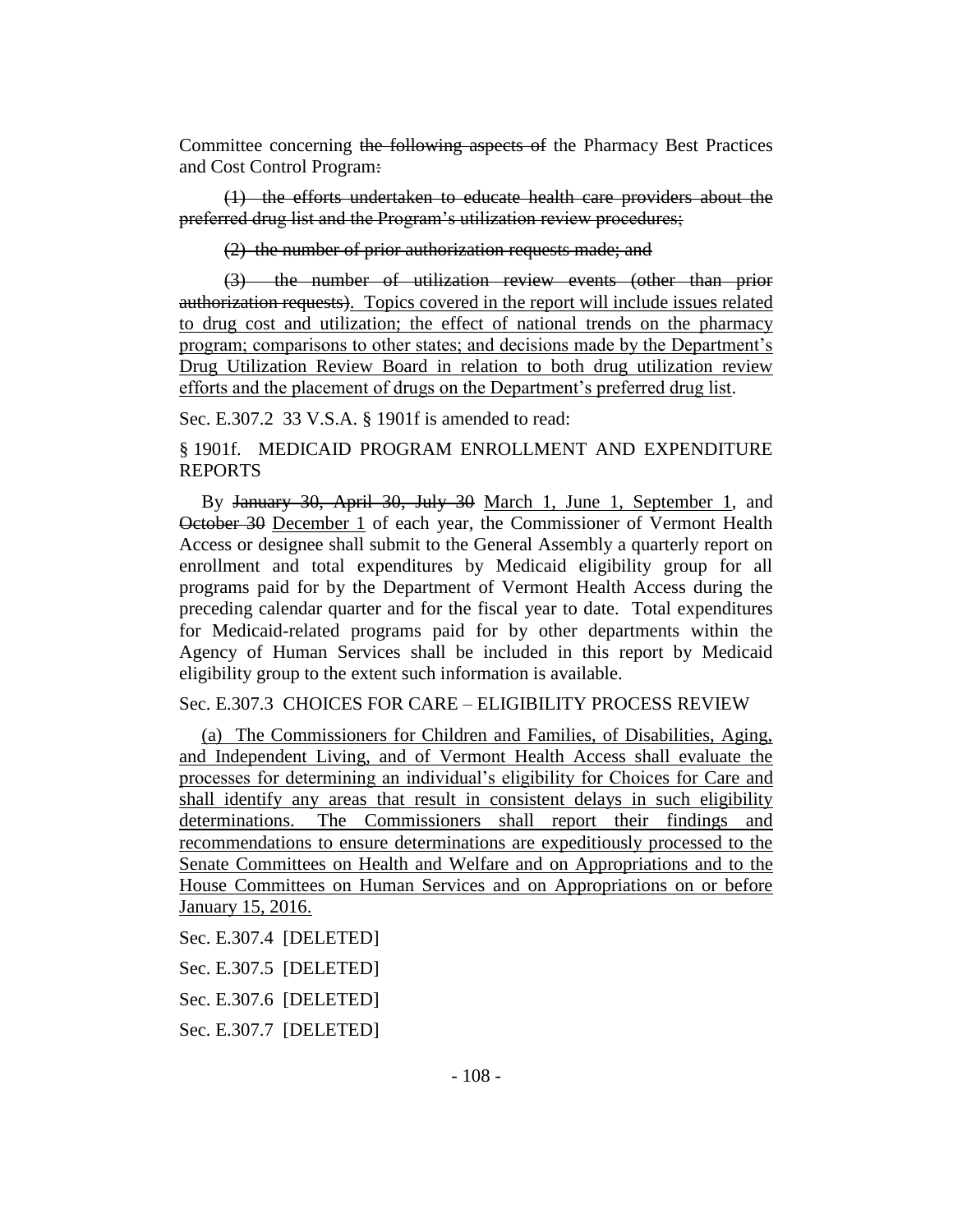Committee concerning ~~the following aspects of~~ the Pharmacy Best Practices and Cost Control Program~~:~~

~~(1) the efforts undertaken to educate health care providers about the preferred drug list and the Program's utilization review procedures;~~

~~(2) the number of prior authorization requests made; and~~

~~(3) the number of utilization review events (other than prior authorization requests)~~. Topics covered in the report will include issues related to drug cost and utilization; the effect of national trends on the pharmacy program; comparisons to other states; and decisions made by the Department's Drug Utilization Review Board in relation to both drug utilization review efforts and the placement of drugs on the Department's preferred drug list.

Sec. E.307.2 33 V.S.A. § 1901f is amended to read:

§ 1901f. MEDICAID PROGRAM ENROLLMENT AND EXPENDITURE REPORTS

By ~~January 30, April 30, July 30~~ March 1, June 1, September 1, and ~~October 30~~ December 1 of each year, the Commissioner of Vermont Health Access or designee shall submit to the General Assembly a quarterly report on enrollment and total expenditures by Medicaid eligibility group for all programs paid for by the Department of Vermont Health Access during the preceding calendar quarter and for the fiscal year to date. Total expenditures for Medicaid-related programs paid for by other departments within the Agency of Human Services shall be included in this report by Medicaid eligibility group to the extent such information is available.

Sec. E.307.3 CHOICES FOR CARE – ELIGIBILITY PROCESS REVIEW

(a) The Commissioners for Children and Families, of Disabilities, Aging, and Independent Living, and of Vermont Health Access shall evaluate the processes for determining an individual's eligibility for Choices for Care and shall identify any areas that result in consistent delays in such eligibility determinations. The Commissioners shall report their findings and recommendations to ensure determinations are expeditiously processed to the Senate Committees on Health and Welfare and on Appropriations and to the House Committees on Human Services and on Appropriations on or before January 15, 2016.

Sec. E.307.4 [DELETED]

Sec. E.307.5 [DELETED]

Sec. E.307.6 [DELETED]

Sec. E.307.7 [DELETED]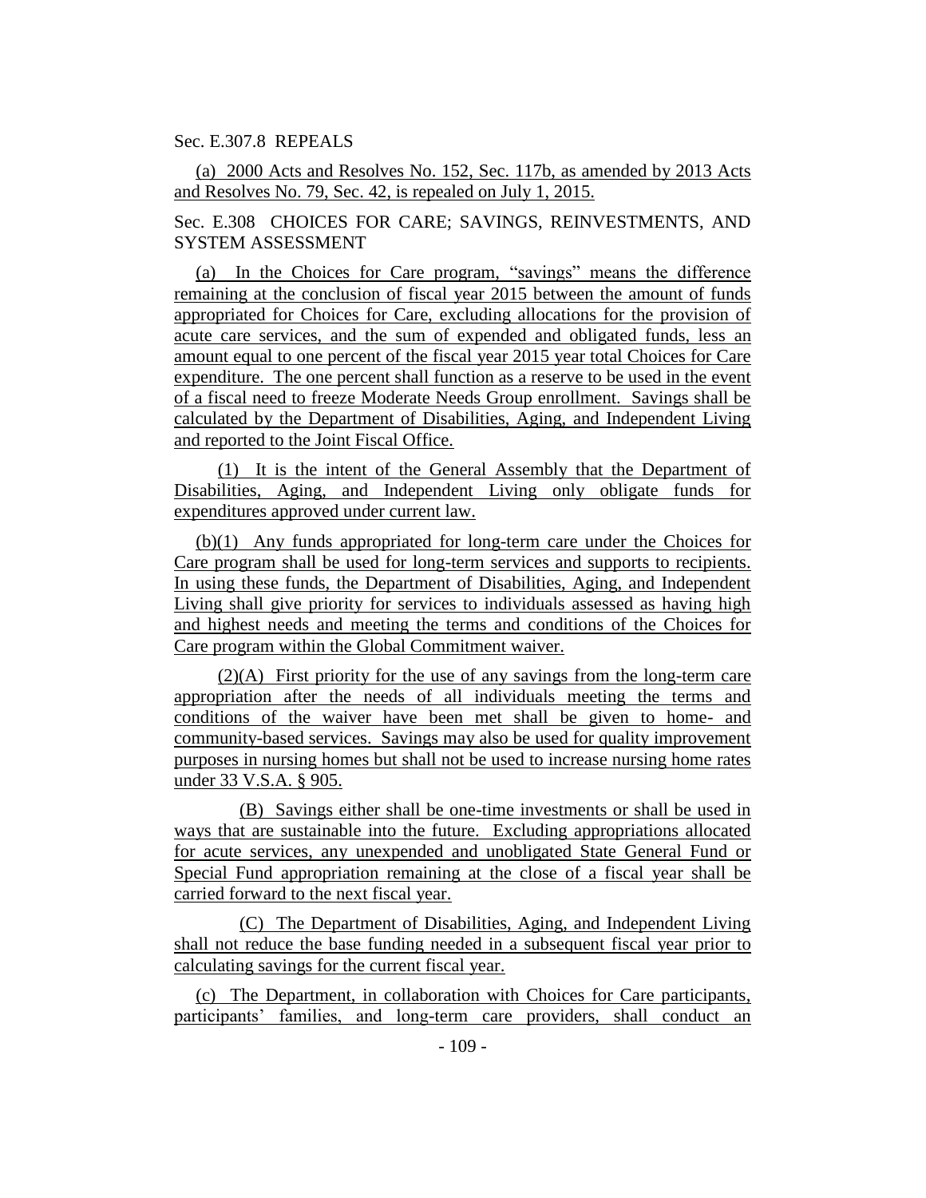Sec. E.307.8 REPEALS

(a) 2000 Acts and Resolves No. 152, Sec. 117b, as amended by 2013 Acts and Resolves No. 79, Sec. 42, is repealed on July 1, 2015.

Sec. E.308 CHOICES FOR CARE; SAVINGS, REINVESTMENTS, AND SYSTEM ASSESSMENT

(a) In the Choices for Care program, "savings" means the difference remaining at the conclusion of fiscal year 2015 between the amount of funds appropriated for Choices for Care, excluding allocations for the provision of acute care services, and the sum of expended and obligated funds, less an amount equal to one percent of the fiscal year 2015 year total Choices for Care expenditure. The one percent shall function as a reserve to be used in the event of a fiscal need to freeze Moderate Needs Group enrollment. Savings shall be calculated by the Department of Disabilities, Aging, and Independent Living and reported to the Joint Fiscal Office.

(1) It is the intent of the General Assembly that the Department of Disabilities, Aging, and Independent Living only obligate funds for expenditures approved under current law.

(b)(1) Any funds appropriated for long-term care under the Choices for Care program shall be used for long-term services and supports to recipients. In using these funds, the Department of Disabilities, Aging, and Independent Living shall give priority for services to individuals assessed as having high and highest needs and meeting the terms and conditions of the Choices for Care program within the Global Commitment waiver.

(2)(A) First priority for the use of any savings from the long-term care appropriation after the needs of all individuals meeting the terms and conditions of the waiver have been met shall be given to home- and community-based services. Savings may also be used for quality improvement purposes in nursing homes but shall not be used to increase nursing home rates under 33 V.S.A. § 905.

(B) Savings either shall be one-time investments or shall be used in ways that are sustainable into the future. Excluding appropriations allocated for acute services, any unexpended and unobligated State General Fund or Special Fund appropriation remaining at the close of a fiscal year shall be carried forward to the next fiscal year.

(C) The Department of Disabilities, Aging, and Independent Living shall not reduce the base funding needed in a subsequent fiscal year prior to calculating savings for the current fiscal year.

(c) The Department, in collaboration with Choices for Care participants, participants' families, and long-term care providers, shall conduct an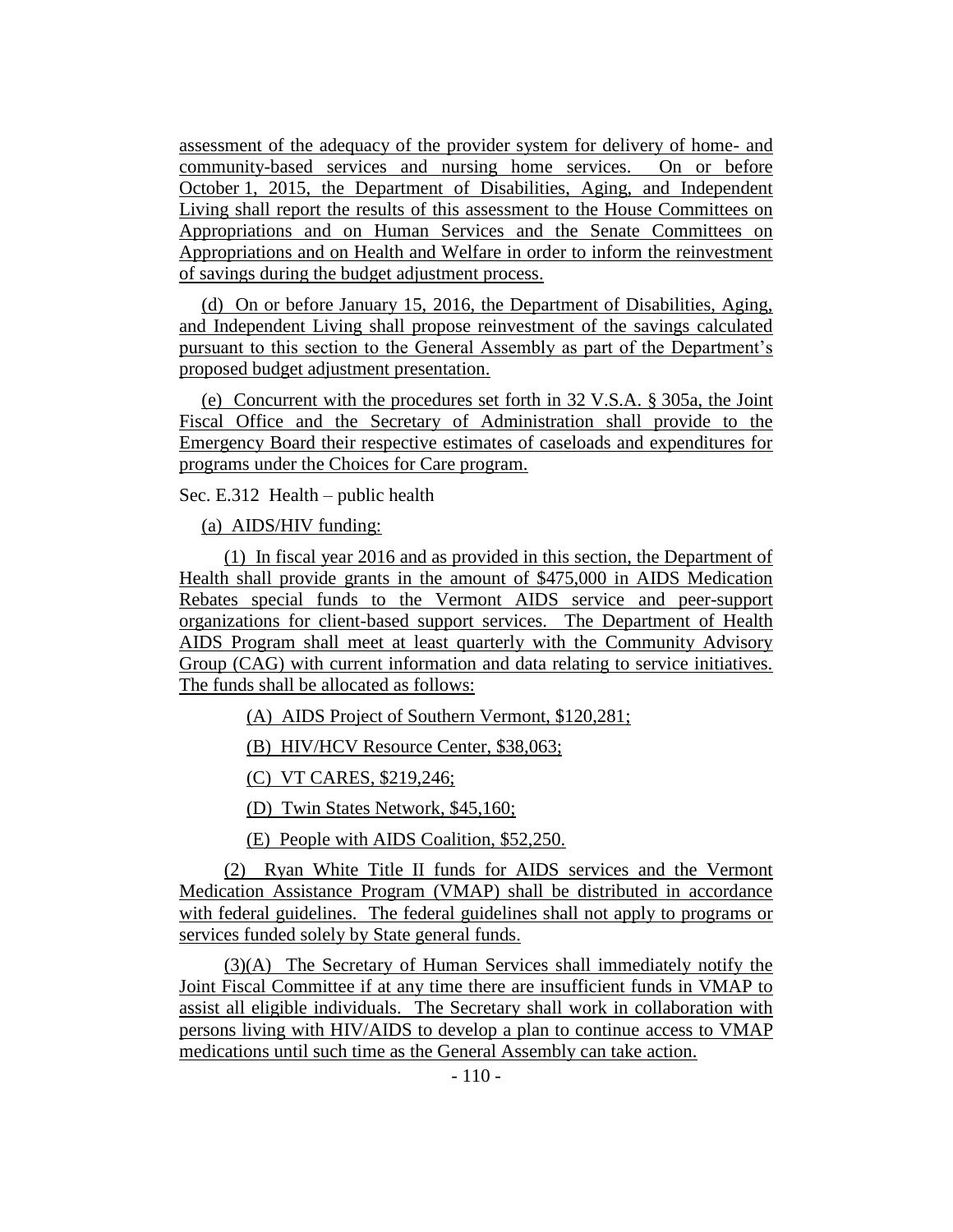assessment of the adequacy of the provider system for delivery of home- and community-based services and nursing home services. On or before October 1, 2015, the Department of Disabilities, Aging, and Independent Living shall report the results of this assessment to the House Committees on Appropriations and on Human Services and the Senate Committees on Appropriations and on Health and Welfare in order to inform the reinvestment of savings during the budget adjustment process.

(d) On or before January 15, 2016, the Department of Disabilities, Aging, and Independent Living shall propose reinvestment of the savings calculated pursuant to this section to the General Assembly as part of the Department's proposed budget adjustment presentation.

(e) Concurrent with the procedures set forth in 32 V.S.A. § 305a, the Joint Fiscal Office and the Secretary of Administration shall provide to the Emergency Board their respective estimates of caseloads and expenditures for programs under the Choices for Care program.

Sec. E.312 Health – public health

(a) AIDS/HIV funding:

(1) In fiscal year 2016 and as provided in this section, the Department of Health shall provide grants in the amount of $475,000 in AIDS Medication Rebates special funds to the Vermont AIDS service and peer-support organizations for client-based support services. The Department of Health AIDS Program shall meet at least quarterly with the Community Advisory Group (CAG) with current information and data relating to service initiatives. The funds shall be allocated as follows:

(A) AIDS Project of Southern Vermont, $120,281;

(B) HIV/HCV Resource Center, $38,063;

(C) VT CARES, $219,246;

(D) Twin States Network, $45,160;

(E) People with AIDS Coalition, $52,250.

(2) Ryan White Title II funds for AIDS services and the Vermont Medication Assistance Program (VMAP) shall be distributed in accordance with federal guidelines. The federal guidelines shall not apply to programs or services funded solely by State general funds.

(3)(A) The Secretary of Human Services shall immediately notify the Joint Fiscal Committee if at any time there are insufficient funds in VMAP to assist all eligible individuals. The Secretary shall work in collaboration with persons living with HIV/AIDS to develop a plan to continue access to VMAP medications until such time as the General Assembly can take action.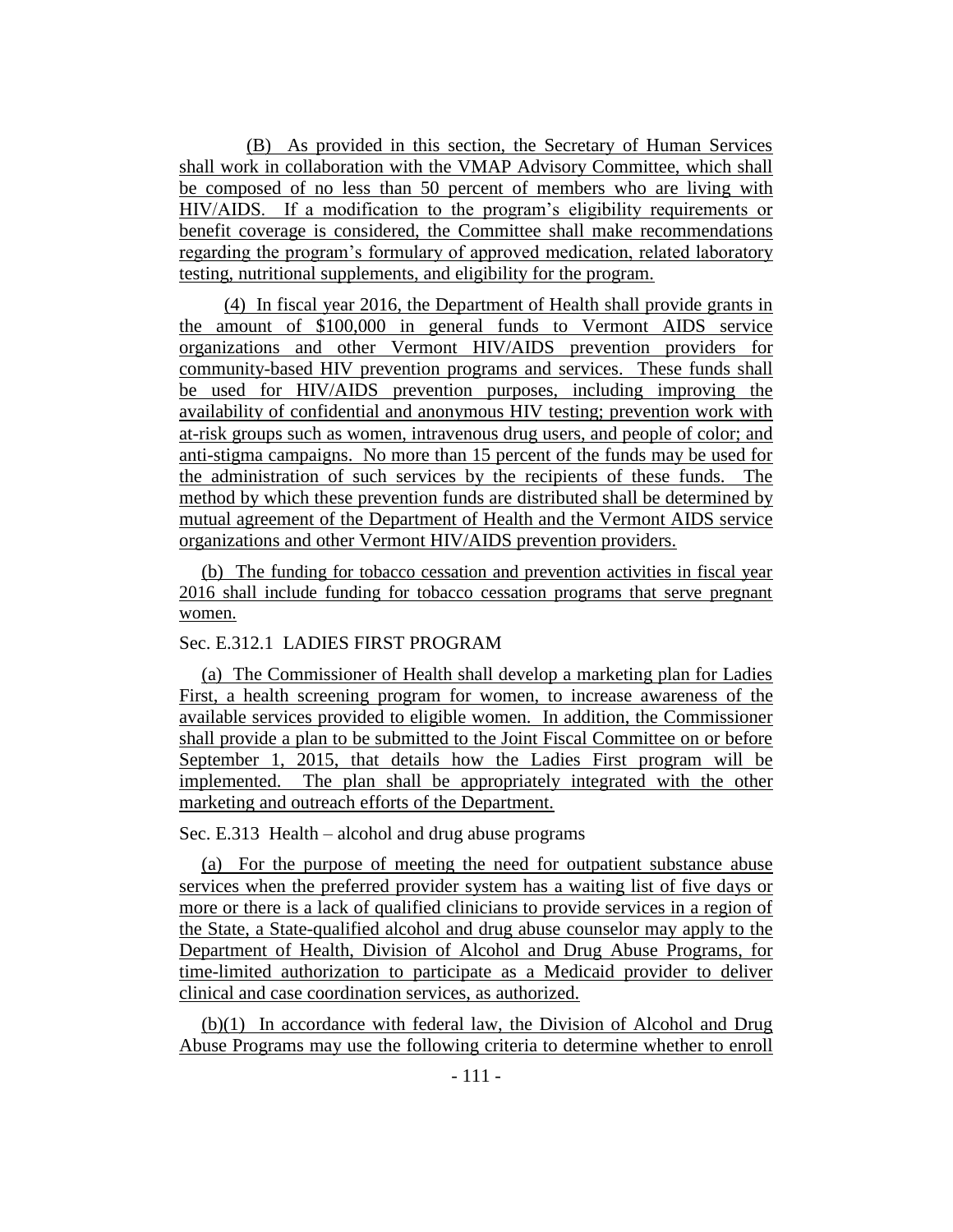(B) As provided in this section, the Secretary of Human Services shall work in collaboration with the VMAP Advisory Committee, which shall be composed of no less than 50 percent of members who are living with HIV/AIDS. If a modification to the program's eligibility requirements or benefit coverage is considered, the Committee shall make recommendations regarding the program's formulary of approved medication, related laboratory testing, nutritional supplements, and eligibility for the program.

(4) In fiscal year 2016, the Department of Health shall provide grants in the amount of $100,000 in general funds to Vermont AIDS service organizations and other Vermont HIV/AIDS prevention providers for community-based HIV prevention programs and services. These funds shall be used for HIV/AIDS prevention purposes, including improving the availability of confidential and anonymous HIV testing; prevention work with at-risk groups such as women, intravenous drug users, and people of color; and anti-stigma campaigns. No more than 15 percent of the funds may be used for the administration of such services by the recipients of these funds. The method by which these prevention funds are distributed shall be determined by mutual agreement of the Department of Health and the Vermont AIDS service organizations and other Vermont HIV/AIDS prevention providers.

(b) The funding for tobacco cessation and prevention activities in fiscal year 2016 shall include funding for tobacco cessation programs that serve pregnant women.

Sec. E.312.1 LADIES FIRST PROGRAM

(a) The Commissioner of Health shall develop a marketing plan for Ladies First, a health screening program for women, to increase awareness of the available services provided to eligible women. In addition, the Commissioner shall provide a plan to be submitted to the Joint Fiscal Committee on or before September 1, 2015, that details how the Ladies First program will be implemented. The plan shall be appropriately integrated with the other marketing and outreach efforts of the Department.

Sec. E.313 Health – alcohol and drug abuse programs

(a) For the purpose of meeting the need for outpatient substance abuse services when the preferred provider system has a waiting list of five days or more or there is a lack of qualified clinicians to provide services in a region of the State, a State-qualified alcohol and drug abuse counselor may apply to the Department of Health, Division of Alcohol and Drug Abuse Programs, for time-limited authorization to participate as a Medicaid provider to deliver clinical and case coordination services, as authorized.

(b)(1) In accordance with federal law, the Division of Alcohol and Drug Abuse Programs may use the following criteria to determine whether to enroll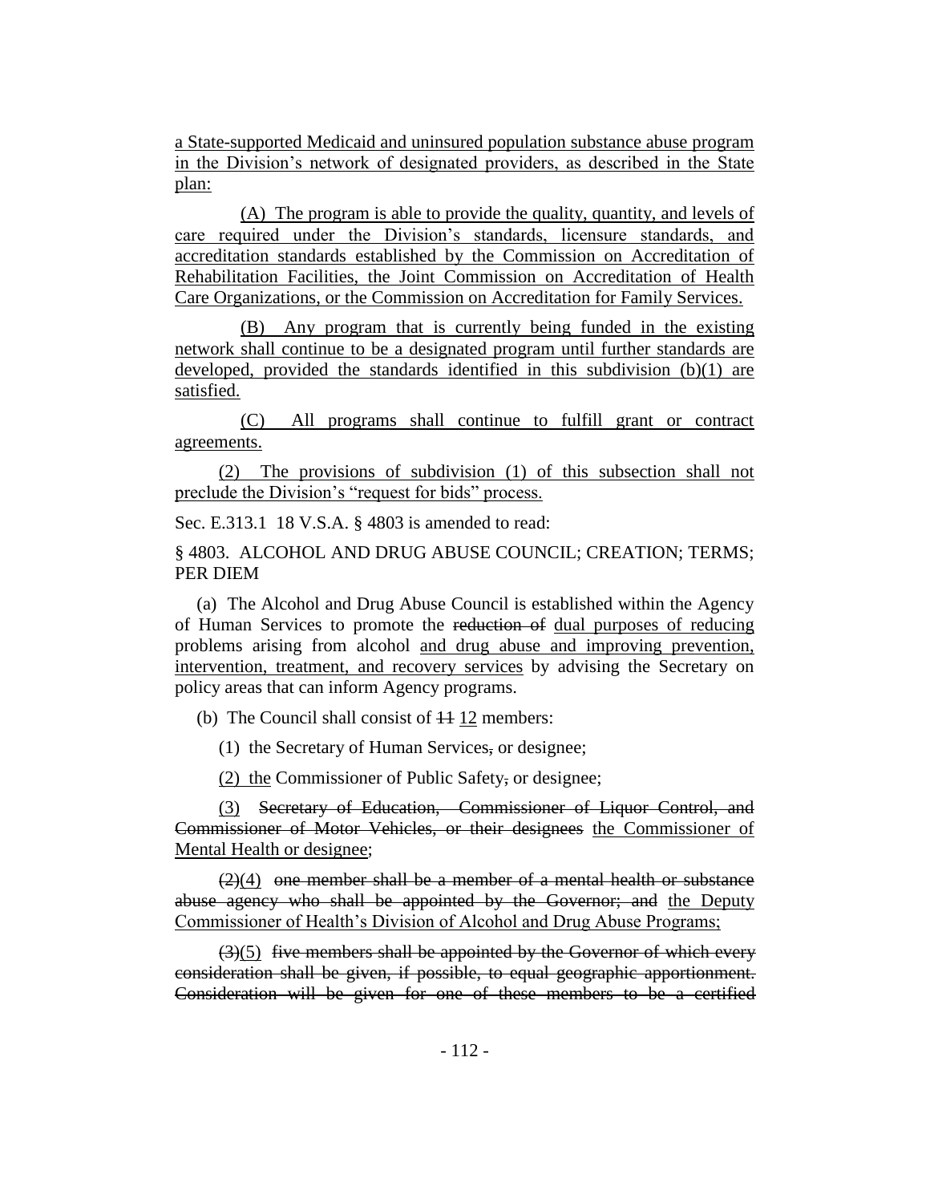a State-supported Medicaid and uninsured population substance abuse program in the Division's network of designated providers, as described in the State plan:

(A) The program is able to provide the quality, quantity, and levels of care required under the Division's standards, licensure standards, and accreditation standards established by the Commission on Accreditation of Rehabilitation Facilities, the Joint Commission on Accreditation of Health Care Organizations, or the Commission on Accreditation for Family Services.

(B) Any program that is currently being funded in the existing network shall continue to be a designated program until further standards are developed, provided the standards identified in this subdivision (b)(1) are satisfied.

(C) All programs shall continue to fulfill grant or contract agreements.

(2) The provisions of subdivision (1) of this subsection shall not preclude the Division's "request for bids" process.

Sec. E.313.1 18 V.S.A. § 4803 is amended to read:

§ 4803. ALCOHOL AND DRUG ABUSE COUNCIL; CREATION; TERMS; PER DIEM

(a) The Alcohol and Drug Abuse Council is established within the Agency of Human Services to promote the ~~reduction of~~ dual purposes of reducing problems arising from alcohol and drug abuse and improving prevention, intervention, treatment, and recovery services by advising the Secretary on policy areas that can inform Agency programs.

(b) The Council shall consist of ~~11~~ 12 members:

(1) the Secretary of Human Services~~,~~ or designee;

(2) the Commissioner of Public Safety~~,~~ or designee;

(3) ~~Secretary of Education, Commissioner of Liquor Control, and Commissioner of Motor Vehicles, or their designees~~ the Commissioner of Mental Health or designee;

~~(2)~~(4) ~~one member shall be a member of a mental health or substance abuse agency who shall be appointed by the Governor; and~~ the Deputy Commissioner of Health's Division of Alcohol and Drug Abuse Programs;

~~(3)~~(5) ~~five members shall be appointed by the Governor of which every consideration shall be given, if possible, to equal geographic apportionment. Consideration will be given for one of these members to be a certified~~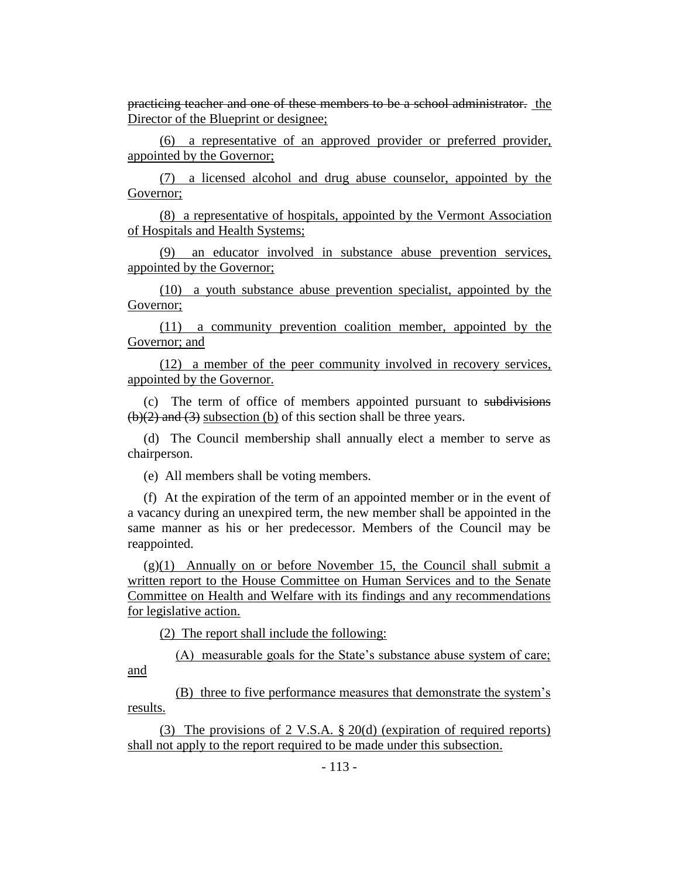~~practicing teacher and one of these members to be a school administrator.~~ <u>the Director of the Blueprint or designee;</u>

<u>(6) a representative of an approved provider or preferred provider, appointed by the Governor;</u>

<u>(7) a licensed alcohol and drug abuse counselor, appointed by the Governor;</u>

<u>(8) a representative of hospitals, appointed by the Vermont Association of Hospitals and Health Systems;</u>

<u>(9) an educator involved in substance abuse prevention services, appointed by the Governor;</u>

<u>(10) a youth substance abuse prevention specialist, appointed by the Governor;</u>

<u>(11) a community prevention coalition member, appointed by the Governor; and</u>

<u>(12) a member of the peer community involved in recovery services, appointed by the Governor.</u>

(c) The term of office of members appointed pursuant to ~~subdivisions (b)(2) and (3)~~ <u>subsection (b)</u> of this section shall be three years.

(d) The Council membership shall annually elect a member to serve as chairperson.

(e) All members shall be voting members.

(f) At the expiration of the term of an appointed member or in the event of a vacancy during an unexpired term, the new member shall be appointed in the same manner as his or her predecessor. Members of the Council may be reappointed.

(g)<u>(1) Annually on or before November 15, the Council shall submit a written report to the House Committee on Human Services and to the Senate Committee on Health and Welfare with its findings and any recommendations for legislative action.</u>

<u>(2) The report shall include the following:</u>

<u>(A) measurable goals for the State's substance abuse system of care; and</u>

<u>(B) three to five performance measures that demonstrate the system's results.</u>

<u>(3) The provisions of 2 V.S.A. § 20(d) (expiration of required reports) shall not apply to the report required to be made under this subsection.</u>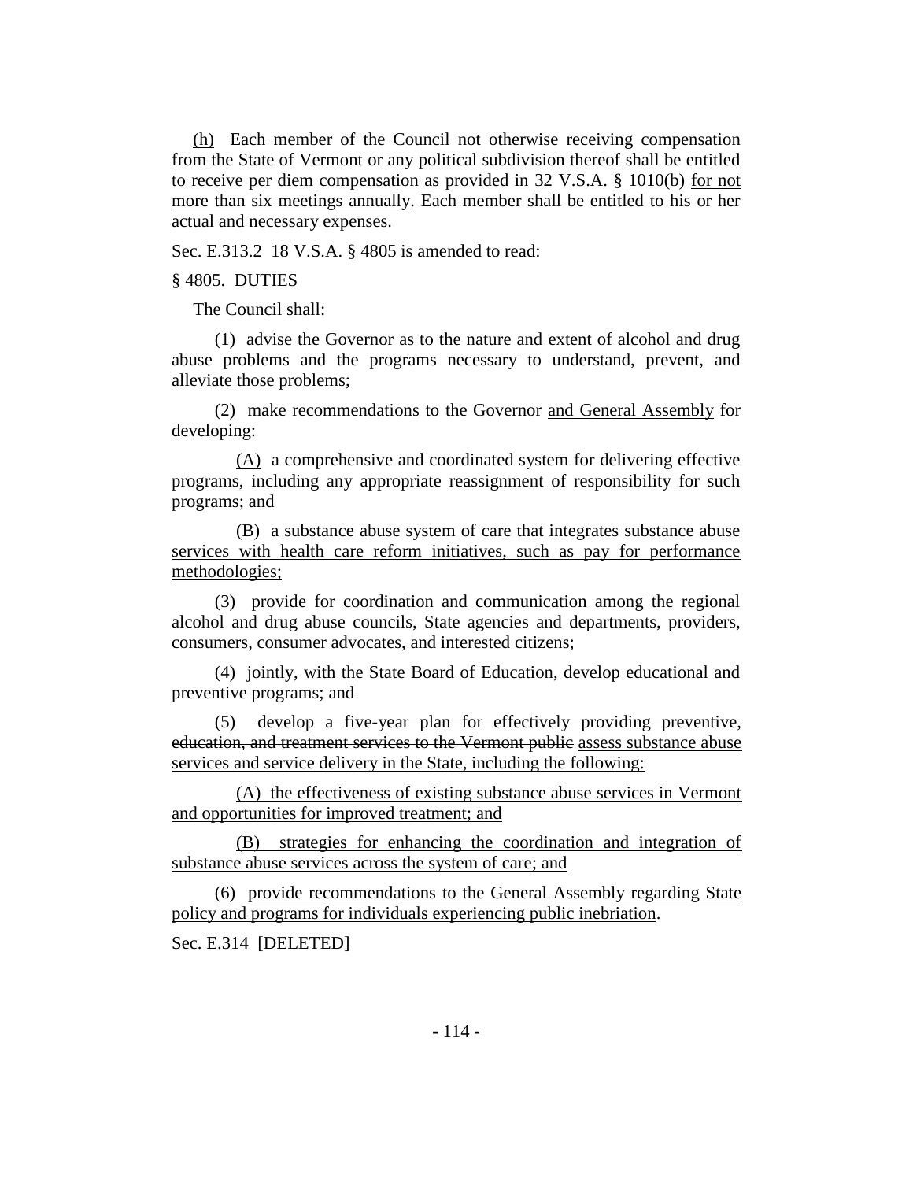(h) Each member of the Council not otherwise receiving compensation from the State of Vermont or any political subdivision thereof shall be entitled to receive per diem compensation as provided in 32 V.S.A. § 1010(b) for not more than six meetings annually. Each member shall be entitled to his or her actual and necessary expenses.

Sec. E.313.2 18 V.S.A. § 4805 is amended to read:

§ 4805. DUTIES

The Council shall:

(1) advise the Governor as to the nature and extent of alcohol and drug abuse problems and the programs necessary to understand, prevent, and alleviate those problems;

(2) make recommendations to the Governor and General Assembly for developing:

(A) a comprehensive and coordinated system for delivering effective programs, including any appropriate reassignment of responsibility for such programs; and

(B) a substance abuse system of care that integrates substance abuse services with health care reform initiatives, such as pay for performance methodologies;

(3) provide for coordination and communication among the regional alcohol and drug abuse councils, State agencies and departments, providers, consumers, consumer advocates, and interested citizens;

(4) jointly, with the State Board of Education, develop educational and preventive programs; ~~and~~

(5) ~~develop a five-year plan for effectively providing preventive, education, and treatment services to the Vermont public~~ assess substance abuse services and service delivery in the State, including the following:

(A) the effectiveness of existing substance abuse services in Vermont and opportunities for improved treatment; and

(B) strategies for enhancing the coordination and integration of substance abuse services across the system of care; and

(6) provide recommendations to the General Assembly regarding State policy and programs for individuals experiencing public inebriation.

Sec. E.314 [DELETED]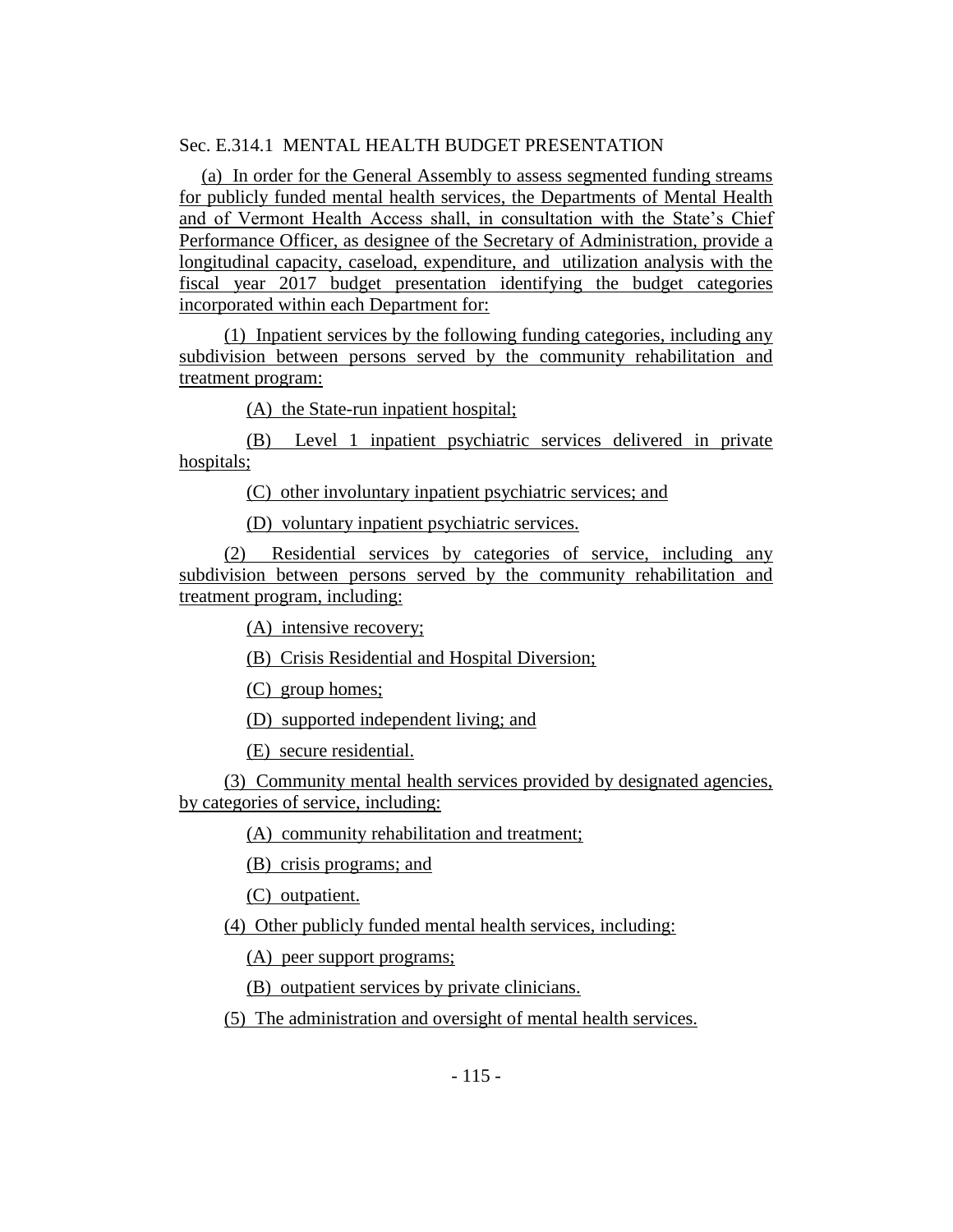Sec. E.314.1 MENTAL HEALTH BUDGET PRESENTATION

(a) In order for the General Assembly to assess segmented funding streams for publicly funded mental health services, the Departments of Mental Health and of Vermont Health Access shall, in consultation with the State's Chief Performance Officer, as designee of the Secretary of Administration, provide a longitudinal capacity, caseload, expenditure, and utilization analysis with the fiscal year 2017 budget presentation identifying the budget categories incorporated within each Department for:

(1) Inpatient services by the following funding categories, including any subdivision between persons served by the community rehabilitation and treatment program:

(A) the State-run inpatient hospital;

(B) Level 1 inpatient psychiatric services delivered in private hospitals;

(C) other involuntary inpatient psychiatric services; and

(D) voluntary inpatient psychiatric services.

(2) Residential services by categories of service, including any subdivision between persons served by the community rehabilitation and treatment program, including:

(A) intensive recovery;

(B) Crisis Residential and Hospital Diversion;

(C) group homes;

(D) supported independent living; and

(E) secure residential.

(3) Community mental health services provided by designated agencies, by categories of service, including:

(A) community rehabilitation and treatment;

(B) crisis programs; and

(C) outpatient.

(4) Other publicly funded mental health services, including:

(A) peer support programs;

(B) outpatient services by private clinicians.

(5) The administration and oversight of mental health services.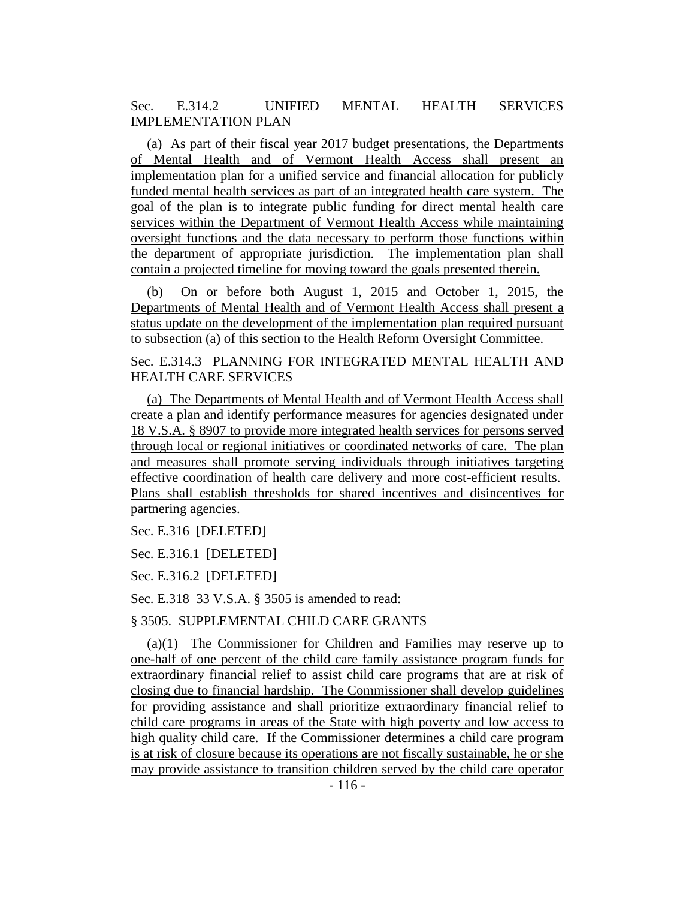Sec. E.314.2 UNIFIED MENTAL HEALTH SERVICES IMPLEMENTATION PLAN

(a) As part of their fiscal year 2017 budget presentations, the Departments of Mental Health and of Vermont Health Access shall present an implementation plan for a unified service and financial allocation for publicly funded mental health services as part of an integrated health care system. The goal of the plan is to integrate public funding for direct mental health care services within the Department of Vermont Health Access while maintaining oversight functions and the data necessary to perform those functions within the department of appropriate jurisdiction. The implementation plan shall contain a projected timeline for moving toward the goals presented therein.

(b) On or before both August 1, 2015 and October 1, 2015, the Departments of Mental Health and of Vermont Health Access shall present a status update on the development of the implementation plan required pursuant to subsection (a) of this section to the Health Reform Oversight Committee.

Sec. E.314.3 PLANNING FOR INTEGRATED MENTAL HEALTH AND HEALTH CARE SERVICES

(a) The Departments of Mental Health and of Vermont Health Access shall create a plan and identify performance measures for agencies designated under 18 V.S.A. § 8907 to provide more integrated health services for persons served through local or regional initiatives or coordinated networks of care. The plan and measures shall promote serving individuals through initiatives targeting effective coordination of health care delivery and more cost-efficient results. Plans shall establish thresholds for shared incentives and disincentives for partnering agencies.

Sec. E.316 [DELETED]

Sec. E.316.1 [DELETED]

Sec. E.316.2 [DELETED]

Sec. E.318 33 V.S.A. § 3505 is amended to read:

§ 3505. SUPPLEMENTAL CHILD CARE GRANTS

(a)(1) The Commissioner for Children and Families may reserve up to one-half of one percent of the child care family assistance program funds for extraordinary financial relief to assist child care programs that are at risk of closing due to financial hardship. The Commissioner shall develop guidelines for providing assistance and shall prioritize extraordinary financial relief to child care programs in areas of the State with high poverty and low access to high quality child care. If the Commissioner determines a child care program is at risk of closure because its operations are not fiscally sustainable, he or she may provide assistance to transition children served by the child care operator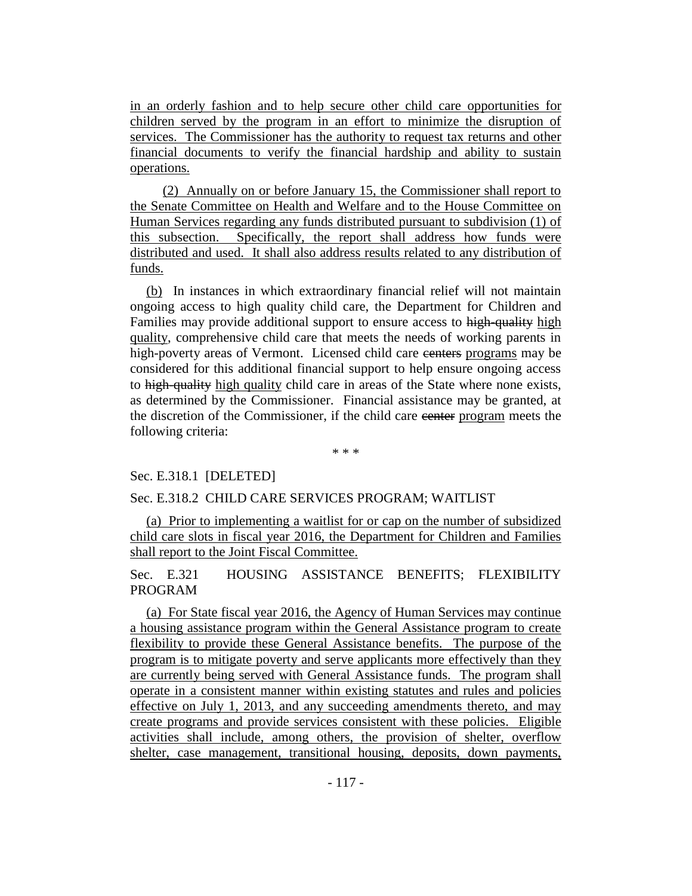in an orderly fashion and to help secure other child care opportunities for children served by the program in an effort to minimize the disruption of services. The Commissioner has the authority to request tax returns and other financial documents to verify the financial hardship and ability to sustain operations.

(2) Annually on or before January 15, the Commissioner shall report to the Senate Committee on Health and Welfare and to the House Committee on Human Services regarding any funds distributed pursuant to subdivision (1) of this subsection. Specifically, the report shall address how funds were distributed and used. It shall also address results related to any distribution of funds.

(b) In instances in which extraordinary financial relief will not maintain ongoing access to high quality child care, the Department for Children and Families may provide additional support to ensure access to ~~high-quality~~ high quality, comprehensive child care that meets the needs of working parents in high-poverty areas of Vermont. Licensed child care ~~centers~~ programs may be considered for this additional financial support to help ensure ongoing access to ~~high-quality~~ high quality child care in areas of the State where none exists, as determined by the Commissioner. Financial assistance may be granted, at the discretion of the Commissioner, if the child care ~~center~~ program meets the following criteria:

\* \* \*

Sec. E.318.1 [DELETED]

Sec. E.318.2 CHILD CARE SERVICES PROGRAM; WAITLIST

(a) Prior to implementing a waitlist for or cap on the number of subsidized child care slots in fiscal year 2016, the Department for Children and Families shall report to the Joint Fiscal Committee.

Sec. E.321 HOUSING ASSISTANCE BENEFITS; FLEXIBILITY PROGRAM

(a) For State fiscal year 2016, the Agency of Human Services may continue a housing assistance program within the General Assistance program to create flexibility to provide these General Assistance benefits. The purpose of the program is to mitigate poverty and serve applicants more effectively than they are currently being served with General Assistance funds. The program shall operate in a consistent manner within existing statutes and rules and policies effective on July 1, 2013, and any succeeding amendments thereto, and may create programs and provide services consistent with these policies. Eligible activities shall include, among others, the provision of shelter, overflow shelter, case management, transitional housing, deposits, down payments,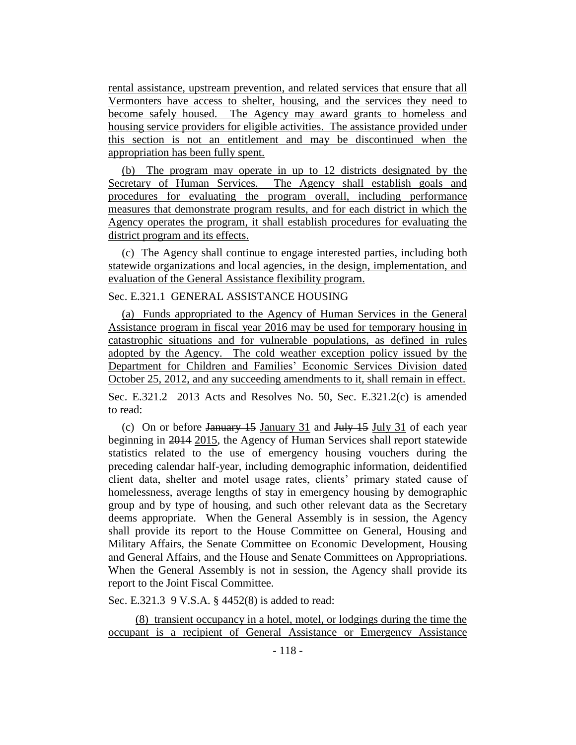rental assistance, upstream prevention, and related services that ensure that all Vermonters have access to shelter, housing, and the services they need to become safely housed. The Agency may award grants to homeless and housing service providers for eligible activities. The assistance provided under this section is not an entitlement and may be discontinued when the appropriation has been fully spent.

(b) The program may operate in up to 12 districts designated by the Secretary of Human Services. The Agency shall establish goals and procedures for evaluating the program overall, including performance measures that demonstrate program results, and for each district in which the Agency operates the program, it shall establish procedures for evaluating the district program and its effects.

(c) The Agency shall continue to engage interested parties, including both statewide organizations and local agencies, in the design, implementation, and evaluation of the General Assistance flexibility program.

Sec. E.321.1 GENERAL ASSISTANCE HOUSING

(a) Funds appropriated to the Agency of Human Services in the General Assistance program in fiscal year 2016 may be used for temporary housing in catastrophic situations and for vulnerable populations, as defined in rules adopted by the Agency. The cold weather exception policy issued by the Department for Children and Families' Economic Services Division dated October 25, 2012, and any succeeding amendments to it, shall remain in effect.

Sec. E.321.2 2013 Acts and Resolves No. 50, Sec. E.321.2(c) is amended to read:

(c) On or before ~~January 15~~ January 31 and ~~July 15~~ July 31 of each year beginning in ~~2014~~ 2015, the Agency of Human Services shall report statewide statistics related to the use of emergency housing vouchers during the preceding calendar half-year, including demographic information, deidentified client data, shelter and motel usage rates, clients' primary stated cause of homelessness, average lengths of stay in emergency housing by demographic group and by type of housing, and such other relevant data as the Secretary deems appropriate. When the General Assembly is in session, the Agency shall provide its report to the House Committee on General, Housing and Military Affairs, the Senate Committee on Economic Development, Housing and General Affairs, and the House and Senate Committees on Appropriations. When the General Assembly is not in session, the Agency shall provide its report to the Joint Fiscal Committee.

Sec. E.321.3 9 V.S.A. § 4452(8) is added to read:

(8) transient occupancy in a hotel, motel, or lodgings during the time the occupant is a recipient of General Assistance or Emergency Assistance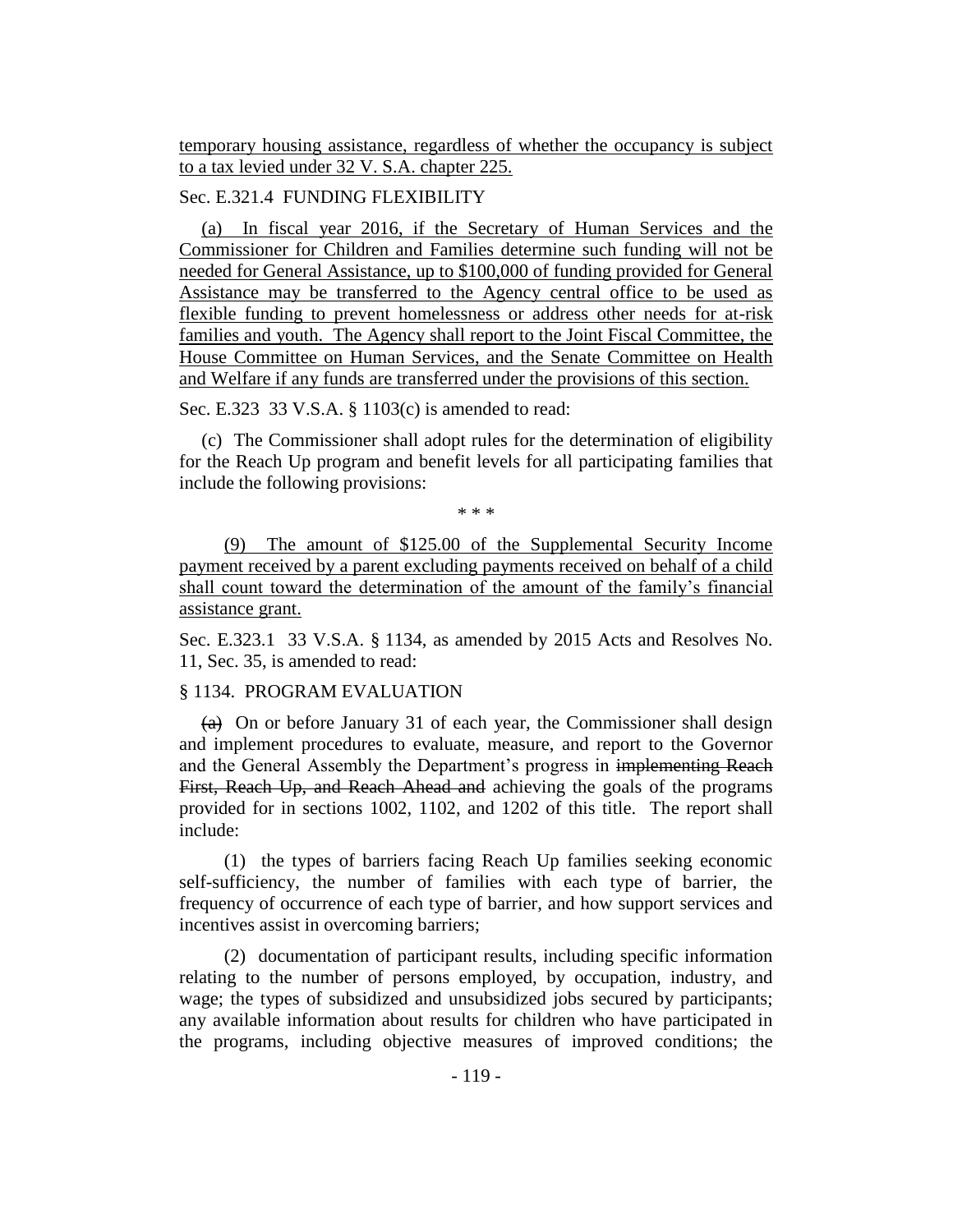temporary housing assistance, regardless of whether the occupancy is subject to a tax levied under 32 V. S.A. chapter 225.

Sec. E.321.4 FUNDING FLEXIBILITY

(a) In fiscal year 2016, if the Secretary of Human Services and the Commissioner for Children and Families determine such funding will not be needed for General Assistance, up to $100,000 of funding provided for General Assistance may be transferred to the Agency central office to be used as flexible funding to prevent homelessness or address other needs for at-risk families and youth. The Agency shall report to the Joint Fiscal Committee, the House Committee on Human Services, and the Senate Committee on Health and Welfare if any funds are transferred under the provisions of this section.

Sec. E.323 33 V.S.A. § 1103(c) is amended to read:

(c) The Commissioner shall adopt rules for the determination of eligibility for the Reach Up program and benefit levels for all participating families that include the following provisions:

\* \* \*

(9) The amount of $125.00 of the Supplemental Security Income payment received by a parent excluding payments received on behalf of a child shall count toward the determination of the amount of the family's financial assistance grant.

Sec. E.323.1 33 V.S.A. § 1134, as amended by 2015 Acts and Resolves No. 11, Sec. 35, is amended to read:

§ 1134. PROGRAM EVALUATION

~~(a)~~ On or before January 31 of each year, the Commissioner shall design and implement procedures to evaluate, measure, and report to the Governor and the General Assembly the Department's progress in ~~implementing Reach First, Reach Up, and Reach Ahead and~~ achieving the goals of the programs provided for in sections 1002, 1102, and 1202 of this title. The report shall include:

(1) the types of barriers facing Reach Up families seeking economic self-sufficiency, the number of families with each type of barrier, the frequency of occurrence of each type of barrier, and how support services and incentives assist in overcoming barriers;

(2) documentation of participant results, including specific information relating to the number of persons employed, by occupation, industry, and wage; the types of subsidized and unsubsidized jobs secured by participants; any available information about results for children who have participated in the programs, including objective measures of improved conditions; the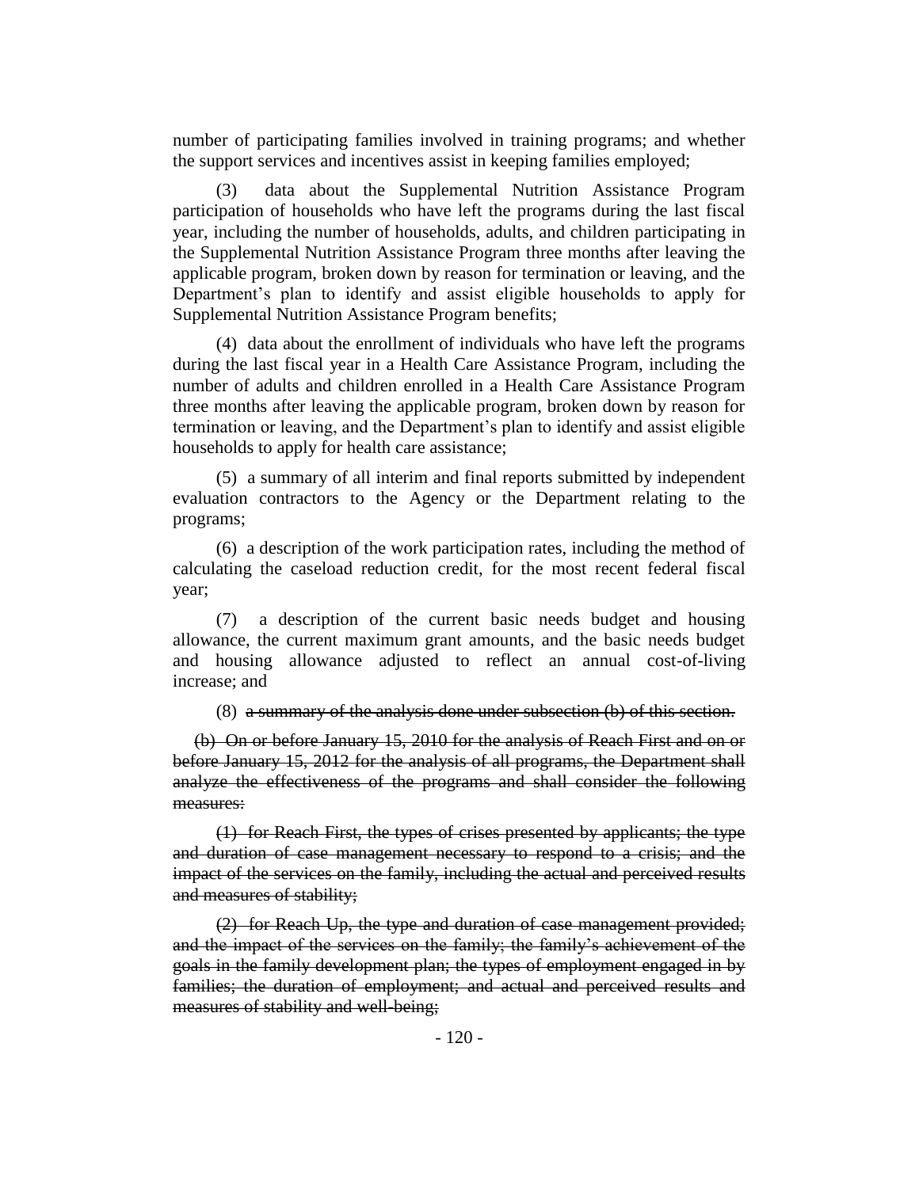number of participating families involved in training programs; and whether the support services and incentives assist in keeping families employed;

(3) data about the Supplemental Nutrition Assistance Program participation of households who have left the programs during the last fiscal year, including the number of households, adults, and children participating in the Supplemental Nutrition Assistance Program three months after leaving the applicable program, broken down by reason for termination or leaving, and the Department's plan to identify and assist eligible households to apply for Supplemental Nutrition Assistance Program benefits;

(4) data about the enrollment of individuals who have left the programs during the last fiscal year in a Health Care Assistance Program, including the number of adults and children enrolled in a Health Care Assistance Program three months after leaving the applicable program, broken down by reason for termination or leaving, and the Department's plan to identify and assist eligible households to apply for health care assistance;

(5) a summary of all interim and final reports submitted by independent evaluation contractors to the Agency or the Department relating to the programs;

(6) a description of the work participation rates, including the method of calculating the caseload reduction credit, for the most recent federal fiscal year;

(7) a description of the current basic needs budget and housing allowance, the current maximum grant amounts, and the basic needs budget and housing allowance adjusted to reflect an annual cost-of-living increase; and

(8) ~~a summary of the analysis done under subsection (b) of this section.~~

~~(b) On or before January 15, 2010 for the analysis of Reach First and on or before January 15, 2012 for the analysis of all programs, the Department shall analyze the effectiveness of the programs and shall consider the following measures:~~

~~(1) for Reach First, the types of crises presented by applicants; the type and duration of case management necessary to respond to a crisis; and the impact of the services on the family, including the actual and perceived results and measures of stability;~~

~~(2) for Reach Up, the type and duration of case management provided; and the impact of the services on the family; the family's achievement of the goals in the family development plan; the types of employment engaged in by families; the duration of employment; and actual and perceived results and measures of stability and well-being;~~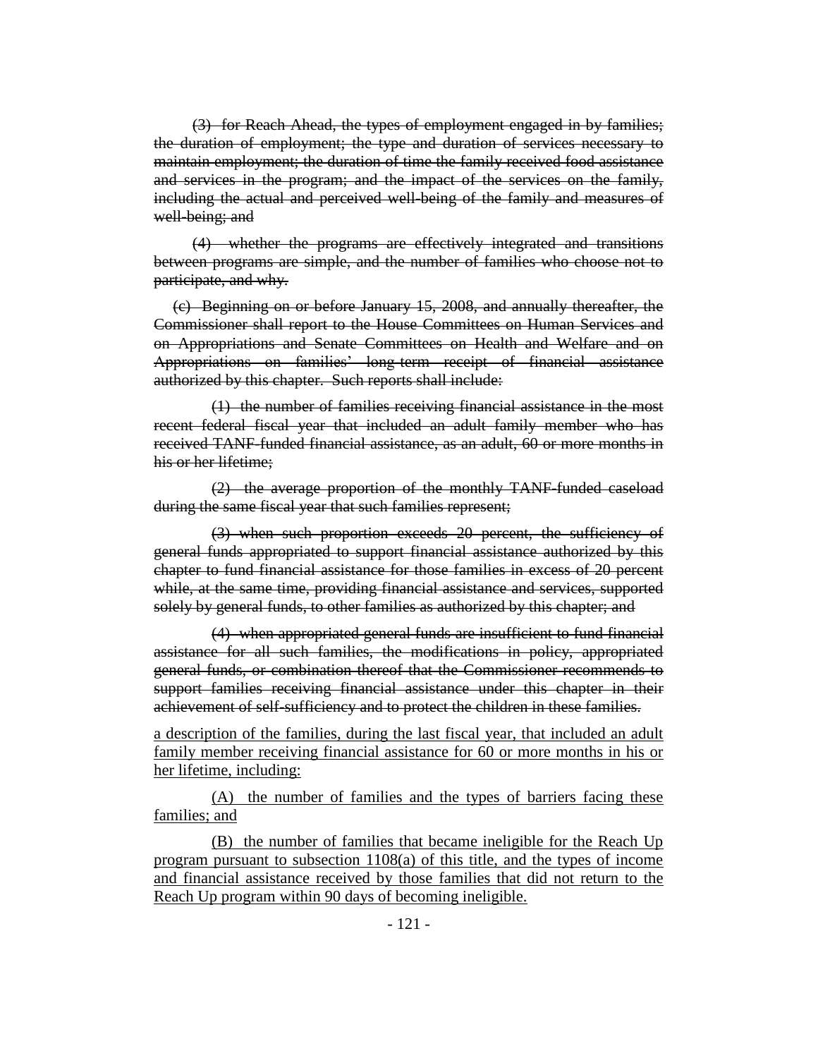~~(3) for Reach Ahead, the types of employment engaged in by families; the duration of employment; the type and duration of services necessary to maintain employment; the duration of time the family received food assistance and services in the program; and the impact of the services on the family, including the actual and perceived well-being of the family and measures of well-being; and~~

~~(4) whether the programs are effectively integrated and transitions between programs are simple, and the number of families who choose not to participate, and why.~~

~~(c) Beginning on or before January 15, 2008, and annually thereafter, the Commissioner shall report to the House Committees on Human Services and on Appropriations and Senate Committees on Health and Welfare and on Appropriations on families' long-term receipt of financial assistance authorized by this chapter. Such reports shall include:~~

~~(1) the number of families receiving financial assistance in the most recent federal fiscal year that included an adult family member who has received TANF-funded financial assistance, as an adult, 60 or more months in his or her lifetime;~~

~~(2) the average proportion of the monthly TANF-funded caseload during the same fiscal year that such families represent;~~

~~(3) when such proportion exceeds 20 percent, the sufficiency of general funds appropriated to support financial assistance authorized by this chapter to fund financial assistance for those families in excess of 20 percent while, at the same time, providing financial assistance and services, supported solely by general funds, to other families as authorized by this chapter; and~~

~~(4) when appropriated general funds are insufficient to fund financial assistance for all such families, the modifications in policy, appropriated general funds, or combination thereof that the Commissioner recommends to support families receiving financial assistance under this chapter in their achievement of self-sufficiency and to protect the children in these families.~~

<u>a description of the families, during the last fiscal year, that included an adult family member receiving financial assistance for 60 or more months in his or her lifetime, including:</u>

<u>(A) the number of families and the types of barriers facing these families; and</u>

<u>(B) the number of families that became ineligible for the Reach Up program pursuant to subsection 1108(a) of this title, and the types of income and financial assistance received by those families that did not return to the Reach Up program within 90 days of becoming ineligible.</u>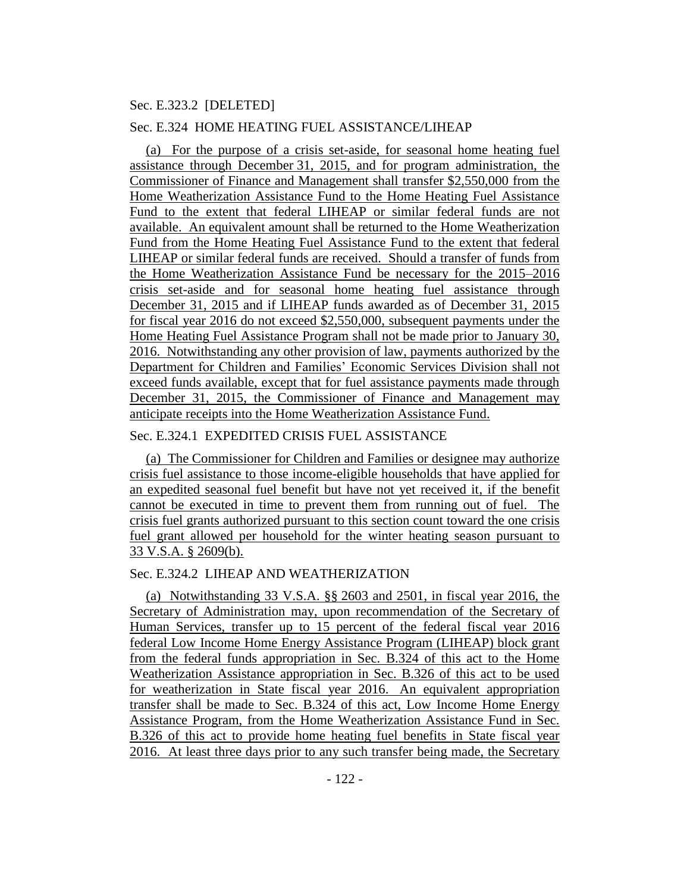Sec. E.323.2 [DELETED]

Sec. E.324 HOME HEATING FUEL ASSISTANCE/LIHEAP

(a) For the purpose of a crisis set-aside, for seasonal home heating fuel assistance through December 31, 2015, and for program administration, the Commissioner of Finance and Management shall transfer $2,550,000 from the Home Weatherization Assistance Fund to the Home Heating Fuel Assistance Fund to the extent that federal LIHEAP or similar federal funds are not available. An equivalent amount shall be returned to the Home Weatherization Fund from the Home Heating Fuel Assistance Fund to the extent that federal LIHEAP or similar federal funds are received. Should a transfer of funds from the Home Weatherization Assistance Fund be necessary for the 2015–2016 crisis set-aside and for seasonal home heating fuel assistance through December 31, 2015 and if LIHEAP funds awarded as of December 31, 2015 for fiscal year 2016 do not exceed $2,550,000, subsequent payments under the Home Heating Fuel Assistance Program shall not be made prior to January 30, 2016. Notwithstanding any other provision of law, payments authorized by the Department for Children and Families' Economic Services Division shall not exceed funds available, except that for fuel assistance payments made through December 31, 2015, the Commissioner of Finance and Management may anticipate receipts into the Home Weatherization Assistance Fund.

Sec. E.324.1 EXPEDITED CRISIS FUEL ASSISTANCE

(a) The Commissioner for Children and Families or designee may authorize crisis fuel assistance to those income-eligible households that have applied for an expedited seasonal fuel benefit but have not yet received it, if the benefit cannot be executed in time to prevent them from running out of fuel. The crisis fuel grants authorized pursuant to this section count toward the one crisis fuel grant allowed per household for the winter heating season pursuant to 33 V.S.A. § 2609(b).

Sec. E.324.2 LIHEAP AND WEATHERIZATION

(a) Notwithstanding 33 V.S.A. §§ 2603 and 2501, in fiscal year 2016, the Secretary of Administration may, upon recommendation of the Secretary of Human Services, transfer up to 15 percent of the federal fiscal year 2016 federal Low Income Home Energy Assistance Program (LIHEAP) block grant from the federal funds appropriation in Sec. B.324 of this act to the Home Weatherization Assistance appropriation in Sec. B.326 of this act to be used for weatherization in State fiscal year 2016. An equivalent appropriation transfer shall be made to Sec. B.324 of this act, Low Income Home Energy Assistance Program, from the Home Weatherization Assistance Fund in Sec. B.326 of this act to provide home heating fuel benefits in State fiscal year 2016. At least three days prior to any such transfer being made, the Secretary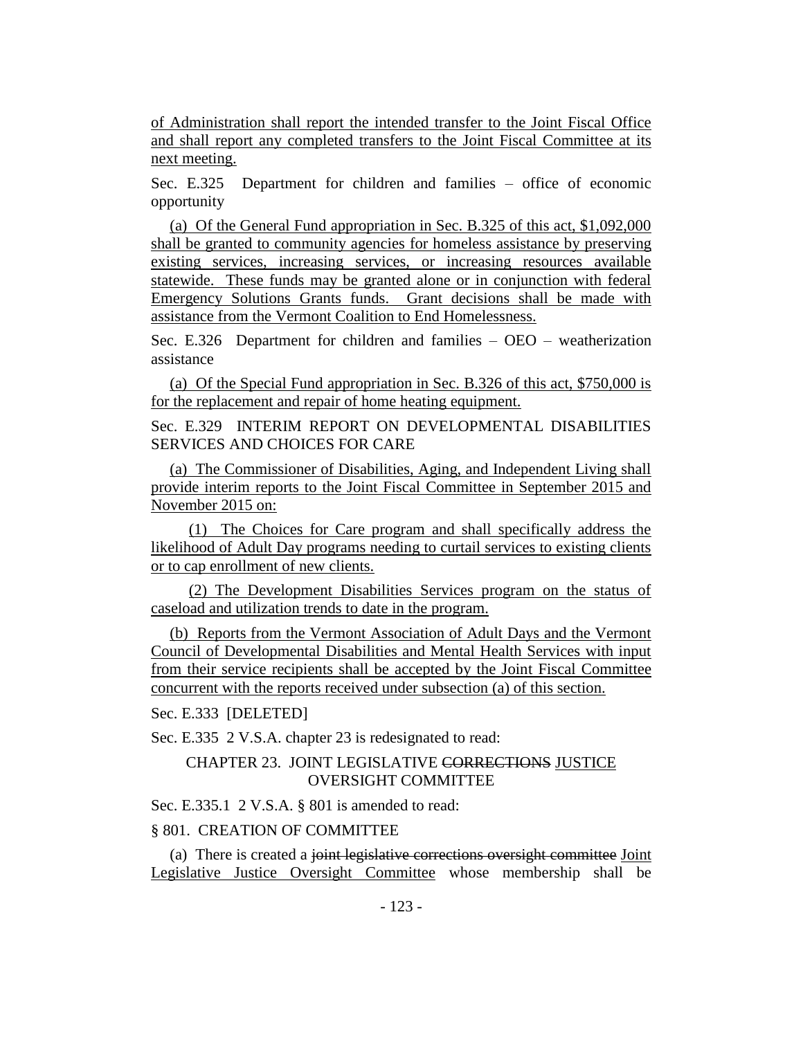of Administration shall report the intended transfer to the Joint Fiscal Office and shall report any completed transfers to the Joint Fiscal Committee at its next meeting.

Sec. E.325 Department for children and families – office of economic opportunity

(a) Of the General Fund appropriation in Sec. B.325 of this act, $1,092,000 shall be granted to community agencies for homeless assistance by preserving existing services, increasing services, or increasing resources available statewide. These funds may be granted alone or in conjunction with federal Emergency Solutions Grants funds. Grant decisions shall be made with assistance from the Vermont Coalition to End Homelessness.

Sec. E.326 Department for children and families – OEO – weatherization assistance

(a) Of the Special Fund appropriation in Sec. B.326 of this act, $750,000 is for the replacement and repair of home heating equipment.

Sec. E.329 INTERIM REPORT ON DEVELOPMENTAL DISABILITIES SERVICES AND CHOICES FOR CARE

(a) The Commissioner of Disabilities, Aging, and Independent Living shall provide interim reports to the Joint Fiscal Committee in September 2015 and November 2015 on:

(1) The Choices for Care program and shall specifically address the likelihood of Adult Day programs needing to curtail services to existing clients or to cap enrollment of new clients.

(2) The Development Disabilities Services program on the status of caseload and utilization trends to date in the program.

(b) Reports from the Vermont Association of Adult Days and the Vermont Council of Developmental Disabilities and Mental Health Services with input from their service recipients shall be accepted by the Joint Fiscal Committee concurrent with the reports received under subsection (a) of this section.

Sec. E.333 [DELETED]

Sec. E.335 2 V.S.A. chapter 23 is redesignated to read:

CHAPTER 23. JOINT LEGISLATIVE ~~CORRECTIONS~~ JUSTICE OVERSIGHT COMMITTEE

Sec. E.335.1 2 V.S.A. § 801 is amended to read:

§ 801. CREATION OF COMMITTEE

(a) There is created a ~~joint legislative corrections oversight committee~~ Joint Legislative Justice Oversight Committee whose membership shall be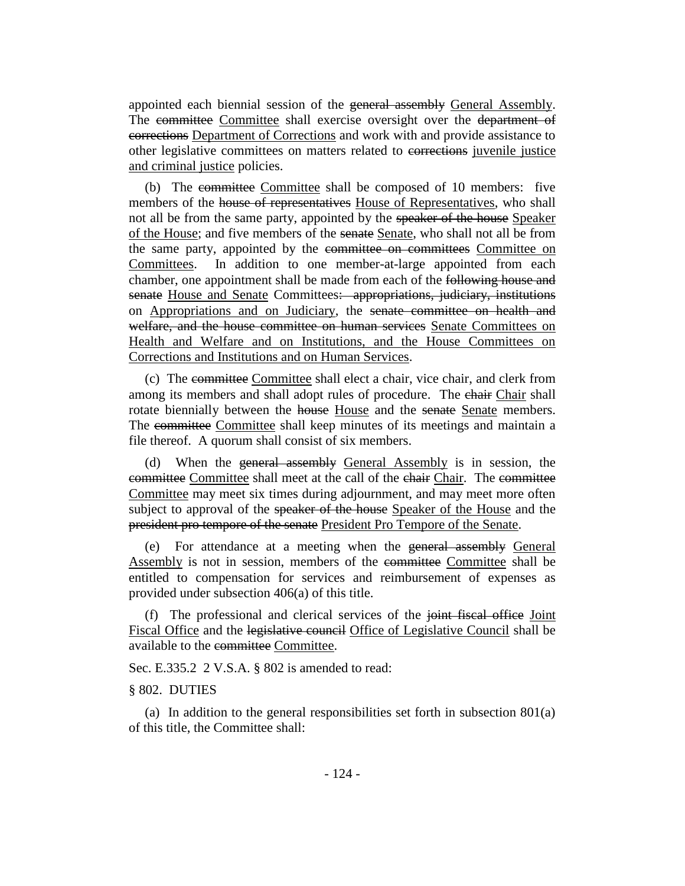appointed each biennial session of the ~~general assembly~~ <u>General Assembly</u>. The ~~committee~~ <u>Committee</u> shall exercise oversight over the ~~department of corrections~~ <u>Department of Corrections</u> and work with and provide assistance to other legislative committees on matters related to ~~corrections~~ <u>juvenile justice and criminal justice</u> policies.

(b) The ~~committee~~ <u>Committee</u> shall be composed of 10 members: five members of the ~~house of representatives~~ <u>House of Representatives</u>, who shall not all be from the same party, appointed by the ~~speaker of the house~~ <u>Speaker of the House</u>; and five members of the ~~senate~~ <u>Senate</u>, who shall not all be from the same party, appointed by the ~~committee on committees~~ <u>Committee on Committees</u>. In addition to one member-at-large appointed from each chamber, one appointment shall be made from each of the ~~following house and senate~~ <u>House and Senate</u> Committees~~: appropriations, judiciary, institutions~~ on <u>Appropriations and on Judiciary</u>, the ~~senate committee on health and welfare, and the house committee on human services~~ <u>Senate Committees on Health and Welfare and on Institutions, and the House Committees on Corrections and Institutions and on Human Services</u>.

(c) The ~~committee~~ <u>Committee</u> shall elect a chair, vice chair, and clerk from among its members and shall adopt rules of procedure. The ~~chair~~ <u>Chair</u> shall rotate biennially between the ~~house~~ <u>House</u> and the ~~senate~~ <u>Senate</u> members. The ~~committee~~ <u>Committee</u> shall keep minutes of its meetings and maintain a file thereof. A quorum shall consist of six members.

(d) When the ~~general assembly~~ <u>General Assembly</u> is in session, the ~~committee~~ <u>Committee</u> shall meet at the call of the ~~chair~~ <u>Chair</u>. The ~~committee~~ <u>Committee</u> may meet six times during adjournment, and may meet more often subject to approval of the ~~speaker of the house~~ <u>Speaker of the House</u> and the ~~president pro tempore of the senate~~ <u>President Pro Tempore of the Senate</u>.

(e) For attendance at a meeting when the ~~general assembly~~ <u>General Assembly</u> is not in session, members of the ~~committee~~ <u>Committee</u> shall be entitled to compensation for services and reimbursement of expenses as provided under subsection 406(a) of this title.

(f) The professional and clerical services of the ~~joint fiscal office~~ <u>Joint Fiscal Office</u> and the ~~legislative council~~ <u>Office of Legislative Council</u> shall be available to the ~~committee~~ <u>Committee</u>.

Sec. E.335.2 2 V.S.A. § 802 is amended to read:

§ 802. DUTIES

(a) In addition to the general responsibilities set forth in subsection 801(a) of this title, the Committee shall: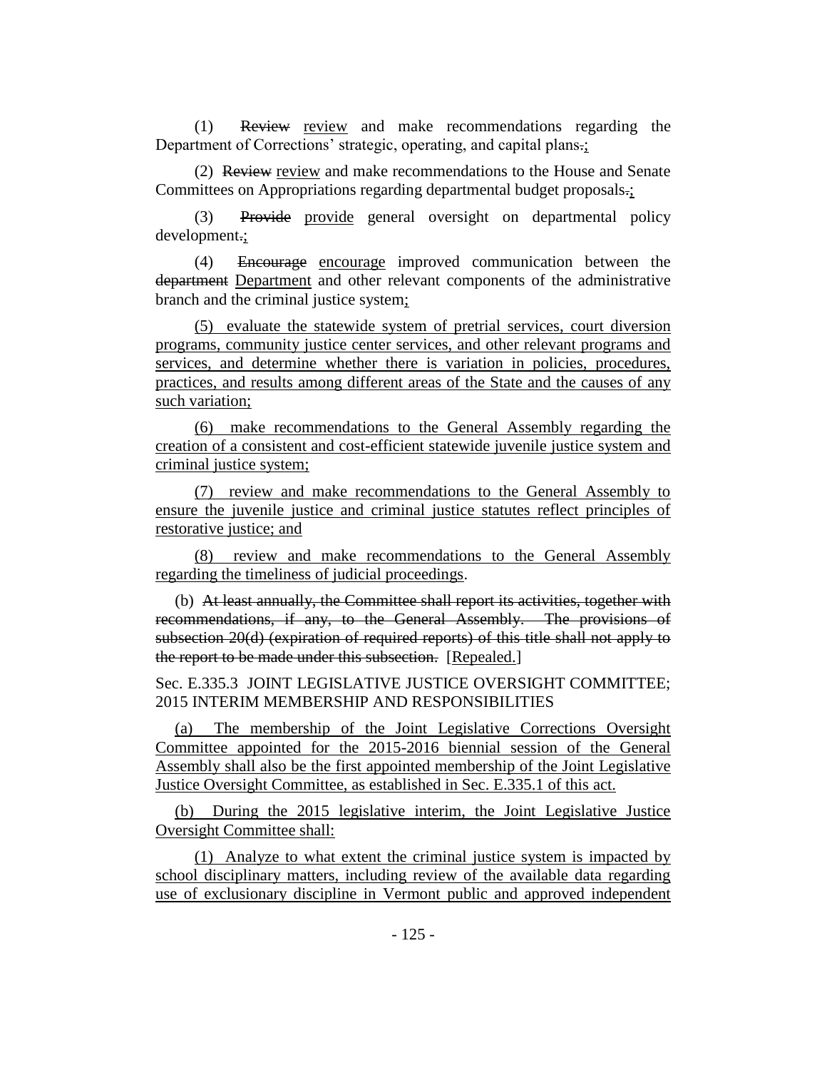(1) ~~Review~~ review and make recommendations regarding the Department of Corrections' strategic, operating, and capital plans~~.~~;

(2) ~~Review~~ review and make recommendations to the House and Senate Committees on Appropriations regarding departmental budget proposals~~.~~;

(3) ~~Provide~~ provide general oversight on departmental policy development~~.~~;

(4) ~~Encourage~~ encourage improved communication between the ~~department~~ Department and other relevant components of the administrative branch and the criminal justice system;

(5) evaluate the statewide system of pretrial services, court diversion programs, community justice center services, and other relevant programs and services, and determine whether there is variation in policies, procedures, practices, and results among different areas of the State and the causes of any such variation;

(6) make recommendations to the General Assembly regarding the creation of a consistent and cost-efficient statewide juvenile justice system and criminal justice system;

(7) review and make recommendations to the General Assembly to ensure the juvenile justice and criminal justice statutes reflect principles of restorative justice; and

(8) review and make recommendations to the General Assembly regarding the timeliness of judicial proceedings.

(b) ~~At least annually, the Committee shall report its activities, together with recommendations, if any, to the General Assembly. The provisions of subsection 20(d) (expiration of required reports) of this title shall not apply to the report to be made under this subsection.~~ [Repealed.]

Sec. E.335.3 JOINT LEGISLATIVE JUSTICE OVERSIGHT COMMITTEE; 2015 INTERIM MEMBERSHIP AND RESPONSIBILITIES

(a) The membership of the Joint Legislative Corrections Oversight Committee appointed for the 2015-2016 biennial session of the General Assembly shall also be the first appointed membership of the Joint Legislative Justice Oversight Committee, as established in Sec. E.335.1 of this act.

(b) During the 2015 legislative interim, the Joint Legislative Justice Oversight Committee shall:

(1) Analyze to what extent the criminal justice system is impacted by school disciplinary matters, including review of the available data regarding use of exclusionary discipline in Vermont public and approved independent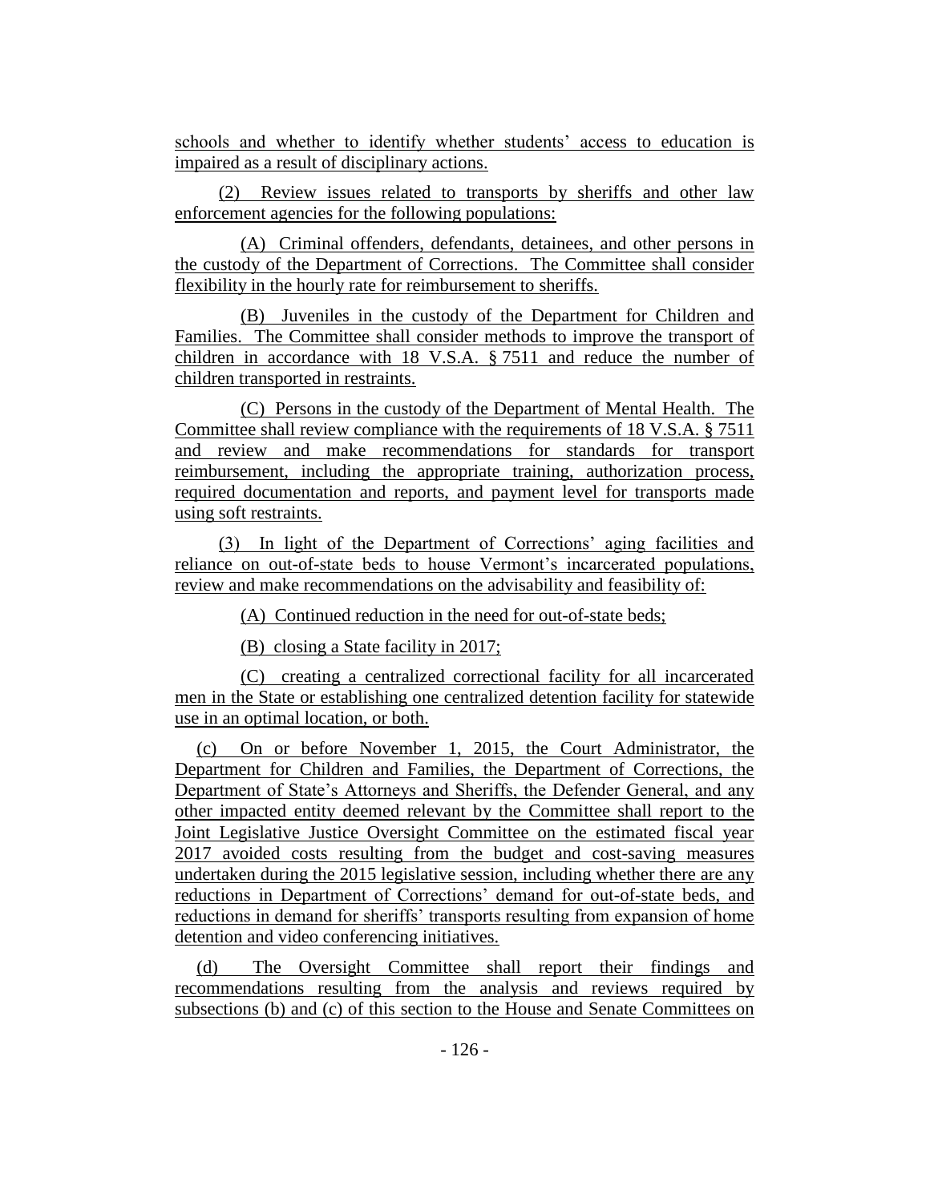schools and whether to identify whether students' access to education is impaired as a result of disciplinary actions.

(2) Review issues related to transports by sheriffs and other law enforcement agencies for the following populations:

(A) Criminal offenders, defendants, detainees, and other persons in the custody of the Department of Corrections. The Committee shall consider flexibility in the hourly rate for reimbursement to sheriffs.

(B) Juveniles in the custody of the Department for Children and Families. The Committee shall consider methods to improve the transport of children in accordance with 18 V.S.A. § 7511 and reduce the number of children transported in restraints.

(C) Persons in the custody of the Department of Mental Health. The Committee shall review compliance with the requirements of 18 V.S.A. § 7511 and review and make recommendations for standards for transport reimbursement, including the appropriate training, authorization process, required documentation and reports, and payment level for transports made using soft restraints.

(3) In light of the Department of Corrections' aging facilities and reliance on out-of-state beds to house Vermont's incarcerated populations, review and make recommendations on the advisability and feasibility of:

(A) Continued reduction in the need for out-of-state beds;

(B) closing a State facility in 2017;

(C) creating a centralized correctional facility for all incarcerated men in the State or establishing one centralized detention facility for statewide use in an optimal location, or both.

(c) On or before November 1, 2015, the Court Administrator, the Department for Children and Families, the Department of Corrections, the Department of State's Attorneys and Sheriffs, the Defender General, and any other impacted entity deemed relevant by the Committee shall report to the Joint Legislative Justice Oversight Committee on the estimated fiscal year 2017 avoided costs resulting from the budget and cost-saving measures undertaken during the 2015 legislative session, including whether there are any reductions in Department of Corrections' demand for out-of-state beds, and reductions in demand for sheriffs' transports resulting from expansion of home detention and video conferencing initiatives.

(d) The Oversight Committee shall report their findings and recommendations resulting from the analysis and reviews required by subsections (b) and (c) of this section to the House and Senate Committees on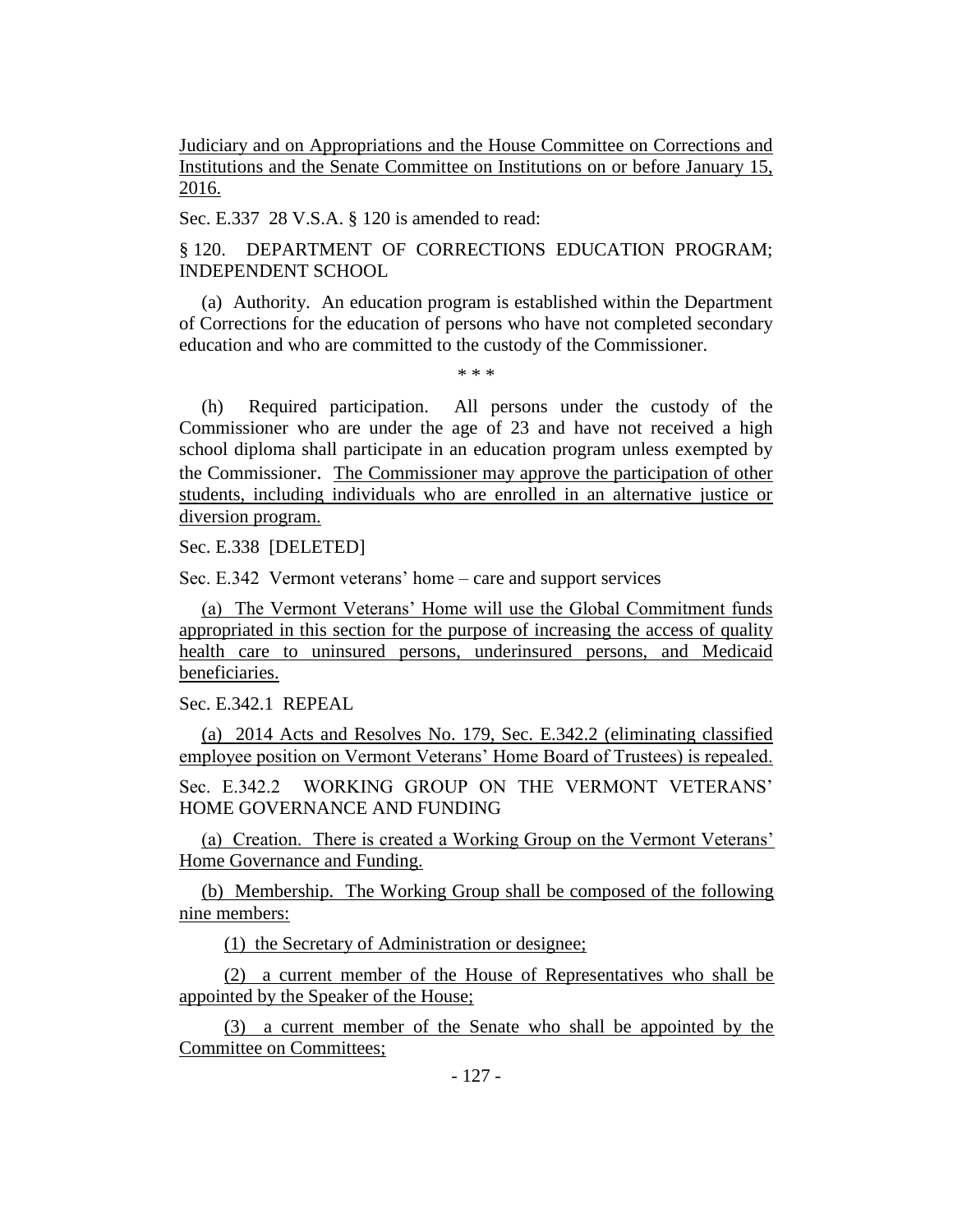Judiciary and on Appropriations and the House Committee on Corrections and Institutions and the Senate Committee on Institutions on or before January 15, 2016.

Sec. E.337 28 V.S.A. § 120 is amended to read:

§ 120. DEPARTMENT OF CORRECTIONS EDUCATION PROGRAM; INDEPENDENT SCHOOL

(a) Authority. An education program is established within the Department of Corrections for the education of persons who have not completed secondary education and who are committed to the custody of the Commissioner.

\* \* \*

(h) Required participation. All persons under the custody of the Commissioner who are under the age of 23 and have not received a high school diploma shall participate in an education program unless exempted by the Commissioner. The Commissioner may approve the participation of other students, including individuals who are enrolled in an alternative justice or diversion program.

Sec. E.338 [DELETED]

Sec. E.342 Vermont veterans' home – care and support services

(a) The Vermont Veterans' Home will use the Global Commitment funds appropriated in this section for the purpose of increasing the access of quality health care to uninsured persons, underinsured persons, and Medicaid beneficiaries.

Sec. E.342.1 REPEAL

(a) 2014 Acts and Resolves No. 179, Sec. E.342.2 (eliminating classified employee position on Vermont Veterans' Home Board of Trustees) is repealed.

Sec. E.342.2 WORKING GROUP ON THE VERMONT VETERANS' HOME GOVERNANCE AND FUNDING

(a) Creation. There is created a Working Group on the Vermont Veterans' Home Governance and Funding.

(b) Membership. The Working Group shall be composed of the following nine members:

(1) the Secretary of Administration or designee;

(2) a current member of the House of Representatives who shall be appointed by the Speaker of the House;

(3) a current member of the Senate who shall be appointed by the Committee on Committees;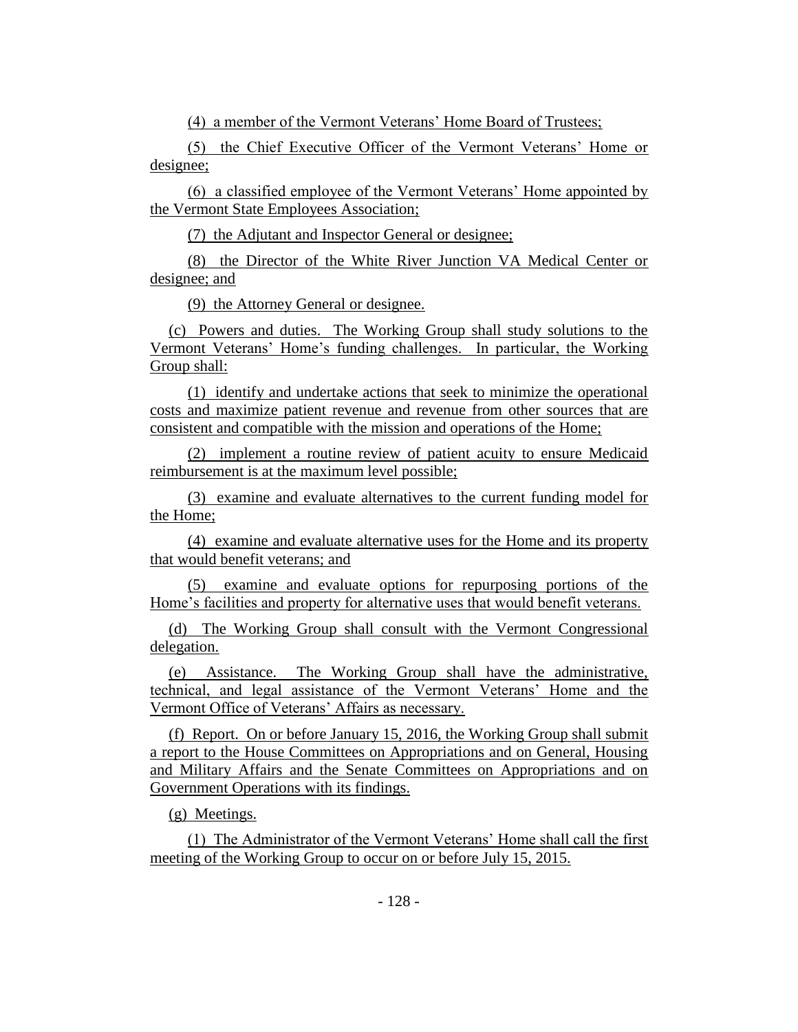(4) a member of the Vermont Veterans' Home Board of Trustees;

(5) the Chief Executive Officer of the Vermont Veterans' Home or designee;

(6) a classified employee of the Vermont Veterans' Home appointed by the Vermont State Employees Association;

(7) the Adjutant and Inspector General or designee;

(8) the Director of the White River Junction VA Medical Center or designee; and

(9) the Attorney General or designee.

(c) Powers and duties. The Working Group shall study solutions to the Vermont Veterans' Home's funding challenges. In particular, the Working Group shall:

(1) identify and undertake actions that seek to minimize the operational costs and maximize patient revenue and revenue from other sources that are consistent and compatible with the mission and operations of the Home;

(2) implement a routine review of patient acuity to ensure Medicaid reimbursement is at the maximum level possible;

(3) examine and evaluate alternatives to the current funding model for the Home;

(4) examine and evaluate alternative uses for the Home and its property that would benefit veterans; and

(5) examine and evaluate options for repurposing portions of the Home's facilities and property for alternative uses that would benefit veterans.

(d) The Working Group shall consult with the Vermont Congressional delegation.

(e) Assistance. The Working Group shall have the administrative, technical, and legal assistance of the Vermont Veterans' Home and the Vermont Office of Veterans' Affairs as necessary.

(f) Report. On or before January 15, 2016, the Working Group shall submit a report to the House Committees on Appropriations and on General, Housing and Military Affairs and the Senate Committees on Appropriations and on Government Operations with its findings.

(g) Meetings.

(1) The Administrator of the Vermont Veterans' Home shall call the first meeting of the Working Group to occur on or before July 15, 2015.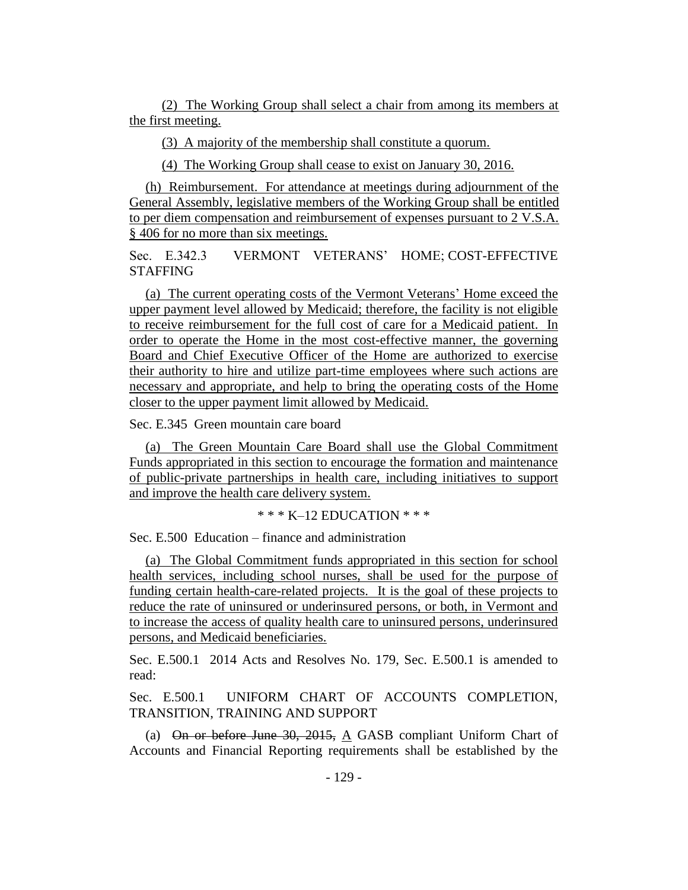(2) The Working Group shall select a chair from among its members at the first meeting.

(3) A majority of the membership shall constitute a quorum.

(4) The Working Group shall cease to exist on January 30, 2016.

(h) Reimbursement. For attendance at meetings during adjournment of the General Assembly, legislative members of the Working Group shall be entitled to per diem compensation and reimbursement of expenses pursuant to 2 V.S.A. § 406 for no more than six meetings.

Sec. E.342.3 VERMONT VETERANS' HOME; COST-EFFECTIVE STAFFING

(a) The current operating costs of the Vermont Veterans' Home exceed the upper payment level allowed by Medicaid; therefore, the facility is not eligible to receive reimbursement for the full cost of care for a Medicaid patient. In order to operate the Home in the most cost-effective manner, the governing Board and Chief Executive Officer of the Home are authorized to exercise their authority to hire and utilize part-time employees where such actions are necessary and appropriate, and help to bring the operating costs of the Home closer to the upper payment limit allowed by Medicaid.

Sec. E.345 Green mountain care board

(a) The Green Mountain Care Board shall use the Global Commitment Funds appropriated in this section to encourage the formation and maintenance of public-private partnerships in health care, including initiatives to support and improve the health care delivery system.

\* \* \* K–12 EDUCATION \* \* \*

Sec. E.500 Education – finance and administration

(a) The Global Commitment funds appropriated in this section for school health services, including school nurses, shall be used for the purpose of funding certain health-care-related projects. It is the goal of these projects to reduce the rate of uninsured or underinsured persons, or both, in Vermont and to increase the access of quality health care to uninsured persons, underinsured persons, and Medicaid beneficiaries.

Sec. E.500.1 2014 Acts and Resolves No. 179, Sec. E.500.1 is amended to read:

Sec. E.500.1 UNIFORM CHART OF ACCOUNTS COMPLETION, TRANSITION, TRAINING AND SUPPORT

(a) ~~On or before June 30, 2015,~~ A GASB compliant Uniform Chart of Accounts and Financial Reporting requirements shall be established by the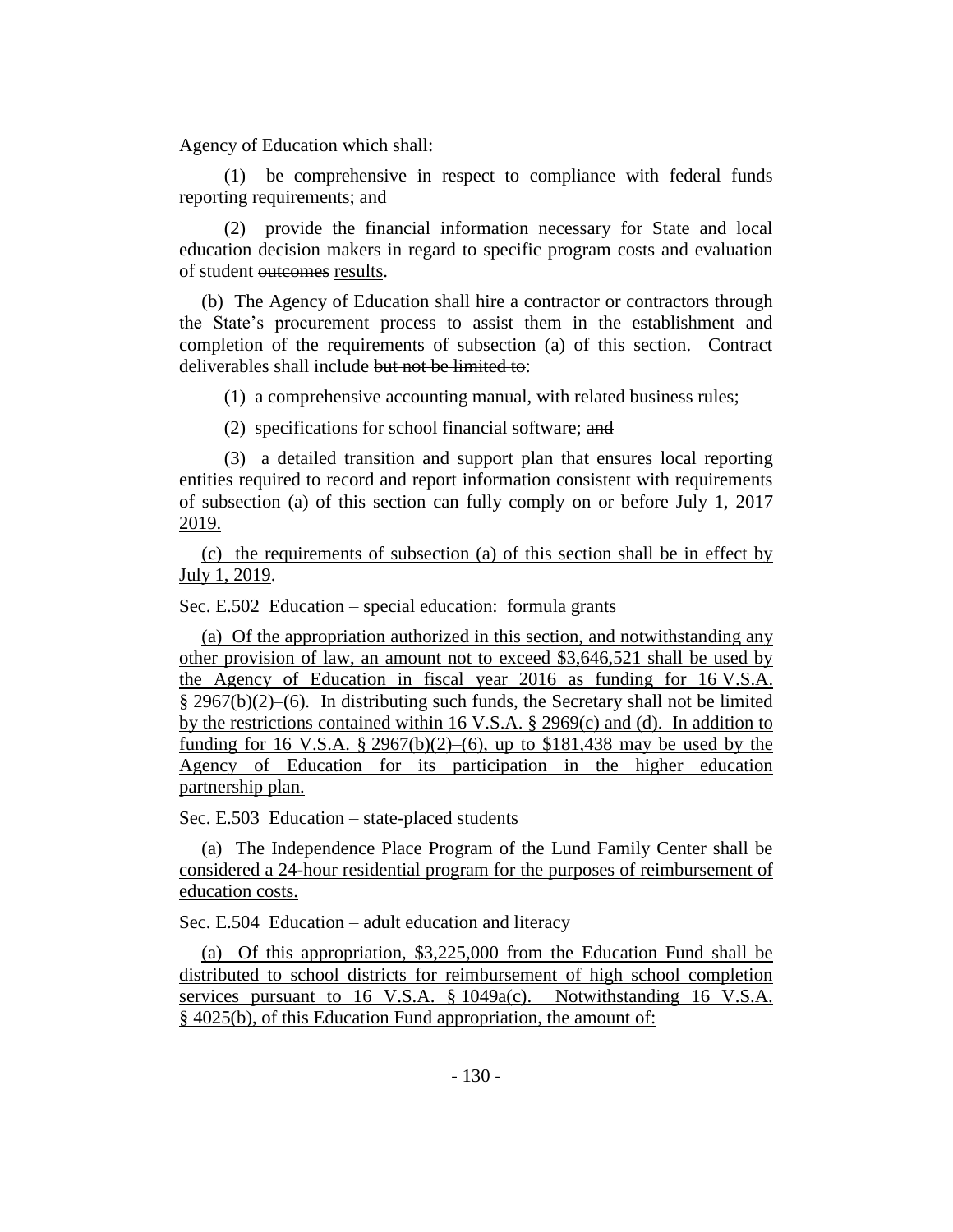Agency of Education which shall:

(1) be comprehensive in respect to compliance with federal funds reporting requirements; and

(2) provide the financial information necessary for State and local education decision makers in regard to specific program costs and evaluation of student ~~outcomes~~ results.

(b) The Agency of Education shall hire a contractor or contractors through the State's procurement process to assist them in the establishment and completion of the requirements of subsection (a) of this section. Contract deliverables shall include ~~but not be limited to~~:

(1) a comprehensive accounting manual, with related business rules;

(2) specifications for school financial software; ~~and~~

(3) a detailed transition and support plan that ensures local reporting entities required to record and report information consistent with requirements of subsection (a) of this section can fully comply on or before July 1, ~~2017~~ 2019.

(c) the requirements of subsection (a) of this section shall be in effect by July 1, 2019.

Sec. E.502 Education – special education: formula grants

(a) Of the appropriation authorized in this section, and notwithstanding any other provision of law, an amount not to exceed $3,646,521 shall be used by the Agency of Education in fiscal year 2016 as funding for 16 V.S.A. § 2967(b)(2)–(6). In distributing such funds, the Secretary shall not be limited by the restrictions contained within 16 V.S.A. § 2969(c) and (d). In addition to funding for 16 V.S.A. § 2967(b)(2)–(6), up to $181,438 may be used by the Agency of Education for its participation in the higher education partnership plan.

Sec. E.503 Education – state-placed students

(a) The Independence Place Program of the Lund Family Center shall be considered a 24-hour residential program for the purposes of reimbursement of education costs.

Sec. E.504 Education – adult education and literacy

(a) Of this appropriation, $3,225,000 from the Education Fund shall be distributed to school districts for reimbursement of high school completion services pursuant to 16 V.S.A. § 1049a(c). Notwithstanding 16 V.S.A. § 4025(b), of this Education Fund appropriation, the amount of: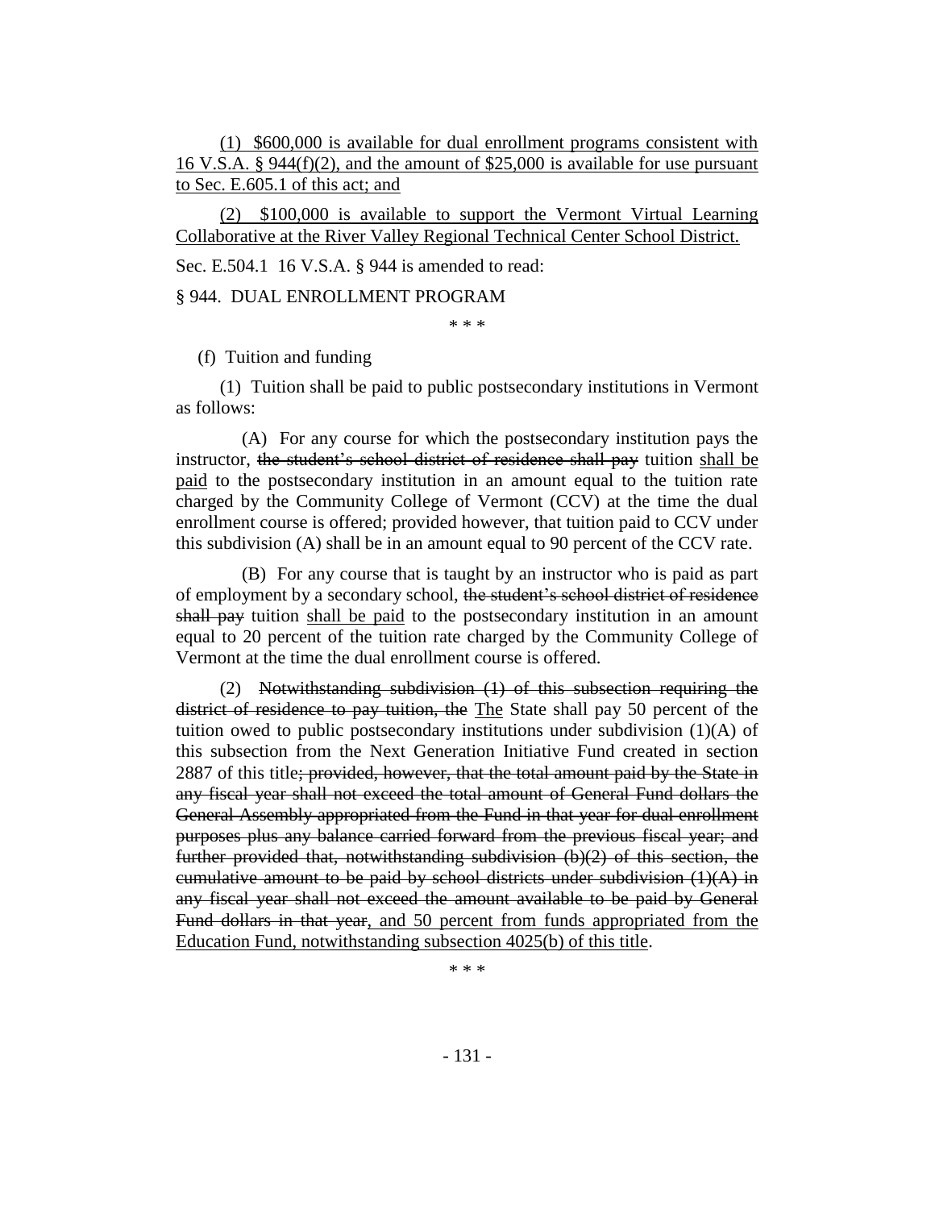(1) $600,000 is available for dual enrollment programs consistent with 16 V.S.A. § 944(f)(2), and the amount of $25,000 is available for use pursuant to Sec. E.605.1 of this act; and

(2) $100,000 is available to support the Vermont Virtual Learning Collaborative at the River Valley Regional Technical Center School District.

Sec. E.504.1 16 V.S.A. § 944 is amended to read:

§ 944. DUAL ENROLLMENT PROGRAM

\* \* \*

(f) Tuition and funding

(1) Tuition shall be paid to public postsecondary institutions in Vermont as follows:

(A) For any course for which the postsecondary institution pays the instructor, ~~the student's school district of residence shall pay~~ tuition shall be paid to the postsecondary institution in an amount equal to the tuition rate charged by the Community College of Vermont (CCV) at the time the dual enrollment course is offered; provided however, that tuition paid to CCV under this subdivision (A) shall be in an amount equal to 90 percent of the CCV rate.

(B) For any course that is taught by an instructor who is paid as part of employment by a secondary school, ~~the student's school district of residence shall pay~~ tuition shall be paid to the postsecondary institution in an amount equal to 20 percent of the tuition rate charged by the Community College of Vermont at the time the dual enrollment course is offered.

(2) ~~Notwithstanding subdivision (1) of this subsection requiring the district of residence to pay tuition, the~~ The State shall pay 50 percent of the tuition owed to public postsecondary institutions under subdivision (1)(A) of this subsection from the Next Generation Initiative Fund created in section 2887 of this title~~; provided, however, that the total amount paid by the State in any fiscal year shall not exceed the total amount of General Fund dollars the General Assembly appropriated from the Fund in that year for dual enrollment purposes plus any balance carried forward from the previous fiscal year; and further provided that, notwithstanding subdivision (b)(2) of this section, the cumulative amount to be paid by school districts under subdivision (1)(A) in any fiscal year shall not exceed the amount available to be paid by General Fund dollars in that year~~, and 50 percent from funds appropriated from the Education Fund, notwithstanding subsection 4025(b) of this title.

\* \* \*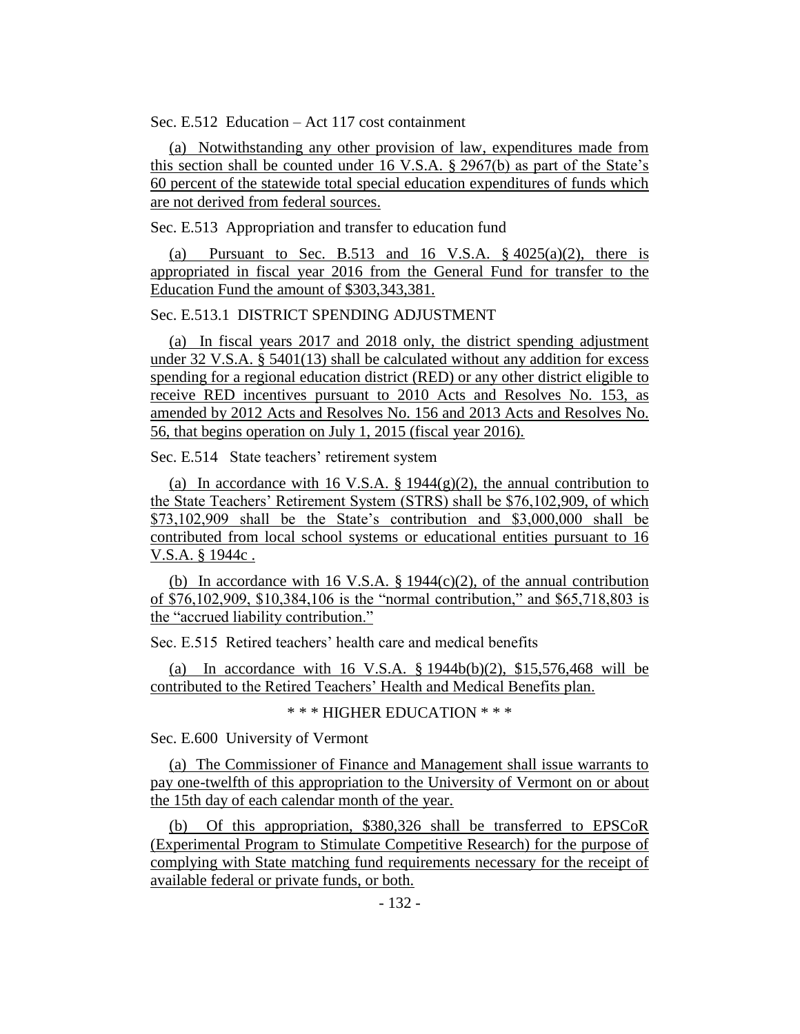Sec. E.512 Education – Act 117 cost containment

(a) Notwithstanding any other provision of law, expenditures made from this section shall be counted under 16 V.S.A. § 2967(b) as part of the State's 60 percent of the statewide total special education expenditures of funds which are not derived from federal sources.

Sec. E.513 Appropriation and transfer to education fund

(a) Pursuant to Sec. B.513 and 16 V.S.A. § 4025(a)(2), there is appropriated in fiscal year 2016 from the General Fund for transfer to the Education Fund the amount of $303,343,381.

Sec. E.513.1 DISTRICT SPENDING ADJUSTMENT

(a) In fiscal years 2017 and 2018 only, the district spending adjustment under 32 V.S.A. § 5401(13) shall be calculated without any addition for excess spending for a regional education district (RED) or any other district eligible to receive RED incentives pursuant to 2010 Acts and Resolves No. 153, as amended by 2012 Acts and Resolves No. 156 and 2013 Acts and Resolves No. 56, that begins operation on July 1, 2015 (fiscal year 2016).

Sec. E.514 State teachers' retirement system

(a) In accordance with 16 V.S.A. § 1944(g)(2), the annual contribution to the State Teachers' Retirement System (STRS) shall be $76,102,909, of which $73,102,909 shall be the State's contribution and $3,000,000 shall be contributed from local school systems or educational entities pursuant to 16 V.S.A. § 1944c .

(b) In accordance with 16 V.S.A. § 1944(c)(2), of the annual contribution of $76,102,909, $10,384,106 is the "normal contribution," and $65,718,803 is the "accrued liability contribution."

Sec. E.515 Retired teachers' health care and medical benefits

(a) In accordance with 16 V.S.A. § 1944b(b)(2), $15,576,468 will be contributed to the Retired Teachers' Health and Medical Benefits plan.

\* \* \* HIGHER EDUCATION \* \* \*

Sec. E.600 University of Vermont

(a) The Commissioner of Finance and Management shall issue warrants to pay one-twelfth of this appropriation to the University of Vermont on or about the 15th day of each calendar month of the year.

(b) Of this appropriation, $380,326 shall be transferred to EPSCoR (Experimental Program to Stimulate Competitive Research) for the purpose of complying with State matching fund requirements necessary for the receipt of available federal or private funds, or both.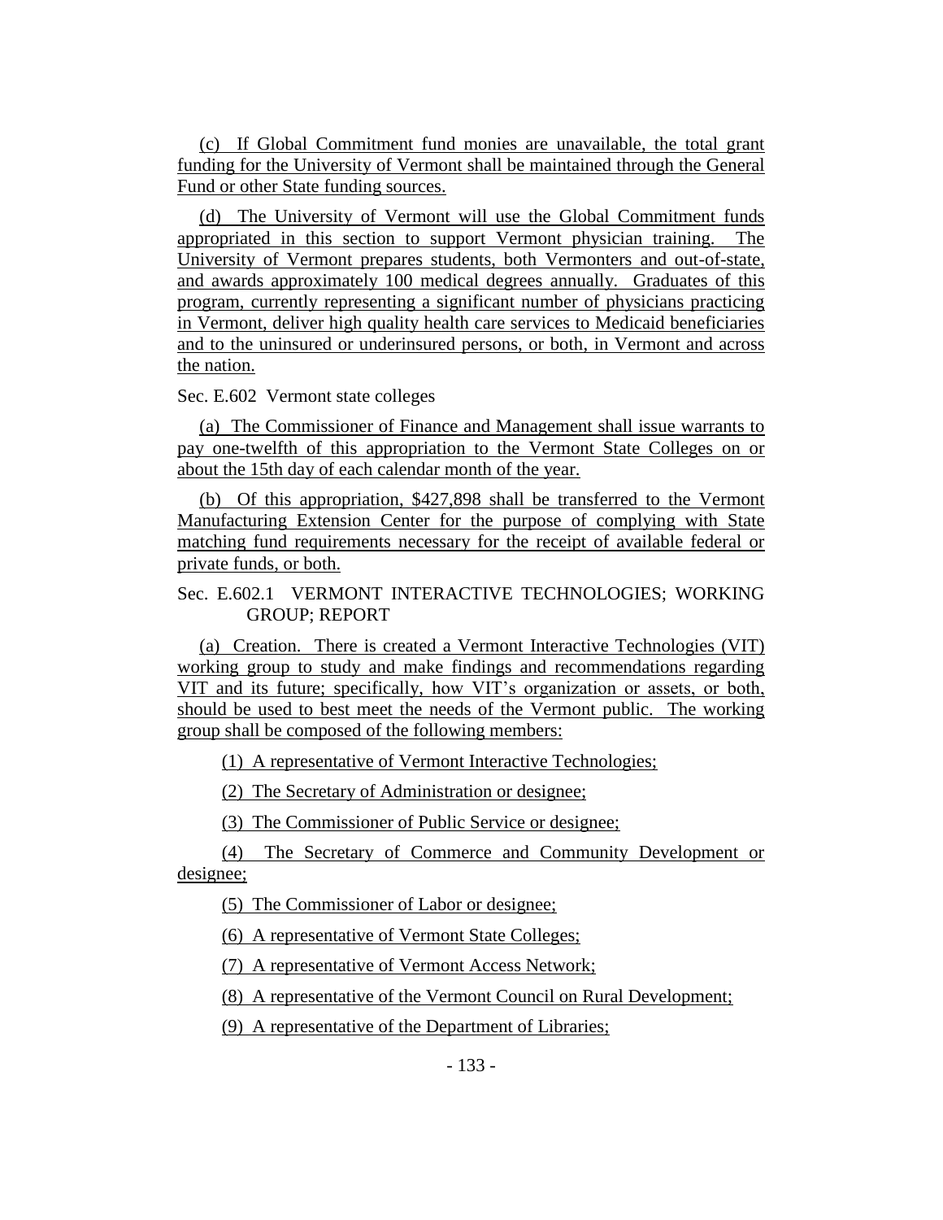(c) If Global Commitment fund monies are unavailable, the total grant funding for the University of Vermont shall be maintained through the General Fund or other State funding sources.

(d) The University of Vermont will use the Global Commitment funds appropriated in this section to support Vermont physician training. The University of Vermont prepares students, both Vermonters and out-of-state, and awards approximately 100 medical degrees annually. Graduates of this program, currently representing a significant number of physicians practicing in Vermont, deliver high quality health care services to Medicaid beneficiaries and to the uninsured or underinsured persons, or both, in Vermont and across the nation.

Sec. E.602 Vermont state colleges

(a) The Commissioner of Finance and Management shall issue warrants to pay one-twelfth of this appropriation to the Vermont State Colleges on or about the 15th day of each calendar month of the year.

(b) Of this appropriation, $427,898 shall be transferred to the Vermont Manufacturing Extension Center for the purpose of complying with State matching fund requirements necessary for the receipt of available federal or private funds, or both.

Sec. E.602.1 VERMONT INTERACTIVE TECHNOLOGIES; WORKING GROUP; REPORT

(a) Creation. There is created a Vermont Interactive Technologies (VIT) working group to study and make findings and recommendations regarding VIT and its future; specifically, how VIT's organization or assets, or both, should be used to best meet the needs of the Vermont public. The working group shall be composed of the following members:

(1) A representative of Vermont Interactive Technologies;

(2) The Secretary of Administration or designee;

(3) The Commissioner of Public Service or designee;

(4) The Secretary of Commerce and Community Development or designee;

(5) The Commissioner of Labor or designee;

(6) A representative of Vermont State Colleges;

(7) A representative of Vermont Access Network;

(8) A representative of the Vermont Council on Rural Development;

(9) A representative of the Department of Libraries;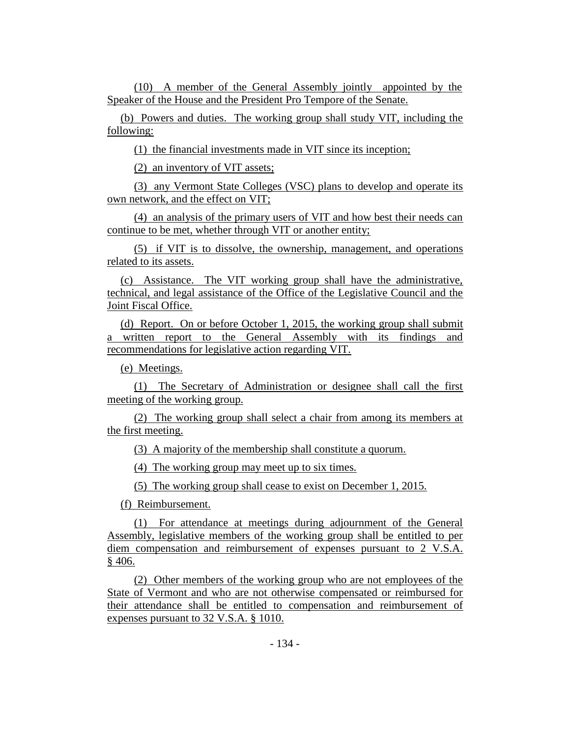(10) A member of the General Assembly jointly appointed by the Speaker of the House and the President Pro Tempore of the Senate.

(b) Powers and duties. The working group shall study VIT, including the following:

(1) the financial investments made in VIT since its inception;

(2) an inventory of VIT assets;

(3) any Vermont State Colleges (VSC) plans to develop and operate its own network, and the effect on VIT;

(4) an analysis of the primary users of VIT and how best their needs can continue to be met, whether through VIT or another entity;

(5) if VIT is to dissolve, the ownership, management, and operations related to its assets.

(c) Assistance. The VIT working group shall have the administrative, technical, and legal assistance of the Office of the Legislative Council and the Joint Fiscal Office.

(d) Report. On or before October 1, 2015, the working group shall submit a written report to the General Assembly with its findings and recommendations for legislative action regarding VIT.

(e) Meetings.

(1) The Secretary of Administration or designee shall call the first meeting of the working group.

(2) The working group shall select a chair from among its members at the first meeting.

(3) A majority of the membership shall constitute a quorum.

(4) The working group may meet up to six times.

(5) The working group shall cease to exist on December 1, 2015.

(f) Reimbursement.

(1) For attendance at meetings during adjournment of the General Assembly, legislative members of the working group shall be entitled to per diem compensation and reimbursement of expenses pursuant to 2 V.S.A. § 406.

(2) Other members of the working group who are not employees of the State of Vermont and who are not otherwise compensated or reimbursed for their attendance shall be entitled to compensation and reimbursement of expenses pursuant to 32 V.S.A. § 1010.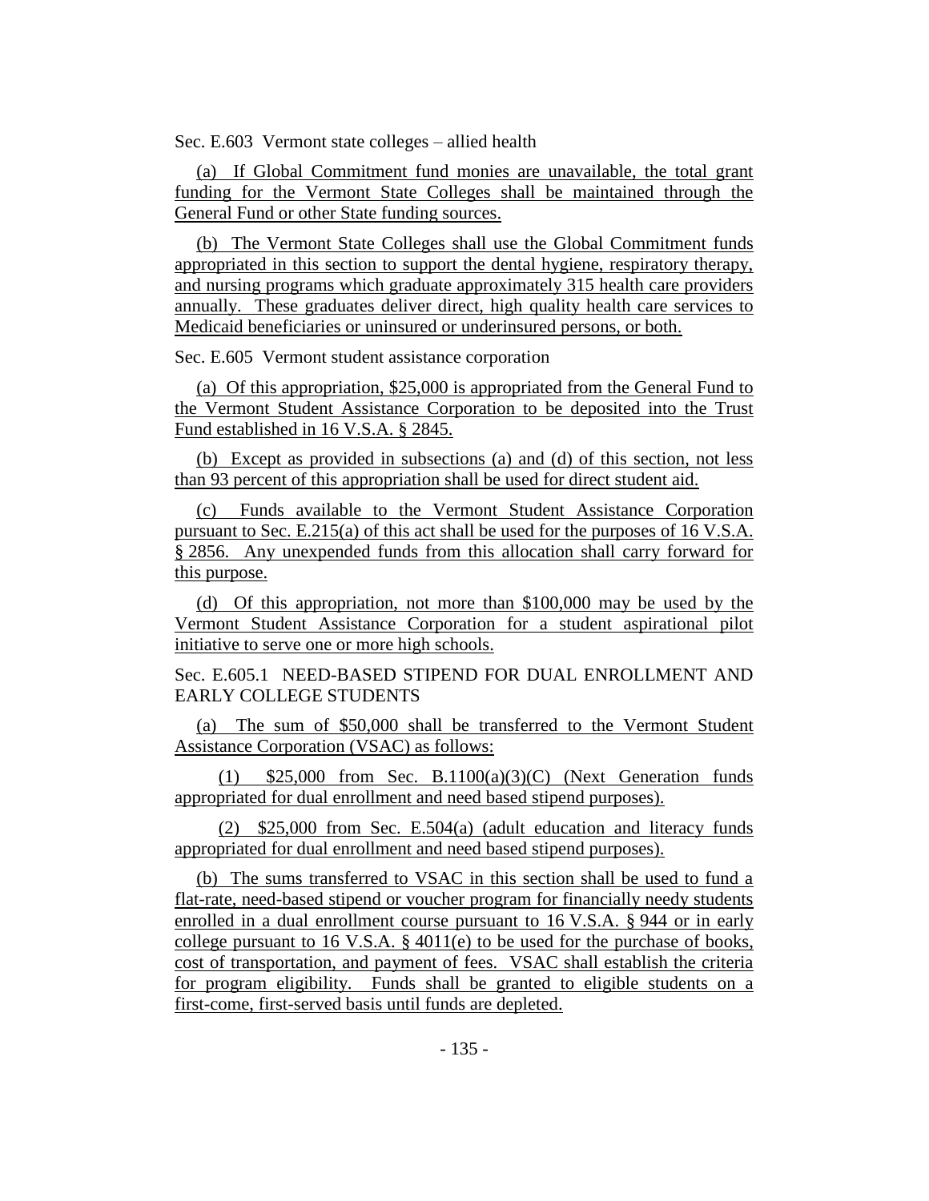Sec. E.603 Vermont state colleges – allied health

(a) If Global Commitment fund monies are unavailable, the total grant funding for the Vermont State Colleges shall be maintained through the General Fund or other State funding sources.

(b) The Vermont State Colleges shall use the Global Commitment funds appropriated in this section to support the dental hygiene, respiratory therapy, and nursing programs which graduate approximately 315 health care providers annually. These graduates deliver direct, high quality health care services to Medicaid beneficiaries or uninsured or underinsured persons, or both.

Sec. E.605 Vermont student assistance corporation

(a) Of this appropriation, $25,000 is appropriated from the General Fund to the Vermont Student Assistance Corporation to be deposited into the Trust Fund established in 16 V.S.A. § 2845.

(b) Except as provided in subsections (a) and (d) of this section, not less than 93 percent of this appropriation shall be used for direct student aid.

(c) Funds available to the Vermont Student Assistance Corporation pursuant to Sec. E.215(a) of this act shall be used for the purposes of 16 V.S.A. § 2856. Any unexpended funds from this allocation shall carry forward for this purpose.

(d) Of this appropriation, not more than $100,000 may be used by the Vermont Student Assistance Corporation for a student aspirational pilot initiative to serve one or more high schools.

Sec. E.605.1 NEED-BASED STIPEND FOR DUAL ENROLLMENT AND EARLY COLLEGE STUDENTS

(a) The sum of $50,000 shall be transferred to the Vermont Student Assistance Corporation (VSAC) as follows:

(1) $25,000 from Sec. B.1100(a)(3)(C) (Next Generation funds appropriated for dual enrollment and need based stipend purposes).

(2) $25,000 from Sec. E.504(a) (adult education and literacy funds appropriated for dual enrollment and need based stipend purposes).

(b) The sums transferred to VSAC in this section shall be used to fund a flat-rate, need-based stipend or voucher program for financially needy students enrolled in a dual enrollment course pursuant to 16 V.S.A. § 944 or in early college pursuant to 16 V.S.A. § 4011(e) to be used for the purchase of books, cost of transportation, and payment of fees. VSAC shall establish the criteria for program eligibility. Funds shall be granted to eligible students on a first-come, first-served basis until funds are depleted.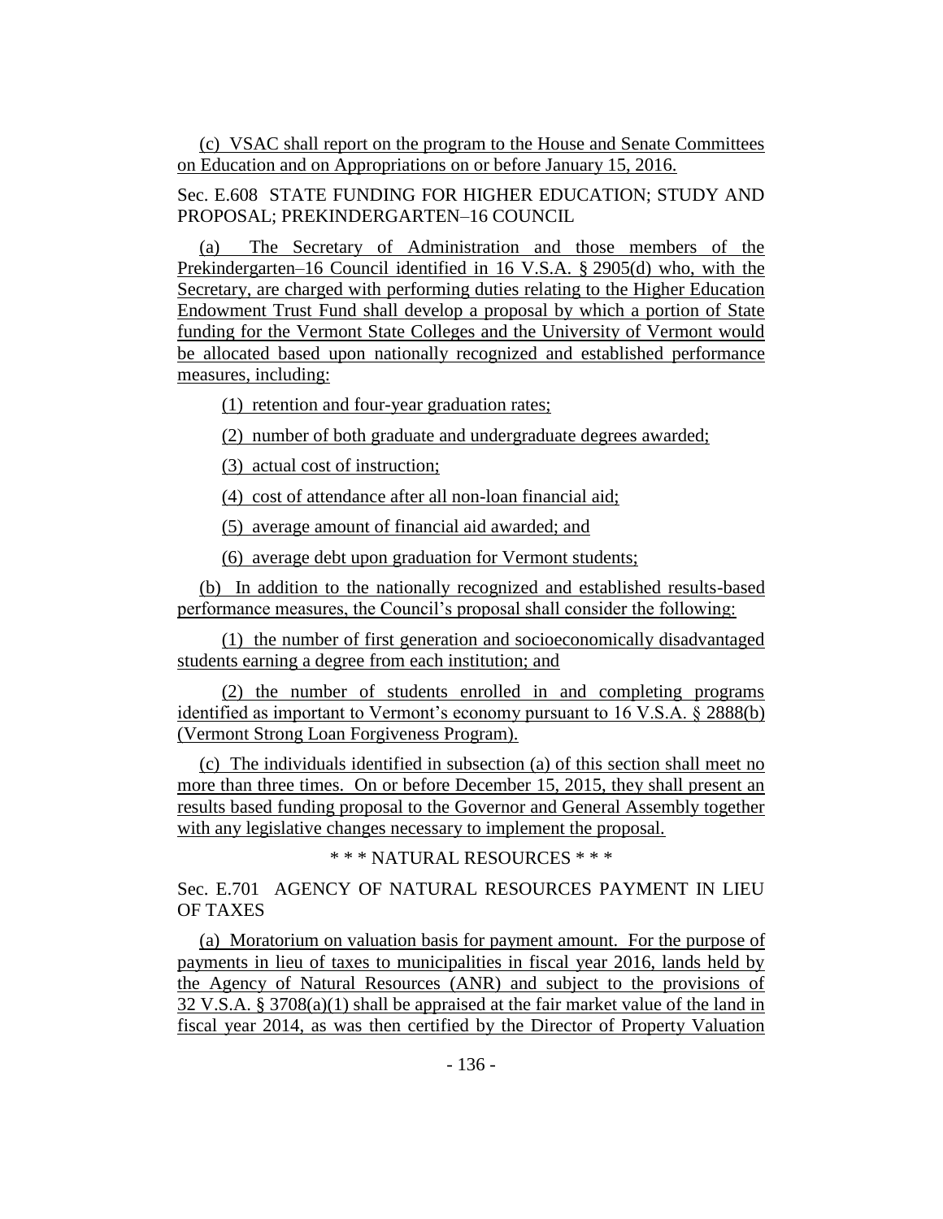(c) VSAC shall report on the program to the House and Senate Committees on Education and on Appropriations on or before January 15, 2016.

Sec. E.608 STATE FUNDING FOR HIGHER EDUCATION; STUDY AND PROPOSAL; PREKINDERGARTEN–16 COUNCIL

(a) The Secretary of Administration and those members of the Prekindergarten–16 Council identified in 16 V.S.A. § 2905(d) who, with the Secretary, are charged with performing duties relating to the Higher Education Endowment Trust Fund shall develop a proposal by which a portion of State funding for the Vermont State Colleges and the University of Vermont would be allocated based upon nationally recognized and established performance measures, including:

(1) retention and four-year graduation rates;

(2) number of both graduate and undergraduate degrees awarded;

(3) actual cost of instruction;

(4) cost of attendance after all non-loan financial aid;

(5) average amount of financial aid awarded; and

(6) average debt upon graduation for Vermont students;

(b) In addition to the nationally recognized and established results-based performance measures, the Council's proposal shall consider the following:

(1) the number of first generation and socioeconomically disadvantaged students earning a degree from each institution; and

(2) the number of students enrolled in and completing programs identified as important to Vermont's economy pursuant to 16 V.S.A. § 2888(b) (Vermont Strong Loan Forgiveness Program).

(c) The individuals identified in subsection (a) of this section shall meet no more than three times. On or before December 15, 2015, they shall present an results based funding proposal to the Governor and General Assembly together with any legislative changes necessary to implement the proposal.

\* \* \* NATURAL RESOURCES \* \* \*

Sec. E.701 AGENCY OF NATURAL RESOURCES PAYMENT IN LIEU OF TAXES

(a) Moratorium on valuation basis for payment amount. For the purpose of payments in lieu of taxes to municipalities in fiscal year 2016, lands held by the Agency of Natural Resources (ANR) and subject to the provisions of 32 V.S.A. § 3708(a)(1) shall be appraised at the fair market value of the land in fiscal year 2014, as was then certified by the Director of Property Valuation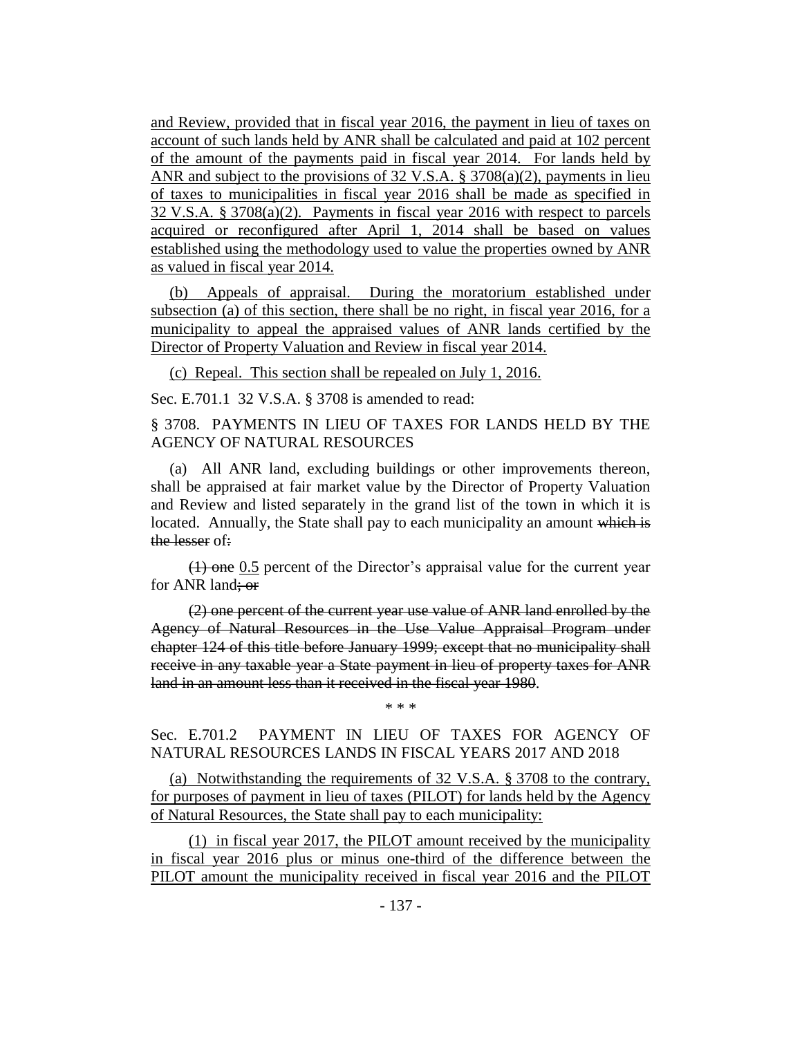and Review, provided that in fiscal year 2016, the payment in lieu of taxes on account of such lands held by ANR shall be calculated and paid at 102 percent of the amount of the payments paid in fiscal year 2014. For lands held by ANR and subject to the provisions of 32 V.S.A. § 3708(a)(2), payments in lieu of taxes to municipalities in fiscal year 2016 shall be made as specified in 32 V.S.A. § 3708(a)(2). Payments in fiscal year 2016 with respect to parcels acquired or reconfigured after April 1, 2014 shall be based on values established using the methodology used to value the properties owned by ANR as valued in fiscal year 2014.

(b) Appeals of appraisal. During the moratorium established under subsection (a) of this section, there shall be no right, in fiscal year 2016, for a municipality to appeal the appraised values of ANR lands certified by the Director of Property Valuation and Review in fiscal year 2014.

(c) Repeal. This section shall be repealed on July 1, 2016.

Sec. E.701.1 32 V.S.A. § 3708 is amended to read:

§ 3708. PAYMENTS IN LIEU OF TAXES FOR LANDS HELD BY THE AGENCY OF NATURAL RESOURCES

(a) All ANR land, excluding buildings or other improvements thereon, shall be appraised at fair market value by the Director of Property Valuation and Review and listed separately in the grand list of the town in which it is located. Annually, the State shall pay to each municipality an amount ~~which is the lesser~~ of~~:~~

~~(1) one~~ 0.5 percent of the Director's appraisal value for the current year for ANR land~~; or~~

~~(2) one percent of the current year use value of ANR land enrolled by the Agency of Natural Resources in the Use Value Appraisal Program under chapter 124 of this title before January 1999; except that no municipality shall receive in any taxable year a State payment in lieu of property taxes for ANR land in an amount less than it received in the fiscal year 1980~~.

\* \* \*

Sec. E.701.2 PAYMENT IN LIEU OF TAXES FOR AGENCY OF NATURAL RESOURCES LANDS IN FISCAL YEARS 2017 AND 2018

(a) Notwithstanding the requirements of 32 V.S.A. § 3708 to the contrary, for purposes of payment in lieu of taxes (PILOT) for lands held by the Agency of Natural Resources, the State shall pay to each municipality:

(1) in fiscal year 2017, the PILOT amount received by the municipality in fiscal year 2016 plus or minus one-third of the difference between the PILOT amount the municipality received in fiscal year 2016 and the PILOT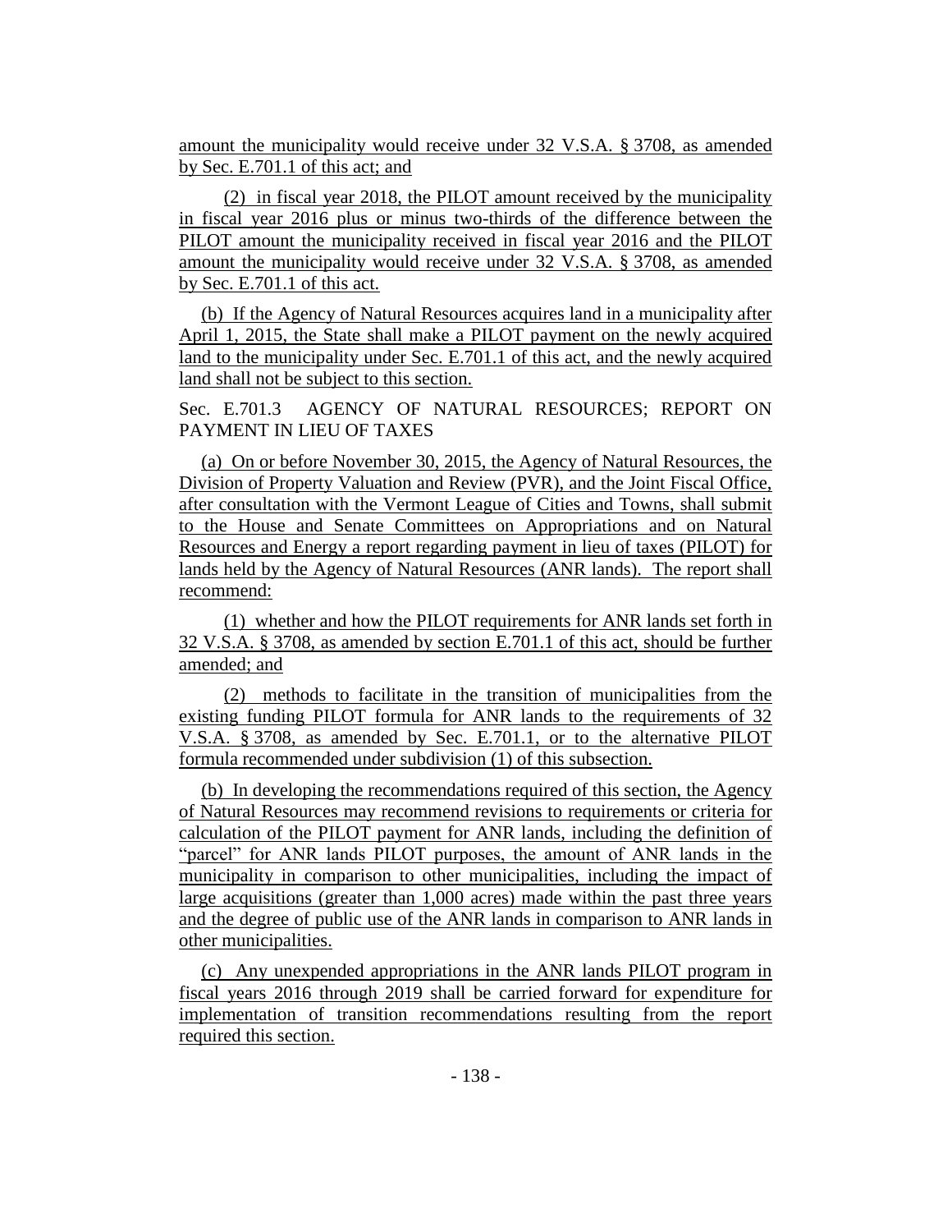amount the municipality would receive under 32 V.S.A. § 3708, as amended by Sec. E.701.1 of this act; and

(2) in fiscal year 2018, the PILOT amount received by the municipality in fiscal year 2016 plus or minus two-thirds of the difference between the PILOT amount the municipality received in fiscal year 2016 and the PILOT amount the municipality would receive under 32 V.S.A. § 3708, as amended by Sec. E.701.1 of this act.

(b) If the Agency of Natural Resources acquires land in a municipality after April 1, 2015, the State shall make a PILOT payment on the newly acquired land to the municipality under Sec. E.701.1 of this act, and the newly acquired land shall not be subject to this section.

Sec. E.701.3 AGENCY OF NATURAL RESOURCES; REPORT ON PAYMENT IN LIEU OF TAXES

(a) On or before November 30, 2015, the Agency of Natural Resources, the Division of Property Valuation and Review (PVR), and the Joint Fiscal Office, after consultation with the Vermont League of Cities and Towns, shall submit to the House and Senate Committees on Appropriations and on Natural Resources and Energy a report regarding payment in lieu of taxes (PILOT) for lands held by the Agency of Natural Resources (ANR lands). The report shall recommend:

(1) whether and how the PILOT requirements for ANR lands set forth in 32 V.S.A. § 3708, as amended by section E.701.1 of this act, should be further amended; and

(2) methods to facilitate in the transition of municipalities from the existing funding PILOT formula for ANR lands to the requirements of 32 V.S.A. § 3708, as amended by Sec. E.701.1, or to the alternative PILOT formula recommended under subdivision (1) of this subsection.

(b) In developing the recommendations required of this section, the Agency of Natural Resources may recommend revisions to requirements or criteria for calculation of the PILOT payment for ANR lands, including the definition of "parcel" for ANR lands PILOT purposes, the amount of ANR lands in the municipality in comparison to other municipalities, including the impact of large acquisitions (greater than 1,000 acres) made within the past three years and the degree of public use of the ANR lands in comparison to ANR lands in other municipalities.

(c) Any unexpended appropriations in the ANR lands PILOT program in fiscal years 2016 through 2019 shall be carried forward for expenditure for implementation of transition recommendations resulting from the report required this section.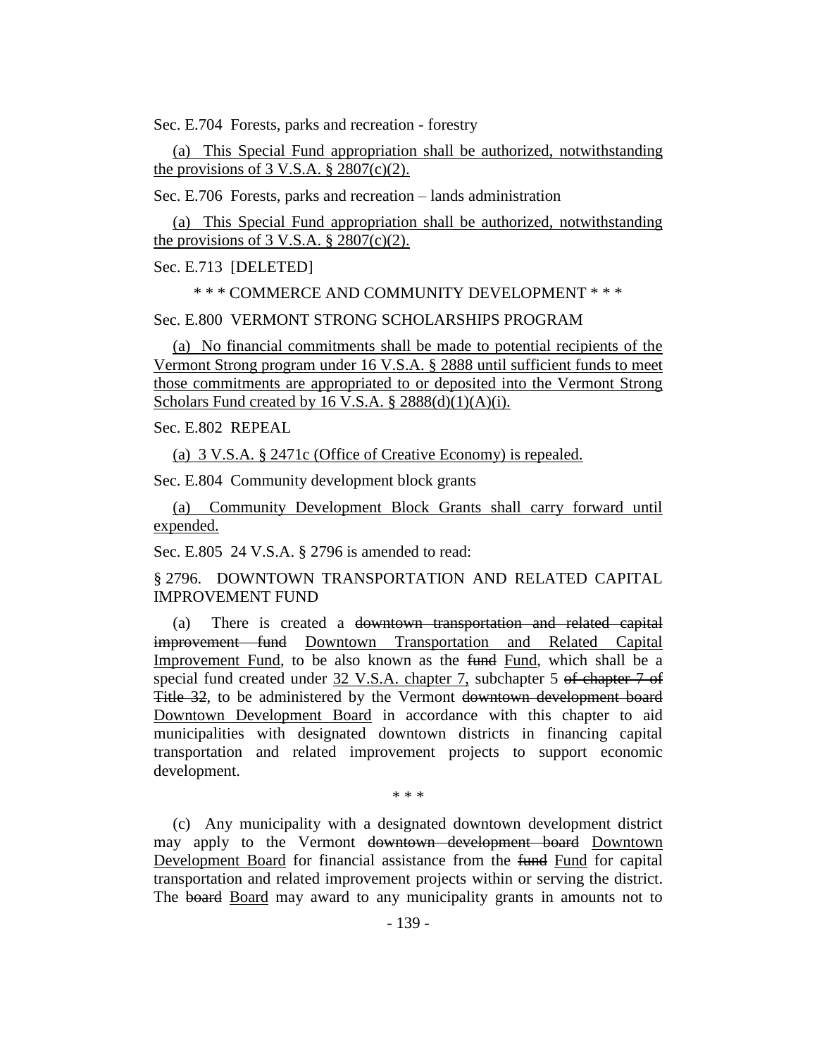Sec. E.704 Forests, parks and recreation - forestry

(a) This Special Fund appropriation shall be authorized, notwithstanding the provisions of 3 V.S.A. § 2807(c)(2).

Sec. E.706 Forests, parks and recreation – lands administration

(a) This Special Fund appropriation shall be authorized, notwithstanding the provisions of 3 V.S.A. § 2807(c)(2).

Sec. E.713 [DELETED]

\* \* \* COMMERCE AND COMMUNITY DEVELOPMENT \* \* \*

Sec. E.800 VERMONT STRONG SCHOLARSHIPS PROGRAM

(a) No financial commitments shall be made to potential recipients of the Vermont Strong program under 16 V.S.A. § 2888 until sufficient funds to meet those commitments are appropriated to or deposited into the Vermont Strong Scholars Fund created by 16 V.S.A. § 2888(d)(1)(A)(i).

Sec. E.802 REPEAL

(a) 3 V.S.A. § 2471c (Office of Creative Economy) is repealed.

Sec. E.804 Community development block grants

(a) Community Development Block Grants shall carry forward until expended.

Sec. E.805 24 V.S.A. § 2796 is amended to read:

§ 2796. DOWNTOWN TRANSPORTATION AND RELATED CAPITAL IMPROVEMENT FUND

(a) There is created a ~~downtown transportation and related capital improvement fund~~ Downtown Transportation and Related Capital Improvement Fund, to be also known as the ~~fund~~ Fund, which shall be a special fund created under 32 V.S.A. chapter 7, subchapter 5 ~~of chapter 7 of Title 32~~, to be administered by the Vermont ~~downtown development board~~ Downtown Development Board in accordance with this chapter to aid municipalities with designated downtown districts in financing capital transportation and related improvement projects to support economic development.

\* \* \*

(c) Any municipality with a designated downtown development district may apply to the Vermont ~~downtown development board~~ Downtown Development Board for financial assistance from the ~~fund~~ Fund for capital transportation and related improvement projects within or serving the district. The ~~board~~ Board may award to any municipality grants in amounts not to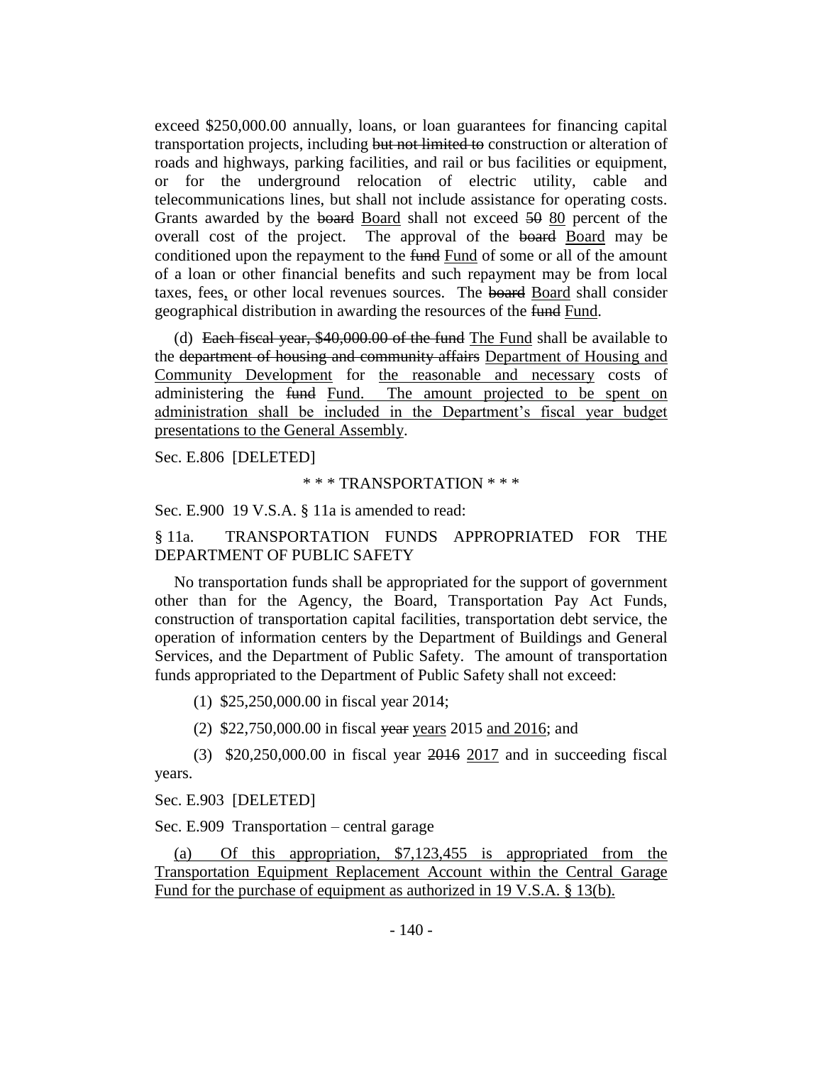exceed $250,000.00 annually, loans, or loan guarantees for financing capital transportation projects, including ~~but not limited to~~ construction or alteration of roads and highways, parking facilities, and rail or bus facilities or equipment, or for the underground relocation of electric utility, cable and telecommunications lines, but shall not include assistance for operating costs. Grants awarded by the ~~board~~ Board shall not exceed ~~50~~ 80 percent of the overall cost of the project. The approval of the ~~board~~ Board may be conditioned upon the repayment to the ~~fund~~ Fund of some or all of the amount of a loan or other financial benefits and such repayment may be from local taxes, fees, or other local revenues sources. The ~~board~~ Board shall consider geographical distribution in awarding the resources of the ~~fund~~ Fund.

(d) ~~Each fiscal year, $40,000.00 of the fund~~ The Fund shall be available to the ~~department of housing and community affairs~~ Department of Housing and Community Development for the reasonable and necessary costs of administering the ~~fund~~ Fund. The amount projected to be spent on administration shall be included in the Department's fiscal year budget presentations to the General Assembly.

Sec. E.806 [DELETED]

\* \* \* TRANSPORTATION \* \* \*

Sec. E.900 19 V.S.A. § 11a is amended to read:

§ 11a. TRANSPORTATION FUNDS APPROPRIATED FOR THE DEPARTMENT OF PUBLIC SAFETY

No transportation funds shall be appropriated for the support of government other than for the Agency, the Board, Transportation Pay Act Funds, construction of transportation capital facilities, transportation debt service, the operation of information centers by the Department of Buildings and General Services, and the Department of Public Safety. The amount of transportation funds appropriated to the Department of Public Safety shall not exceed:

(1) $25,250,000.00 in fiscal year 2014;

(2) $22,750,000.00 in fiscal ~~year~~ years 2015 and 2016; and

(3) $20,250,000.00 in fiscal year ~~2016~~ 2017 and in succeeding fiscal years.

Sec. E.903 [DELETED]

Sec. E.909 Transportation – central garage

(a) Of this appropriation, $7,123,455 is appropriated from the Transportation Equipment Replacement Account within the Central Garage Fund for the purchase of equipment as authorized in 19 V.S.A. § 13(b).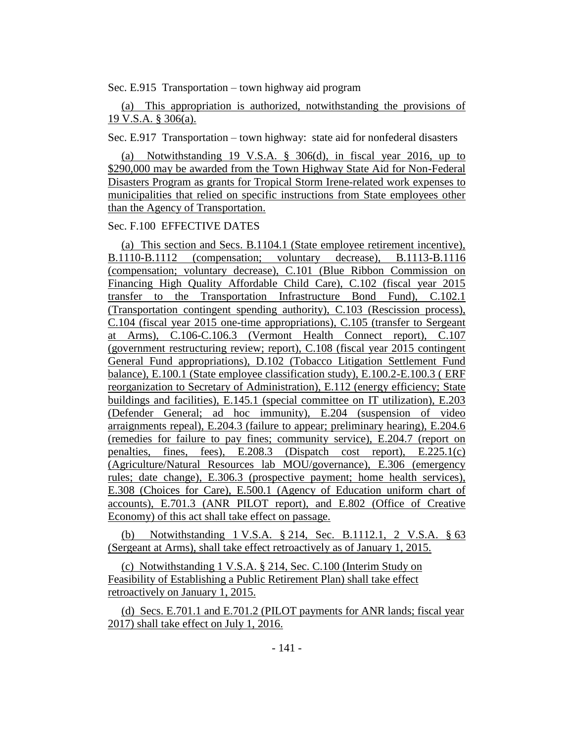Sec. E.915 Transportation – town highway aid program

(a) This appropriation is authorized, notwithstanding the provisions of 19 V.S.A. § 306(a).

Sec. E.917 Transportation – town highway: state aid for nonfederal disasters

(a) Notwithstanding 19 V.S.A. § 306(d), in fiscal year 2016, up to $290,000 may be awarded from the Town Highway State Aid for Non-Federal Disasters Program as grants for Tropical Storm Irene-related work expenses to municipalities that relied on specific instructions from State employees other than the Agency of Transportation.

Sec. F.100 EFFECTIVE DATES

(a) This section and Secs. B.1104.1 (State employee retirement incentive), B.1110-B.1112 (compensation; voluntary decrease), B.1113-B.1116 (compensation; voluntary decrease), C.101 (Blue Ribbon Commission on Financing High Quality Affordable Child Care), C.102 (fiscal year 2015 transfer to the Transportation Infrastructure Bond Fund), C.102.1 (Transportation contingent spending authority), C.103 (Rescission process), C.104 (fiscal year 2015 one-time appropriations), C.105 (transfer to Sergeant at Arms), C.106-C.106.3 (Vermont Health Connect report), C.107 (government restructuring review; report), C.108 (fiscal year 2015 contingent General Fund appropriations), D.102 (Tobacco Litigation Settlement Fund balance), E.100.1 (State employee classification study), E.100.2-E.100.3 ( ERF reorganization to Secretary of Administration), E.112 (energy efficiency; State buildings and facilities), E.145.1 (special committee on IT utilization), E.203 (Defender General; ad hoc immunity), E.204 (suspension of video arraignments repeal), E.204.3 (failure to appear; preliminary hearing), E.204.6 (remedies for failure to pay fines; community service), E.204.7 (report on penalties, fines, fees), E.208.3 (Dispatch cost report), E.225.1(c) (Agriculture/Natural Resources lab MOU/governance), E.306 (emergency rules; date change), E.306.3 (prospective payment; home health services), E.308 (Choices for Care), E.500.1 (Agency of Education uniform chart of accounts), E.701.3 (ANR PILOT report), and E.802 (Office of Creative Economy) of this act shall take effect on passage.

(b) Notwithstanding 1 V.S.A. § 214, Sec. B.1112.1, 2 V.S.A. § 63 (Sergeant at Arms), shall take effect retroactively as of January 1, 2015.

(c) Notwithstanding 1 V.S.A. § 214, Sec. C.100 (Interim Study on Feasibility of Establishing a Public Retirement Plan) shall take effect retroactively on January 1, 2015.

(d) Secs. E.701.1 and E.701.2 (PILOT payments for ANR lands; fiscal year 2017) shall take effect on July 1, 2016.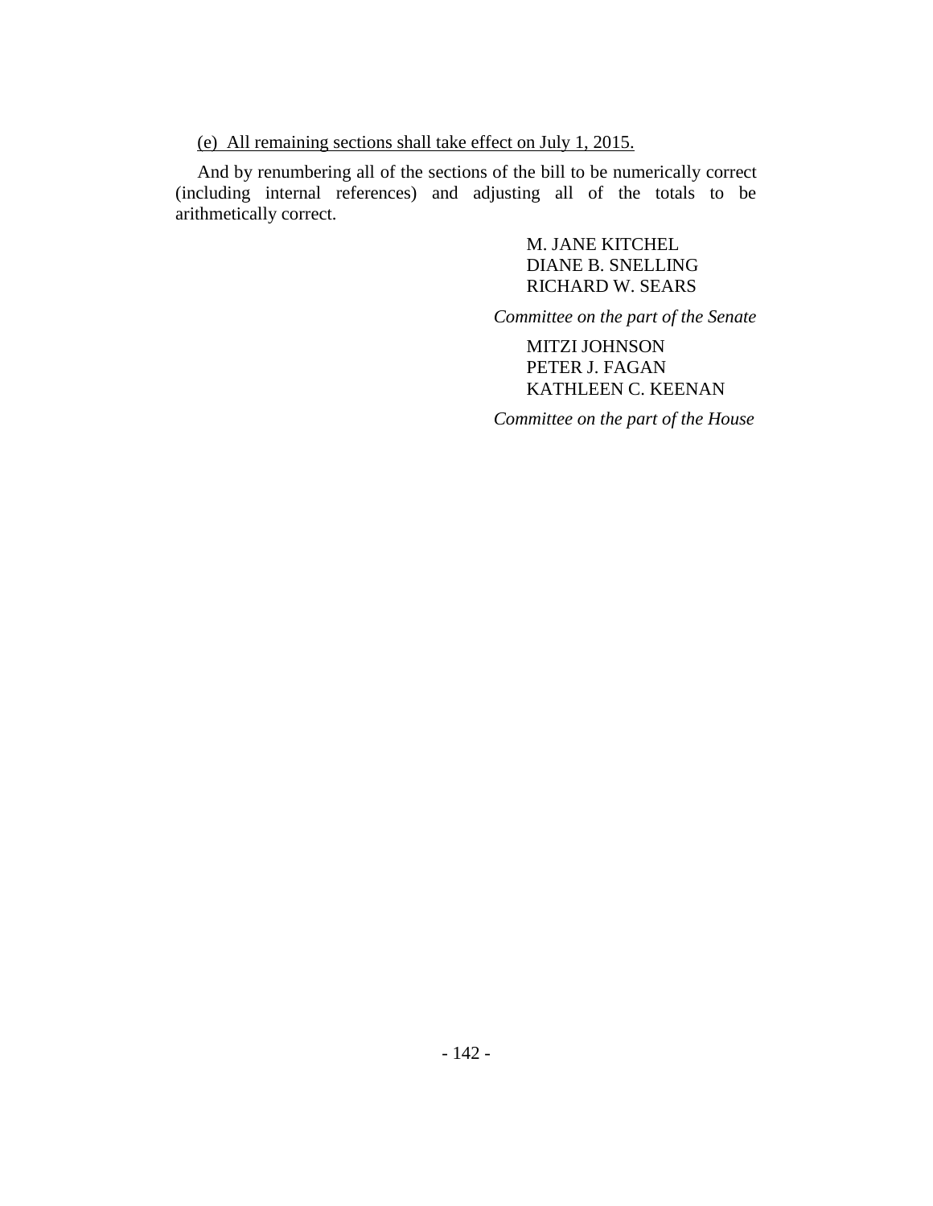<u>(e) All remaining sections shall take effect on July 1, 2015.</u>

And by renumbering all of the sections of the bill to be numerically correct (including internal references) and adjusting all of the totals to be arithmetically correct.

M. JANE KITCHEL
DIANE B. SNELLING
RICHARD W. SEARS

*Committee on the part of the Senate*

MITZI JOHNSON
PETER J. FAGAN
KATHLEEN C. KEENAN

*Committee on the part of the House*